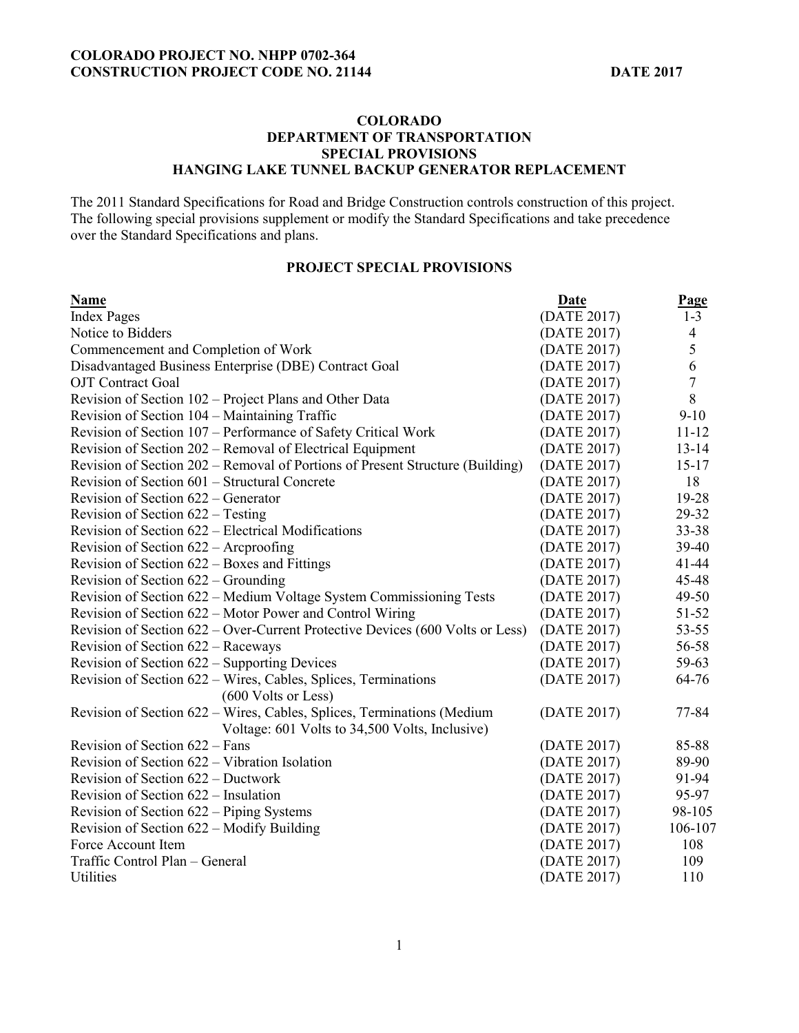COLORADO PROJECT NO. NHPP 0702-364
CONSTRUCTION PROJECT CODE NO. 21144 DATE 2017

# COLORADO
# DEPARTMENT OF TRANSPORTATION
# SPECIAL PROVISIONS
# HANGING LAKE TUNNEL BACKUP GENERATOR REPLACEMENT

The 2011 Standard Specifications for Road and Bridge Construction controls construction of this project. The following special provisions supplement or modify the Standard Specifications and take precedence over the Standard Specifications and plans.

## PROJECT SPECIAL PROVISIONS

| Name | Date | Page |
|---|---|---|
| Index Pages | (DATE 2017) | 1-3 |
| Notice to Bidders | (DATE 2017) | 4 |
| Commencement and Completion of Work | (DATE 2017) | 5 |
| Disadvantaged Business Enterprise (DBE) Contract Goal | (DATE 2017) | 6 |
| OJT Contract Goal | (DATE 2017) | 7 |
| Revision of Section 102 – Project Plans and Other Data | (DATE 2017) | 8 |
| Revision of Section 104 – Maintaining Traffic | (DATE 2017) | 9-10 |
| Revision of Section 107 – Performance of Safety Critical Work | (DATE 2017) | 11-12 |
| Revision of Section 202 – Removal of Electrical Equipment | (DATE 2017) | 13-14 |
| Revision of Section 202 – Removal of Portions of Present Structure (Building) | (DATE 2017) | 15-17 |
| Revision of Section 601 – Structural Concrete | (DATE 2017) | 18 |
| Revision of Section 622 – Generator | (DATE 2017) | 19-28 |
| Revision of Section 622 – Testing | (DATE 2017) | 29-32 |
| Revision of Section 622 – Electrical Modifications | (DATE 2017) | 33-38 |
| Revision of Section 622 – Arcproofing | (DATE 2017) | 39-40 |
| Revision of Section 622 – Boxes and Fittings | (DATE 2017) | 41-44 |
| Revision of Section 622 – Grounding | (DATE 2017) | 45-48 |
| Revision of Section 622 – Medium Voltage System Commissioning Tests | (DATE 2017) | 49-50 |
| Revision of Section 622 – Motor Power and Control Wiring | (DATE 2017) | 51-52 |
| Revision of Section 622 – Over-Current Protective Devices (600 Volts or Less) | (DATE 2017) | 53-55 |
| Revision of Section 622 – Raceways | (DATE 2017) | 56-58 |
| Revision of Section 622 – Supporting Devices | (DATE 2017) | 59-63 |
| Revision of Section 622 – Wires, Cables, Splices, Terminations (600 Volts or Less) | (DATE 2017) | 64-76 |
| Revision of Section 622 – Wires, Cables, Splices, Terminations (Medium Voltage: 601 Volts to 34,500 Volts, Inclusive) | (DATE 2017) | 77-84 |
| Revision of Section 622 – Fans | (DATE 2017) | 85-88 |
| Revision of Section 622 – Vibration Isolation | (DATE 2017) | 89-90 |
| Revision of Section 622 – Ductwork | (DATE 2017) | 91-94 |
| Revision of Section 622 – Insulation | (DATE 2017) | 95-97 |
| Revision of Section 622 – Piping Systems | (DATE 2017) | 98-105 |
| Revision of Section 622 – Modify Building | (DATE 2017) | 106-107 |
| Force Account Item | (DATE 2017) | 108 |
| Traffic Control Plan – General | (DATE 2017) | 109 |
| Utilities | (DATE 2017) | 110 |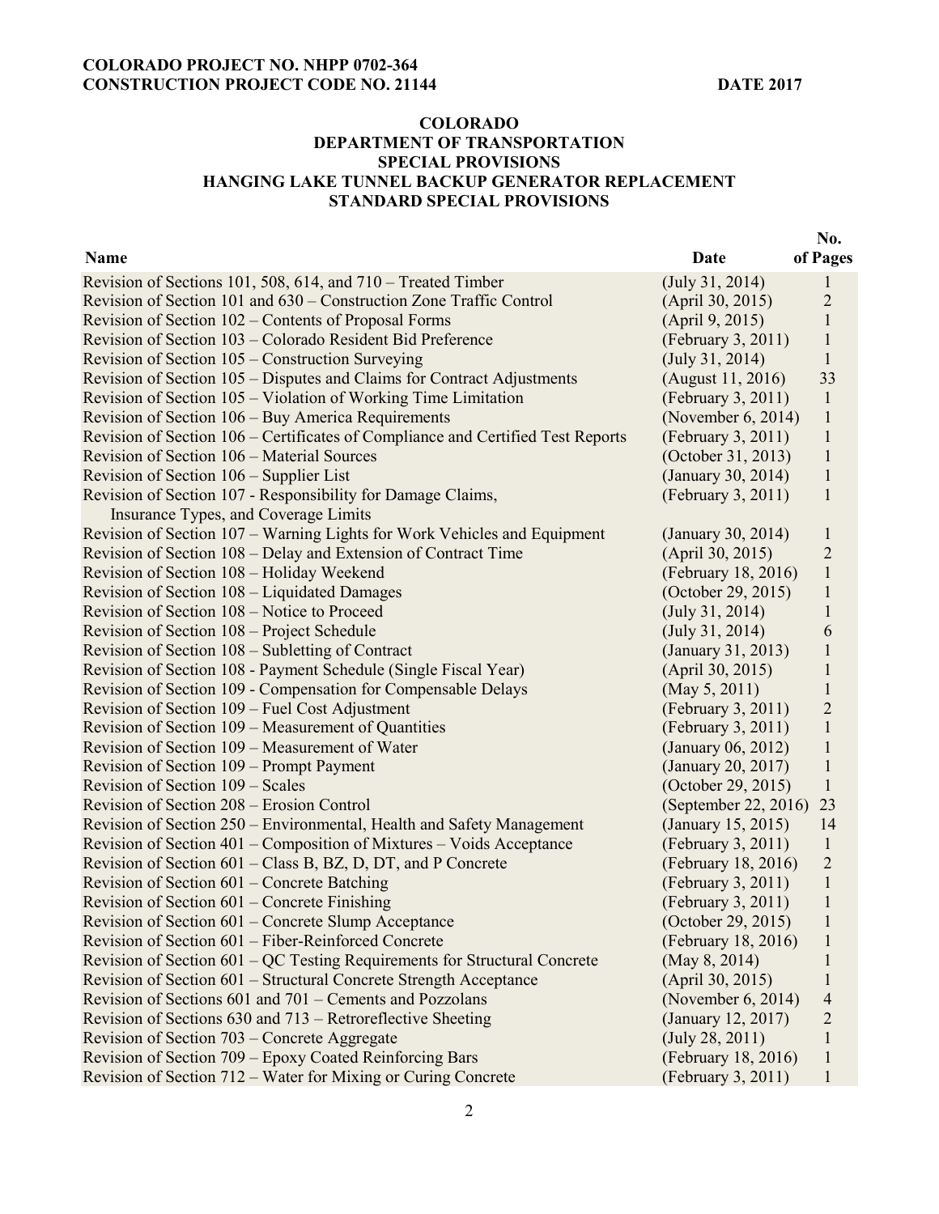**COLORADO PROJECT NO. NHPP 0702-364**
**CONSTRUCTION PROJECT CODE NO. 21144** **DATE 2017**

# COLORADO DEPARTMENT OF TRANSPORTATION SPECIAL PROVISIONS HANGING LAKE TUNNEL BACKUP GENERATOR REPLACEMENT STANDARD SPECIAL PROVISIONS

| Name | Date | No. of Pages |
|---|---|---|
| Revision of Sections 101, 508, 614, and 710 – Treated Timber | (July 31, 2014) | 1 |
| Revision of Section 101 and 630 – Construction Zone Traffic Control | (April 30, 2015) | 2 |
| Revision of Section 102 – Contents of Proposal Forms | (April 9, 2015) | 1 |
| Revision of Section 103 – Colorado Resident Bid Preference | (February 3, 2011) | 1 |
| Revision of Section 105 – Construction Surveying | (July 31, 2014) | 1 |
| Revision of Section 105 – Disputes and Claims for Contract Adjustments | (August 11, 2016) | 33 |
| Revision of Section 105 – Violation of Working Time Limitation | (February 3, 2011) | 1 |
| Revision of Section 106 – Buy America Requirements | (November 6, 2014) | 1 |
| Revision of Section 106 – Certificates of Compliance and Certified Test Reports | (February 3, 2011) | 1 |
| Revision of Section 106 – Material Sources | (October 31, 2013) | 1 |
| Revision of Section 106 – Supplier List | (January 30, 2014) | 1 |
| Revision of Section 107 - Responsibility for Damage Claims, Insurance Types, and Coverage Limits | (February 3, 2011) | 1 |
| Revision of Section 107 – Warning Lights for Work Vehicles and Equipment | (January 30, 2014) | 1 |
| Revision of Section 108 – Delay and Extension of Contract Time | (April 30, 2015) | 2 |
| Revision of Section 108 – Holiday Weekend | (February 18, 2016) | 1 |
| Revision of Section 108 – Liquidated Damages | (October 29, 2015) | 1 |
| Revision of Section 108 – Notice to Proceed | (July 31, 2014) | 1 |
| Revision of Section 108 – Project Schedule | (July 31, 2014) | 6 |
| Revision of Section 108 – Subletting of Contract | (January 31, 2013) | 1 |
| Revision of Section 108 - Payment Schedule (Single Fiscal Year) | (April 30, 2015) | 1 |
| Revision of Section 109 - Compensation for Compensable Delays | (May 5, 2011) | 1 |
| Revision of Section 109 – Fuel Cost Adjustment | (February 3, 2011) | 2 |
| Revision of Section 109 – Measurement of Quantities | (February 3, 2011) | 1 |
| Revision of Section 109 – Measurement of Water | (January 06, 2012) | 1 |
| Revision of Section 109 – Prompt Payment | (January 20, 2017) | 1 |
| Revision of Section 109 – Scales | (October 29, 2015) | 1 |
| Revision of Section 208 – Erosion Control | (September 22, 2016) | 23 |
| Revision of Section 250 – Environmental, Health and Safety Management | (January 15, 2015) | 14 |
| Revision of Section 401 – Composition of Mixtures – Voids Acceptance | (February 3, 2011) | 1 |
| Revision of Section 601 – Class B, BZ, D, DT, and P Concrete | (February 18, 2016) | 2 |
| Revision of Section 601 – Concrete Batching | (February 3, 2011) | 1 |
| Revision of Section 601 – Concrete Finishing | (February 3, 2011) | 1 |
| Revision of Section 601 – Concrete Slump Acceptance | (October 29, 2015) | 1 |
| Revision of Section 601 – Fiber-Reinforced Concrete | (February 18, 2016) | 1 |
| Revision of Section 601 – QC Testing Requirements for Structural Concrete | (May 8, 2014) | 1 |
| Revision of Section 601 – Structural Concrete Strength Acceptance | (April 30, 2015) | 1 |
| Revision of Sections 601 and 701 – Cements and Pozzolans | (November 6, 2014) | 4 |
| Revision of Sections 630 and 713 – Retroreflective Sheeting | (January 12, 2017) | 2 |
| Revision of Section 703 – Concrete Aggregate | (July 28, 2011) | 1 |
| Revision of Section 709 – Epoxy Coated Reinforcing Bars | (February 18, 2016) | 1 |
| Revision of Section 712 – Water for Mixing or Curing Concrete | (February 3, 2011) | 1 |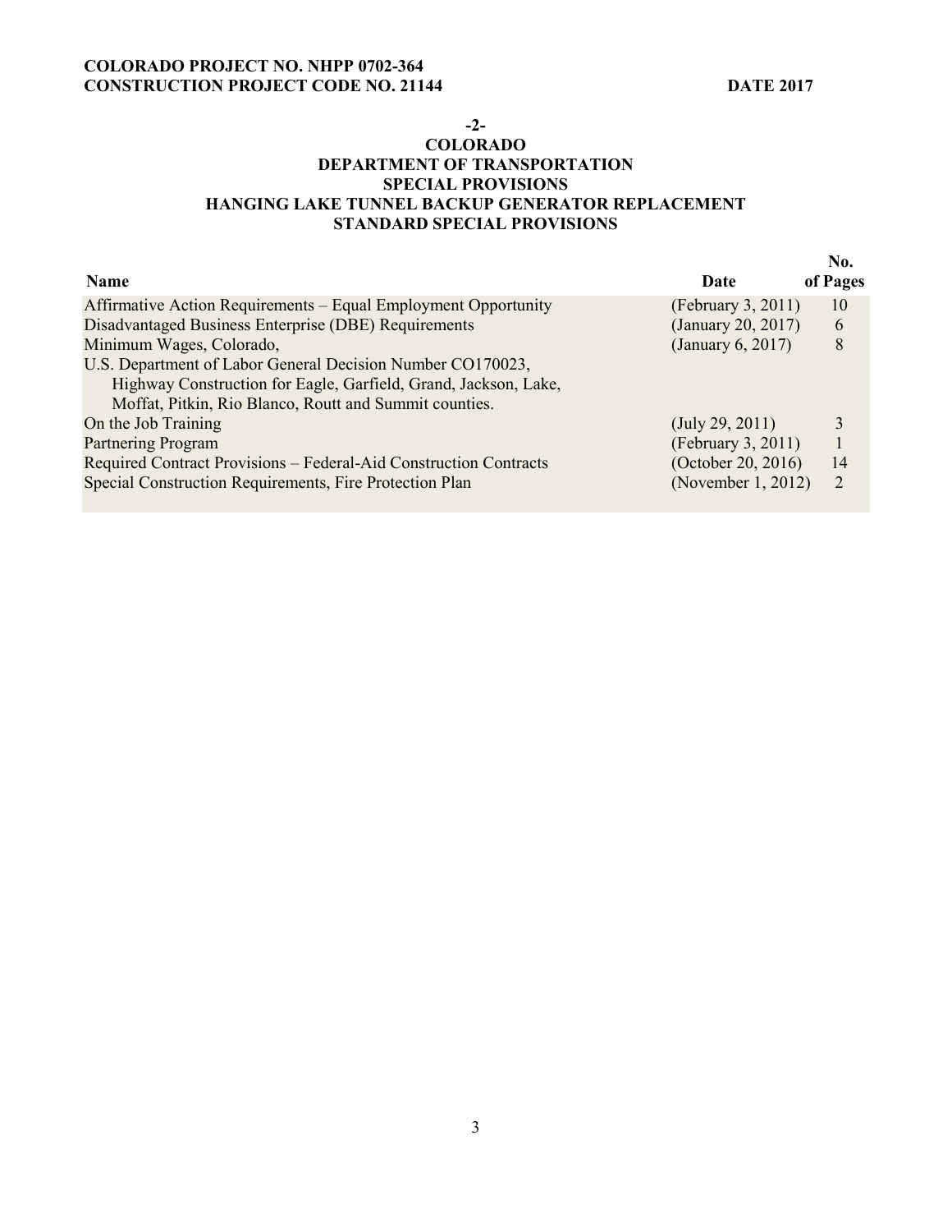-2-

# COLORADO
# DEPARTMENT OF TRANSPORTATION
## SPECIAL PROVISIONS
## HANGING LAKE TUNNEL BACKUP GENERATOR REPLACEMENT
## STANDARD SPECIAL PROVISIONS

| Name | Date | No. of Pages |
|---|---|---|
| Affirmative Action Requirements – Equal Employment Opportunity | (February 3, 2011) | 10 |
| Disadvantaged Business Enterprise (DBE) Requirements | (January 20, 2017) | 6 |
| Minimum Wages, Colorado, U.S. Department of Labor General Decision Number CO170023, Highway Construction for Eagle, Garfield, Grand, Jackson, Lake, Moffat, Pitkin, Rio Blanco, Routt and Summit counties. | (January 6, 2017) | 8 |
| On the Job Training | (July 29, 2011) | 3 |
| Partnering Program | (February 3, 2011) | 1 |
| Required Contract Provisions – Federal-Aid Construction Contracts | (October 20, 2016) | 14 |
| Special Construction Requirements, Fire Protection Plan | (November 1, 2012) | 2 |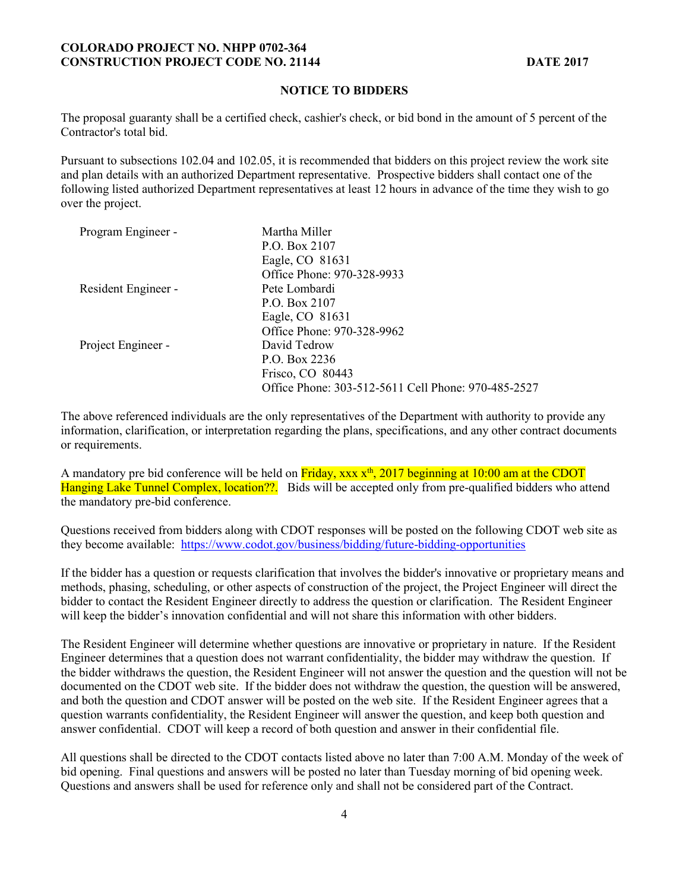## NOTICE TO BIDDERS

The proposal guaranty shall be a certified check, cashier's check, or bid bond in the amount of 5 percent of the Contractor's total bid.

Pursuant to subsections 102.04 and 102.05, it is recommended that bidders on this project review the work site and plan details with an authorized Department representative. Prospective bidders shall contact one of the following listed authorized Department representatives at least 12 hours in advance of the time they wish to go over the project.

| | |
|---|---|
| Program Engineer - | Martha Miller<br>P.O. Box 2107<br>Eagle, CO 81631<br>Office Phone: 970-328-9933 |
| Resident Engineer - | Pete Lombardi<br>P.O. Box 2107<br>Eagle, CO 81631<br>Office Phone: 970-328-9962 |
| Project Engineer - | David Tedrow<br>P.O. Box 2236<br>Frisco, CO 80443<br>Office Phone: 303-512-5611 Cell Phone: 970-485-2527 |

The above referenced individuals are the only representatives of the Department with authority to provide any information, clarification, or interpretation regarding the plans, specifications, and any other contract documents or requirements.

A mandatory pre bid conference will be held on Friday, xxx x[th], 2017 beginning at 10:00 am at the CDOT Hanging Lake Tunnel Complex, location??. Bids will be accepted only from pre-qualified bidders who attend the mandatory pre-bid conference.

Questions received from bidders along with CDOT responses will be posted on the following CDOT web site as they become available: https://www.codot.gov/business/bidding/future-bidding-opportunities

If the bidder has a question or requests clarification that involves the bidder's innovative or proprietary means and methods, phasing, scheduling, or other aspects of construction of the project, the Project Engineer will direct the bidder to contact the Resident Engineer directly to address the question or clarification. The Resident Engineer will keep the bidder's innovation confidential and will not share this information with other bidders.

The Resident Engineer will determine whether questions are innovative or proprietary in nature. If the Resident Engineer determines that a question does not warrant confidentiality, the bidder may withdraw the question. If the bidder withdraws the question, the Resident Engineer will not answer the question and the question will not be documented on the CDOT web site. If the bidder does not withdraw the question, the question will be answered, and both the question and CDOT answer will be posted on the web site. If the Resident Engineer agrees that a question warrants confidentiality, the Resident Engineer will answer the question, and keep both question and answer confidential. CDOT will keep a record of both question and answer in their confidential file.

All questions shall be directed to the CDOT contacts listed above no later than 7:00 A.M. Monday of the week of bid opening. Final questions and answers will be posted no later than Tuesday morning of bid opening week. Questions and answers shall be used for reference only and shall not be considered part of the Contract.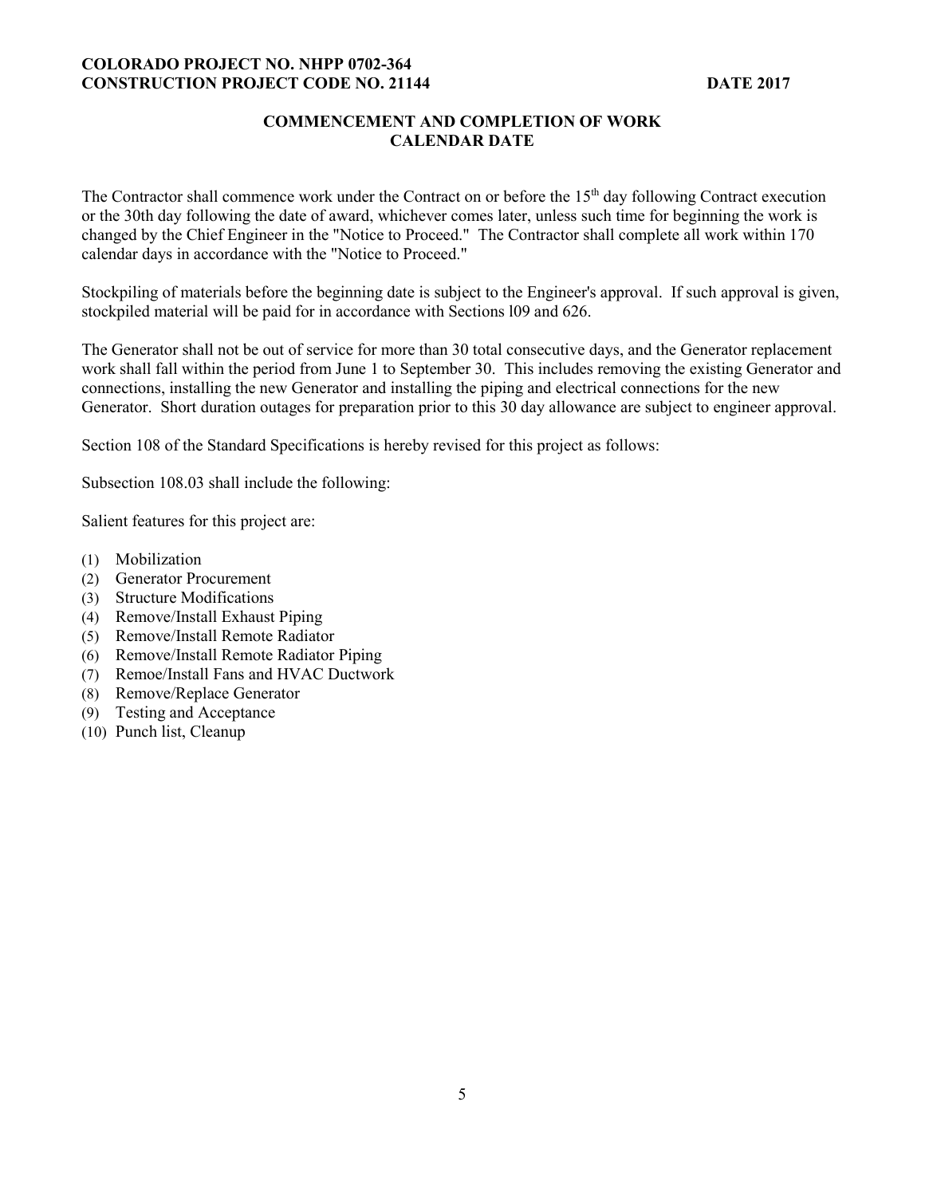## COMMENCEMENT AND COMPLETION OF WORK
## CALENDAR DATE

The Contractor shall commence work under the Contract on or before the 15th day following Contract execution or the 30th day following the date of award, whichever comes later, unless such time for beginning the work is changed by the Chief Engineer in the "Notice to Proceed." The Contractor shall complete all work within 170 calendar days in accordance with the "Notice to Proceed."

Stockpiling of materials before the beginning date is subject to the Engineer's approval. If such approval is given, stockpiled material will be paid for in accordance with Sections l09 and 626.

The Generator shall not be out of service for more than 30 total consecutive days, and the Generator replacement work shall fall within the period from June 1 to September 30. This includes removing the existing Generator and connections, installing the new Generator and installing the piping and electrical connections for the new Generator. Short duration outages for preparation prior to this 30 day allowance are subject to engineer approval.

Section 108 of the Standard Specifications is hereby revised for this project as follows:

Subsection 108.03 shall include the following:

Salient features for this project are:

(1) Mobilization
(2) Generator Procurement
(3) Structure Modifications
(4) Remove/Install Exhaust Piping
(5) Remove/Install Remote Radiator
(6) Remove/Install Remote Radiator Piping
(7) Remoe/Install Fans and HVAC Ductwork
(8) Remove/Replace Generator
(9) Testing and Acceptance
(10) Punch list, Cleanup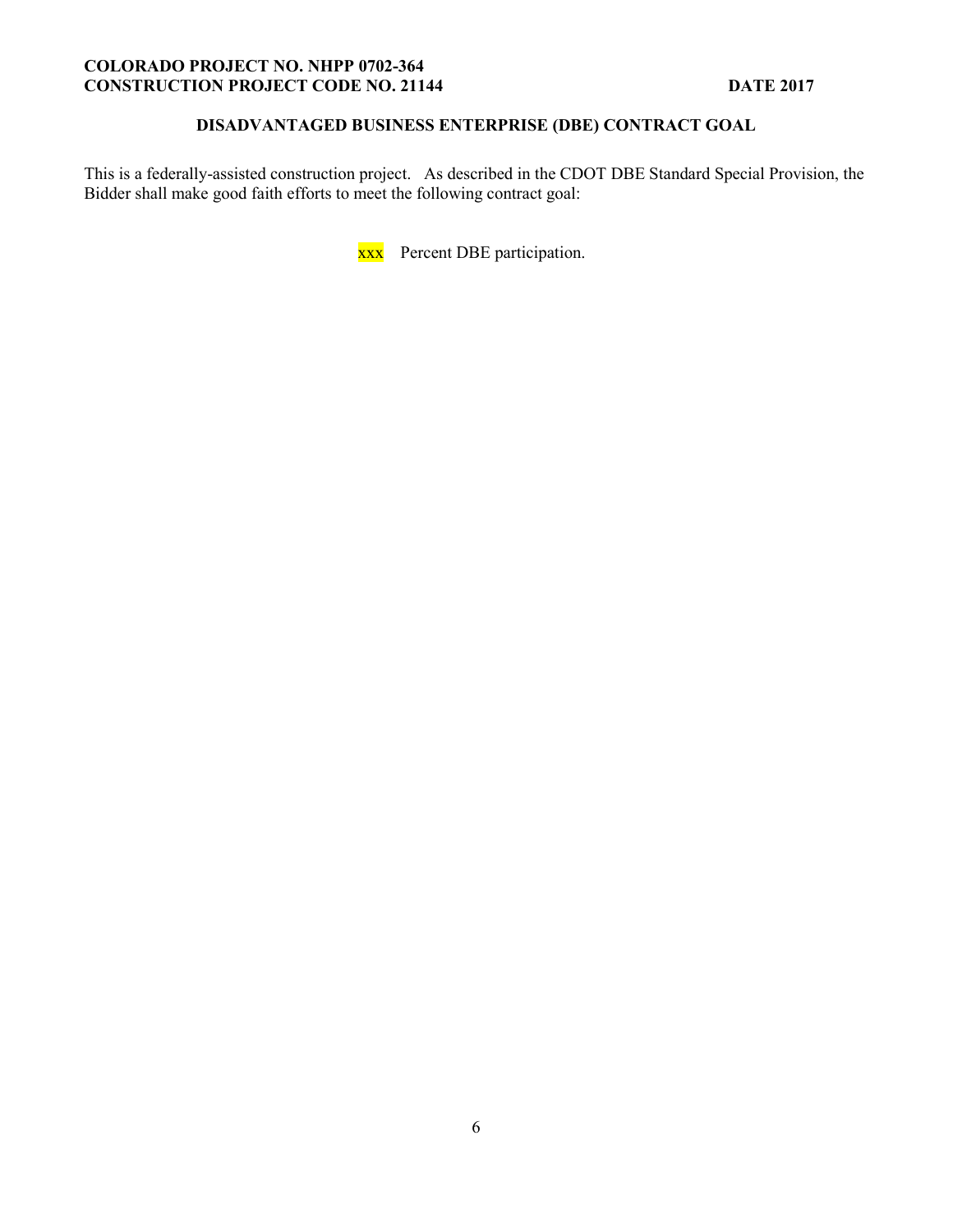**COLORADO PROJECT NO. NHPP 0702-364**
**CONSTRUCTION PROJECT CODE NO. 21144** **DATE 2017**

## DISADVANTAGED BUSINESS ENTERPRISE (DBE) CONTRACT GOAL

This is a federally-assisted construction project. As described in the CDOT DBE Standard Special Provision, the Bidder shall make good faith efforts to meet the following contract goal:

xxx Percent DBE participation.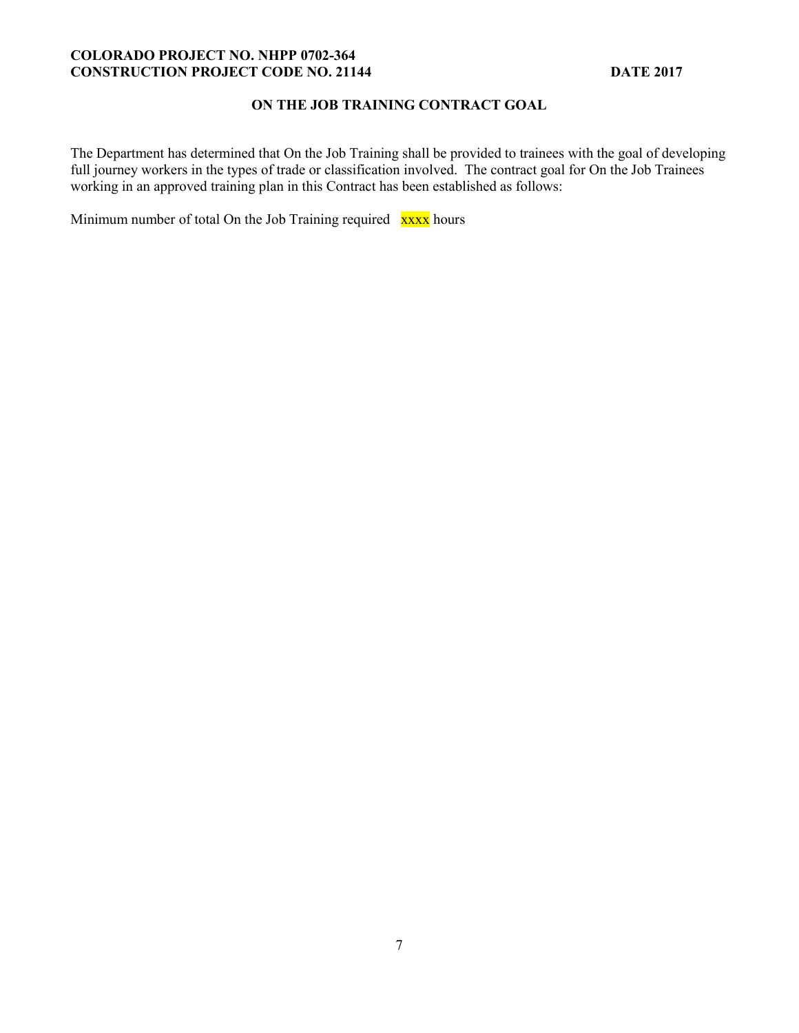## ON THE JOB TRAINING CONTRACT GOAL

The Department has determined that On the Job Training shall be provided to trainees with the goal of developing full journey workers in the types of trade or classification involved. The contract goal for On the Job Trainees working in an approved training plan in this Contract has been established as follows:

Minimum number of total On the Job Training required xxxx hours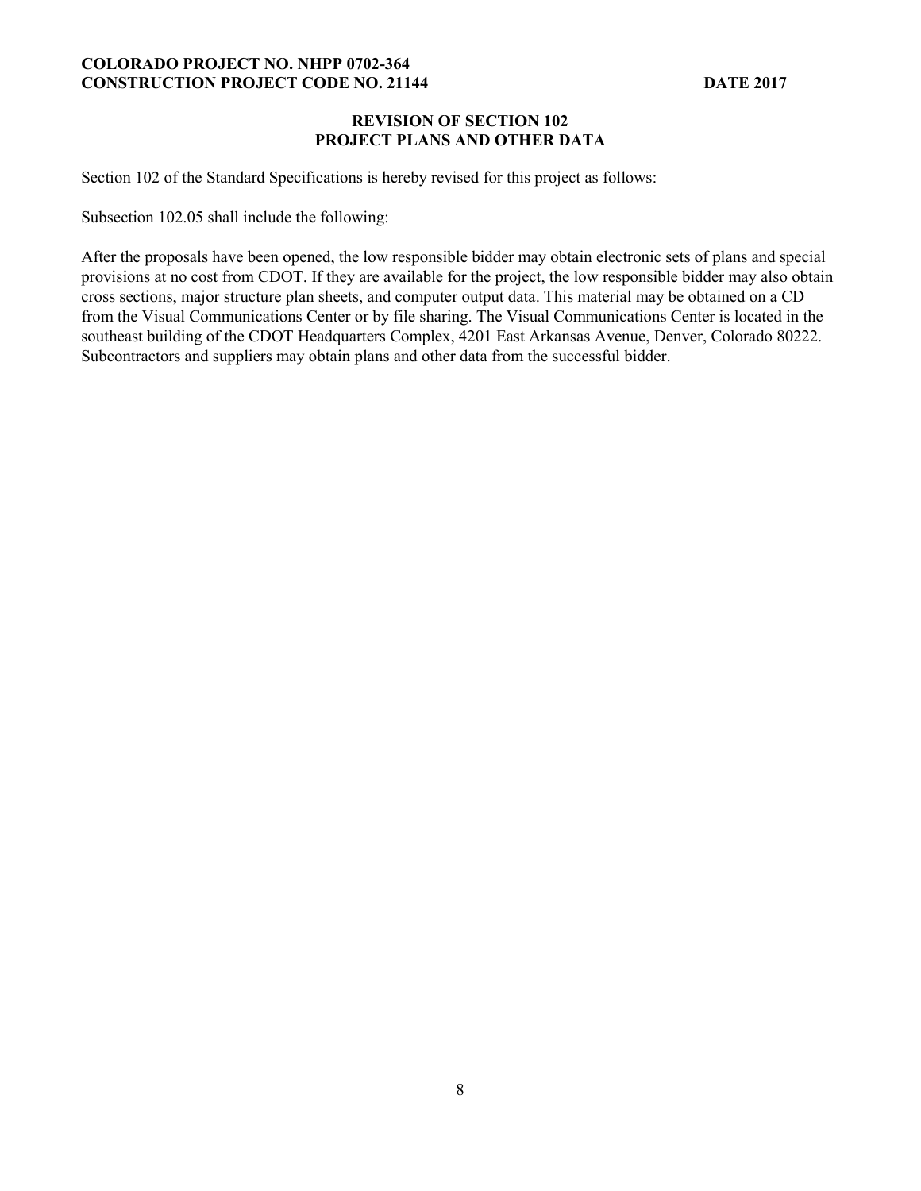## REVISION OF SECTION 102
## PROJECT PLANS AND OTHER DATA

Section 102 of the Standard Specifications is hereby revised for this project as follows:

Subsection 102.05 shall include the following:

After the proposals have been opened, the low responsible bidder may obtain electronic sets of plans and special provisions at no cost from CDOT. If they are available for the project, the low responsible bidder may also obtain cross sections, major structure plan sheets, and computer output data. This material may be obtained on a CD from the Visual Communications Center or by file sharing. The Visual Communications Center is located in the southeast building of the CDOT Headquarters Complex, 4201 East Arkansas Avenue, Denver, Colorado 80222. Subcontractors and suppliers may obtain plans and other data from the successful bidder.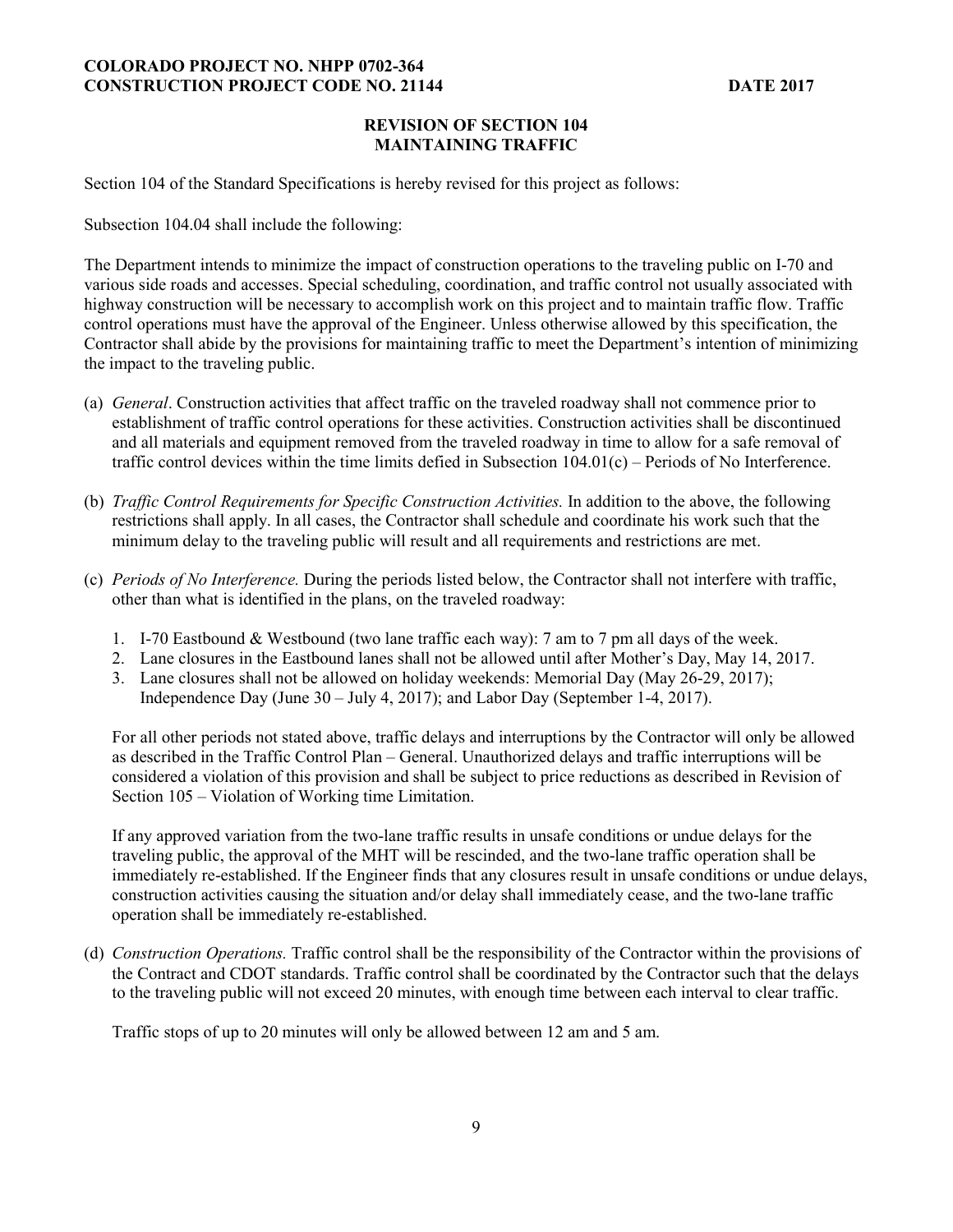**COLORADO PROJECT NO. NHPP 0702-364**
**CONSTRUCTION PROJECT CODE NO. 21144** **DATE 2017**

## REVISION OF SECTION 104
## MAINTAINING TRAFFIC

Section 104 of the Standard Specifications is hereby revised for this project as follows:

Subsection 104.04 shall include the following:

The Department intends to minimize the impact of construction operations to the traveling public on I-70 and various side roads and accesses. Special scheduling, coordination, and traffic control not usually associated with highway construction will be necessary to accomplish work on this project and to maintain traffic flow. Traffic control operations must have the approval of the Engineer. Unless otherwise allowed by this specification, the Contractor shall abide by the provisions for maintaining traffic to meet the Department's intention of minimizing the impact to the traveling public.

(a) *General*. Construction activities that affect traffic on the traveled roadway shall not commence prior to establishment of traffic control operations for these activities. Construction activities shall be discontinued and all materials and equipment removed from the traveled roadway in time to allow for a safe removal of traffic control devices within the time limits defied in Subsection 104.01(c) – Periods of No Interference.

(b) *Traffic Control Requirements for Specific Construction Activities.* In addition to the above, the following restrictions shall apply. In all cases, the Contractor shall schedule and coordinate his work such that the minimum delay to the traveling public will result and all requirements and restrictions are met.

(c) *Periods of No Interference.* During the periods listed below, the Contractor shall not interfere with traffic, other than what is identified in the plans, on the traveled roadway:

   1. I-70 Eastbound & Westbound (two lane traffic each way): 7 am to 7 pm all days of the week.
   2. Lane closures in the Eastbound lanes shall not be allowed until after Mother's Day, May 14, 2017.
   3. Lane closures shall not be allowed on holiday weekends: Memorial Day (May 26-29, 2017); Independence Day (June 30 – July 4, 2017); and Labor Day (September 1-4, 2017).

   For all other periods not stated above, traffic delays and interruptions by the Contractor will only be allowed as described in the Traffic Control Plan – General. Unauthorized delays and traffic interruptions will be considered a violation of this provision and shall be subject to price reductions as described in Revision of Section 105 – Violation of Working time Limitation.

   If any approved variation from the two-lane traffic results in unsafe conditions or undue delays for the traveling public, the approval of the MHT will be rescinded, and the two-lane traffic operation shall be immediately re-established. If the Engineer finds that any closures result in unsafe conditions or undue delays, construction activities causing the situation and/or delay shall immediately cease, and the two-lane traffic operation shall be immediately re-established.

(d) *Construction Operations.* Traffic control shall be the responsibility of the Contractor within the provisions of the Contract and CDOT standards. Traffic control shall be coordinated by the Contractor such that the delays to the traveling public will not exceed 20 minutes, with enough time between each interval to clear traffic.

   Traffic stops of up to 20 minutes will only be allowed between 12 am and 5 am.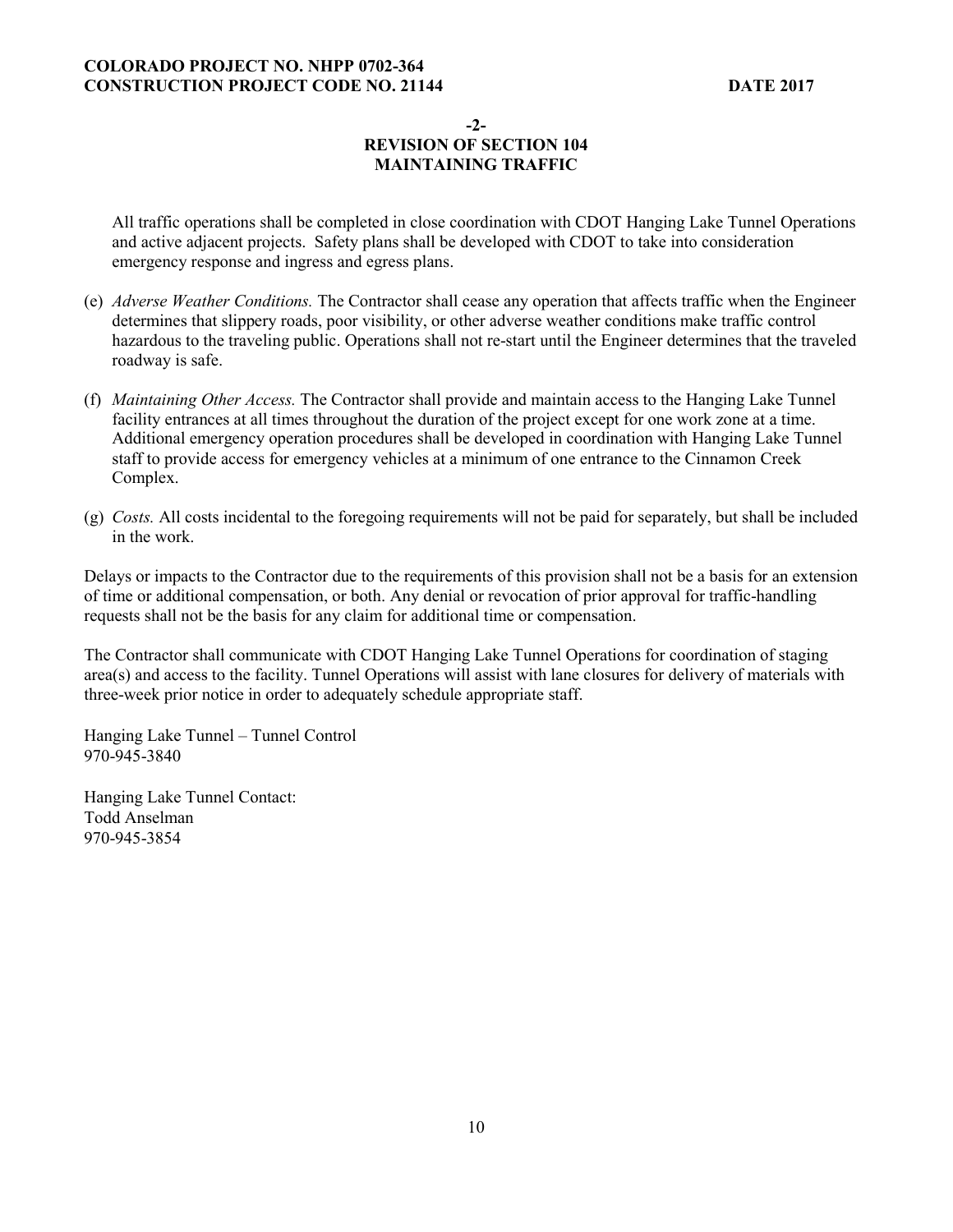-2-

**REVISION OF SECTION 104**
**MAINTAINING TRAFFIC**

All traffic operations shall be completed in close coordination with CDOT Hanging Lake Tunnel Operations and active adjacent projects. Safety plans shall be developed with CDOT to take into consideration emergency response and ingress and egress plans.

(e) *Adverse Weather Conditions.* The Contractor shall cease any operation that affects traffic when the Engineer determines that slippery roads, poor visibility, or other adverse weather conditions make traffic control hazardous to the traveling public. Operations shall not re-start until the Engineer determines that the traveled roadway is safe.

(f) *Maintaining Other Access.* The Contractor shall provide and maintain access to the Hanging Lake Tunnel facility entrances at all times throughout the duration of the project except for one work zone at a time. Additional emergency operation procedures shall be developed in coordination with Hanging Lake Tunnel staff to provide access for emergency vehicles at a minimum of one entrance to the Cinnamon Creek Complex.

(g) *Costs.* All costs incidental to the foregoing requirements will not be paid for separately, but shall be included in the work.

Delays or impacts to the Contractor due to the requirements of this provision shall not be a basis for an extension of time or additional compensation, or both. Any denial or revocation of prior approval for traffic-handling requests shall not be the basis for any claim for additional time or compensation.

The Contractor shall communicate with CDOT Hanging Lake Tunnel Operations for coordination of staging area(s) and access to the facility. Tunnel Operations will assist with lane closures for delivery of materials with three-week prior notice in order to adequately schedule appropriate staff.

Hanging Lake Tunnel – Tunnel Control
970-945-3840

Hanging Lake Tunnel Contact:
Todd Anselman
970-945-3854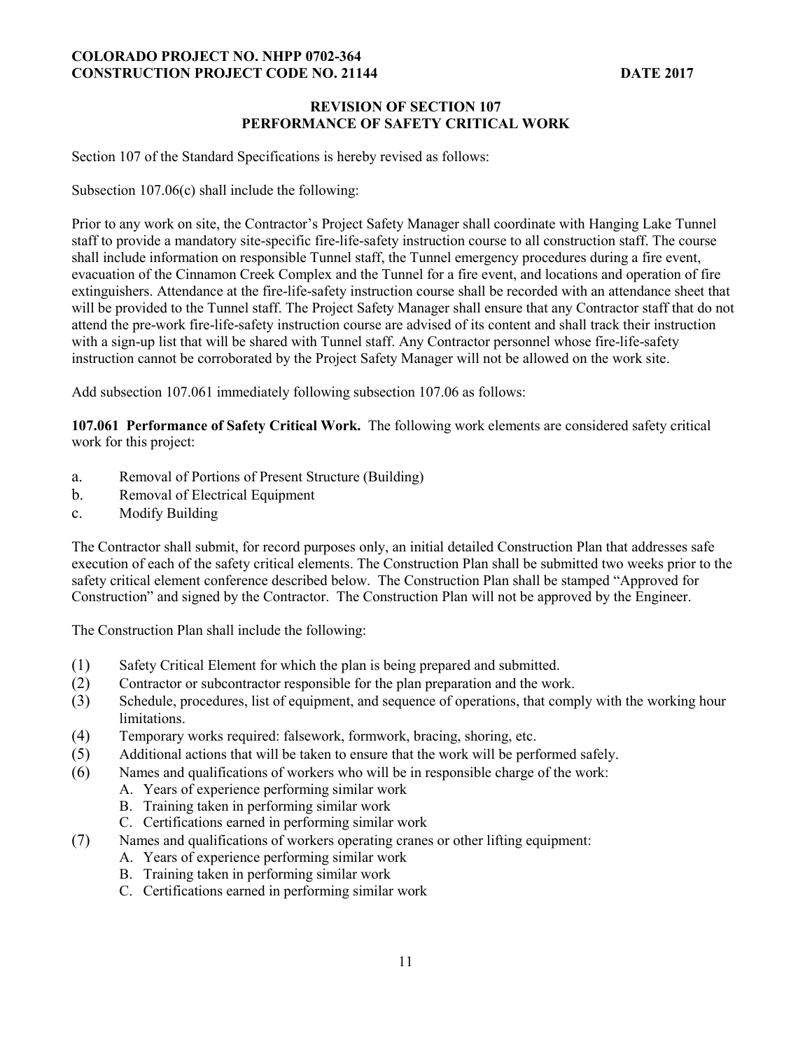## REVISION OF SECTION 107
## PERFORMANCE OF SAFETY CRITICAL WORK

Section 107 of the Standard Specifications is hereby revised as follows:

Subsection 107.06(c) shall include the following:

Prior to any work on site, the Contractor's Project Safety Manager shall coordinate with Hanging Lake Tunnel staff to provide a mandatory site-specific fire-life-safety instruction course to all construction staff. The course shall include information on responsible Tunnel staff, the Tunnel emergency procedures during a fire event, evacuation of the Cinnamon Creek Complex and the Tunnel for a fire event, and locations and operation of fire extinguishers. Attendance at the fire-life-safety instruction course shall be recorded with an attendance sheet that will be provided to the Tunnel staff. The Project Safety Manager shall ensure that any Contractor staff that do not attend the pre-work fire-life-safety instruction course are advised of its content and shall track their instruction with a sign-up list that will be shared with Tunnel staff. Any Contractor personnel whose fire-life-safety instruction cannot be corroborated by the Project Safety Manager will not be allowed on the work site.

Add subsection 107.061 immediately following subsection 107.06 as follows:

**107.061 Performance of Safety Critical Work.** The following work elements are considered safety critical work for this project:

a. Removal of Portions of Present Structure (Building)
b. Removal of Electrical Equipment
c. Modify Building

The Contractor shall submit, for record purposes only, an initial detailed Construction Plan that addresses safe execution of each of the safety critical elements. The Construction Plan shall be submitted two weeks prior to the safety critical element conference described below. The Construction Plan shall be stamped "Approved for Construction" and signed by the Contractor. The Construction Plan will not be approved by the Engineer.

The Construction Plan shall include the following:

(1) Safety Critical Element for which the plan is being prepared and submitted.
(2) Contractor or subcontractor responsible for the plan preparation and the work.
(3) Schedule, procedures, list of equipment, and sequence of operations, that comply with the working hour limitations.
(4) Temporary works required: falsework, formwork, bracing, shoring, etc.
(5) Additional actions that will be taken to ensure that the work will be performed safely.
(6) Names and qualifications of workers who will be in responsible charge of the work:
    A. Years of experience performing similar work
    B. Training taken in performing similar work
    C. Certifications earned in performing similar work
(7) Names and qualifications of workers operating cranes or other lifting equipment:
    A. Years of experience performing similar work
    B. Training taken in performing similar work
    C. Certifications earned in performing similar work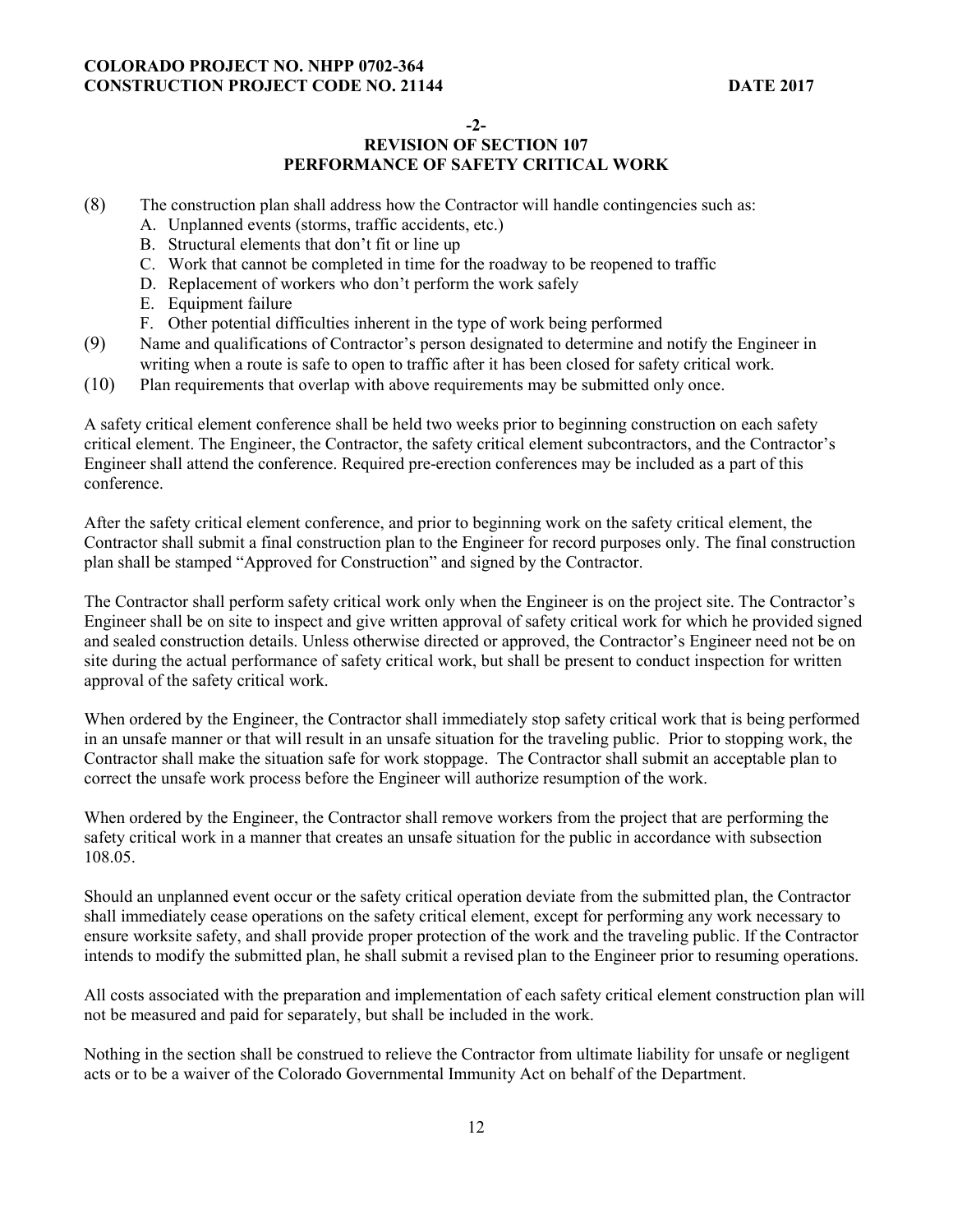**-2-**

**REVISION OF SECTION 107**
**PERFORMANCE OF SAFETY CRITICAL WORK**

(8) The construction plan shall address how the Contractor will handle contingencies such as:
   A. Unplanned events (storms, traffic accidents, etc.)
   B. Structural elements that don't fit or line up
   C. Work that cannot be completed in time for the roadway to be reopened to traffic
   D. Replacement of workers who don't perform the work safely
   E. Equipment failure
   F. Other potential difficulties inherent in the type of work being performed

(9) Name and qualifications of Contractor's person designated to determine and notify the Engineer in writing when a route is safe to open to traffic after it has been closed for safety critical work.

(10) Plan requirements that overlap with above requirements may be submitted only once.

A safety critical element conference shall be held two weeks prior to beginning construction on each safety critical element. The Engineer, the Contractor, the safety critical element subcontractors, and the Contractor's Engineer shall attend the conference. Required pre-erection conferences may be included as a part of this conference.

After the safety critical element conference, and prior to beginning work on the safety critical element, the Contractor shall submit a final construction plan to the Engineer for record purposes only. The final construction plan shall be stamped "Approved for Construction" and signed by the Contractor.

The Contractor shall perform safety critical work only when the Engineer is on the project site. The Contractor's Engineer shall be on site to inspect and give written approval of safety critical work for which he provided signed and sealed construction details. Unless otherwise directed or approved, the Contractor's Engineer need not be on site during the actual performance of safety critical work, but shall be present to conduct inspection for written approval of the safety critical work.

When ordered by the Engineer, the Contractor shall immediately stop safety critical work that is being performed in an unsafe manner or that will result in an unsafe situation for the traveling public. Prior to stopping work, the Contractor shall make the situation safe for work stoppage. The Contractor shall submit an acceptable plan to correct the unsafe work process before the Engineer will authorize resumption of the work.

When ordered by the Engineer, the Contractor shall remove workers from the project that are performing the safety critical work in a manner that creates an unsafe situation for the public in accordance with subsection 108.05.

Should an unplanned event occur or the safety critical operation deviate from the submitted plan, the Contractor shall immediately cease operations on the safety critical element, except for performing any work necessary to ensure worksite safety, and shall provide proper protection of the work and the traveling public. If the Contractor intends to modify the submitted plan, he shall submit a revised plan to the Engineer prior to resuming operations.

All costs associated with the preparation and implementation of each safety critical element construction plan will not be measured and paid for separately, but shall be included in the work.

Nothing in the section shall be construed to relieve the Contractor from ultimate liability for unsafe or negligent acts or to be a waiver of the Colorado Governmental Immunity Act on behalf of the Department.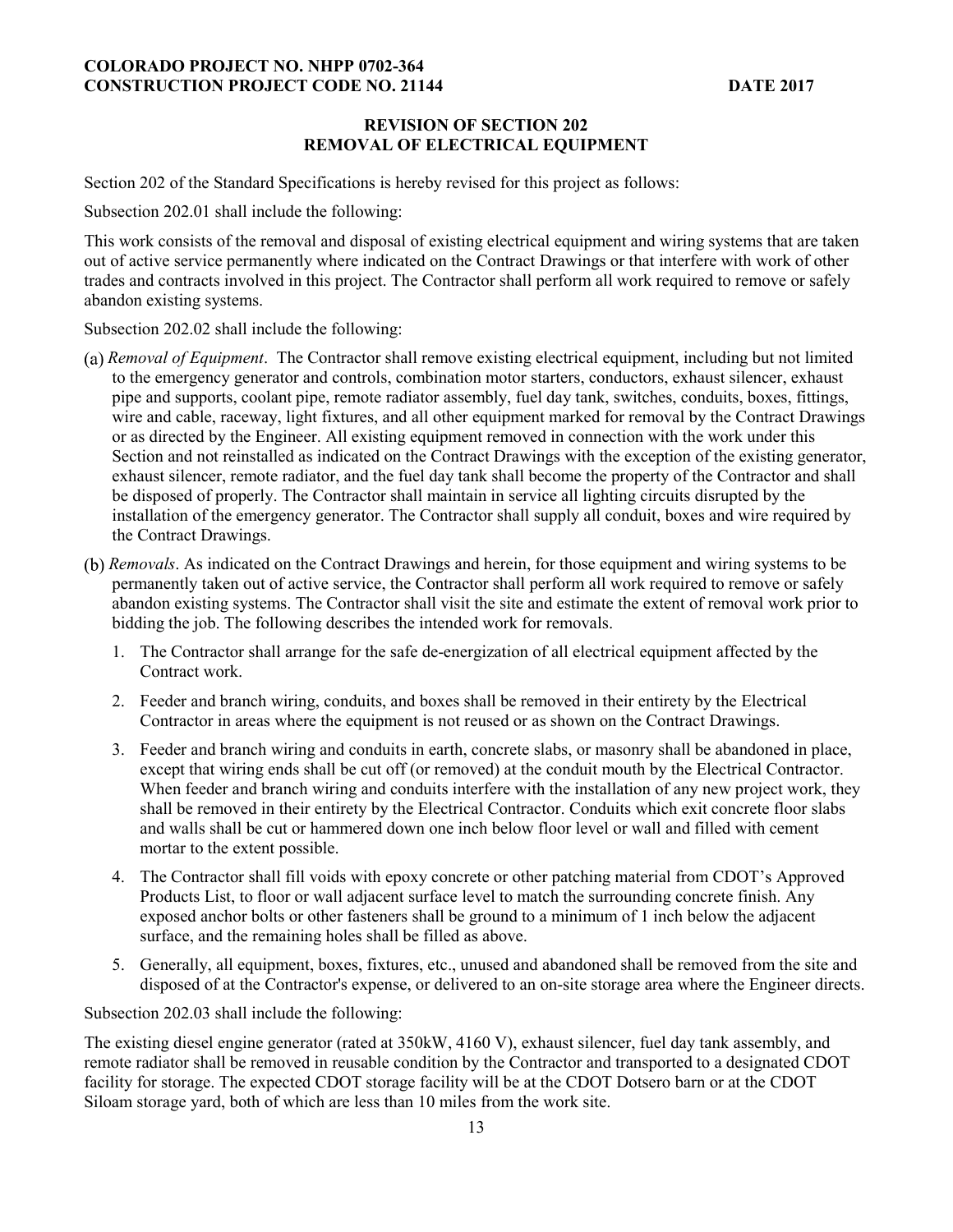## REVISION OF SECTION 202
## REMOVAL OF ELECTRICAL EQUIPMENT

Section 202 of the Standard Specifications is hereby revised for this project as follows:

Subsection 202.01 shall include the following:

This work consists of the removal and disposal of existing electrical equipment and wiring systems that are taken out of active service permanently where indicated on the Contract Drawings or that interfere with work of other trades and contracts involved in this project. The Contractor shall perform all work required to remove or safely abandon existing systems.

Subsection 202.02 shall include the following:

(a) *Removal of Equipment*. The Contractor shall remove existing electrical equipment, including but not limited to the emergency generator and controls, combination motor starters, conductors, exhaust silencer, exhaust pipe and supports, coolant pipe, remote radiator assembly, fuel day tank, switches, conduits, boxes, fittings, wire and cable, raceway, light fixtures, and all other equipment marked for removal by the Contract Drawings or as directed by the Engineer. All existing equipment removed in connection with the work under this Section and not reinstalled as indicated on the Contract Drawings with the exception of the existing generator, exhaust silencer, remote radiator, and the fuel day tank shall become the property of the Contractor and shall be disposed of properly. The Contractor shall maintain in service all lighting circuits disrupted by the installation of the emergency generator. The Contractor shall supply all conduit, boxes and wire required by the Contract Drawings.

(b) *Removals*. As indicated on the Contract Drawings and herein, for those equipment and wiring systems to be permanently taken out of active service, the Contractor shall perform all work required to remove or safely abandon existing systems. The Contractor shall visit the site and estimate the extent of removal work prior to bidding the job. The following describes the intended work for removals.

1. The Contractor shall arrange for the safe de-energization of all electrical equipment affected by the Contract work.
2. Feeder and branch wiring, conduits, and boxes shall be removed in their entirety by the Electrical Contractor in areas where the equipment is not reused or as shown on the Contract Drawings.
3. Feeder and branch wiring and conduits in earth, concrete slabs, or masonry shall be abandoned in place, except that wiring ends shall be cut off (or removed) at the conduit mouth by the Electrical Contractor. When feeder and branch wiring and conduits interfere with the installation of any new project work, they shall be removed in their entirety by the Electrical Contractor. Conduits which exit concrete floor slabs and walls shall be cut or hammered down one inch below floor level or wall and filled with cement mortar to the extent possible.
4. The Contractor shall fill voids with epoxy concrete or other patching material from CDOT's Approved Products List, to floor or wall adjacent surface level to match the surrounding concrete finish. Any exposed anchor bolts or other fasteners shall be ground to a minimum of 1 inch below the adjacent surface, and the remaining holes shall be filled as above.
5. Generally, all equipment, boxes, fixtures, etc., unused and abandoned shall be removed from the site and disposed of at the Contractor's expense, or delivered to an on-site storage area where the Engineer directs.

Subsection 202.03 shall include the following:

The existing diesel engine generator (rated at 350kW, 4160 V), exhaust silencer, fuel day tank assembly, and remote radiator shall be removed in reusable condition by the Contractor and transported to a designated CDOT facility for storage. The expected CDOT storage facility will be at the CDOT Dotsero barn or at the CDOT Siloam storage yard, both of which are less than 10 miles from the work site.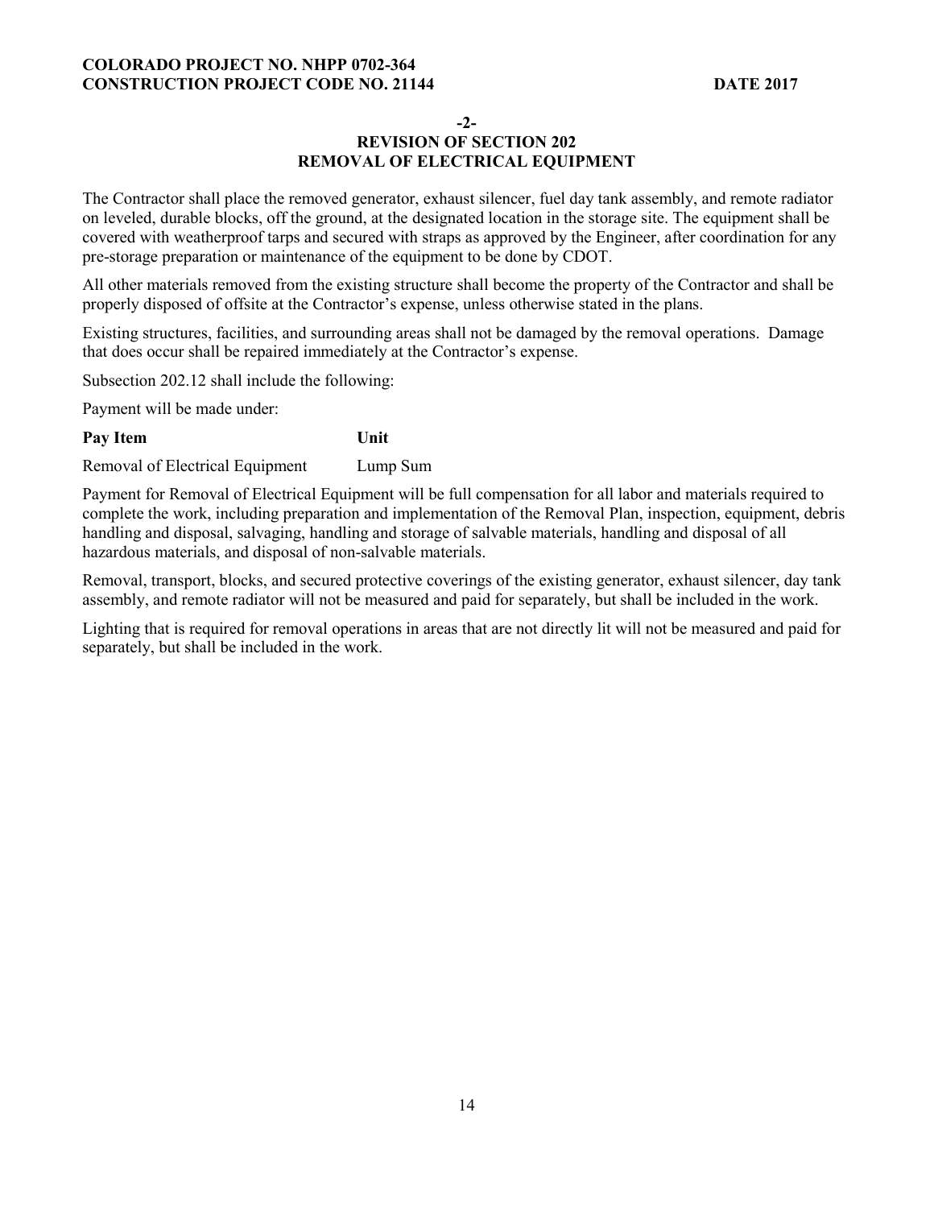-2-

## REVISION OF SECTION 202
## REMOVAL OF ELECTRICAL EQUIPMENT

The Contractor shall place the removed generator, exhaust silencer, fuel day tank assembly, and remote radiator on leveled, durable blocks, off the ground, at the designated location in the storage site. The equipment shall be covered with weatherproof tarps and secured with straps as approved by the Engineer, after coordination for any pre-storage preparation or maintenance of the equipment to be done by CDOT.

All other materials removed from the existing structure shall become the property of the Contractor and shall be properly disposed of offsite at the Contractor's expense, unless otherwise stated in the plans.

Existing structures, facilities, and surrounding areas shall not be damaged by the removal operations. Damage that does occur shall be repaired immediately at the Contractor's expense.

Subsection 202.12 shall include the following:

Payment will be made under:

| **Pay Item** | **Unit** |
|---|---|
| Removal of Electrical Equipment | Lump Sum |

Payment for Removal of Electrical Equipment will be full compensation for all labor and materials required to complete the work, including preparation and implementation of the Removal Plan, inspection, equipment, debris handling and disposal, salvaging, handling and storage of salvable materials, handling and disposal of all hazardous materials, and disposal of non-salvable materials.

Removal, transport, blocks, and secured protective coverings of the existing generator, exhaust silencer, day tank assembly, and remote radiator will not be measured and paid for separately, but shall be included in the work.

Lighting that is required for removal operations in areas that are not directly lit will not be measured and paid for separately, but shall be included in the work.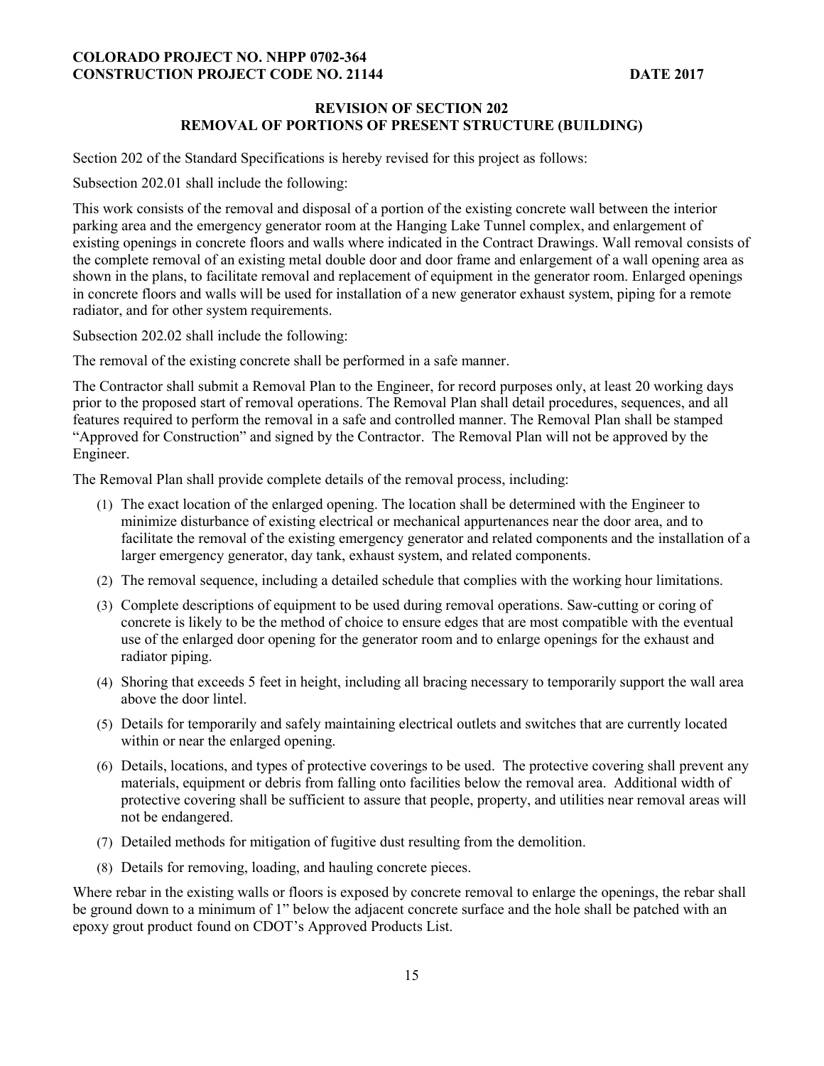## REVISION OF SECTION 202
## REMOVAL OF PORTIONS OF PRESENT STRUCTURE (BUILDING)

Section 202 of the Standard Specifications is hereby revised for this project as follows:

Subsection 202.01 shall include the following:

This work consists of the removal and disposal of a portion of the existing concrete wall between the interior parking area and the emergency generator room at the Hanging Lake Tunnel complex, and enlargement of existing openings in concrete floors and walls where indicated in the Contract Drawings. Wall removal consists of the complete removal of an existing metal double door and door frame and enlargement of a wall opening area as shown in the plans, to facilitate removal and replacement of equipment in the generator room. Enlarged openings in concrete floors and walls will be used for installation of a new generator exhaust system, piping for a remote radiator, and for other system requirements.

Subsection 202.02 shall include the following:

The removal of the existing concrete shall be performed in a safe manner.

The Contractor shall submit a Removal Plan to the Engineer, for record purposes only, at least 20 working days prior to the proposed start of removal operations. The Removal Plan shall detail procedures, sequences, and all features required to perform the removal in a safe and controlled manner. The Removal Plan shall be stamped "Approved for Construction" and signed by the Contractor. The Removal Plan will not be approved by the Engineer.

The Removal Plan shall provide complete details of the removal process, including:

(1) The exact location of the enlarged opening. The location shall be determined with the Engineer to minimize disturbance of existing electrical or mechanical appurtenances near the door area, and to facilitate the removal of the existing emergency generator and related components and the installation of a larger emergency generator, day tank, exhaust system, and related components.

(2) The removal sequence, including a detailed schedule that complies with the working hour limitations.

(3) Complete descriptions of equipment to be used during removal operations. Saw-cutting or coring of concrete is likely to be the method of choice to ensure edges that are most compatible with the eventual use of the enlarged door opening for the generator room and to enlarge openings for the exhaust and radiator piping.

(4) Shoring that exceeds 5 feet in height, including all bracing necessary to temporarily support the wall area above the door lintel.

(5) Details for temporarily and safely maintaining electrical outlets and switches that are currently located within or near the enlarged opening.

(6) Details, locations, and types of protective coverings to be used. The protective covering shall prevent any materials, equipment or debris from falling onto facilities below the removal area. Additional width of protective covering shall be sufficient to assure that people, property, and utilities near removal areas will not be endangered.

(7) Detailed methods for mitigation of fugitive dust resulting from the demolition.

(8) Details for removing, loading, and hauling concrete pieces.

Where rebar in the existing walls or floors is exposed by concrete removal to enlarge the openings, the rebar shall be ground down to a minimum of 1" below the adjacent concrete surface and the hole shall be patched with an epoxy grout product found on CDOT's Approved Products List.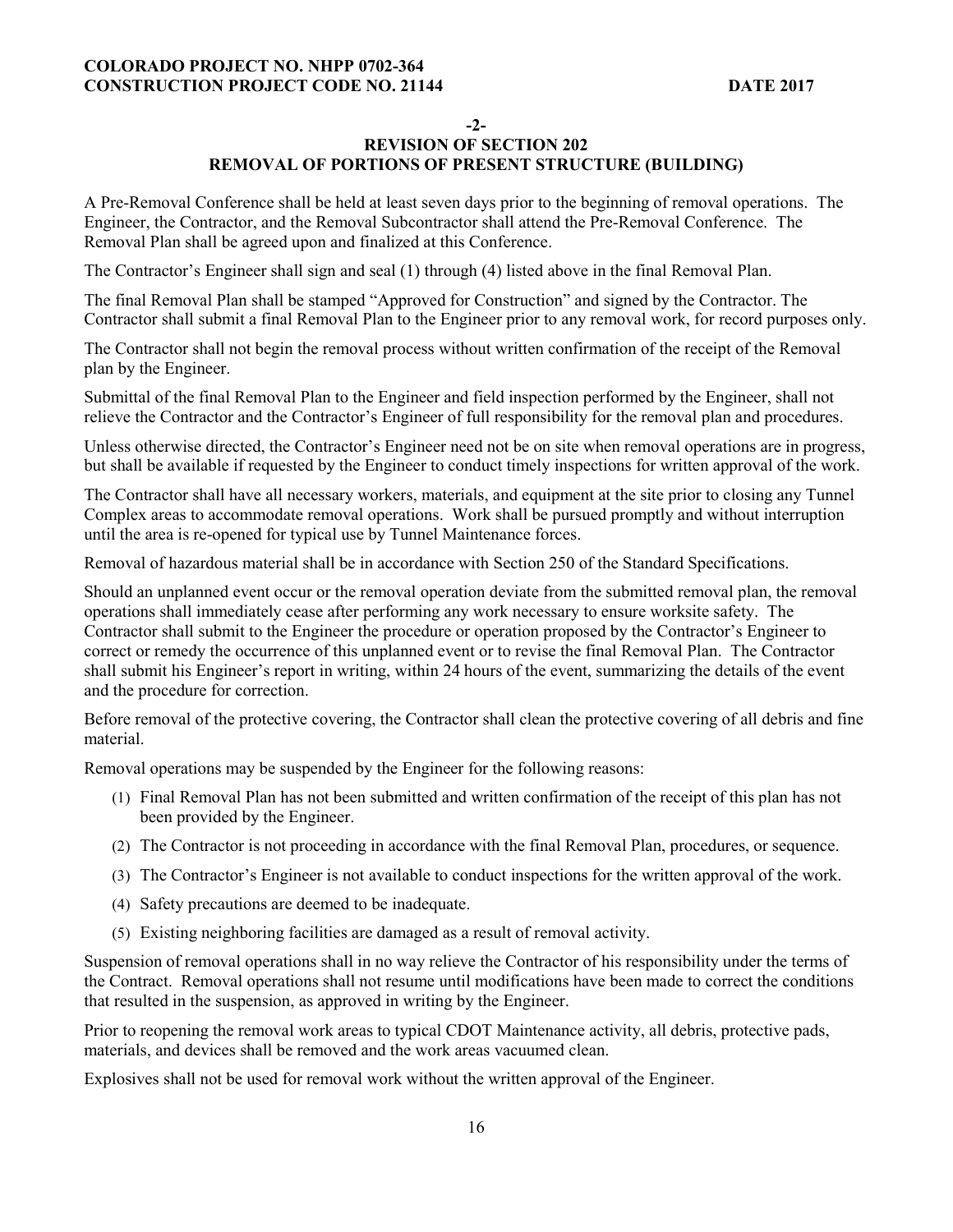## -2-
## REVISION OF SECTION 202
## REMOVAL OF PORTIONS OF PRESENT STRUCTURE (BUILDING)

A Pre-Removal Conference shall be held at least seven days prior to the beginning of removal operations. The Engineer, the Contractor, and the Removal Subcontractor shall attend the Pre-Removal Conference. The Removal Plan shall be agreed upon and finalized at this Conference.

The Contractor's Engineer shall sign and seal (1) through (4) listed above in the final Removal Plan.

The final Removal Plan shall be stamped "Approved for Construction" and signed by the Contractor. The Contractor shall submit a final Removal Plan to the Engineer prior to any removal work, for record purposes only.

The Contractor shall not begin the removal process without written confirmation of the receipt of the Removal plan by the Engineer.

Submittal of the final Removal Plan to the Engineer and field inspection performed by the Engineer, shall not relieve the Contractor and the Contractor's Engineer of full responsibility for the removal plan and procedures.

Unless otherwise directed, the Contractor's Engineer need not be on site when removal operations are in progress, but shall be available if requested by the Engineer to conduct timely inspections for written approval of the work.

The Contractor shall have all necessary workers, materials, and equipment at the site prior to closing any Tunnel Complex areas to accommodate removal operations. Work shall be pursued promptly and without interruption until the area is re-opened for typical use by Tunnel Maintenance forces.

Removal of hazardous material shall be in accordance with Section 250 of the Standard Specifications.

Should an unplanned event occur or the removal operation deviate from the submitted removal plan, the removal operations shall immediately cease after performing any work necessary to ensure worksite safety. The Contractor shall submit to the Engineer the procedure or operation proposed by the Contractor's Engineer to correct or remedy the occurrence of this unplanned event or to revise the final Removal Plan. The Contractor shall submit his Engineer's report in writing, within 24 hours of the event, summarizing the details of the event and the procedure for correction.

Before removal of the protective covering, the Contractor shall clean the protective covering of all debris and fine material.

Removal operations may be suspended by the Engineer for the following reasons:

(1) Final Removal Plan has not been submitted and written confirmation of the receipt of this plan has not been provided by the Engineer.

(2) The Contractor is not proceeding in accordance with the final Removal Plan, procedures, or sequence.

(3) The Contractor's Engineer is not available to conduct inspections for the written approval of the work.

(4) Safety precautions are deemed to be inadequate.

(5) Existing neighboring facilities are damaged as a result of removal activity.

Suspension of removal operations shall in no way relieve the Contractor of his responsibility under the terms of the Contract. Removal operations shall not resume until modifications have been made to correct the conditions that resulted in the suspension, as approved in writing by the Engineer.

Prior to reopening the removal work areas to typical CDOT Maintenance activity, all debris, protective pads, materials, and devices shall be removed and the work areas vacuumed clean.

Explosives shall not be used for removal work without the written approval of the Engineer.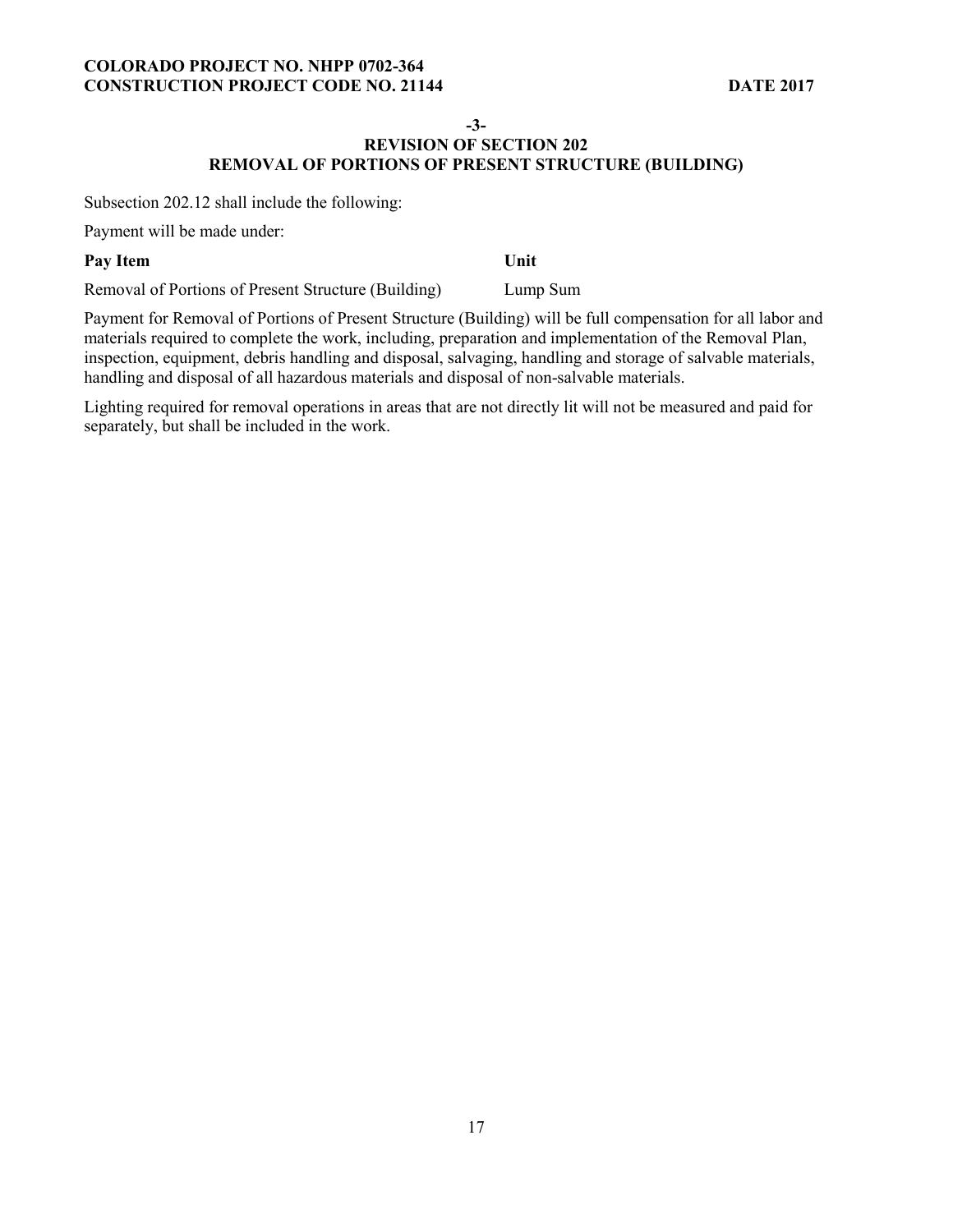-3-

## REVISION OF SECTION 202
## REMOVAL OF PORTIONS OF PRESENT STRUCTURE (BUILDING)

Subsection 202.12 shall include the following:

Payment will be made under:

| **Pay Item** | **Unit** |
| --- | --- |
| Removal of Portions of Present Structure (Building) | Lump Sum |

Payment for Removal of Portions of Present Structure (Building) will be full compensation for all labor and materials required to complete the work, including, preparation and implementation of the Removal Plan, inspection, equipment, debris handling and disposal, salvaging, handling and storage of salvable materials, handling and disposal of all hazardous materials and disposal of non-salvable materials.

Lighting required for removal operations in areas that are not directly lit will not be measured and paid for separately, but shall be included in the work.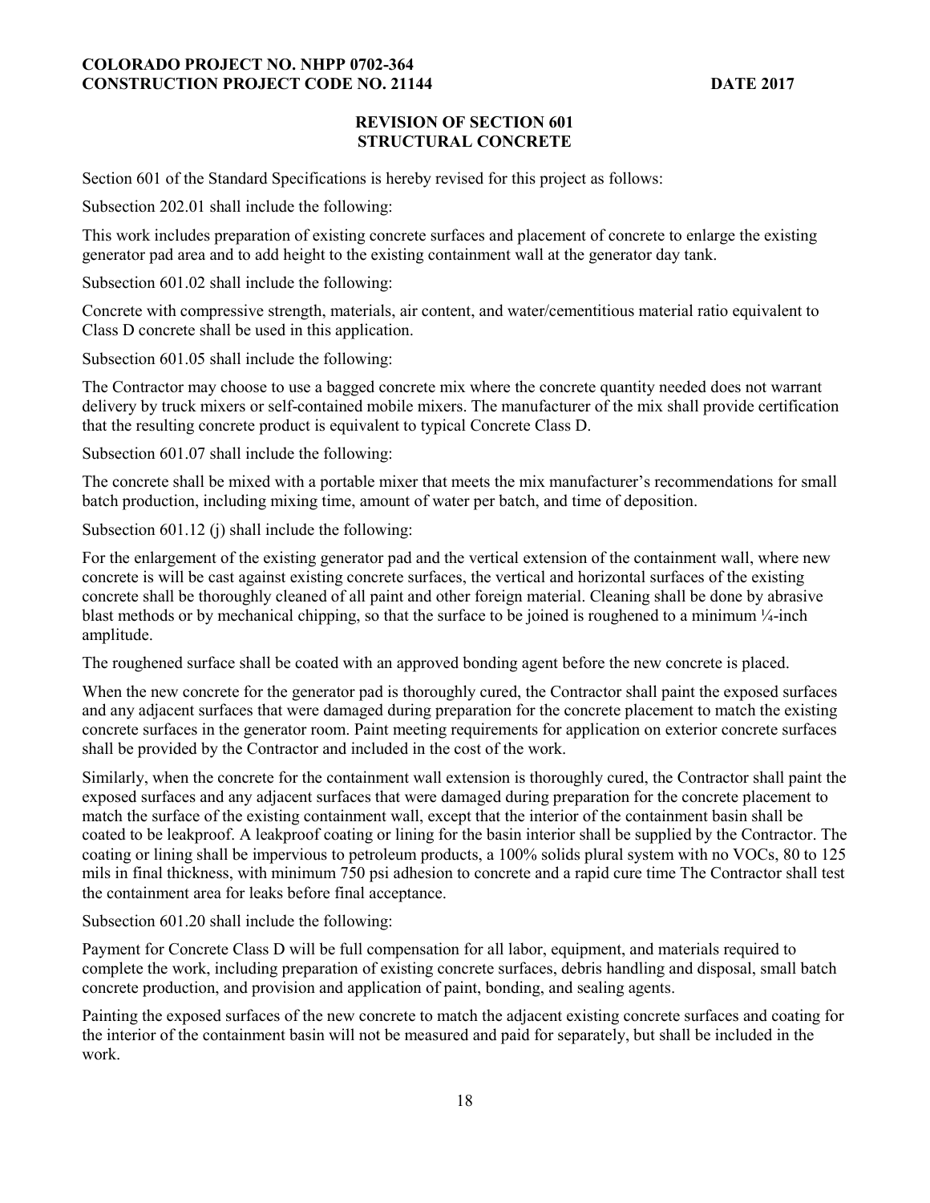## REVISION OF SECTION 601
## STRUCTURAL CONCRETE

Section 601 of the Standard Specifications is hereby revised for this project as follows:

Subsection 202.01 shall include the following:

This work includes preparation of existing concrete surfaces and placement of concrete to enlarge the existing generator pad area and to add height to the existing containment wall at the generator day tank.

Subsection 601.02 shall include the following:

Concrete with compressive strength, materials, air content, and water/cementitious material ratio equivalent to Class D concrete shall be used in this application.

Subsection 601.05 shall include the following:

The Contractor may choose to use a bagged concrete mix where the concrete quantity needed does not warrant delivery by truck mixers or self-contained mobile mixers. The manufacturer of the mix shall provide certification that the resulting concrete product is equivalent to typical Concrete Class D.

Subsection 601.07 shall include the following:

The concrete shall be mixed with a portable mixer that meets the mix manufacturer's recommendations for small batch production, including mixing time, amount of water per batch, and time of deposition.

Subsection 601.12 (j) shall include the following:

For the enlargement of the existing generator pad and the vertical extension of the containment wall, where new concrete is will be cast against existing concrete surfaces, the vertical and horizontal surfaces of the existing concrete shall be thoroughly cleaned of all paint and other foreign material. Cleaning shall be done by abrasive blast methods or by mechanical chipping, so that the surface to be joined is roughened to a minimum ¼-inch amplitude.

The roughened surface shall be coated with an approved bonding agent before the new concrete is placed.

When the new concrete for the generator pad is thoroughly cured, the Contractor shall paint the exposed surfaces and any adjacent surfaces that were damaged during preparation for the concrete placement to match the existing concrete surfaces in the generator room. Paint meeting requirements for application on exterior concrete surfaces shall be provided by the Contractor and included in the cost of the work.

Similarly, when the concrete for the containment wall extension is thoroughly cured, the Contractor shall paint the exposed surfaces and any adjacent surfaces that were damaged during preparation for the concrete placement to match the surface of the existing containment wall, except that the interior of the containment basin shall be coated to be leakproof. A leakproof coating or lining for the basin interior shall be supplied by the Contractor. The coating or lining shall be impervious to petroleum products, a 100% solids plural system with no VOCs, 80 to 125 mils in final thickness, with minimum 750 psi adhesion to concrete and a rapid cure time The Contractor shall test the containment area for leaks before final acceptance.

Subsection 601.20 shall include the following:

Payment for Concrete Class D will be full compensation for all labor, equipment, and materials required to complete the work, including preparation of existing concrete surfaces, debris handling and disposal, small batch concrete production, and provision and application of paint, bonding, and sealing agents.

Painting the exposed surfaces of the new concrete to match the adjacent existing concrete surfaces and coating for the interior of the containment basin will not be measured and paid for separately, but shall be included in the work.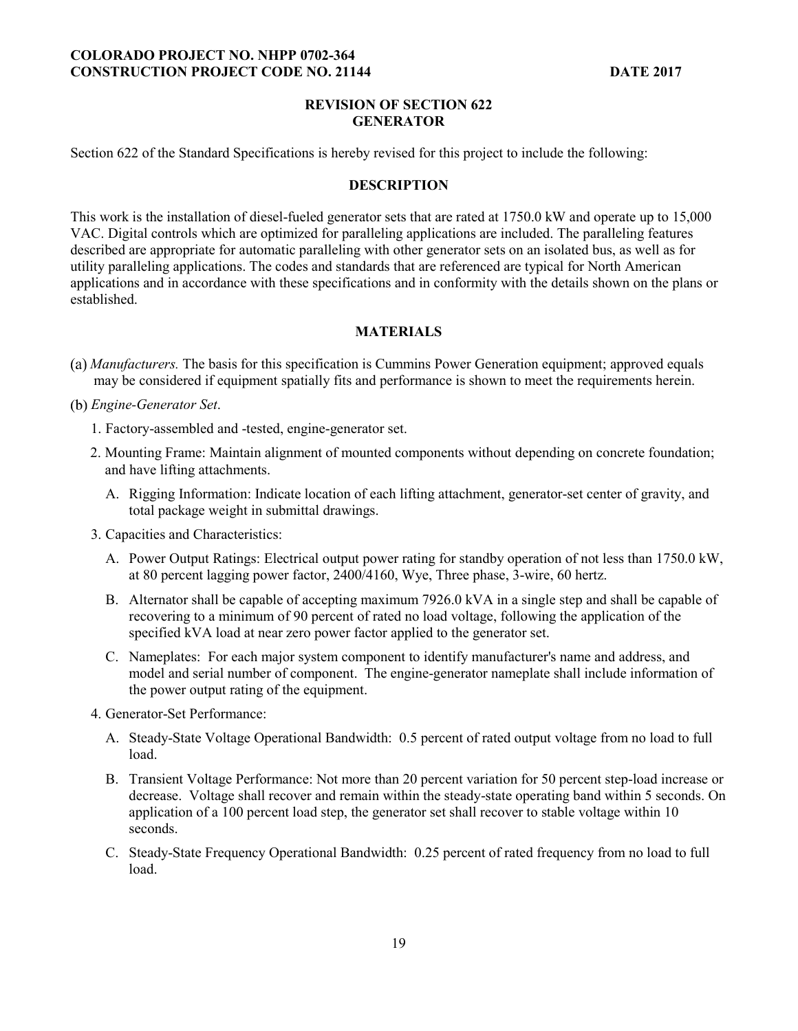## REVISION OF SECTION 622
## GENERATOR

Section 622 of the Standard Specifications is hereby revised for this project to include the following:

### DESCRIPTION

This work is the installation of diesel-fueled generator sets that are rated at 1750.0 kW and operate up to 15,000 VAC. Digital controls which are optimized for paralleling applications are included. The paralleling features described are appropriate for automatic paralleling with other generator sets on an isolated bus, as well as for utility paralleling applications. The codes and standards that are referenced are typical for North American applications and in accordance with these specifications and in conformity with the details shown on the plans or established.

### MATERIALS

(a) *Manufacturers.* The basis for this specification is Cummins Power Generation equipment; approved equals may be considered if equipment spatially fits and performance is shown to meet the requirements herein.

(b) *Engine-Generator Set*.

1. Factory-assembled and -tested, engine-generator set.
2. Mounting Frame: Maintain alignment of mounted components without depending on concrete foundation; and have lifting attachments.
   - A. Rigging Information: Indicate location of each lifting attachment, generator-set center of gravity, and total package weight in submittal drawings.
3. Capacities and Characteristics:
   - A. Power Output Ratings: Electrical output power rating for standby operation of not less than 1750.0 kW, at 80 percent lagging power factor, 2400/4160, Wye, Three phase, 3-wire, 60 hertz.
   - B. Alternator shall be capable of accepting maximum 7926.0 kVA in a single step and shall be capable of recovering to a minimum of 90 percent of rated no load voltage, following the application of the specified kVA load at near zero power factor applied to the generator set.
   - C. Nameplates: For each major system component to identify manufacturer's name and address, and model and serial number of component. The engine-generator nameplate shall include information of the power output rating of the equipment.
4. Generator-Set Performance:
   - A. Steady-State Voltage Operational Bandwidth: 0.5 percent of rated output voltage from no load to full load.
   - B. Transient Voltage Performance: Not more than 20 percent variation for 50 percent step-load increase or decrease. Voltage shall recover and remain within the steady-state operating band within 5 seconds. On application of a 100 percent load step, the generator set shall recover to stable voltage within 10 seconds.
   - C. Steady-State Frequency Operational Bandwidth: 0.25 percent of rated frequency from no load to full load.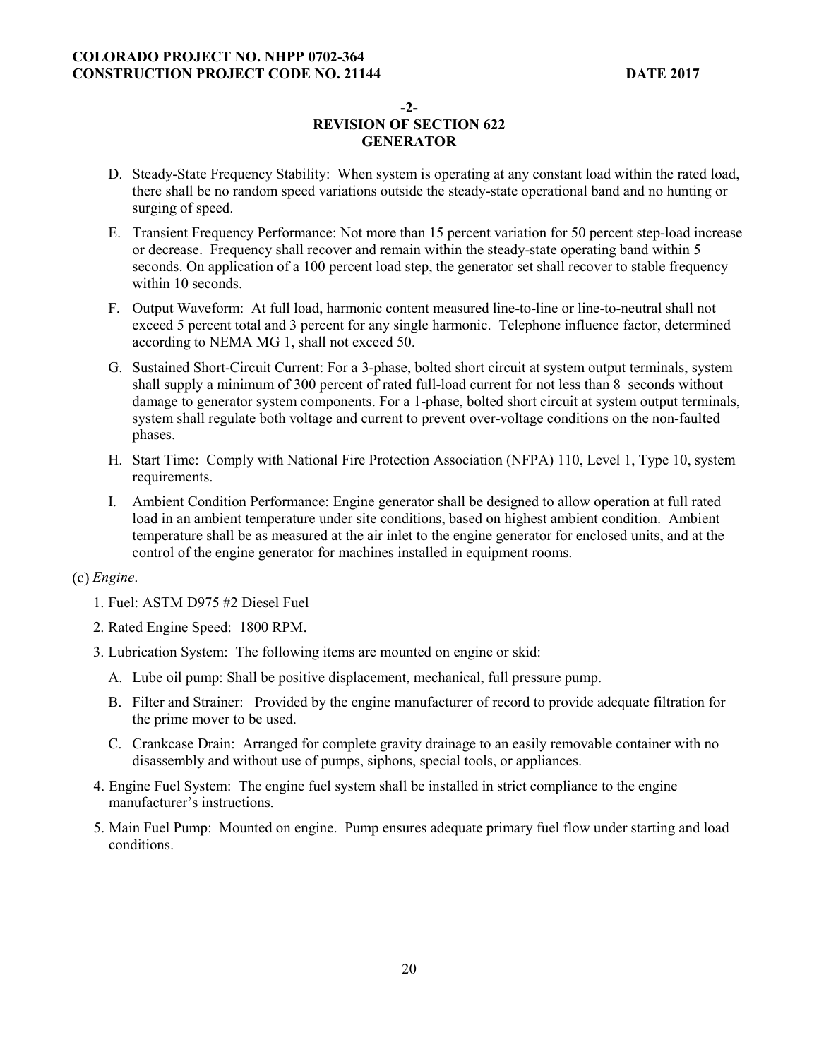**-2-**
**REVISION OF SECTION 622**
**GENERATOR**

D. Steady-State Frequency Stability: When system is operating at any constant load within the rated load, there shall be no random speed variations outside the steady-state operational band and no hunting or surging of speed.

E. Transient Frequency Performance: Not more than 15 percent variation for 50 percent step-load increase or decrease. Frequency shall recover and remain within the steady-state operating band within 5 seconds. On application of a 100 percent load step, the generator set shall recover to stable frequency within 10 seconds.

F. Output Waveform: At full load, harmonic content measured line-to-line or line-to-neutral shall not exceed 5 percent total and 3 percent for any single harmonic. Telephone influence factor, determined according to NEMA MG 1, shall not exceed 50.

G. Sustained Short-Circuit Current: For a 3-phase, bolted short circuit at system output terminals, system shall supply a minimum of 300 percent of rated full-load current for not less than 8 seconds without damage to generator system components. For a 1-phase, bolted short circuit at system output terminals, system shall regulate both voltage and current to prevent over-voltage conditions on the non-faulted phases.

H. Start Time: Comply with National Fire Protection Association (NFPA) 110, Level 1, Type 10, system requirements.

I. Ambient Condition Performance: Engine generator shall be designed to allow operation at full rated load in an ambient temperature under site conditions, based on highest ambient condition. Ambient temperature shall be as measured at the air inlet to the engine generator for enclosed units, and at the control of the engine generator for machines installed in equipment rooms.

(c) *Engine*.

1. Fuel: ASTM D975 #2 Diesel Fuel

2. Rated Engine Speed: 1800 RPM.

3. Lubrication System: The following items are mounted on engine or skid:

   A. Lube oil pump: Shall be positive displacement, mechanical, full pressure pump.

   B. Filter and Strainer: Provided by the engine manufacturer of record to provide adequate filtration for the prime mover to be used.

   C. Crankcase Drain: Arranged for complete gravity drainage to an easily removable container with no disassembly and without use of pumps, siphons, special tools, or appliances.

4. Engine Fuel System: The engine fuel system shall be installed in strict compliance to the engine manufacturer's instructions.

5. Main Fuel Pump: Mounted on engine. Pump ensures adequate primary fuel flow under starting and load conditions.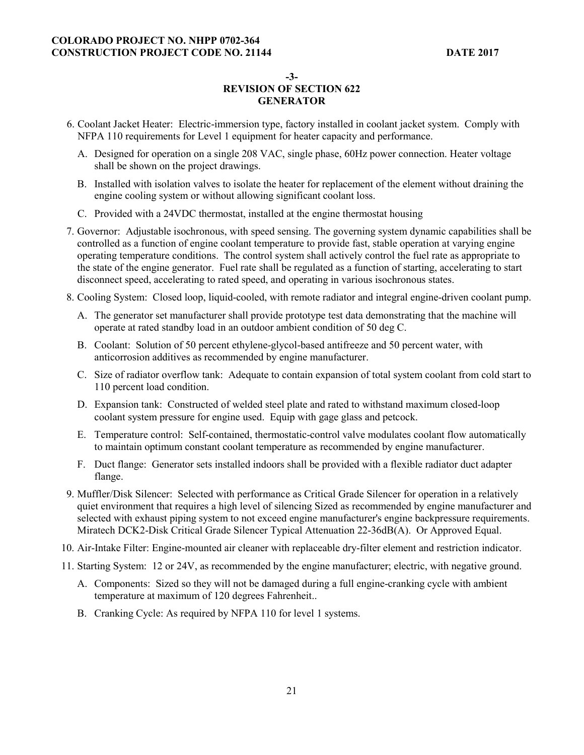**-3-**
**REVISION OF SECTION 622**
**GENERATOR**

6. Coolant Jacket Heater: Electric-immersion type, factory installed in coolant jacket system. Comply with NFPA 110 requirements for Level 1 equipment for heater capacity and performance.

   A. Designed for operation on a single 208 VAC, single phase, 60Hz power connection. Heater voltage shall be shown on the project drawings.

   B. Installed with isolation valves to isolate the heater for replacement of the element without draining the engine cooling system or without allowing significant coolant loss.

   C. Provided with a 24VDC thermostat, installed at the engine thermostat housing

7. Governor: Adjustable isochronous, with speed sensing. The governing system dynamic capabilities shall be controlled as a function of engine coolant temperature to provide fast, stable operation at varying engine operating temperature conditions. The control system shall actively control the fuel rate as appropriate to the state of the engine generator. Fuel rate shall be regulated as a function of starting, accelerating to start disconnect speed, accelerating to rated speed, and operating in various isochronous states.

8. Cooling System: Closed loop, liquid-cooled, with remote radiator and integral engine-driven coolant pump.

   A. The generator set manufacturer shall provide prototype test data demonstrating that the machine will operate at rated standby load in an outdoor ambient condition of 50 deg C.

   B. Coolant: Solution of 50 percent ethylene-glycol-based antifreeze and 50 percent water, with anticorrosion additives as recommended by engine manufacturer.

   C. Size of radiator overflow tank: Adequate to contain expansion of total system coolant from cold start to 110 percent load condition.

   D. Expansion tank: Constructed of welded steel plate and rated to withstand maximum closed-loop coolant system pressure for engine used. Equip with gage glass and petcock.

   E. Temperature control: Self-contained, thermostatic-control valve modulates coolant flow automatically to maintain optimum constant coolant temperature as recommended by engine manufacturer.

   F. Duct flange: Generator sets installed indoors shall be provided with a flexible radiator duct adapter flange.

9. Muffler/Disk Silencer: Selected with performance as Critical Grade Silencer for operation in a relatively quiet environment that requires a high level of silencing Sized as recommended by engine manufacturer and selected with exhaust piping system to not exceed engine manufacturer's engine backpressure requirements. Miratech DCK2-Disk Critical Grade Silencer Typical Attenuation 22-36dB(A). Or Approved Equal.

10. Air-Intake Filter: Engine-mounted air cleaner with replaceable dry-filter element and restriction indicator.

11. Starting System: 12 or 24V, as recommended by the engine manufacturer; electric, with negative ground.

    A. Components: Sized so they will not be damaged during a full engine-cranking cycle with ambient temperature at maximum of 120 degrees Fahrenheit..

    B. Cranking Cycle: As required by NFPA 110 for level 1 systems.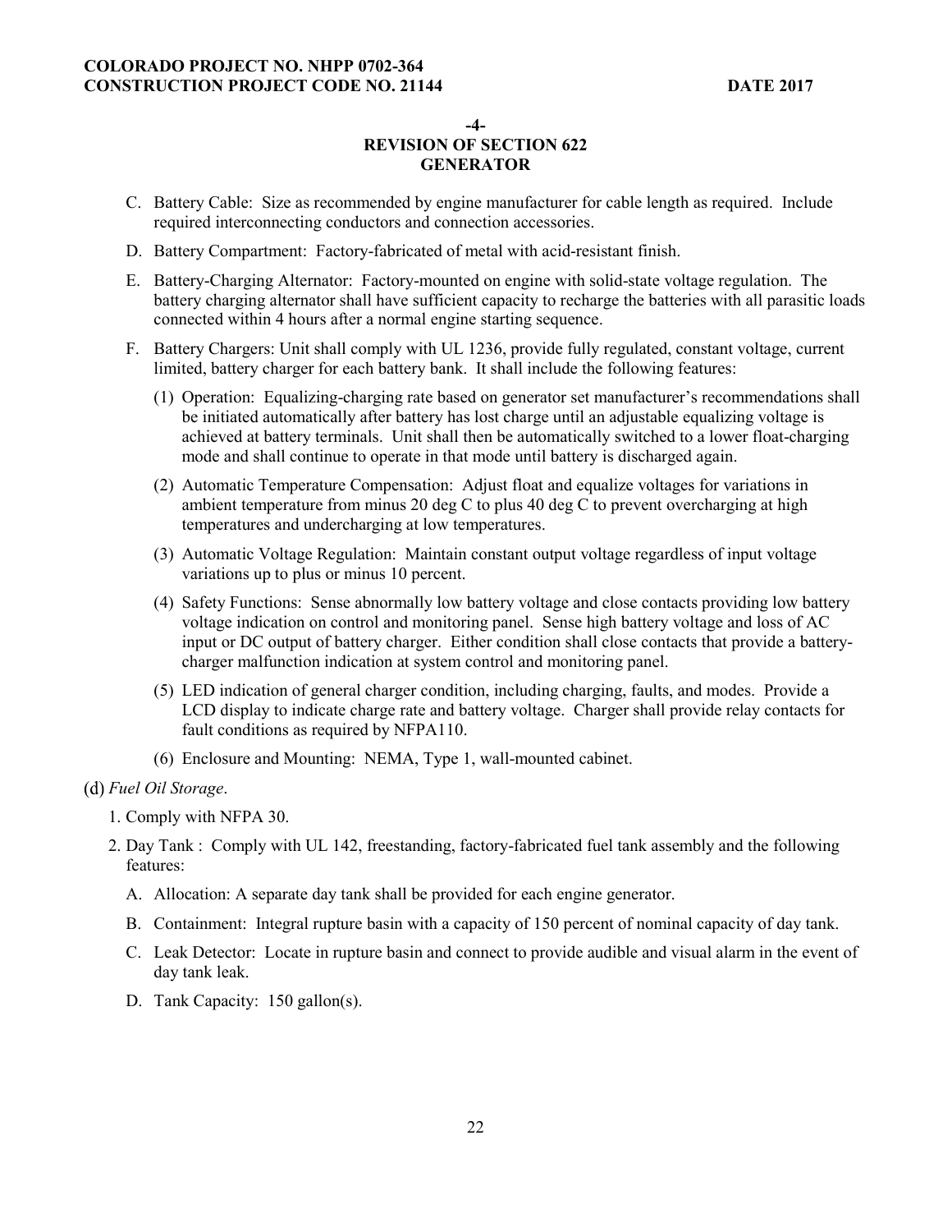**-4-**
**REVISION OF SECTION 622**
**GENERATOR**

C. Battery Cable: Size as recommended by engine manufacturer for cable length as required. Include required interconnecting conductors and connection accessories.

D. Battery Compartment: Factory-fabricated of metal with acid-resistant finish.

E. Battery-Charging Alternator: Factory-mounted on engine with solid-state voltage regulation. The battery charging alternator shall have sufficient capacity to recharge the batteries with all parasitic loads connected within 4 hours after a normal engine starting sequence.

F. Battery Chargers: Unit shall comply with UL 1236, provide fully regulated, constant voltage, current limited, battery charger for each battery bank. It shall include the following features:

(1) Operation: Equalizing-charging rate based on generator set manufacturer's recommendations shall be initiated automatically after battery has lost charge until an adjustable equalizing voltage is achieved at battery terminals. Unit shall then be automatically switched to a lower float-charging mode and shall continue to operate in that mode until battery is discharged again.

(2) Automatic Temperature Compensation: Adjust float and equalize voltages for variations in ambient temperature from minus 20 deg C to plus 40 deg C to prevent overcharging at high temperatures and undercharging at low temperatures.

(3) Automatic Voltage Regulation: Maintain constant output voltage regardless of input voltage variations up to plus or minus 10 percent.

(4) Safety Functions: Sense abnormally low battery voltage and close contacts providing low battery voltage indication on control and monitoring panel. Sense high battery voltage and loss of AC input or DC output of battery charger. Either condition shall close contacts that provide a battery-charger malfunction indication at system control and monitoring panel.

(5) LED indication of general charger condition, including charging, faults, and modes. Provide a LCD display to indicate charge rate and battery voltage. Charger shall provide relay contacts for fault conditions as required by NFPA110.

(6) Enclosure and Mounting: NEMA, Type 1, wall-mounted cabinet.

(d) *Fuel Oil Storage*.

1. Comply with NFPA 30.

2. Day Tank : Comply with UL 142, freestanding, factory-fabricated fuel tank assembly and the following features:

A. Allocation: A separate day tank shall be provided for each engine generator.

B. Containment: Integral rupture basin with a capacity of 150 percent of nominal capacity of day tank.

C. Leak Detector: Locate in rupture basin and connect to provide audible and visual alarm in the event of day tank leak.

D. Tank Capacity: 150 gallon(s).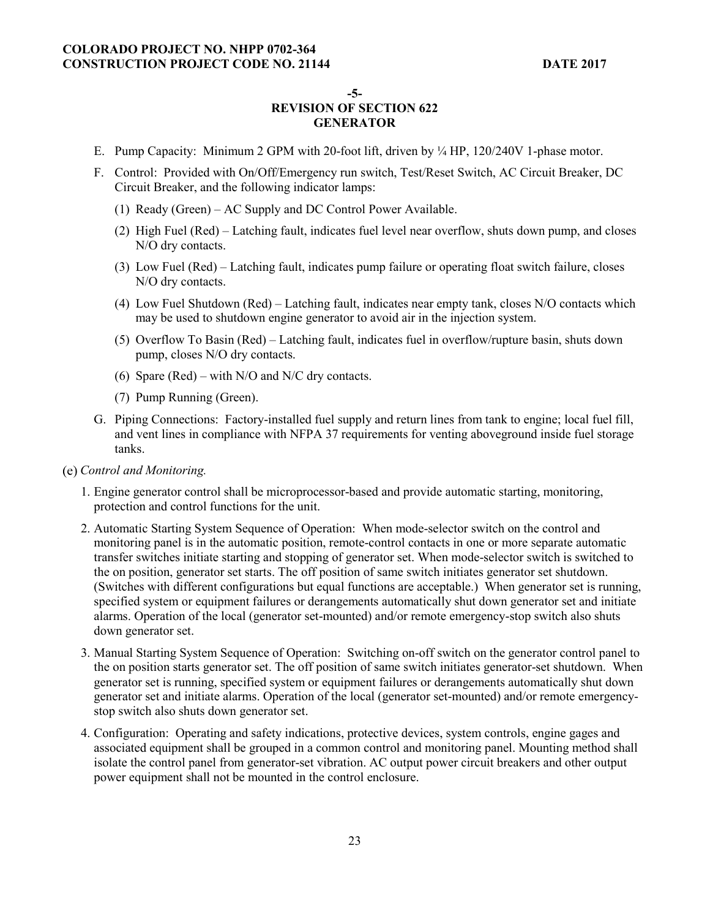**-5-**
**REVISION OF SECTION 622**
**GENERATOR**

E. Pump Capacity: Minimum 2 GPM with 20-foot lift, driven by ¼ HP, 120/240V 1-phase motor.

F. Control: Provided with On/Off/Emergency run switch, Test/Reset Switch, AC Circuit Breaker, DC Circuit Breaker, and the following indicator lamps:

   (1) Ready (Green) – AC Supply and DC Control Power Available.

   (2) High Fuel (Red) – Latching fault, indicates fuel level near overflow, shuts down pump, and closes N/O dry contacts.

   (3) Low Fuel (Red) – Latching fault, indicates pump failure or operating float switch failure, closes N/O dry contacts.

   (4) Low Fuel Shutdown (Red) – Latching fault, indicates near empty tank, closes N/O contacts which may be used to shutdown engine generator to avoid air in the injection system.

   (5) Overflow To Basin (Red) – Latching fault, indicates fuel in overflow/rupture basin, shuts down pump, closes N/O dry contacts.

   (6) Spare (Red) – with N/O and N/C dry contacts.

   (7) Pump Running (Green).

G. Piping Connections: Factory-installed fuel supply and return lines from tank to engine; local fuel fill, and vent lines in compliance with NFPA 37 requirements for venting aboveground inside fuel storage tanks.

(e) *Control and Monitoring.*

1. Engine generator control shall be microprocessor-based and provide automatic starting, monitoring, protection and control functions for the unit.

2. Automatic Starting System Sequence of Operation: When mode-selector switch on the control and monitoring panel is in the automatic position, remote-control contacts in one or more separate automatic transfer switches initiate starting and stopping of generator set. When mode-selector switch is switched to the on position, generator set starts. The off position of same switch initiates generator set shutdown. (Switches with different configurations but equal functions are acceptable.) When generator set is running, specified system or equipment failures or derangements automatically shut down generator set and initiate alarms. Operation of the local (generator set-mounted) and/or remote emergency-stop switch also shuts down generator set.

3. Manual Starting System Sequence of Operation: Switching on-off switch on the generator control panel to the on position starts generator set. The off position of same switch initiates generator-set shutdown. When generator set is running, specified system or equipment failures or derangements automatically shut down generator set and initiate alarms. Operation of the local (generator set-mounted) and/or remote emergency-stop switch also shuts down generator set.

4. Configuration: Operating and safety indications, protective devices, system controls, engine gages and associated equipment shall be grouped in a common control and monitoring panel. Mounting method shall isolate the control panel from generator-set vibration. AC output power circuit breakers and other output power equipment shall not be mounted in the control enclosure.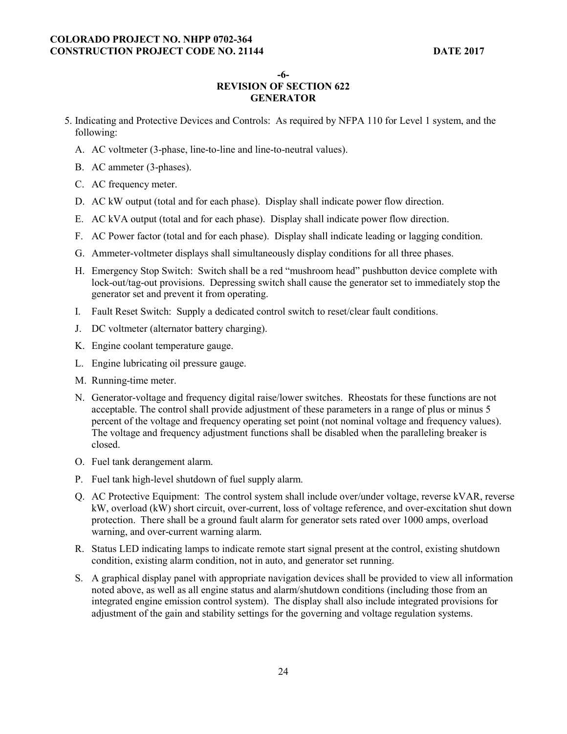**-6-**
**REVISION OF SECTION 622**
**GENERATOR**

5. Indicating and Protective Devices and Controls: As required by NFPA 110 for Level 1 system, and the following:

   A. AC voltmeter (3-phase, line-to-line and line-to-neutral values).

   B. AC ammeter (3-phases).

   C. AC frequency meter.

   D. AC kW output (total and for each phase). Display shall indicate power flow direction.

   E. AC kVA output (total and for each phase). Display shall indicate power flow direction.

   F. AC Power factor (total and for each phase). Display shall indicate leading or lagging condition.

   G. Ammeter-voltmeter displays shall simultaneously display conditions for all three phases.

   H. Emergency Stop Switch: Switch shall be a red "mushroom head" pushbutton device complete with lock-out/tag-out provisions. Depressing switch shall cause the generator set to immediately stop the generator set and prevent it from operating.

   I. Fault Reset Switch: Supply a dedicated control switch to reset/clear fault conditions.

   J. DC voltmeter (alternator battery charging).

   K. Engine coolant temperature gauge.

   L. Engine lubricating oil pressure gauge.

   M. Running-time meter.

   N. Generator-voltage and frequency digital raise/lower switches. Rheostats for these functions are not acceptable. The control shall provide adjustment of these parameters in a range of plus or minus 5 percent of the voltage and frequency operating set point (not nominal voltage and frequency values). The voltage and frequency adjustment functions shall be disabled when the paralleling breaker is closed.

   O. Fuel tank derangement alarm.

   P. Fuel tank high-level shutdown of fuel supply alarm.

   Q. AC Protective Equipment: The control system shall include over/under voltage, reverse kVAR, reverse kW, overload (kW) short circuit, over-current, loss of voltage reference, and over-excitation shut down protection. There shall be a ground fault alarm for generator sets rated over 1000 amps, overload warning, and over-current warning alarm.

   R. Status LED indicating lamps to indicate remote start signal present at the control, existing shutdown condition, existing alarm condition, not in auto, and generator set running.

   S. A graphical display panel with appropriate navigation devices shall be provided to view all information noted above, as well as all engine status and alarm/shutdown conditions (including those from an integrated engine emission control system). The display shall also include integrated provisions for adjustment of the gain and stability settings for the governing and voltage regulation systems.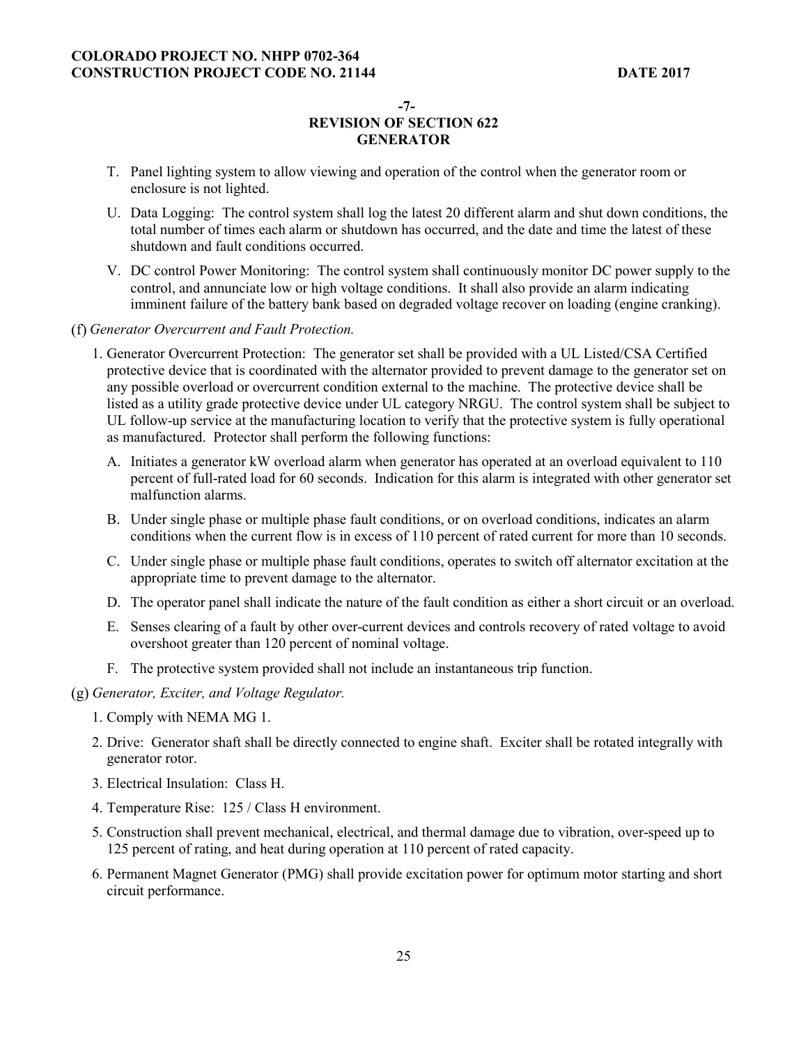**-7-**
**REVISION OF SECTION 622**
**GENERATOR**

T. Panel lighting system to allow viewing and operation of the control when the generator room or enclosure is not lighted.

U. Data Logging: The control system shall log the latest 20 different alarm and shut down conditions, the total number of times each alarm or shutdown has occurred, and the date and time the latest of these shutdown and fault conditions occurred.

V. DC control Power Monitoring: The control system shall continuously monitor DC power supply to the control, and annunciate low or high voltage conditions. It shall also provide an alarm indicating imminent failure of the battery bank based on degraded voltage recover on loading (engine cranking).

(f) *Generator Overcurrent and Fault Protection.*

1. Generator Overcurrent Protection: The generator set shall be provided with a UL Listed/CSA Certified protective device that is coordinated with the alternator provided to prevent damage to the generator set on any possible overload or overcurrent condition external to the machine. The protective device shall be listed as a utility grade protective device under UL category NRGU. The control system shall be subject to UL follow-up service at the manufacturing location to verify that the protective system is fully operational as manufactured. Protector shall perform the following functions:

   A. Initiates a generator kW overload alarm when generator has operated at an overload equivalent to 110 percent of full-rated load for 60 seconds. Indication for this alarm is integrated with other generator set malfunction alarms.

   B. Under single phase or multiple phase fault conditions, or on overload conditions, indicates an alarm conditions when the current flow is in excess of 110 percent of rated current for more than 10 seconds.

   C. Under single phase or multiple phase fault conditions, operates to switch off alternator excitation at the appropriate time to prevent damage to the alternator.

   D. The operator panel shall indicate the nature of the fault condition as either a short circuit or an overload.

   E. Senses clearing of a fault by other over-current devices and controls recovery of rated voltage to avoid overshoot greater than 120 percent of nominal voltage.

   F. The protective system provided shall not include an instantaneous trip function.

(g) *Generator, Exciter, and Voltage Regulator.*

1. Comply with NEMA MG 1.
2. Drive: Generator shaft shall be directly connected to engine shaft. Exciter shall be rotated integrally with generator rotor.
3. Electrical Insulation: Class H.
4. Temperature Rise: 125 / Class H environment.
5. Construction shall prevent mechanical, electrical, and thermal damage due to vibration, over-speed up to 125 percent of rating, and heat during operation at 110 percent of rated capacity.
6. Permanent Magnet Generator (PMG) shall provide excitation power for optimum motor starting and short circuit performance.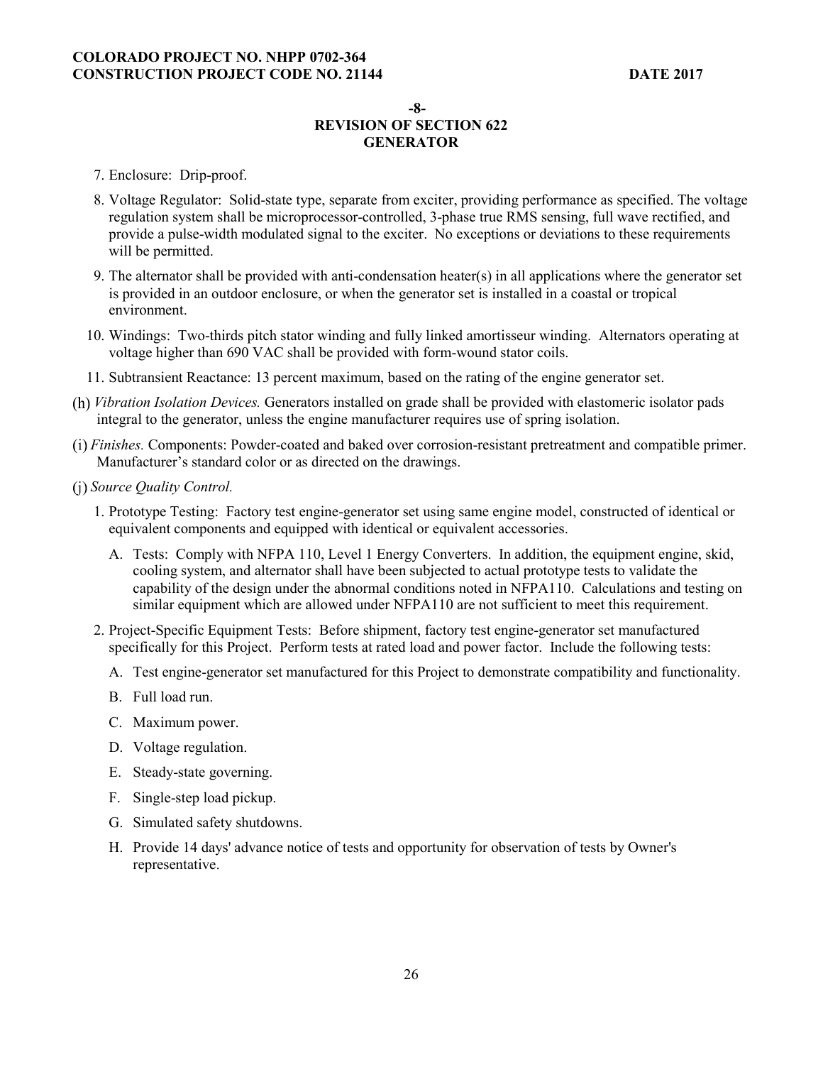**-8-**
**REVISION OF SECTION 622**
**GENERATOR**

7. Enclosure: Drip-proof.
8. Voltage Regulator: Solid-state type, separate from exciter, providing performance as specified. The voltage regulation system shall be microprocessor-controlled, 3-phase true RMS sensing, full wave rectified, and provide a pulse-width modulated signal to the exciter. No exceptions or deviations to these requirements will be permitted.
9. The alternator shall be provided with anti-condensation heater(s) in all applications where the generator set is provided in an outdoor enclosure, or when the generator set is installed in a coastal or tropical environment.
10. Windings: Two-thirds pitch stator winding and fully linked amortisseur winding. Alternators operating at voltage higher than 690 VAC shall be provided with form-wound stator coils.
11. Subtransient Reactance: 13 percent maximum, based on the rating of the engine generator set.

(h) *Vibration Isolation Devices.* Generators installed on grade shall be provided with elastomeric isolator pads integral to the generator, unless the engine manufacturer requires use of spring isolation.

(i) *Finishes.* Components: Powder-coated and baked over corrosion-resistant pretreatment and compatible primer. Manufacturer's standard color or as directed on the drawings.

(j) *Source Quality Control.*

1. Prototype Testing: Factory test engine-generator set using same engine model, constructed of identical or equivalent components and equipped with identical or equivalent accessories.
   - A. Tests: Comply with NFPA 110, Level 1 Energy Converters. In addition, the equipment engine, skid, cooling system, and alternator shall have been subjected to actual prototype tests to validate the capability of the design under the abnormal conditions noted in NFPA110. Calculations and testing on similar equipment which are allowed under NFPA110 are not sufficient to meet this requirement.
2. Project-Specific Equipment Tests: Before shipment, factory test engine-generator set manufactured specifically for this Project. Perform tests at rated load and power factor. Include the following tests:
   - A. Test engine-generator set manufactured for this Project to demonstrate compatibility and functionality.
   - B. Full load run.
   - C. Maximum power.
   - D. Voltage regulation.
   - E. Steady-state governing.
   - F. Single-step load pickup.
   - G. Simulated safety shutdowns.
   - H. Provide 14 days' advance notice of tests and opportunity for observation of tests by Owner's representative.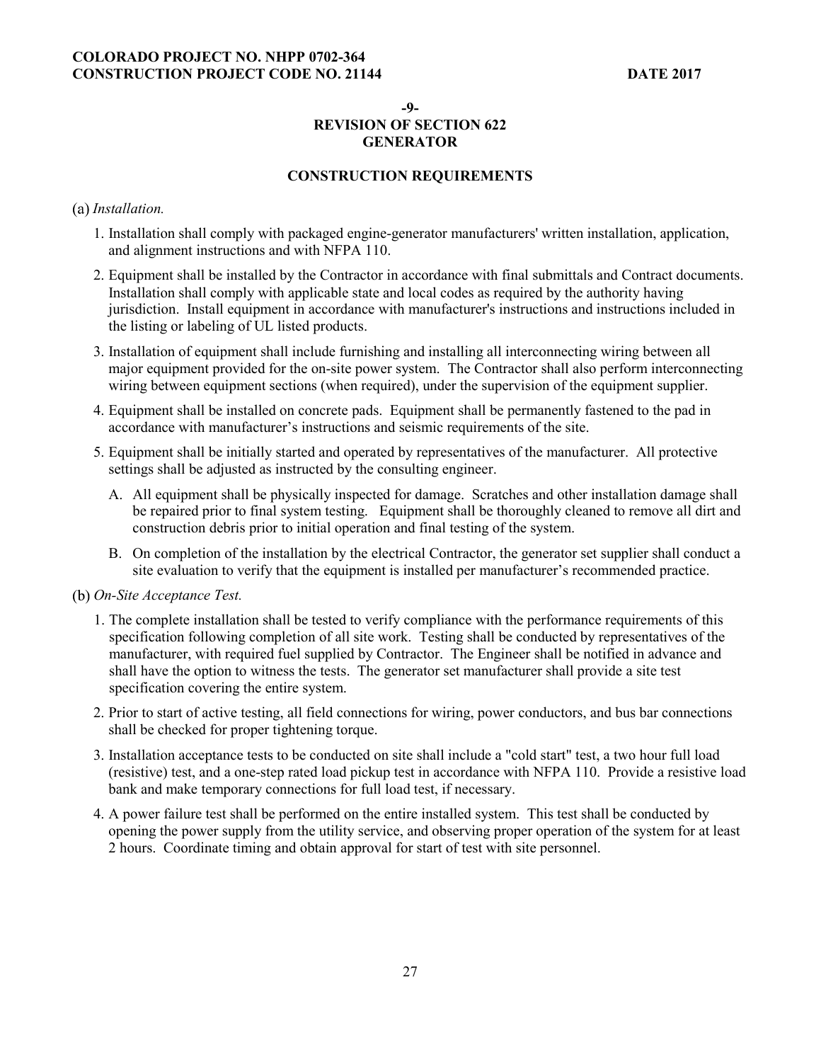**-9-**
**REVISION OF SECTION 622**
**GENERATOR**

**CONSTRUCTION REQUIREMENTS**

(a) *Installation.*

1. Installation shall comply with packaged engine-generator manufacturers' written installation, application, and alignment instructions and with NFPA 110.
2. Equipment shall be installed by the Contractor in accordance with final submittals and Contract documents. Installation shall comply with applicable state and local codes as required by the authority having jurisdiction. Install equipment in accordance with manufacturer's instructions and instructions included in the listing or labeling of UL listed products.
3. Installation of equipment shall include furnishing and installing all interconnecting wiring between all major equipment provided for the on-site power system. The Contractor shall also perform interconnecting wiring between equipment sections (when required), under the supervision of the equipment supplier.
4. Equipment shall be installed on concrete pads. Equipment shall be permanently fastened to the pad in accordance with manufacturer's instructions and seismic requirements of the site.
5. Equipment shall be initially started and operated by representatives of the manufacturer. All protective settings shall be adjusted as instructed by the consulting engineer.
   - A. All equipment shall be physically inspected for damage. Scratches and other installation damage shall be repaired prior to final system testing. Equipment shall be thoroughly cleaned to remove all dirt and construction debris prior to initial operation and final testing of the system.
   - B. On completion of the installation by the electrical Contractor, the generator set supplier shall conduct a site evaluation to verify that the equipment is installed per manufacturer's recommended practice.

(b) *On-Site Acceptance Test.*

1. The complete installation shall be tested to verify compliance with the performance requirements of this specification following completion of all site work. Testing shall be conducted by representatives of the manufacturer, with required fuel supplied by Contractor. The Engineer shall be notified in advance and shall have the option to witness the tests. The generator set manufacturer shall provide a site test specification covering the entire system.
2. Prior to start of active testing, all field connections for wiring, power conductors, and bus bar connections shall be checked for proper tightening torque.
3. Installation acceptance tests to be conducted on site shall include a "cold start" test, a two hour full load (resistive) test, and a one-step rated load pickup test in accordance with NFPA 110. Provide a resistive load bank and make temporary connections for full load test, if necessary.
4. A power failure test shall be performed on the entire installed system. This test shall be conducted by opening the power supply from the utility service, and observing proper operation of the system for at least 2 hours. Coordinate timing and obtain approval for start of test with site personnel.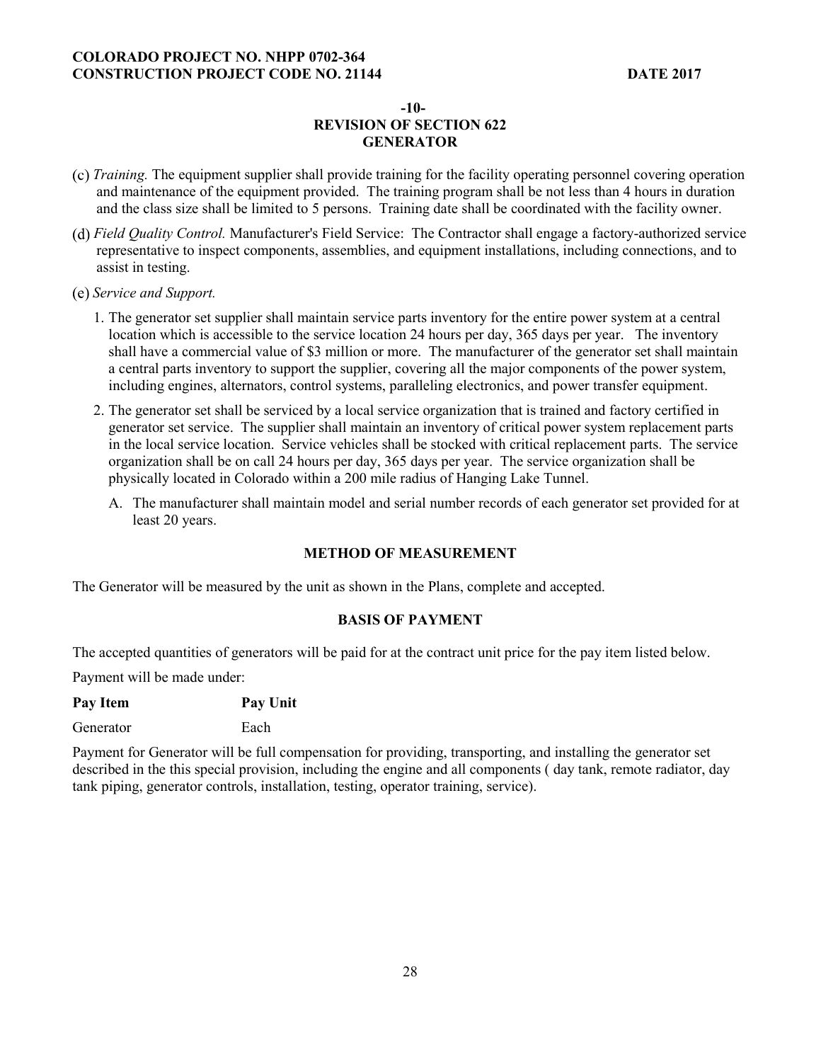**-10-**

**REVISION OF SECTION 622**

**GENERATOR**

(c) *Training.* The equipment supplier shall provide training for the facility operating personnel covering operation and maintenance of the equipment provided. The training program shall be not less than 4 hours in duration and the class size shall be limited to 5 persons. Training date shall be coordinated with the facility owner.

(d) *Field Quality Control.* Manufacturer's Field Service: The Contractor shall engage a factory-authorized service representative to inspect components, assemblies, and equipment installations, including connections, and to assist in testing.

(e) *Service and Support.*

1. The generator set supplier shall maintain service parts inventory for the entire power system at a central location which is accessible to the service location 24 hours per day, 365 days per year. The inventory shall have a commercial value of $3 million or more. The manufacturer of the generator set shall maintain a central parts inventory to support the supplier, covering all the major components of the power system, including engines, alternators, control systems, paralleling electronics, and power transfer equipment.

2. The generator set shall be serviced by a local service organization that is trained and factory certified in generator set service. The supplier shall maintain an inventory of critical power system replacement parts in the local service location. Service vehicles shall be stocked with critical replacement parts. The service organization shall be on call 24 hours per day, 365 days per year. The service organization shall be physically located in Colorado within a 200 mile radius of Hanging Lake Tunnel.

   A. The manufacturer shall maintain model and serial number records of each generator set provided for at least 20 years.

**METHOD OF MEASUREMENT**

The Generator will be measured by the unit as shown in the Plans, complete and accepted.

**BASIS OF PAYMENT**

The accepted quantities of generators will be paid for at the contract unit price for the pay item listed below.

Payment will be made under:

| **Pay Item** | **Pay Unit** |
| --- | --- |
| Generator | Each |

Payment for Generator will be full compensation for providing, transporting, and installing the generator set described in the this special provision, including the engine and all components ( day tank, remote radiator, day tank piping, generator controls, installation, testing, operator training, service).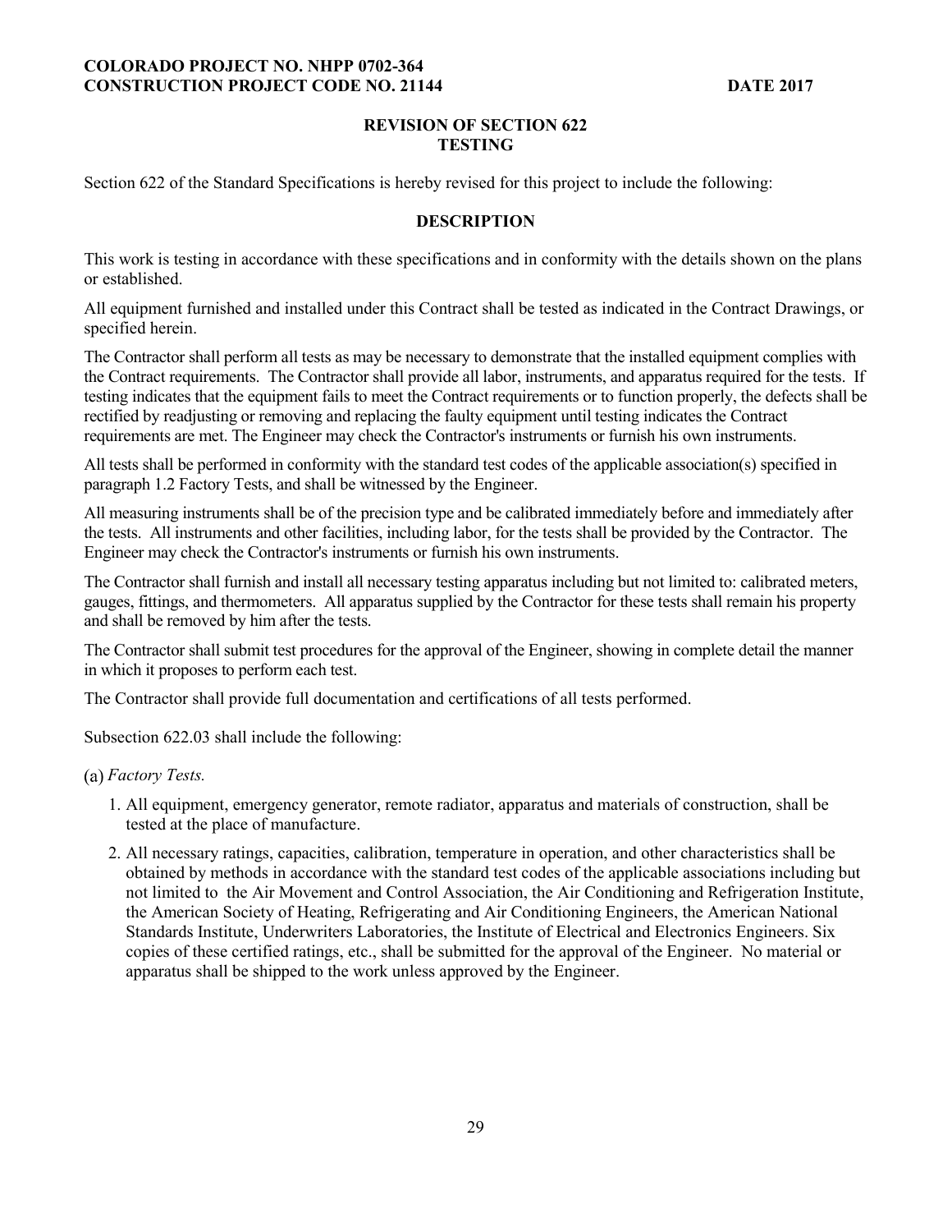## REVISION OF SECTION 622 TESTING

Section 622 of the Standard Specifications is hereby revised for this project to include the following:

### DESCRIPTION

This work is testing in accordance with these specifications and in conformity with the details shown on the plans or established.

All equipment furnished and installed under this Contract shall be tested as indicated in the Contract Drawings, or specified herein.

The Contractor shall perform all tests as may be necessary to demonstrate that the installed equipment complies with the Contract requirements. The Contractor shall provide all labor, instruments, and apparatus required for the tests. If testing indicates that the equipment fails to meet the Contract requirements or to function properly, the defects shall be rectified by readjusting or removing and replacing the faulty equipment until testing indicates the Contract requirements are met. The Engineer may check the Contractor's instruments or furnish his own instruments.

All tests shall be performed in conformity with the standard test codes of the applicable association(s) specified in paragraph 1.2 Factory Tests, and shall be witnessed by the Engineer.

All measuring instruments shall be of the precision type and be calibrated immediately before and immediately after the tests. All instruments and other facilities, including labor, for the tests shall be provided by the Contractor. The Engineer may check the Contractor's instruments or furnish his own instruments.

The Contractor shall furnish and install all necessary testing apparatus including but not limited to: calibrated meters, gauges, fittings, and thermometers. All apparatus supplied by the Contractor for these tests shall remain his property and shall be removed by him after the tests.

The Contractor shall submit test procedures for the approval of the Engineer, showing in complete detail the manner in which it proposes to perform each test.

The Contractor shall provide full documentation and certifications of all tests performed.

Subsection 622.03 shall include the following:

(a) *Factory Tests.*

1. All equipment, emergency generator, remote radiator, apparatus and materials of construction, shall be tested at the place of manufacture.
2. All necessary ratings, capacities, calibration, temperature in operation, and other characteristics shall be obtained by methods in accordance with the standard test codes of the applicable associations including but not limited to the Air Movement and Control Association, the Air Conditioning and Refrigeration Institute, the American Society of Heating, Refrigerating and Air Conditioning Engineers, the American National Standards Institute, Underwriters Laboratories, the Institute of Electrical and Electronics Engineers. Six copies of these certified ratings, etc., shall be submitted for the approval of the Engineer. No material or apparatus shall be shipped to the work unless approved by the Engineer.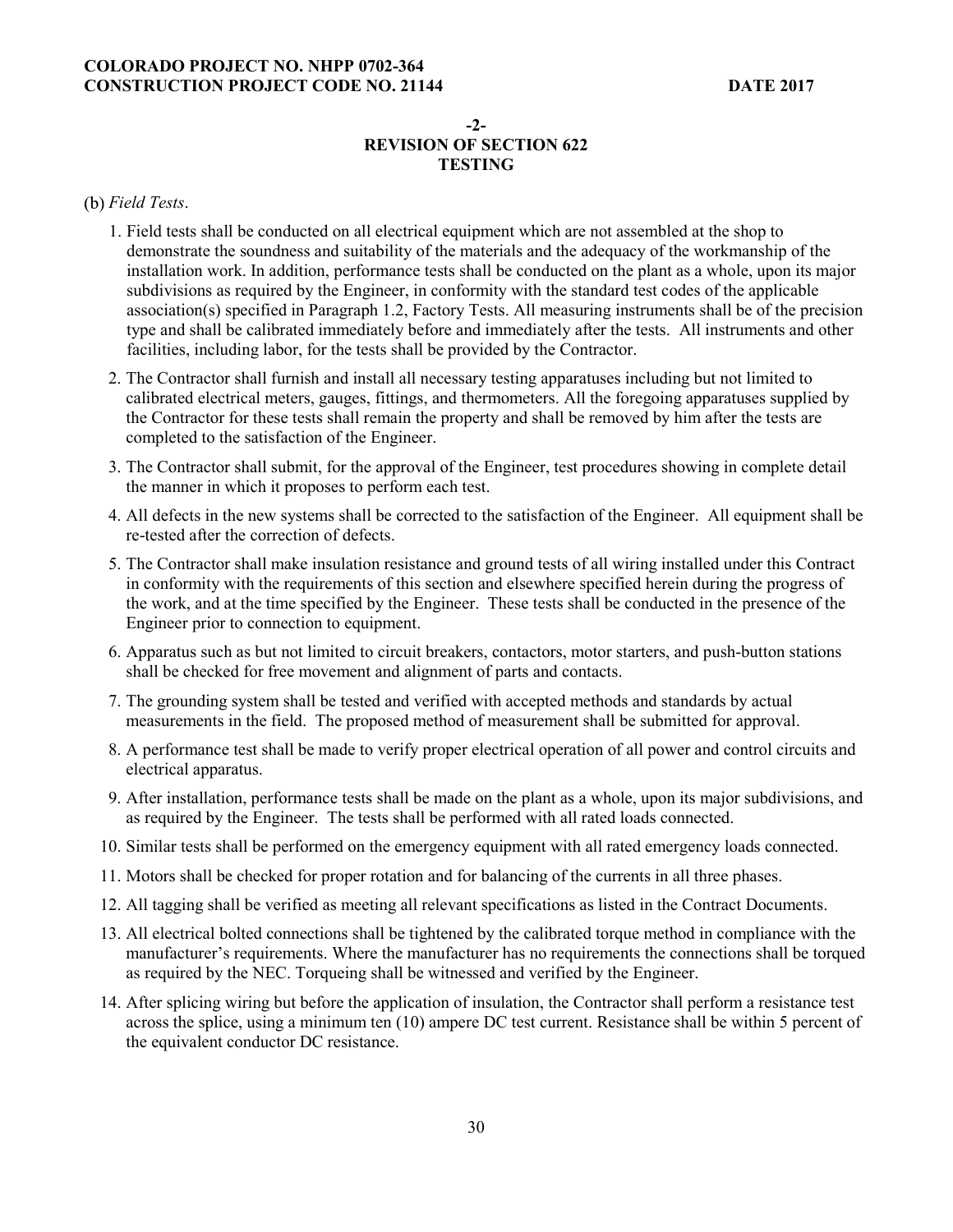**-2-**
**REVISION OF SECTION 622**
**TESTING**

(b) *Field Tests*.

1. Field tests shall be conducted on all electrical equipment which are not assembled at the shop to demonstrate the soundness and suitability of the materials and the adequacy of the workmanship of the installation work. In addition, performance tests shall be conducted on the plant as a whole, upon its major subdivisions as required by the Engineer, in conformity with the standard test codes of the applicable association(s) specified in Paragraph 1.2, Factory Tests. All measuring instruments shall be of the precision type and shall be calibrated immediately before and immediately after the tests. All instruments and other facilities, including labor, for the tests shall be provided by the Contractor.
2. The Contractor shall furnish and install all necessary testing apparatuses including but not limited to calibrated electrical meters, gauges, fittings, and thermometers. All the foregoing apparatuses supplied by the Contractor for these tests shall remain the property and shall be removed by him after the tests are completed to the satisfaction of the Engineer.
3. The Contractor shall submit, for the approval of the Engineer, test procedures showing in complete detail the manner in which it proposes to perform each test.
4. All defects in the new systems shall be corrected to the satisfaction of the Engineer. All equipment shall be re-tested after the correction of defects.
5. The Contractor shall make insulation resistance and ground tests of all wiring installed under this Contract in conformity with the requirements of this section and elsewhere specified herein during the progress of the work, and at the time specified by the Engineer. These tests shall be conducted in the presence of the Engineer prior to connection to equipment.
6. Apparatus such as but not limited to circuit breakers, contactors, motor starters, and push-button stations shall be checked for free movement and alignment of parts and contacts.
7. The grounding system shall be tested and verified with accepted methods and standards by actual measurements in the field. The proposed method of measurement shall be submitted for approval.
8. A performance test shall be made to verify proper electrical operation of all power and control circuits and electrical apparatus.
9. After installation, performance tests shall be made on the plant as a whole, upon its major subdivisions, and as required by the Engineer. The tests shall be performed with all rated loads connected.
10. Similar tests shall be performed on the emergency equipment with all rated emergency loads connected.
11. Motors shall be checked for proper rotation and for balancing of the currents in all three phases.
12. All tagging shall be verified as meeting all relevant specifications as listed in the Contract Documents.
13. All electrical bolted connections shall be tightened by the calibrated torque method in compliance with the manufacturer's requirements. Where the manufacturer has no requirements the connections shall be torqued as required by the NEC. Torqueing shall be witnessed and verified by the Engineer.
14. After splicing wiring but before the application of insulation, the Contractor shall perform a resistance test across the splice, using a minimum ten (10) ampere DC test current. Resistance shall be within 5 percent of the equivalent conductor DC resistance.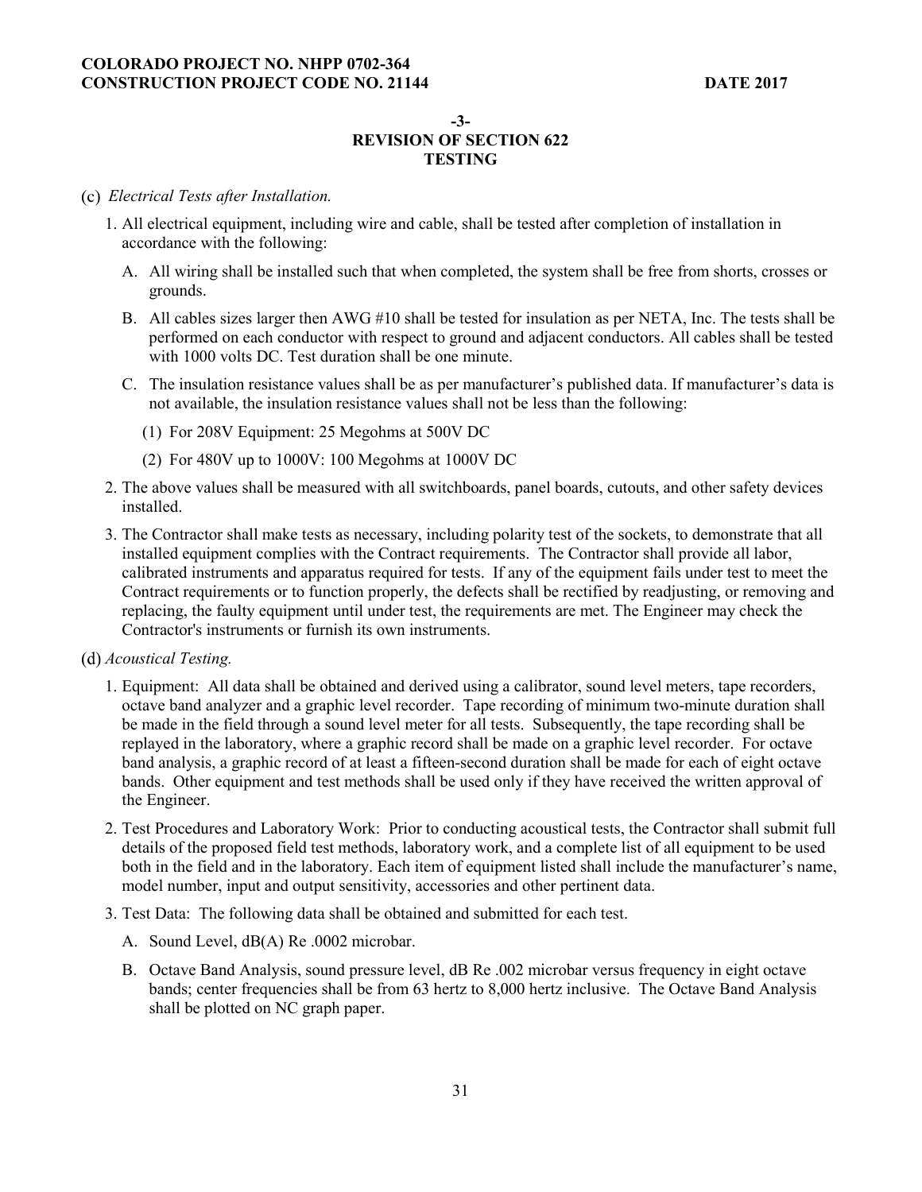**-3-**
**REVISION OF SECTION 622**
**TESTING**

(c) *Electrical Tests after Installation.*

1. All electrical equipment, including wire and cable, shall be tested after completion of installation in accordance with the following:

   A. All wiring shall be installed such that when completed, the system shall be free from shorts, crosses or grounds.

   B. All cables sizes larger then AWG #10 shall be tested for insulation as per NETA, Inc. The tests shall be performed on each conductor with respect to ground and adjacent conductors. All cables shall be tested with 1000 volts DC. Test duration shall be one minute.

   C. The insulation resistance values shall be as per manufacturer's published data. If manufacturer's data is not available, the insulation resistance values shall not be less than the following:

      (1) For 208V Equipment: 25 Megohms at 500V DC

      (2) For 480V up to 1000V: 100 Megohms at 1000V DC

2. The above values shall be measured with all switchboards, panel boards, cutouts, and other safety devices installed.

3. The Contractor shall make tests as necessary, including polarity test of the sockets, to demonstrate that all installed equipment complies with the Contract requirements. The Contractor shall provide all labor, calibrated instruments and apparatus required for tests. If any of the equipment fails under test to meet the Contract requirements or to function properly, the defects shall be rectified by readjusting, or removing and replacing, the faulty equipment until under test, the requirements are met. The Engineer may check the Contractor's instruments or furnish its own instruments.

(d) *Acoustical Testing.*

1. Equipment: All data shall be obtained and derived using a calibrator, sound level meters, tape recorders, octave band analyzer and a graphic level recorder. Tape recording of minimum two-minute duration shall be made in the field through a sound level meter for all tests. Subsequently, the tape recording shall be replayed in the laboratory, where a graphic record shall be made on a graphic level recorder. For octave band analysis, a graphic record of at least a fifteen-second duration shall be made for each of eight octave bands. Other equipment and test methods shall be used only if they have received the written approval of the Engineer.

2. Test Procedures and Laboratory Work: Prior to conducting acoustical tests, the Contractor shall submit full details of the proposed field test methods, laboratory work, and a complete list of all equipment to be used both in the field and in the laboratory. Each item of equipment listed shall include the manufacturer's name, model number, input and output sensitivity, accessories and other pertinent data.

3. Test Data: The following data shall be obtained and submitted for each test.

   A. Sound Level, dB(A) Re .0002 microbar.

   B. Octave Band Analysis, sound pressure level, dB Re .002 microbar versus frequency in eight octave bands; center frequencies shall be from 63 hertz to 8,000 hertz inclusive. The Octave Band Analysis shall be plotted on NC graph paper.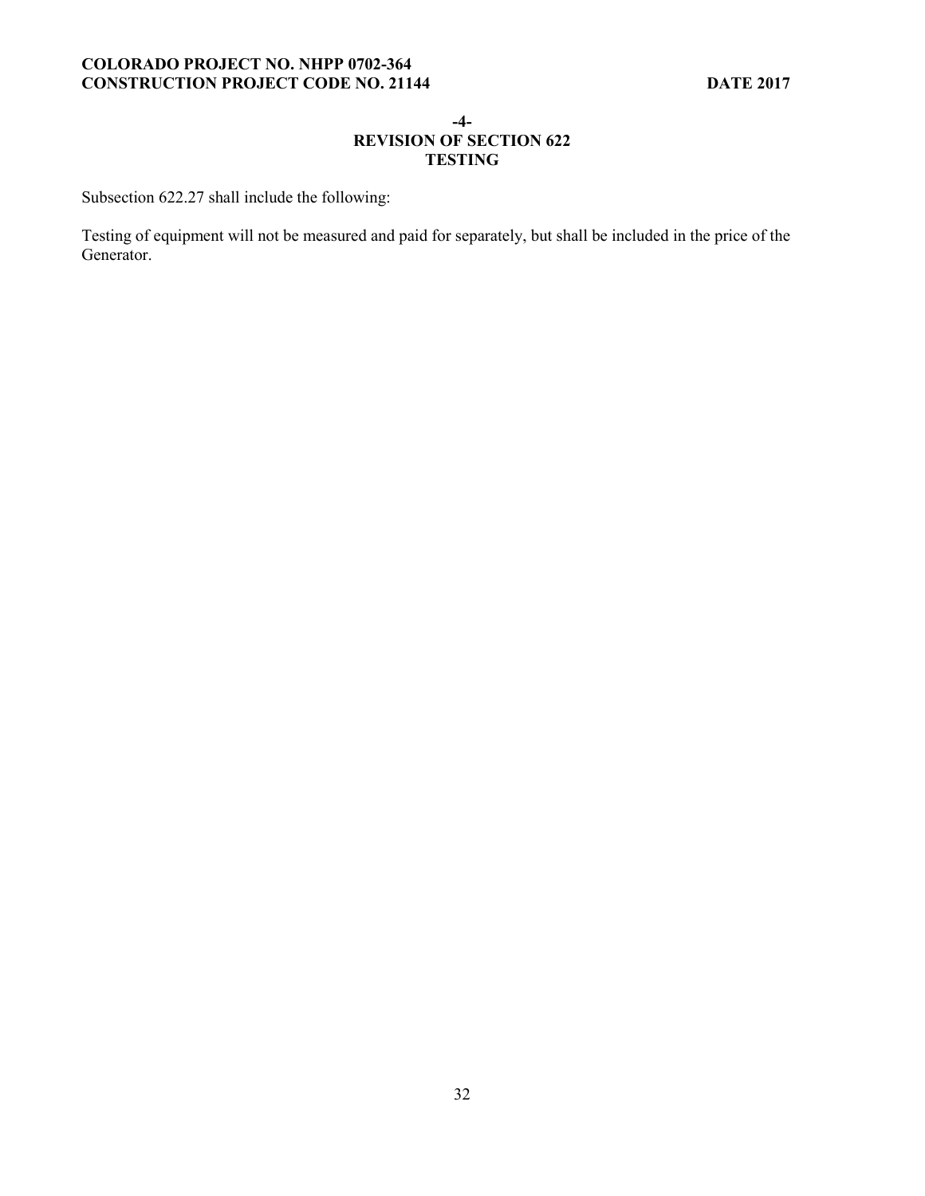**-4-**
## REVISION OF SECTION 622
## TESTING

Subsection 622.27 shall include the following:

Testing of equipment will not be measured and paid for separately, but shall be included in the price of the Generator.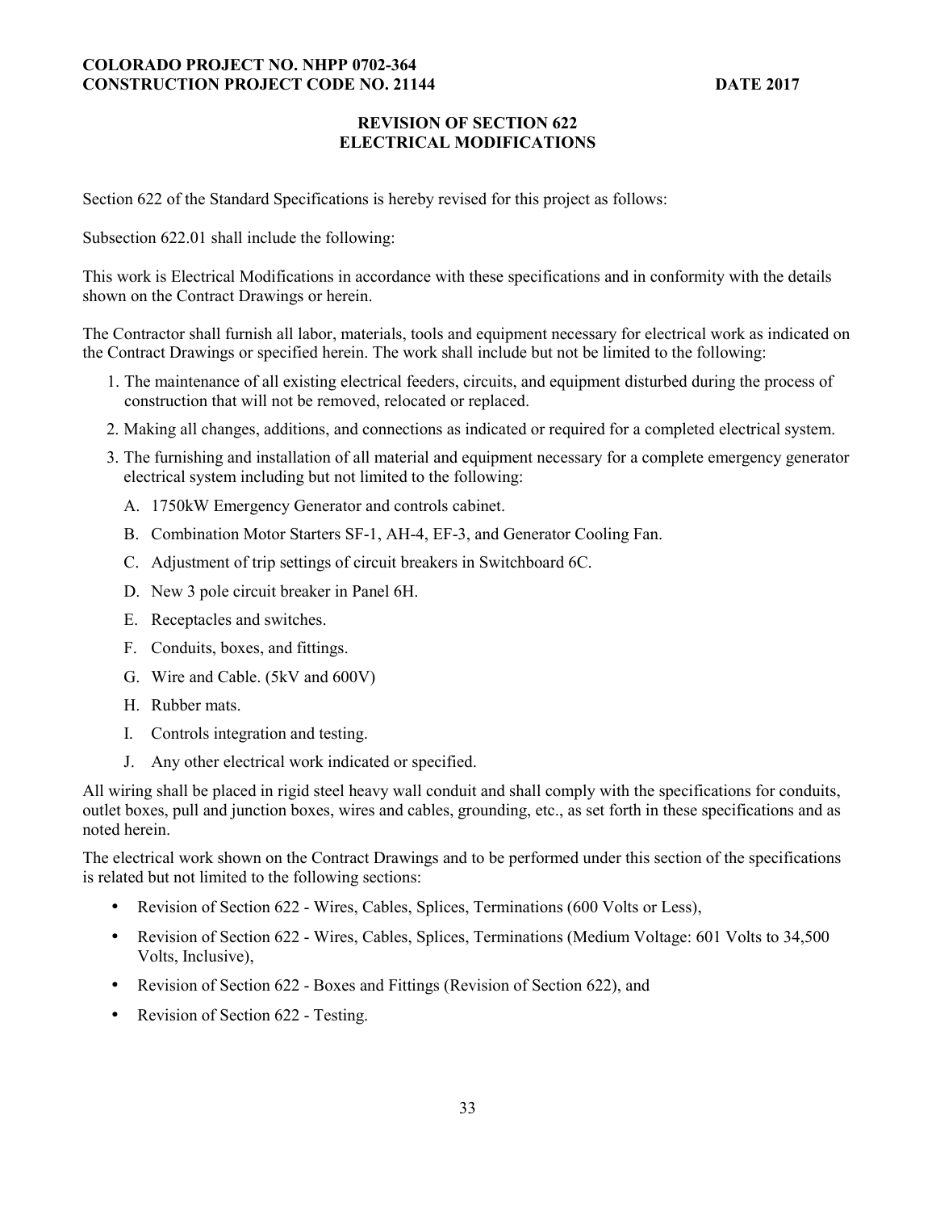## REVISION OF SECTION 622
## ELECTRICAL MODIFICATIONS

Section 622 of the Standard Specifications is hereby revised for this project as follows:

Subsection 622.01 shall include the following:

This work is Electrical Modifications in accordance with these specifications and in conformity with the details shown on the Contract Drawings or herein.

The Contractor shall furnish all labor, materials, tools and equipment necessary for electrical work as indicated on the Contract Drawings or specified herein. The work shall include but not be limited to the following:

1. The maintenance of all existing electrical feeders, circuits, and equipment disturbed during the process of construction that will not be removed, relocated or replaced.
2. Making all changes, additions, and connections as indicated or required for a completed electrical system.
3. The furnishing and installation of all material and equipment necessary for a complete emergency generator electrical system including but not limited to the following:
   - A. 1750kW Emergency Generator and controls cabinet.
   - B. Combination Motor Starters SF-1, AH-4, EF-3, and Generator Cooling Fan.
   - C. Adjustment of trip settings of circuit breakers in Switchboard 6C.
   - D. New 3 pole circuit breaker in Panel 6H.
   - E. Receptacles and switches.
   - F. Conduits, boxes, and fittings.
   - G. Wire and Cable. (5kV and 600V)
   - H. Rubber mats.
   - I. Controls integration and testing.
   - J. Any other electrical work indicated or specified.

All wiring shall be placed in rigid steel heavy wall conduit and shall comply with the specifications for conduits, outlet boxes, pull and junction boxes, wires and cables, grounding, etc., as set forth in these specifications and as noted herein.

The electrical work shown on the Contract Drawings and to be performed under this section of the specifications is related but not limited to the following sections:

- Revision of Section 622 - Wires, Cables, Splices, Terminations (600 Volts or Less),
- Revision of Section 622 - Wires, Cables, Splices, Terminations (Medium Voltage: 601 Volts to 34,500 Volts, Inclusive),
- Revision of Section 622 - Boxes and Fittings (Revision of Section 622), and
- Revision of Section 622 - Testing.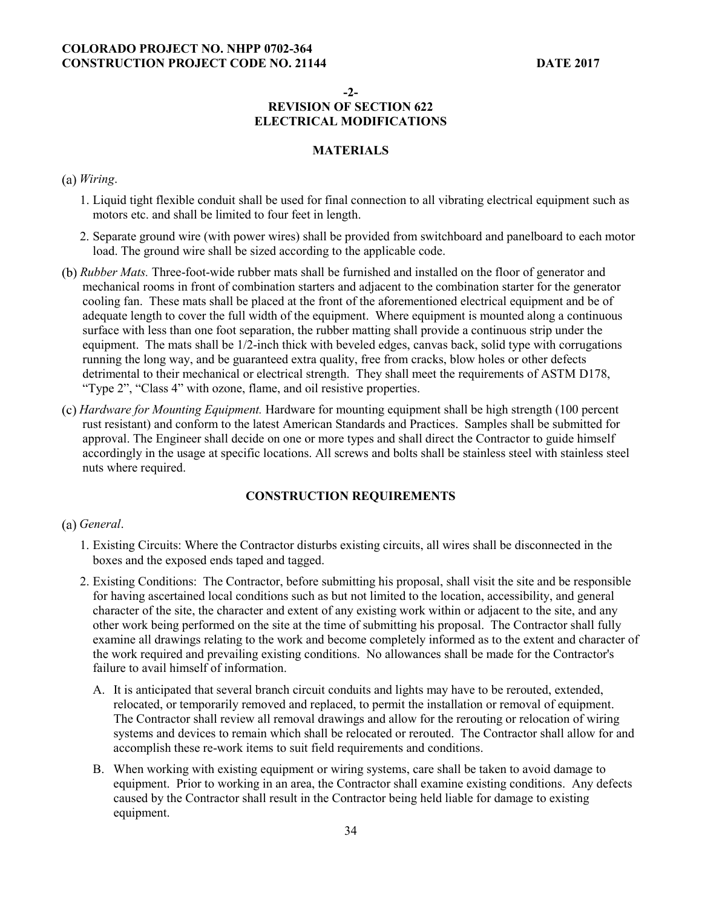-2-

## REVISION OF SECTION 622
## ELECTRICAL MODIFICATIONS

### MATERIALS

(a) *Wiring*.

1. Liquid tight flexible conduit shall be used for final connection to all vibrating electrical equipment such as motors etc. and shall be limited to four feet in length.

2. Separate ground wire (with power wires) shall be provided from switchboard and panelboard to each motor load. The ground wire shall be sized according to the applicable code.

(b) *Rubber Mats.* Three-foot-wide rubber mats shall be furnished and installed on the floor of generator and mechanical rooms in front of combination starters and adjacent to the combination starter for the generator cooling fan. These mats shall be placed at the front of the aforementioned electrical equipment and be of adequate length to cover the full width of the equipment. Where equipment is mounted along a continuous surface with less than one foot separation, the rubber matting shall provide a continuous strip under the equipment. The mats shall be 1/2-inch thick with beveled edges, canvas back, solid type with corrugations running the long way, and be guaranteed extra quality, free from cracks, blow holes or other defects detrimental to their mechanical or electrical strength. They shall meet the requirements of ASTM D178, "Type 2", "Class 4" with ozone, flame, and oil resistive properties.

(c) *Hardware for Mounting Equipment.* Hardware for mounting equipment shall be high strength (100 percent rust resistant) and conform to the latest American Standards and Practices. Samples shall be submitted for approval. The Engineer shall decide on one or more types and shall direct the Contractor to guide himself accordingly in the usage at specific locations. All screws and bolts shall be stainless steel with stainless steel nuts where required.

### CONSTRUCTION REQUIREMENTS

(a) *General*.

1. Existing Circuits: Where the Contractor disturbs existing circuits, all wires shall be disconnected in the boxes and the exposed ends taped and tagged.

2. Existing Conditions: The Contractor, before submitting his proposal, shall visit the site and be responsible for having ascertained local conditions such as but not limited to the location, accessibility, and general character of the site, the character and extent of any existing work within or adjacent to the site, and any other work being performed on the site at the time of submitting his proposal. The Contractor shall fully examine all drawings relating to the work and become completely informed as to the extent and character of the work required and prevailing existing conditions. No allowances shall be made for the Contractor's failure to avail himself of information.

   A. It is anticipated that several branch circuit conduits and lights may have to be rerouted, extended, relocated, or temporarily removed and replaced, to permit the installation or removal of equipment. The Contractor shall review all removal drawings and allow for the rerouting or relocation of wiring systems and devices to remain which shall be relocated or rerouted. The Contractor shall allow for and accomplish these re-work items to suit field requirements and conditions.

   B. When working with existing equipment or wiring systems, care shall be taken to avoid damage to equipment. Prior to working in an area, the Contractor shall examine existing conditions. Any defects caused by the Contractor shall result in the Contractor being held liable for damage to existing equipment.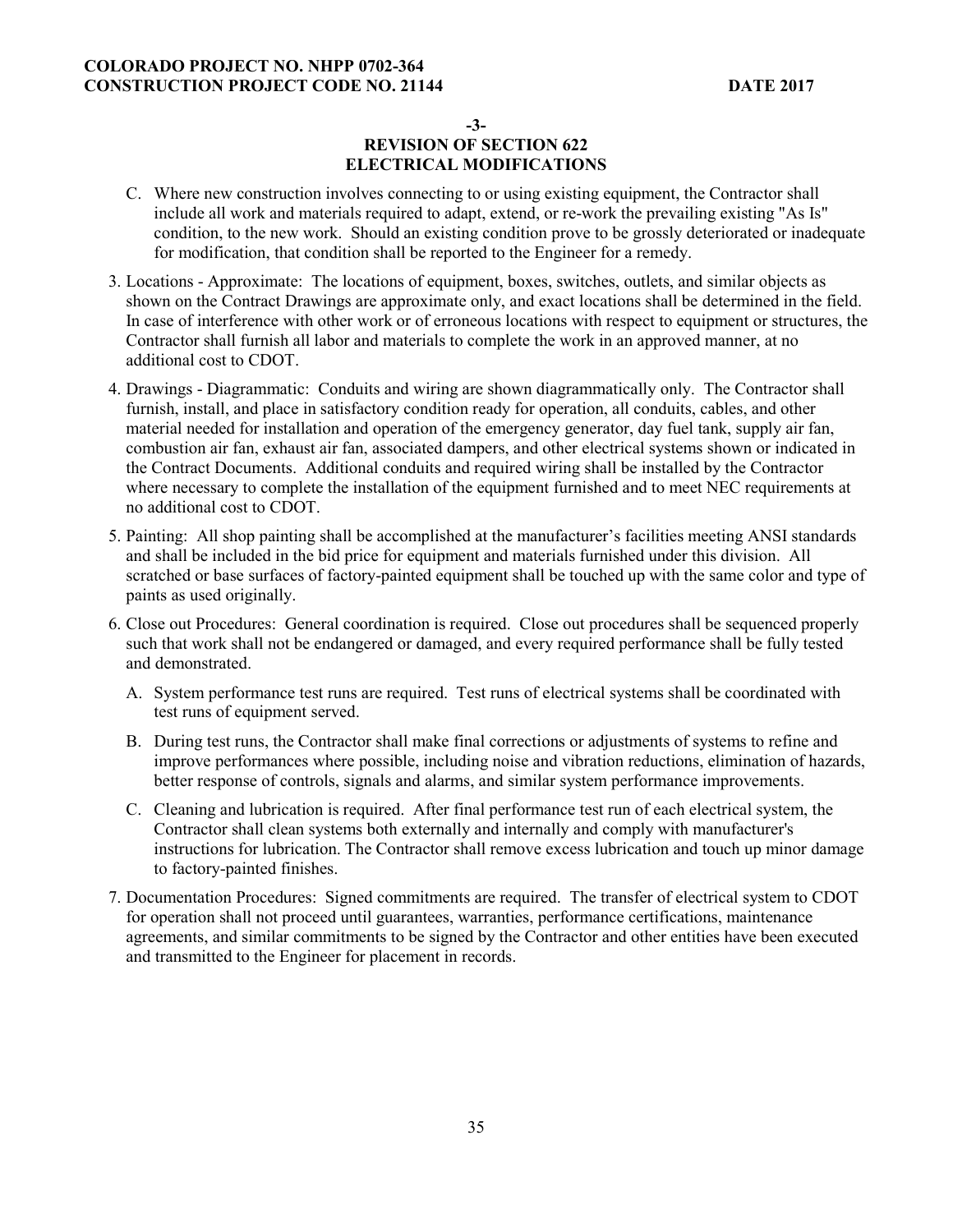**-3-**

**REVISION OF SECTION 622**
**ELECTRICAL MODIFICATIONS**

C. Where new construction involves connecting to or using existing equipment, the Contractor shall include all work and materials required to adapt, extend, or re-work the prevailing existing "As Is" condition, to the new work. Should an existing condition prove to be grossly deteriorated or inadequate for modification, that condition shall be reported to the Engineer for a remedy.

3. Locations - Approximate: The locations of equipment, boxes, switches, outlets, and similar objects as shown on the Contract Drawings are approximate only, and exact locations shall be determined in the field. In case of interference with other work or of erroneous locations with respect to equipment or structures, the Contractor shall furnish all labor and materials to complete the work in an approved manner, at no additional cost to CDOT.

4. Drawings - Diagrammatic: Conduits and wiring are shown diagrammatically only. The Contractor shall furnish, install, and place in satisfactory condition ready for operation, all conduits, cables, and other material needed for installation and operation of the emergency generator, day fuel tank, supply air fan, combustion air fan, exhaust air fan, associated dampers, and other electrical systems shown or indicated in the Contract Documents. Additional conduits and required wiring shall be installed by the Contractor where necessary to complete the installation of the equipment furnished and to meet NEC requirements at no additional cost to CDOT.

5. Painting: All shop painting shall be accomplished at the manufacturer's facilities meeting ANSI standards and shall be included in the bid price for equipment and materials furnished under this division. All scratched or base surfaces of factory-painted equipment shall be touched up with the same color and type of paints as used originally.

6. Close out Procedures: General coordination is required. Close out procedures shall be sequenced properly such that work shall not be endangered or damaged, and every required performance shall be fully tested and demonstrated.

   A. System performance test runs are required. Test runs of electrical systems shall be coordinated with test runs of equipment served.

   B. During test runs, the Contractor shall make final corrections or adjustments of systems to refine and improve performances where possible, including noise and vibration reductions, elimination of hazards, better response of controls, signals and alarms, and similar system performance improvements.

   C. Cleaning and lubrication is required. After final performance test run of each electrical system, the Contractor shall clean systems both externally and internally and comply with manufacturer's instructions for lubrication. The Contractor shall remove excess lubrication and touch up minor damage to factory-painted finishes.

7. Documentation Procedures: Signed commitments are required. The transfer of electrical system to CDOT for operation shall not proceed until guarantees, warranties, performance certifications, maintenance agreements, and similar commitments to be signed by the Contractor and other entities have been executed and transmitted to the Engineer for placement in records.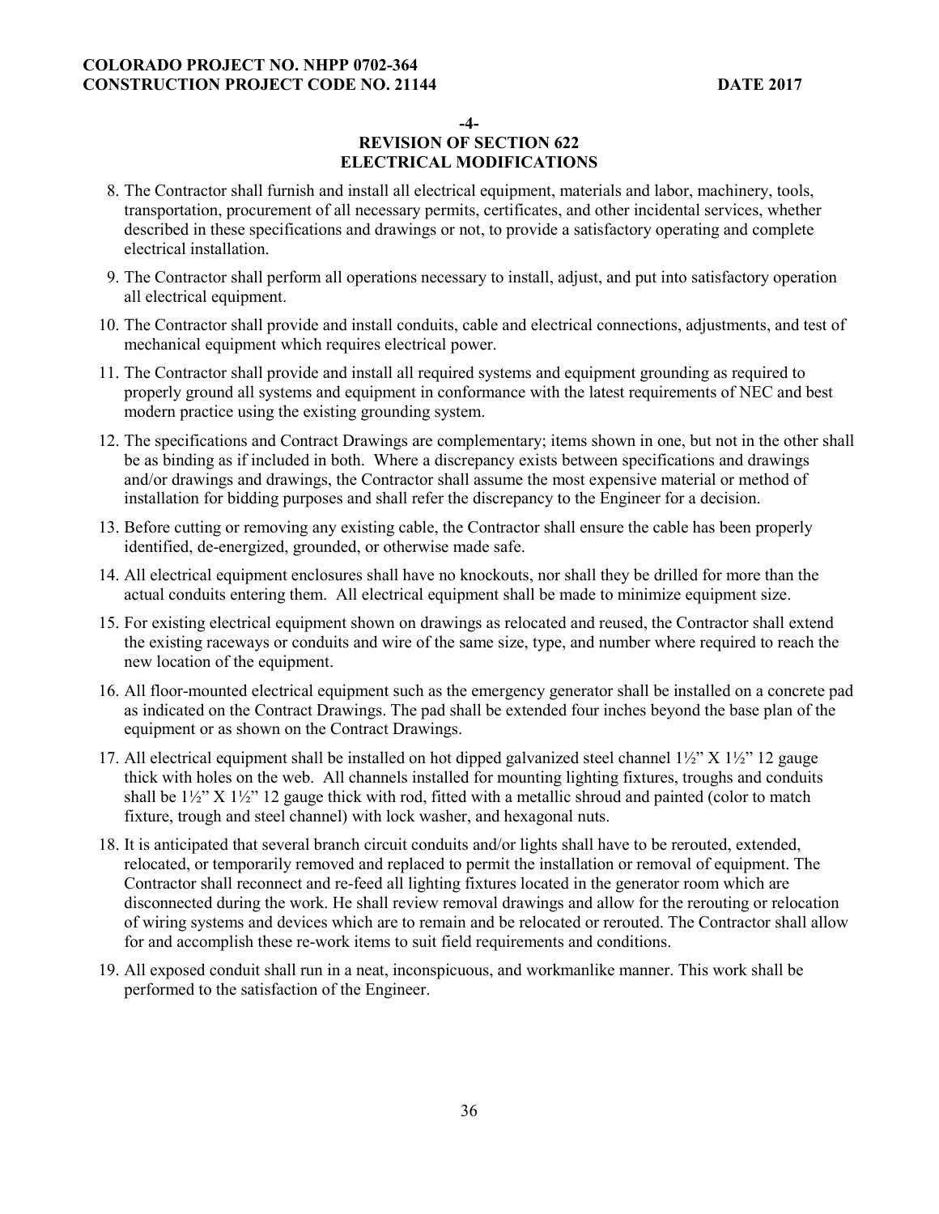-4-

**REVISION OF SECTION 622**
**ELECTRICAL MODIFICATIONS**

8. The Contractor shall furnish and install all electrical equipment, materials and labor, machinery, tools, transportation, procurement of all necessary permits, certificates, and other incidental services, whether described in these specifications and drawings or not, to provide a satisfactory operating and complete electrical installation.

9. The Contractor shall perform all operations necessary to install, adjust, and put into satisfactory operation all electrical equipment.

10. The Contractor shall provide and install conduits, cable and electrical connections, adjustments, and test of mechanical equipment which requires electrical power.

11. The Contractor shall provide and install all required systems and equipment grounding as required to properly ground all systems and equipment in conformance with the latest requirements of NEC and best modern practice using the existing grounding system.

12. The specifications and Contract Drawings are complementary; items shown in one, but not in the other shall be as binding as if included in both. Where a discrepancy exists between specifications and drawings and/or drawings and drawings, the Contractor shall assume the most expensive material or method of installation for bidding purposes and shall refer the discrepancy to the Engineer for a decision.

13. Before cutting or removing any existing cable, the Contractor shall ensure the cable has been properly identified, de-energized, grounded, or otherwise made safe.

14. All electrical equipment enclosures shall have no knockouts, nor shall they be drilled for more than the actual conduits entering them. All electrical equipment shall be made to minimize equipment size.

15. For existing electrical equipment shown on drawings as relocated and reused, the Contractor shall extend the existing raceways or conduits and wire of the same size, type, and number where required to reach the new location of the equipment.

16. All floor-mounted electrical equipment such as the emergency generator shall be installed on a concrete pad as indicated on the Contract Drawings. The pad shall be extended four inches beyond the base plan of the equipment or as shown on the Contract Drawings.

17. All electrical equipment shall be installed on hot dipped galvanized steel channel 1½" X 1½" 12 gauge thick with holes on the web. All channels installed for mounting lighting fixtures, troughs and conduits shall be 1½" X 1½" 12 gauge thick with rod, fitted with a metallic shroud and painted (color to match fixture, trough and steel channel) with lock washer, and hexagonal nuts.

18. It is anticipated that several branch circuit conduits and/or lights shall have to be rerouted, extended, relocated, or temporarily removed and replaced to permit the installation or removal of equipment. The Contractor shall reconnect and re-feed all lighting fixtures located in the generator room which are disconnected during the work. He shall review removal drawings and allow for the rerouting or relocation of wiring systems and devices which are to remain and be relocated or rerouted. The Contractor shall allow for and accomplish these re-work items to suit field requirements and conditions.

19. All exposed conduit shall run in a neat, inconspicuous, and workmanlike manner. This work shall be performed to the satisfaction of the Engineer.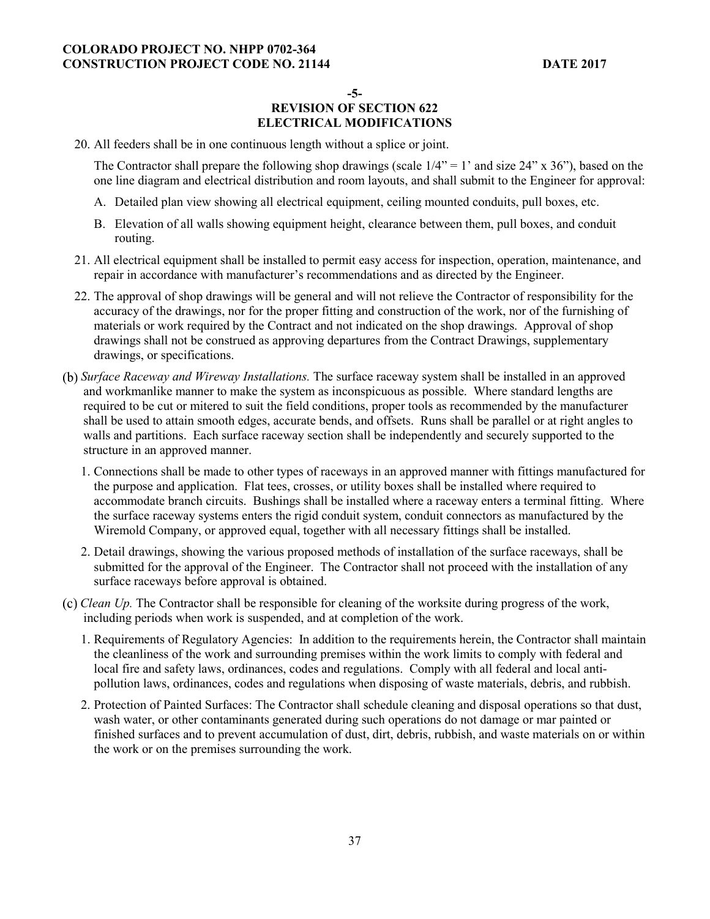**-5-**

**REVISION OF SECTION 622**
**ELECTRICAL MODIFICATIONS**

20. All feeders shall be in one continuous length without a splice or joint.

    The Contractor shall prepare the following shop drawings (scale 1/4" = 1' and size 24" x 36"), based on the one line diagram and electrical distribution and room layouts, and shall submit to the Engineer for approval:

    A. Detailed plan view showing all electrical equipment, ceiling mounted conduits, pull boxes, etc.

    B. Elevation of all walls showing equipment height, clearance between them, pull boxes, and conduit routing.

21. All electrical equipment shall be installed to permit easy access for inspection, operation, maintenance, and repair in accordance with manufacturer's recommendations and as directed by the Engineer.

22. The approval of shop drawings will be general and will not relieve the Contractor of responsibility for the accuracy of the drawings, nor for the proper fitting and construction of the work, nor of the furnishing of materials or work required by the Contract and not indicated on the shop drawings. Approval of shop drawings shall not be construed as approving departures from the Contract Drawings, supplementary drawings, or specifications.

(b) *Surface Raceway and Wireway Installations.* The surface raceway system shall be installed in an approved and workmanlike manner to make the system as inconspicuous as possible. Where standard lengths are required to be cut or mitered to suit the field conditions, proper tools as recommended by the manufacturer shall be used to attain smooth edges, accurate bends, and offsets. Runs shall be parallel or at right angles to walls and partitions. Each surface raceway section shall be independently and securely supported to the structure in an approved manner.

1. Connections shall be made to other types of raceways in an approved manner with fittings manufactured for the purpose and application. Flat tees, crosses, or utility boxes shall be installed where required to accommodate branch circuits. Bushings shall be installed where a raceway enters a terminal fitting. Where the surface raceway systems enters the rigid conduit system, conduit connectors as manufactured by the Wiremold Company, or approved equal, together with all necessary fittings shall be installed.

2. Detail drawings, showing the various proposed methods of installation of the surface raceways, shall be submitted for the approval of the Engineer. The Contractor shall not proceed with the installation of any surface raceways before approval is obtained.

(c) *Clean Up.* The Contractor shall be responsible for cleaning of the worksite during progress of the work, including periods when work is suspended, and at completion of the work.

1. Requirements of Regulatory Agencies: In addition to the requirements herein, the Contractor shall maintain the cleanliness of the work and surrounding premises within the work limits to comply with federal and local fire and safety laws, ordinances, codes and regulations. Comply with all federal and local anti-pollution laws, ordinances, codes and regulations when disposing of waste materials, debris, and rubbish.

2. Protection of Painted Surfaces: The Contractor shall schedule cleaning and disposal operations so that dust, wash water, or other contaminants generated during such operations do not damage or mar painted or finished surfaces and to prevent accumulation of dust, dirt, debris, rubbish, and waste materials on or within the work or on the premises surrounding the work.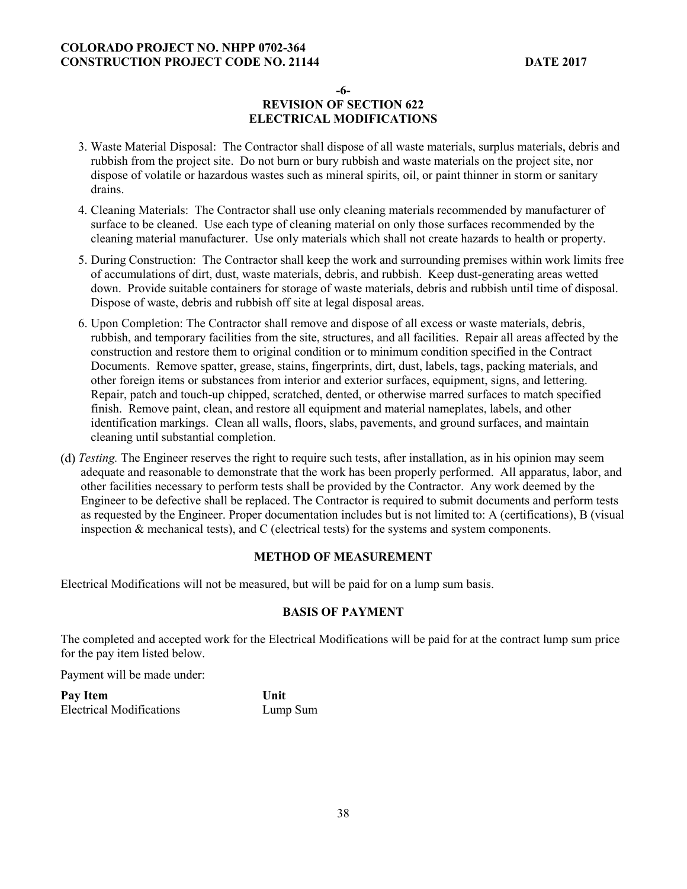-6-

**REVISION OF SECTION 622**
**ELECTRICAL MODIFICATIONS**

3. Waste Material Disposal: The Contractor shall dispose of all waste materials, surplus materials, debris and rubbish from the project site. Do not burn or bury rubbish and waste materials on the project site, nor dispose of volatile or hazardous wastes such as mineral spirits, oil, or paint thinner in storm or sanitary drains.
4. Cleaning Materials: The Contractor shall use only cleaning materials recommended by manufacturer of surface to be cleaned. Use each type of cleaning material on only those surfaces recommended by the cleaning material manufacturer. Use only materials which shall not create hazards to health or property.
5. During Construction: The Contractor shall keep the work and surrounding premises within work limits free of accumulations of dirt, dust, waste materials, debris, and rubbish. Keep dust-generating areas wetted down. Provide suitable containers for storage of waste materials, debris and rubbish until time of disposal. Dispose of waste, debris and rubbish off site at legal disposal areas.
6. Upon Completion: The Contractor shall remove and dispose of all excess or waste materials, debris, rubbish, and temporary facilities from the site, structures, and all facilities. Repair all areas affected by the construction and restore them to original condition or to minimum condition specified in the Contract Documents. Remove spatter, grease, stains, fingerprints, dirt, dust, labels, tags, packing materials, and other foreign items or substances from interior and exterior surfaces, equipment, signs, and lettering. Repair, patch and touch-up chipped, scratched, dented, or otherwise marred surfaces to match specified finish. Remove paint, clean, and restore all equipment and material nameplates, labels, and other identification markings. Clean all walls, floors, slabs, pavements, and ground surfaces, and maintain cleaning until substantial completion.

(d) *Testing.* The Engineer reserves the right to require such tests, after installation, as in his opinion may seem adequate and reasonable to demonstrate that the work has been properly performed. All apparatus, labor, and other facilities necessary to perform tests shall be provided by the Contractor. Any work deemed by the Engineer to be defective shall be replaced. The Contractor is required to submit documents and perform tests as requested by the Engineer. Proper documentation includes but is not limited to: A (certifications), B (visual inspection & mechanical tests), and C (electrical tests) for the systems and system components.

**METHOD OF MEASUREMENT**

Electrical Modifications will not be measured, but will be paid for on a lump sum basis.

**BASIS OF PAYMENT**

The completed and accepted work for the Electrical Modifications will be paid for at the contract lump sum price for the pay item listed below.

Payment will be made under:

| **Pay Item** | **Unit** |
|---|---|
| Electrical Modifications | Lump Sum |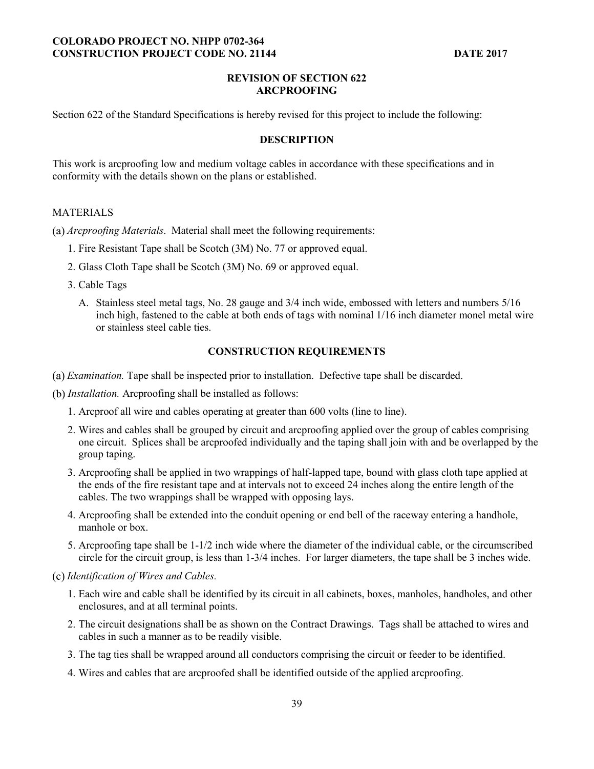**COLORADO PROJECT NO. NHPP 0702-364**
**CONSTRUCTION PROJECT CODE NO. 21144** **DATE 2017**

## REVISION OF SECTION 622
## ARCPROOFING

Section 622 of the Standard Specifications is hereby revised for this project to include the following:

### DESCRIPTION

This work is arcproofing low and medium voltage cables in accordance with these specifications and in conformity with the details shown on the plans or established.

### MATERIALS

(a) *Arcproofing Materials*. Material shall meet the following requirements:

1. Fire Resistant Tape shall be Scotch (3M) No. 77 or approved equal.
2. Glass Cloth Tape shall be Scotch (3M) No. 69 or approved equal.
3. Cable Tags
   A. Stainless steel metal tags, No. 28 gauge and 3/4 inch wide, embossed with letters and numbers 5/16 inch high, fastened to the cable at both ends of tags with nominal 1/16 inch diameter monel metal wire or stainless steel cable ties.

### CONSTRUCTION REQUIREMENTS

(a) *Examination.* Tape shall be inspected prior to installation. Defective tape shall be discarded.

(b) *Installation.* Arcproofing shall be installed as follows:

1. Arcproof all wire and cables operating at greater than 600 volts (line to line).
2. Wires and cables shall be grouped by circuit and arcproofing applied over the group of cables comprising one circuit. Splices shall be arcproofed individually and the taping shall join with and be overlapped by the group taping.
3. Arcproofing shall be applied in two wrappings of half-lapped tape, bound with glass cloth tape applied at the ends of the fire resistant tape and at intervals not to exceed 24 inches along the entire length of the cables. The two wrappings shall be wrapped with opposing lays.
4. Arcproofing shall be extended into the conduit opening or end bell of the raceway entering a handhole, manhole or box.
5. Arcproofing tape shall be 1-1/2 inch wide where the diameter of the individual cable, or the circumscribed circle for the circuit group, is less than 1-3/4 inches. For larger diameters, the tape shall be 3 inches wide.

(c) *Identification of Wires and Cables.*

1. Each wire and cable shall be identified by its circuit in all cabinets, boxes, manholes, handholes, and other enclosures, and at all terminal points.
2. The circuit designations shall be as shown on the Contract Drawings. Tags shall be attached to wires and cables in such a manner as to be readily visible.
3. The tag ties shall be wrapped around all conductors comprising the circuit or feeder to be identified.
4. Wires and cables that are arcproofed shall be identified outside of the applied arcproofing.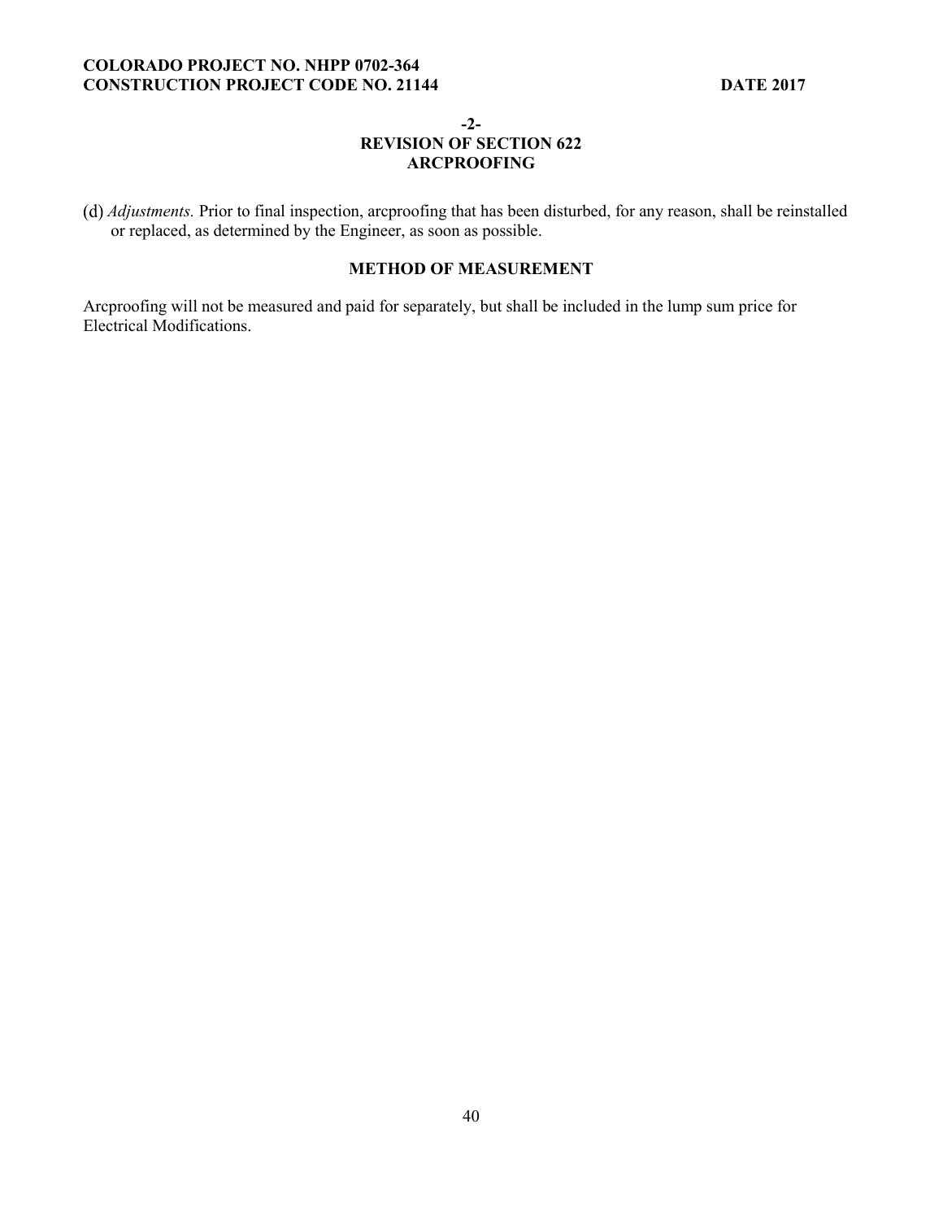-2-

## REVISION OF SECTION 622
## ARCPROOFING

(d) *Adjustments.* Prior to final inspection, arcproofing that has been disturbed, for any reason, shall be reinstalled or replaced, as determined by the Engineer, as soon as possible.

### METHOD OF MEASUREMENT

Arcproofing will not be measured and paid for separately, but shall be included in the lump sum price for Electrical Modifications.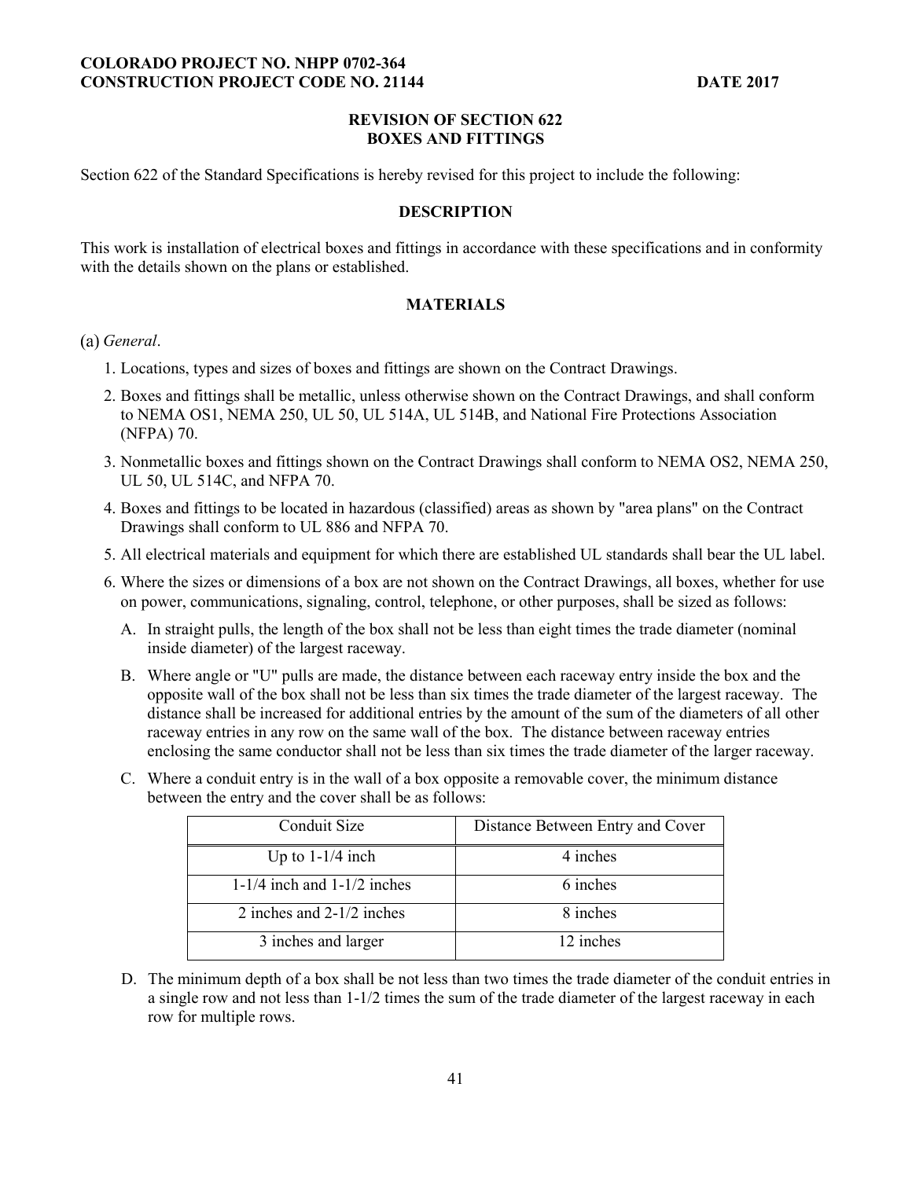## REVISION OF SECTION 622
## BOXES AND FITTINGS

Section 622 of the Standard Specifications is hereby revised for this project to include the following:

### DESCRIPTION

This work is installation of electrical boxes and fittings in accordance with these specifications and in conformity with the details shown on the plans or established.

### MATERIALS

(a) *General*.

1. Locations, types and sizes of boxes and fittings are shown on the Contract Drawings.
2. Boxes and fittings shall be metallic, unless otherwise shown on the Contract Drawings, and shall conform to NEMA OS1, NEMA 250, UL 50, UL 514A, UL 514B, and National Fire Protections Association (NFPA) 70.
3. Nonmetallic boxes and fittings shown on the Contract Drawings shall conform to NEMA OS2, NEMA 250, UL 50, UL 514C, and NFPA 70.
4. Boxes and fittings to be located in hazardous (classified) areas as shown by "area plans" on the Contract Drawings shall conform to UL 886 and NFPA 70.
5. All electrical materials and equipment for which there are established UL standards shall bear the UL label.
6. Where the sizes or dimensions of a box are not shown on the Contract Drawings, all boxes, whether for use on power, communications, signaling, control, telephone, or other purposes, shall be sized as follows:

   A. In straight pulls, the length of the box shall not be less than eight times the trade diameter (nominal inside diameter) of the largest raceway.

   B. Where angle or "U" pulls are made, the distance between each raceway entry inside the box and the opposite wall of the box shall not be less than six times the trade diameter of the largest raceway. The distance shall be increased for additional entries by the amount of the sum of the diameters of all other raceway entries in any row on the same wall of the box. The distance between raceway entries enclosing the same conductor shall not be less than six times the trade diameter of the larger raceway.

   C. Where a conduit entry is in the wall of a box opposite a removable cover, the minimum distance between the entry and the cover shall be as follows:

| Conduit Size | Distance Between Entry and Cover |
|---|---|
| Up to 1-1/4 inch | 4 inches |
| 1-1/4 inch and 1-1/2 inches | 6 inches |
| 2 inches and 2-1/2 inches | 8 inches |
| 3 inches and larger | 12 inches |

   D. The minimum depth of a box shall be not less than two times the trade diameter of the conduit entries in a single row and not less than 1-1/2 times the sum of the trade diameter of the largest raceway in each row for multiple rows.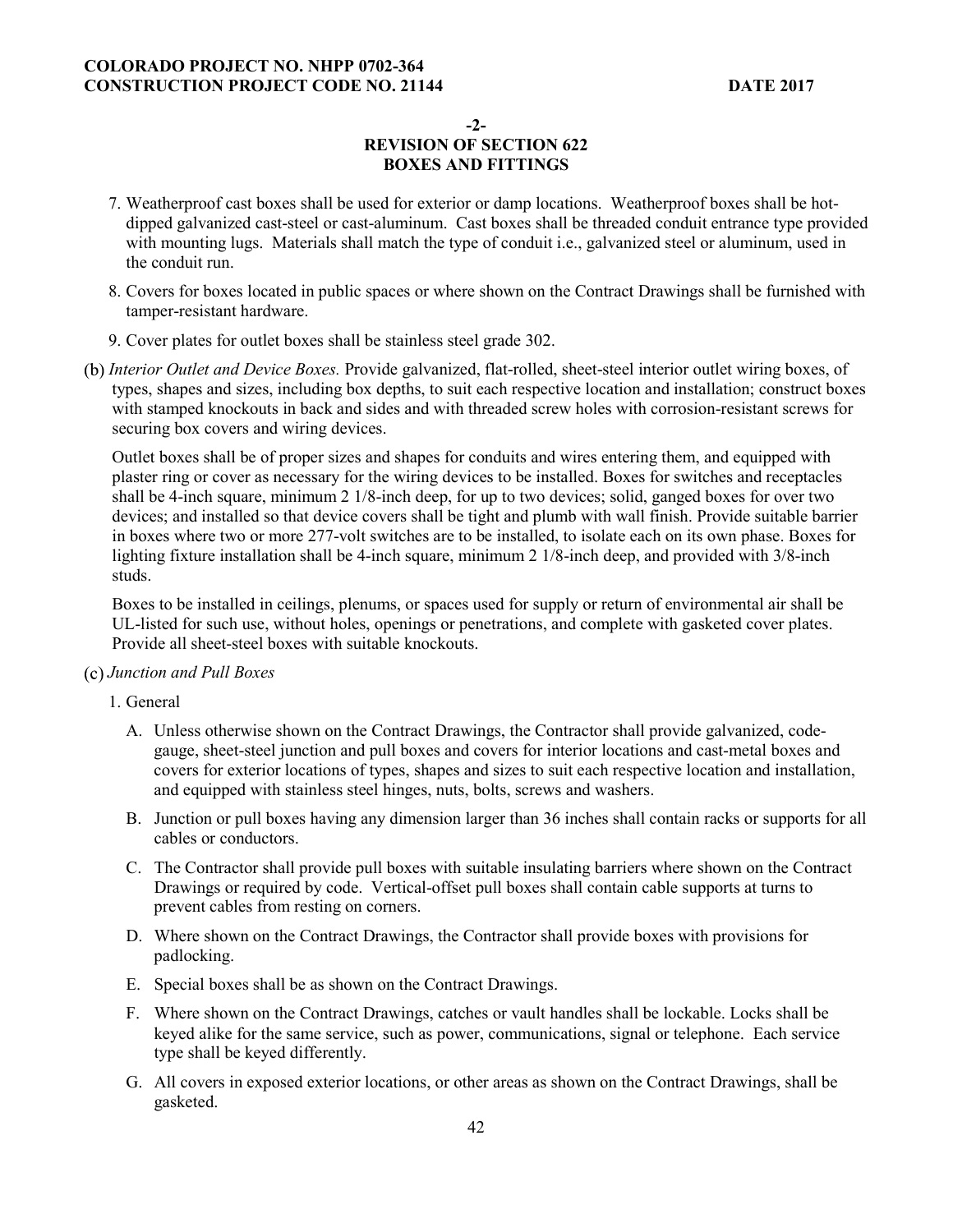## -2-
## REVISION OF SECTION 622
## BOXES AND FITTINGS

7. Weatherproof cast boxes shall be used for exterior or damp locations. Weatherproof boxes shall be hot-dipped galvanized cast-steel or cast-aluminum. Cast boxes shall be threaded conduit entrance type provided with mounting lugs. Materials shall match the type of conduit i.e., galvanized steel or aluminum, used in the conduit run.

8. Covers for boxes located in public spaces or where shown on the Contract Drawings shall be furnished with tamper-resistant hardware.

9. Cover plates for outlet boxes shall be stainless steel grade 302.

(b) *Interior Outlet and Device Boxes.* Provide galvanized, flat-rolled, sheet-steel interior outlet wiring boxes, of types, shapes and sizes, including box depths, to suit each respective location and installation; construct boxes with stamped knockouts in back and sides and with threaded screw holes with corrosion-resistant screws for securing box covers and wiring devices.

Outlet boxes shall be of proper sizes and shapes for conduits and wires entering them, and equipped with plaster ring or cover as necessary for the wiring devices to be installed. Boxes for switches and receptacles shall be 4-inch square, minimum 2 1/8-inch deep, for up to two devices; solid, ganged boxes for over two devices; and installed so that device covers shall be tight and plumb with wall finish. Provide suitable barrier in boxes where two or more 277-volt switches are to be installed, to isolate each on its own phase. Boxes for lighting fixture installation shall be 4-inch square, minimum 2 1/8-inch deep, and provided with 3/8-inch studs.

Boxes to be installed in ceilings, plenums, or spaces used for supply or return of environmental air shall be UL-listed for such use, without holes, openings or penetrations, and complete with gasketed cover plates. Provide all sheet-steel boxes with suitable knockouts.

(c) *Junction and Pull Boxes*

1. General

   A. Unless otherwise shown on the Contract Drawings, the Contractor shall provide galvanized, code-gauge, sheet-steel junction and pull boxes and covers for interior locations and cast-metal boxes and covers for exterior locations of types, shapes and sizes to suit each respective location and installation, and equipped with stainless steel hinges, nuts, bolts, screws and washers.

   B. Junction or pull boxes having any dimension larger than 36 inches shall contain racks or supports for all cables or conductors.

   C. The Contractor shall provide pull boxes with suitable insulating barriers where shown on the Contract Drawings or required by code. Vertical-offset pull boxes shall contain cable supports at turns to prevent cables from resting on corners.

   D. Where shown on the Contract Drawings, the Contractor shall provide boxes with provisions for padlocking.

   E. Special boxes shall be as shown on the Contract Drawings.

   F. Where shown on the Contract Drawings, catches or vault handles shall be lockable. Locks shall be keyed alike for the same service, such as power, communications, signal or telephone. Each service type shall be keyed differently.

   G. All covers in exposed exterior locations, or other areas as shown on the Contract Drawings, shall be gasketed.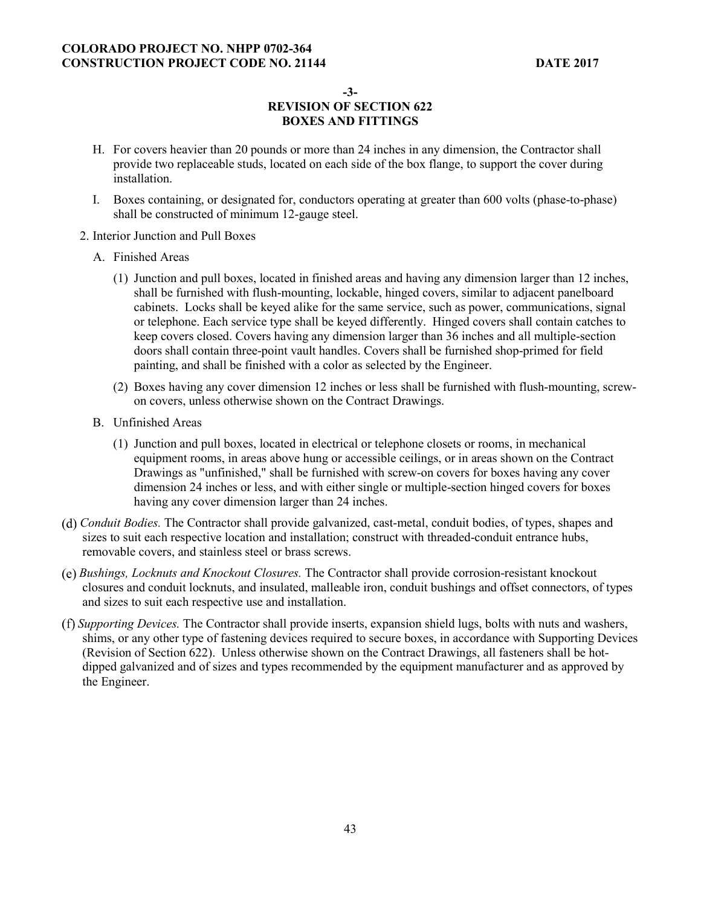**-3-**

## REVISION OF SECTION 622
## BOXES AND FITTINGS

H. For covers heavier than 20 pounds or more than 24 inches in any dimension, the Contractor shall provide two replaceable studs, located on each side of the box flange, to support the cover during installation.

I. Boxes containing, or designated for, conductors operating at greater than 600 volts (phase-to-phase) shall be constructed of minimum 12-gauge steel.

2. Interior Junction and Pull Boxes

A. Finished Areas

(1) Junction and pull boxes, located in finished areas and having any dimension larger than 12 inches, shall be furnished with flush-mounting, lockable, hinged covers, similar to adjacent panelboard cabinets. Locks shall be keyed alike for the same service, such as power, communications, signal or telephone. Each service type shall be keyed differently. Hinged covers shall contain catches to keep covers closed. Covers having any dimension larger than 36 inches and all multiple-section doors shall contain three-point vault handles. Covers shall be furnished shop-primed for field painting, and shall be finished with a color as selected by the Engineer.

(2) Boxes having any cover dimension 12 inches or less shall be furnished with flush-mounting, screw-on covers, unless otherwise shown on the Contract Drawings.

B. Unfinished Areas

(1) Junction and pull boxes, located in electrical or telephone closets or rooms, in mechanical equipment rooms, in areas above hung or accessible ceilings, or in areas shown on the Contract Drawings as "unfinished," shall be furnished with screw-on covers for boxes having any cover dimension 24 inches or less, and with either single or multiple-section hinged covers for boxes having any cover dimension larger than 24 inches.

(d) *Conduit Bodies.* The Contractor shall provide galvanized, cast-metal, conduit bodies, of types, shapes and sizes to suit each respective location and installation; construct with threaded-conduit entrance hubs, removable covers, and stainless steel or brass screws.

(e) *Bushings, Locknuts and Knockout Closures.* The Contractor shall provide corrosion-resistant knockout closures and conduit locknuts, and insulated, malleable iron, conduit bushings and offset connectors, of types and sizes to suit each respective use and installation.

(f) *Supporting Devices.* The Contractor shall provide inserts, expansion shield lugs, bolts with nuts and washers, shims, or any other type of fastening devices required to secure boxes, in accordance with Supporting Devices (Revision of Section 622). Unless otherwise shown on the Contract Drawings, all fasteners shall be hot-dipped galvanized and of sizes and types recommended by the equipment manufacturer and as approved by the Engineer.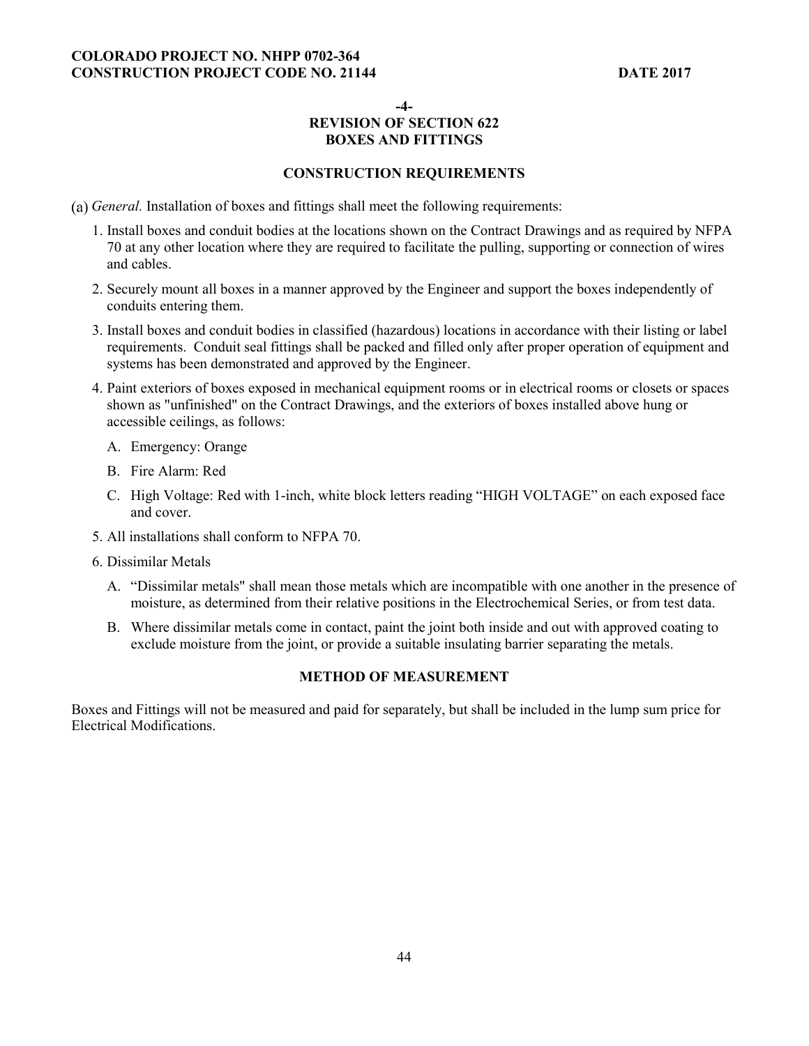-4-

## REVISION OF SECTION 622
## BOXES AND FITTINGS

### CONSTRUCTION REQUIREMENTS

(a) *General.* Installation of boxes and fittings shall meet the following requirements:

1. Install boxes and conduit bodies at the locations shown on the Contract Drawings and as required by NFPA 70 at any other location where they are required to facilitate the pulling, supporting or connection of wires and cables.

2. Securely mount all boxes in a manner approved by the Engineer and support the boxes independently of conduits entering them.

3. Install boxes and conduit bodies in classified (hazardous) locations in accordance with their listing or label requirements. Conduit seal fittings shall be packed and filled only after proper operation of equipment and systems has been demonstrated and approved by the Engineer.

4. Paint exteriors of boxes exposed in mechanical equipment rooms or in electrical rooms or closets or spaces shown as "unfinished" on the Contract Drawings, and the exteriors of boxes installed above hung or accessible ceilings, as follows:

   A. Emergency: Orange

   B. Fire Alarm: Red

   C. High Voltage: Red with 1-inch, white block letters reading "HIGH VOLTAGE" on each exposed face and cover.

5. All installations shall conform to NFPA 70.

6. Dissimilar Metals

   A. "Dissimilar metals" shall mean those metals which are incompatible with one another in the presence of moisture, as determined from their relative positions in the Electrochemical Series, or from test data.

   B. Where dissimilar metals come in contact, paint the joint both inside and out with approved coating to exclude moisture from the joint, or provide a suitable insulating barrier separating the metals.

### METHOD OF MEASUREMENT

Boxes and Fittings will not be measured and paid for separately, but shall be included in the lump sum price for Electrical Modifications.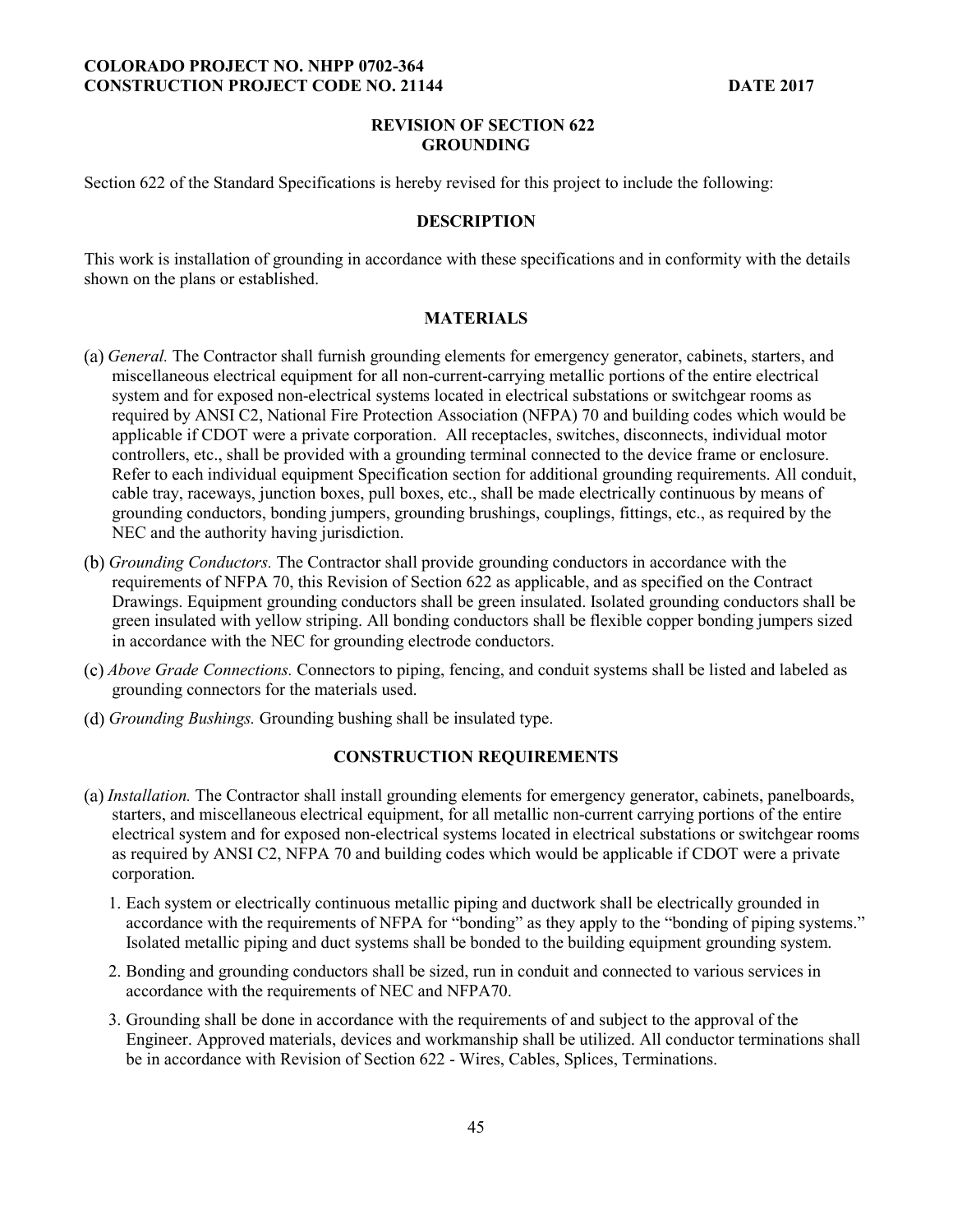## REVISION OF SECTION 622
## GROUNDING

Section 622 of the Standard Specifications is hereby revised for this project to include the following:

### DESCRIPTION

This work is installation of grounding in accordance with these specifications and in conformity with the details shown on the plans or established.

### MATERIALS

(a) *General.* The Contractor shall furnish grounding elements for emergency generator, cabinets, starters, and miscellaneous electrical equipment for all non-current-carrying metallic portions of the entire electrical system and for exposed non-electrical systems located in electrical substations or switchgear rooms as required by ANSI C2, National Fire Protection Association (NFPA) 70 and building codes which would be applicable if CDOT were a private corporation. All receptacles, switches, disconnects, individual motor controllers, etc., shall be provided with a grounding terminal connected to the device frame or enclosure. Refer to each individual equipment Specification section for additional grounding requirements. All conduit, cable tray, raceways, junction boxes, pull boxes, etc., shall be made electrically continuous by means of grounding conductors, bonding jumpers, grounding brushings, couplings, fittings, etc., as required by the NEC and the authority having jurisdiction.

(b) *Grounding Conductors.* The Contractor shall provide grounding conductors in accordance with the requirements of NFPA 70, this Revision of Section 622 as applicable, and as specified on the Contract Drawings. Equipment grounding conductors shall be green insulated. Isolated grounding conductors shall be green insulated with yellow striping. All bonding conductors shall be flexible copper bonding jumpers sized in accordance with the NEC for grounding electrode conductors.

(c) *Above Grade Connections.* Connectors to piping, fencing, and conduit systems shall be listed and labeled as grounding connectors for the materials used.

(d) *Grounding Bushings.* Grounding bushing shall be insulated type.

### CONSTRUCTION REQUIREMENTS

(a) *Installation.* The Contractor shall install grounding elements for emergency generator, cabinets, panelboards, starters, and miscellaneous electrical equipment, for all metallic non-current carrying portions of the entire electrical system and for exposed non-electrical systems located in electrical substations or switchgear rooms as required by ANSI C2, NFPA 70 and building codes which would be applicable if CDOT were a private corporation.

1. Each system or electrically continuous metallic piping and ductwork shall be electrically grounded in accordance with the requirements of NFPA for "bonding" as they apply to the "bonding of piping systems." Isolated metallic piping and duct systems shall be bonded to the building equipment grounding system.

2. Bonding and grounding conductors shall be sized, run in conduit and connected to various services in accordance with the requirements of NEC and NFPA70.

3. Grounding shall be done in accordance with the requirements of and subject to the approval of the Engineer. Approved materials, devices and workmanship shall be utilized. All conductor terminations shall be in accordance with Revision of Section 622 - Wires, Cables, Splices, Terminations.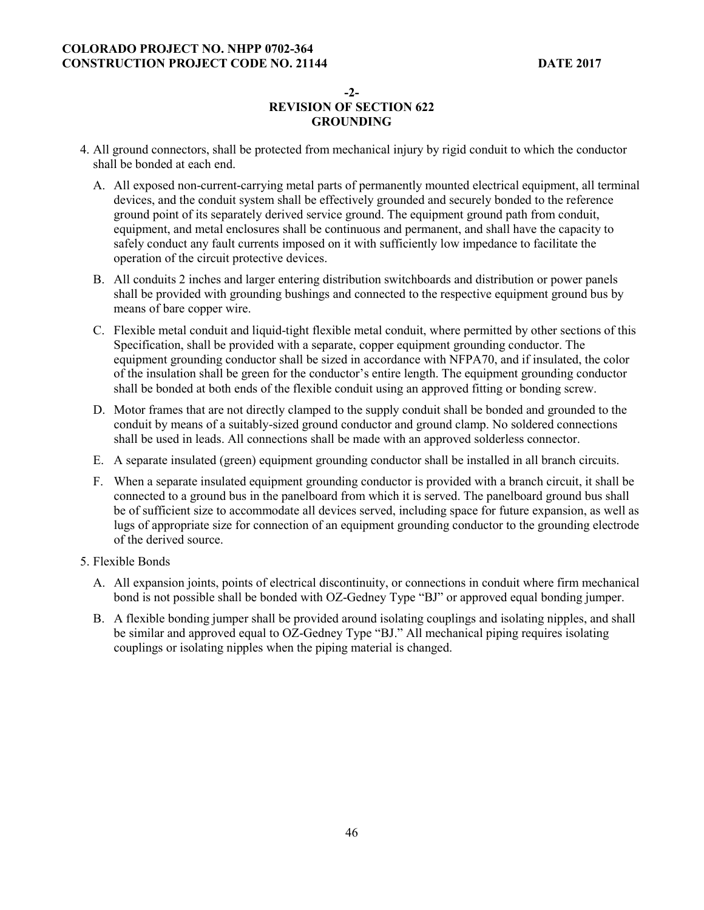**-2-**
**REVISION OF SECTION 622**
**GROUNDING**

4. All ground connectors, shall be protected from mechanical injury by rigid conduit to which the conductor shall be bonded at each end.

   A. All exposed non-current-carrying metal parts of permanently mounted electrical equipment, all terminal devices, and the conduit system shall be effectively grounded and securely bonded to the reference ground point of its separately derived service ground. The equipment ground path from conduit, equipment, and metal enclosures shall be continuous and permanent, and shall have the capacity to safely conduct any fault currents imposed on it with sufficiently low impedance to facilitate the operation of the circuit protective devices.

   B. All conduits 2 inches and larger entering distribution switchboards and distribution or power panels shall be provided with grounding bushings and connected to the respective equipment ground bus by means of bare copper wire.

   C. Flexible metal conduit and liquid-tight flexible metal conduit, where permitted by other sections of this Specification, shall be provided with a separate, copper equipment grounding conductor. The equipment grounding conductor shall be sized in accordance with NFPA70, and if insulated, the color of the insulation shall be green for the conductor's entire length. The equipment grounding conductor shall be bonded at both ends of the flexible conduit using an approved fitting or bonding screw.

   D. Motor frames that are not directly clamped to the supply conduit shall be bonded and grounded to the conduit by means of a suitably-sized ground conductor and ground clamp. No soldered connections shall be used in leads. All connections shall be made with an approved solderless connector.

   E. A separate insulated (green) equipment grounding conductor shall be installed in all branch circuits.

   F. When a separate insulated equipment grounding conductor is provided with a branch circuit, it shall be connected to a ground bus in the panelboard from which it is served. The panelboard ground bus shall be of sufficient size to accommodate all devices served, including space for future expansion, as well as lugs of appropriate size for connection of an equipment grounding conductor to the grounding electrode of the derived source.

5. Flexible Bonds

   A. All expansion joints, points of electrical discontinuity, or connections in conduit where firm mechanical bond is not possible shall be bonded with OZ-Gedney Type "BJ" or approved equal bonding jumper.

   B. A flexible bonding jumper shall be provided around isolating couplings and isolating nipples, and shall be similar and approved equal to OZ-Gedney Type "BJ." All mechanical piping requires isolating couplings or isolating nipples when the piping material is changed.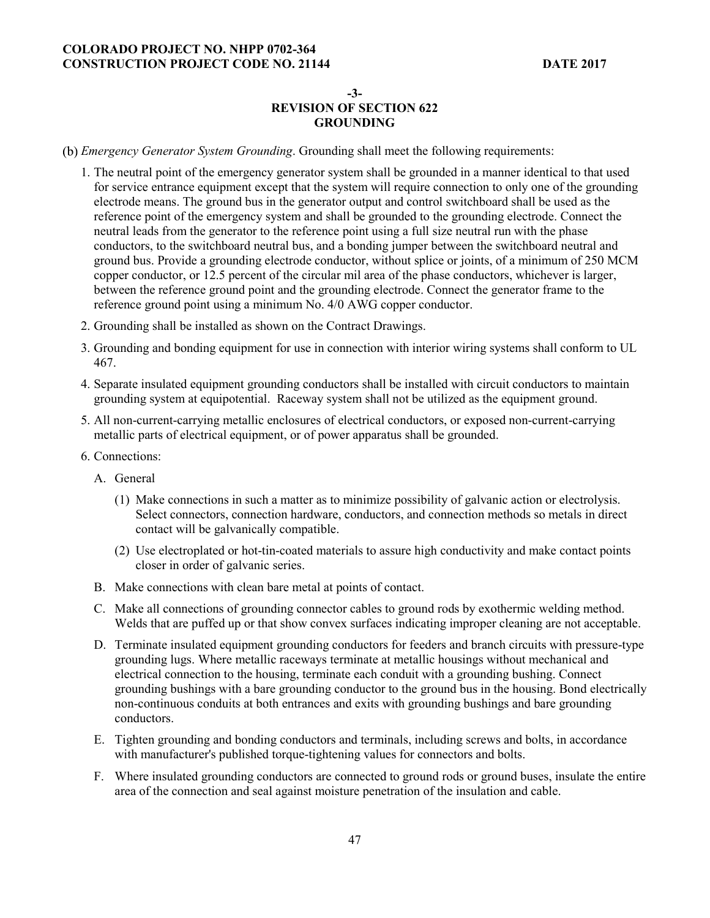**-3-**

**REVISION OF SECTION 622**
**GROUNDING**

(b) *Emergency Generator System Grounding*. Grounding shall meet the following requirements:

1. The neutral point of the emergency generator system shall be grounded in a manner identical to that used for service entrance equipment except that the system will require connection to only one of the grounding electrode means. The ground bus in the generator output and control switchboard shall be used as the reference point of the emergency system and shall be grounded to the grounding electrode. Connect the neutral leads from the generator to the reference point using a full size neutral run with the phase conductors, to the switchboard neutral bus, and a bonding jumper between the switchboard neutral and ground bus. Provide a grounding electrode conductor, without splice or joints, of a minimum of 250 MCM copper conductor, or 12.5 percent of the circular mil area of the phase conductors, whichever is larger, between the reference ground point and the grounding electrode. Connect the generator frame to the reference ground point using a minimum No. 4/0 AWG copper conductor.

2. Grounding shall be installed as shown on the Contract Drawings.

3. Grounding and bonding equipment for use in connection with interior wiring systems shall conform to UL 467.

4. Separate insulated equipment grounding conductors shall be installed with circuit conductors to maintain grounding system at equipotential. Raceway system shall not be utilized as the equipment ground.

5. All non-current-carrying metallic enclosures of electrical conductors, or exposed non-current-carrying metallic parts of electrical equipment, or of power apparatus shall be grounded.

6. Connections:

   A. General

      (1) Make connections in such a matter as to minimize possibility of galvanic action or electrolysis. Select connectors, connection hardware, conductors, and connection methods so metals in direct contact will be galvanically compatible.

      (2) Use electroplated or hot-tin-coated materials to assure high conductivity and make contact points closer in order of galvanic series.

   B. Make connections with clean bare metal at points of contact.

   C. Make all connections of grounding connector cables to ground rods by exothermic welding method. Welds that are puffed up or that show convex surfaces indicating improper cleaning are not acceptable.

   D. Terminate insulated equipment grounding conductors for feeders and branch circuits with pressure-type grounding lugs. Where metallic raceways terminate at metallic housings without mechanical and electrical connection to the housing, terminate each conduit with a grounding bushing. Connect grounding bushings with a bare grounding conductor to the ground bus in the housing. Bond electrically non-continuous conduits at both entrances and exits with grounding bushings and bare grounding conductors.

   E. Tighten grounding and bonding conductors and terminals, including screws and bolts, in accordance with manufacturer's published torque-tightening values for connectors and bolts.

   F. Where insulated grounding conductors are connected to ground rods or ground buses, insulate the entire area of the connection and seal against moisture penetration of the insulation and cable.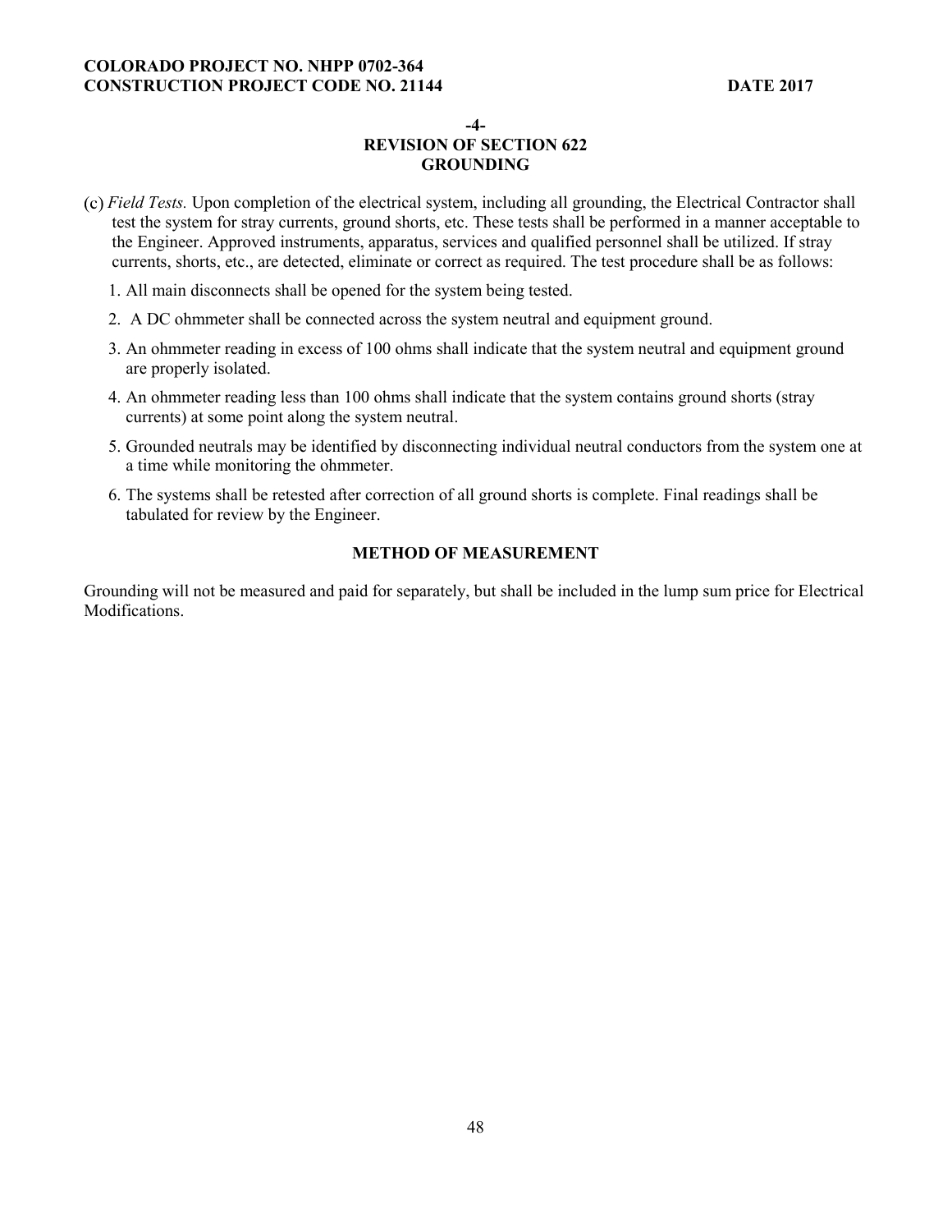**-4-**
**REVISION OF SECTION 622**
**GROUNDING**

(c) *Field Tests.* Upon completion of the electrical system, including all grounding, the Electrical Contractor shall test the system for stray currents, ground shorts, etc. These tests shall be performed in a manner acceptable to the Engineer. Approved instruments, apparatus, services and qualified personnel shall be utilized. If stray currents, shorts, etc., are detected, eliminate or correct as required. The test procedure shall be as follows:

1. All main disconnects shall be opened for the system being tested.
2. A DC ohmmeter shall be connected across the system neutral and equipment ground.
3. An ohmmeter reading in excess of 100 ohms shall indicate that the system neutral and equipment ground are properly isolated.
4. An ohmmeter reading less than 100 ohms shall indicate that the system contains ground shorts (stray currents) at some point along the system neutral.
5. Grounded neutrals may be identified by disconnecting individual neutral conductors from the system one at a time while monitoring the ohmmeter.
6. The systems shall be retested after correction of all ground shorts is complete. Final readings shall be tabulated for review by the Engineer.

**METHOD OF MEASUREMENT**

Grounding will not be measured and paid for separately, but shall be included in the lump sum price for Electrical Modifications.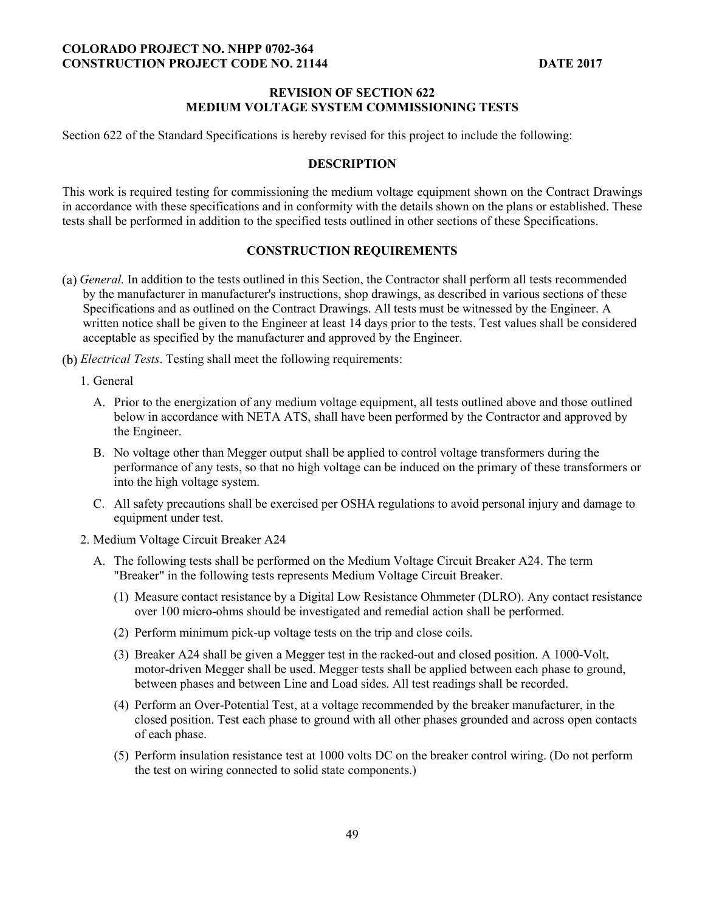**COLORADO PROJECT NO. NHPP 0702-364**
**CONSTRUCTION PROJECT CODE NO. 21144** **DATE 2017**

## REVISION OF SECTION 622
## MEDIUM VOLTAGE SYSTEM COMMISSIONING TESTS

Section 622 of the Standard Specifications is hereby revised for this project to include the following:

### DESCRIPTION

This work is required testing for commissioning the medium voltage equipment shown on the Contract Drawings in accordance with these specifications and in conformity with the details shown on the plans or established. These tests shall be performed in addition to the specified tests outlined in other sections of these Specifications.

### CONSTRUCTION REQUIREMENTS

(a) *General.* In addition to the tests outlined in this Section, the Contractor shall perform all tests recommended by the manufacturer in manufacturer's instructions, shop drawings, as described in various sections of these Specifications and as outlined on the Contract Drawings. All tests must be witnessed by the Engineer. A written notice shall be given to the Engineer at least 14 days prior to the tests. Test values shall be considered acceptable as specified by the manufacturer and approved by the Engineer.

(b) *Electrical Tests*. Testing shall meet the following requirements:

1. General

   A. Prior to the energization of any medium voltage equipment, all tests outlined above and those outlined below in accordance with NETA ATS, shall have been performed by the Contractor and approved by the Engineer.

   B. No voltage other than Megger output shall be applied to control voltage transformers during the performance of any tests, so that no high voltage can be induced on the primary of these transformers or into the high voltage system.

   C. All safety precautions shall be exercised per OSHA regulations to avoid personal injury and damage to equipment under test.

2. Medium Voltage Circuit Breaker A24

   A. The following tests shall be performed on the Medium Voltage Circuit Breaker A24. The term "Breaker" in the following tests represents Medium Voltage Circuit Breaker.

      (1) Measure contact resistance by a Digital Low Resistance Ohmmeter (DLRO). Any contact resistance over 100 micro-ohms should be investigated and remedial action shall be performed.

      (2) Perform minimum pick-up voltage tests on the trip and close coils.

      (3) Breaker A24 shall be given a Megger test in the racked-out and closed position. A 1000-Volt, motor-driven Megger shall be used. Megger tests shall be applied between each phase to ground, between phases and between Line and Load sides. All test readings shall be recorded.

      (4) Perform an Over-Potential Test, at a voltage recommended by the breaker manufacturer, in the closed position. Test each phase to ground with all other phases grounded and across open contacts of each phase.

      (5) Perform insulation resistance test at 1000 volts DC on the breaker control wiring. (Do not perform the test on wiring connected to solid state components.)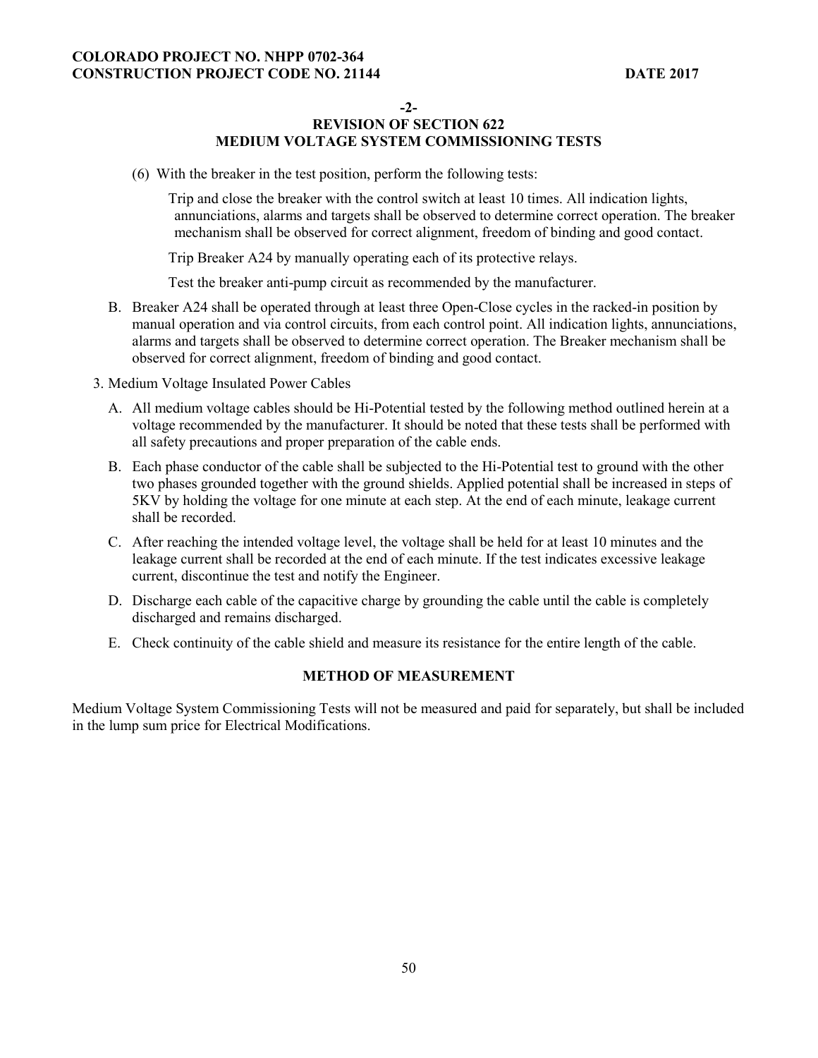**-2-**

**REVISION OF SECTION 622**
**MEDIUM VOLTAGE SYSTEM COMMISSIONING TESTS**

(6) With the breaker in the test position, perform the following tests:

Trip and close the breaker with the control switch at least 10 times. All indication lights, annunciations, alarms and targets shall be observed to determine correct operation. The breaker mechanism shall be observed for correct alignment, freedom of binding and good contact.

Trip Breaker A24 by manually operating each of its protective relays.

Test the breaker anti-pump circuit as recommended by the manufacturer.

B. Breaker A24 shall be operated through at least three Open-Close cycles in the racked-in position by manual operation and via control circuits, from each control point. All indication lights, annunciations, alarms and targets shall be observed to determine correct operation. The Breaker mechanism shall be observed for correct alignment, freedom of binding and good contact.

3. Medium Voltage Insulated Power Cables

A. All medium voltage cables should be Hi-Potential tested by the following method outlined herein at a voltage recommended by the manufacturer. It should be noted that these tests shall be performed with all safety precautions and proper preparation of the cable ends.

B. Each phase conductor of the cable shall be subjected to the Hi-Potential test to ground with the other two phases grounded together with the ground shields. Applied potential shall be increased in steps of 5KV by holding the voltage for one minute at each step. At the end of each minute, leakage current shall be recorded.

C. After reaching the intended voltage level, the voltage shall be held for at least 10 minutes and the leakage current shall be recorded at the end of each minute. If the test indicates excessive leakage current, discontinue the test and notify the Engineer.

D. Discharge each cable of the capacitive charge by grounding the cable until the cable is completely discharged and remains discharged.

E. Check continuity of the cable shield and measure its resistance for the entire length of the cable.

**METHOD OF MEASUREMENT**

Medium Voltage System Commissioning Tests will not be measured and paid for separately, but shall be included in the lump sum price for Electrical Modifications.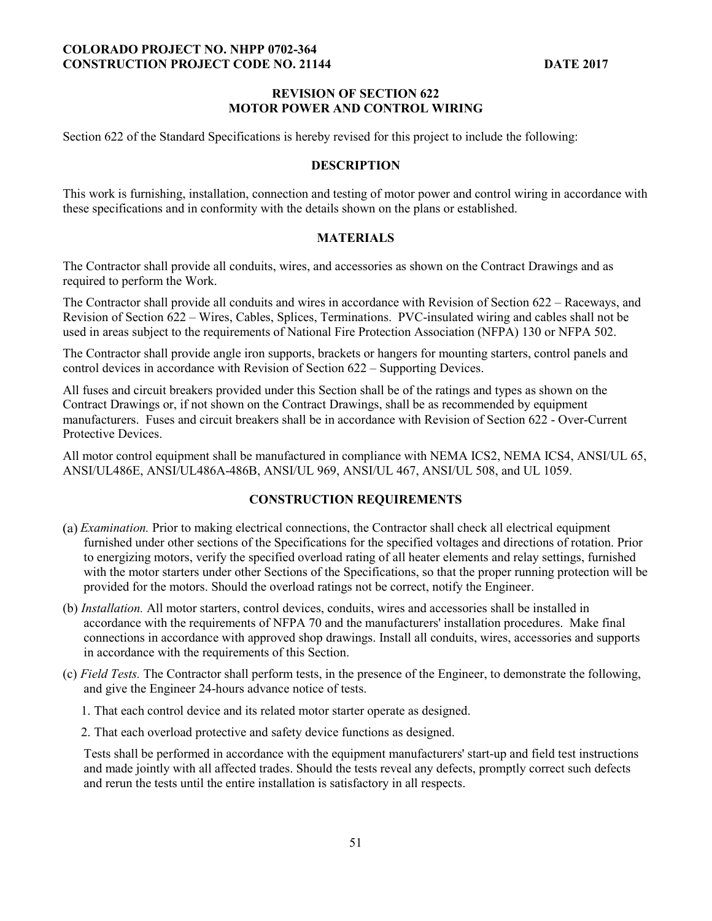## REVISION OF SECTION 622
## MOTOR POWER AND CONTROL WIRING

Section 622 of the Standard Specifications is hereby revised for this project to include the following:

### DESCRIPTION

This work is furnishing, installation, connection and testing of motor power and control wiring in accordance with these specifications and in conformity with the details shown on the plans or established.

### MATERIALS

The Contractor shall provide all conduits, wires, and accessories as shown on the Contract Drawings and as required to perform the Work.

The Contractor shall provide all conduits and wires in accordance with Revision of Section 622 – Raceways, and Revision of Section 622 – Wires, Cables, Splices, Terminations. PVC-insulated wiring and cables shall not be used in areas subject to the requirements of National Fire Protection Association (NFPA) 130 or NFPA 502.

The Contractor shall provide angle iron supports, brackets or hangers for mounting starters, control panels and control devices in accordance with Revision of Section 622 – Supporting Devices.

All fuses and circuit breakers provided under this Section shall be of the ratings and types as shown on the Contract Drawings or, if not shown on the Contract Drawings, shall be as recommended by equipment manufacturers. Fuses and circuit breakers shall be in accordance with Revision of Section 622 - Over-Current Protective Devices.

All motor control equipment shall be manufactured in compliance with NEMA ICS2, NEMA ICS4, ANSI/UL 65, ANSI/UL486E, ANSI/UL486A-486B, ANSI/UL 969, ANSI/UL 467, ANSI/UL 508, and UL 1059.

### CONSTRUCTION REQUIREMENTS

(a) *Examination.* Prior to making electrical connections, the Contractor shall check all electrical equipment furnished under other sections of the Specifications for the specified voltages and directions of rotation. Prior to energizing motors, verify the specified overload rating of all heater elements and relay settings, furnished with the motor starters under other Sections of the Specifications, so that the proper running protection will be provided for the motors. Should the overload ratings not be correct, notify the Engineer.

(b) *Installation.* All motor starters, control devices, conduits, wires and accessories shall be installed in accordance with the requirements of NFPA 70 and the manufacturers' installation procedures. Make final connections in accordance with approved shop drawings. Install all conduits, wires, accessories and supports in accordance with the requirements of this Section.

(c) *Field Tests.* The Contractor shall perform tests, in the presence of the Engineer, to demonstrate the following, and give the Engineer 24-hours advance notice of tests.

1. That each control device and its related motor starter operate as designed.
2. That each overload protective and safety device functions as designed.

Tests shall be performed in accordance with the equipment manufacturers' start-up and field test instructions and made jointly with all affected trades. Should the tests reveal any defects, promptly correct such defects and rerun the tests until the entire installation is satisfactory in all respects.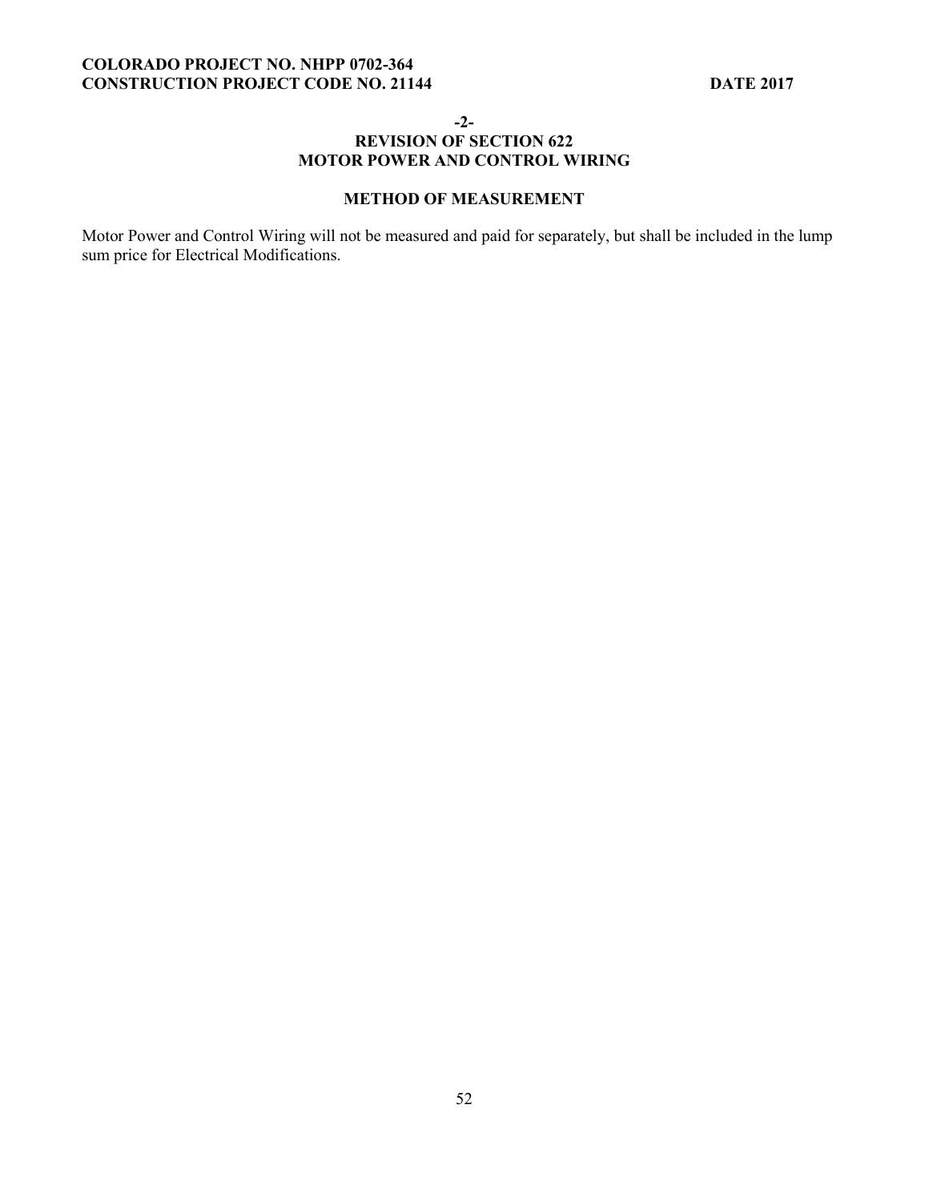-2-

## REVISION OF SECTION 622
## MOTOR POWER AND CONTROL WIRING

### METHOD OF MEASUREMENT

Motor Power and Control Wiring will not be measured and paid for separately, but shall be included in the lump sum price for Electrical Modifications.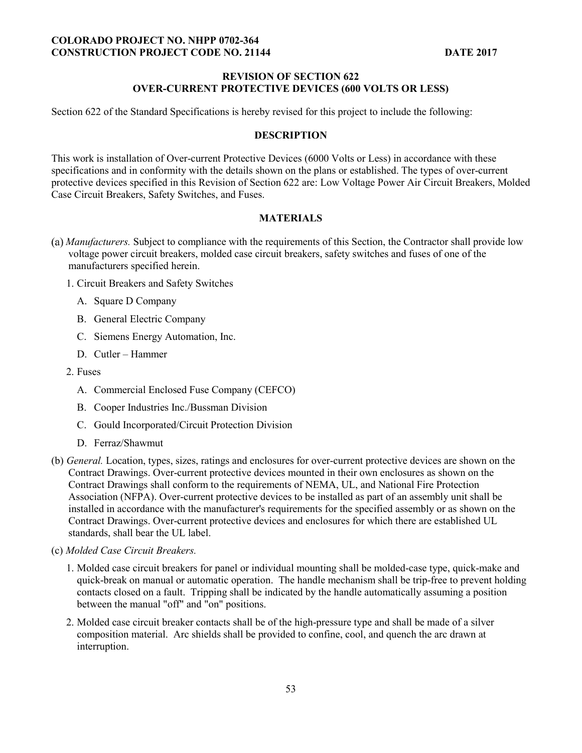## REVISION OF SECTION 622
## OVER-CURRENT PROTECTIVE DEVICES (600 VOLTS OR LESS)

Section 622 of the Standard Specifications is hereby revised for this project to include the following:

### DESCRIPTION

This work is installation of Over-current Protective Devices (6000 Volts or Less) in accordance with these specifications and in conformity with the details shown on the plans or established. The types of over-current protective devices specified in this Revision of Section 622 are: Low Voltage Power Air Circuit Breakers, Molded Case Circuit Breakers, Safety Switches, and Fuses.

### MATERIALS

(a) *Manufacturers.* Subject to compliance with the requirements of this Section, the Contractor shall provide low voltage power circuit breakers, molded case circuit breakers, safety switches and fuses of one of the manufacturers specified herein.

1. Circuit Breakers and Safety Switches
   - A. Square D Company
   - B. General Electric Company
   - C. Siemens Energy Automation, Inc.
   - D. Cutler – Hammer
2. Fuses
   - A. Commercial Enclosed Fuse Company (CEFCO)
   - B. Cooper Industries Inc./Bussman Division
   - C. Gould Incorporated/Circuit Protection Division
   - D. Ferraz/Shawmut

(b) *General.* Location, types, sizes, ratings and enclosures for over-current protective devices are shown on the Contract Drawings. Over-current protective devices mounted in their own enclosures as shown on the Contract Drawings shall conform to the requirements of NEMA, UL, and National Fire Protection Association (NFPA). Over-current protective devices to be installed as part of an assembly unit shall be installed in accordance with the manufacturer's requirements for the specified assembly or as shown on the Contract Drawings. Over-current protective devices and enclosures for which there are established UL standards, shall bear the UL label.

(c) *Molded Case Circuit Breakers.*

1. Molded case circuit breakers for panel or individual mounting shall be molded-case type, quick-make and quick-break on manual or automatic operation. The handle mechanism shall be trip-free to prevent holding contacts closed on a fault. Tripping shall be indicated by the handle automatically assuming a position between the manual "off" and "on" positions.
2. Molded case circuit breaker contacts shall be of the high-pressure type and shall be made of a silver composition material. Arc shields shall be provided to confine, cool, and quench the arc drawn at interruption.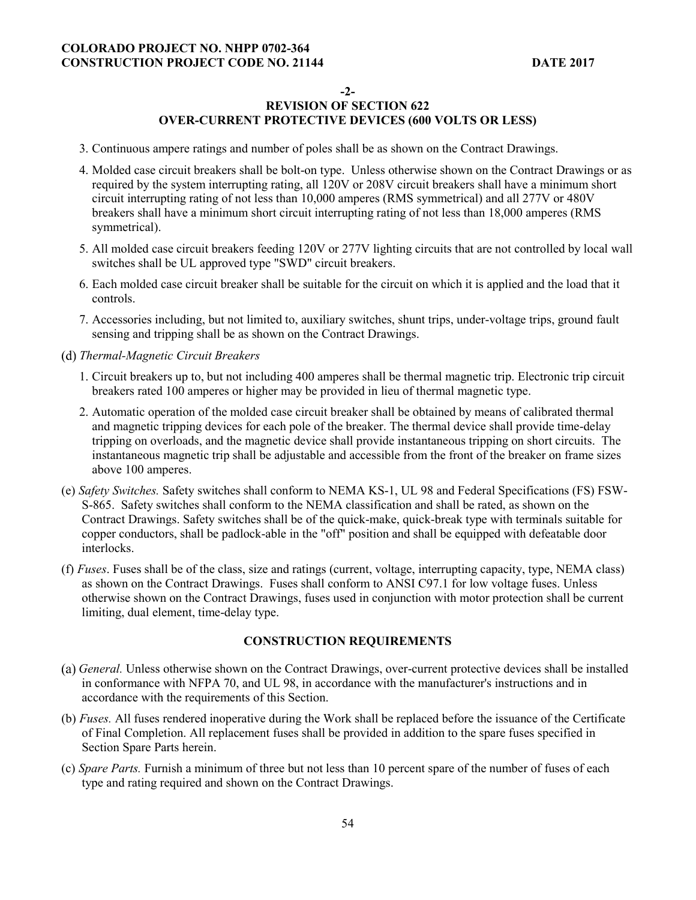**-2-**

**REVISION OF SECTION 622**
**OVER-CURRENT PROTECTIVE DEVICES (600 VOLTS OR LESS)**

3. Continuous ampere ratings and number of poles shall be as shown on the Contract Drawings.

4. Molded case circuit breakers shall be bolt-on type. Unless otherwise shown on the Contract Drawings or as required by the system interrupting rating, all 120V or 208V circuit breakers shall have a minimum short circuit interrupting rating of not less than 10,000 amperes (RMS symmetrical) and all 277V or 480V breakers shall have a minimum short circuit interrupting rating of not less than 18,000 amperes (RMS symmetrical).

5. All molded case circuit breakers feeding 120V or 277V lighting circuits that are not controlled by local wall switches shall be UL approved type "SWD" circuit breakers.

6. Each molded case circuit breaker shall be suitable for the circuit on which it is applied and the load that it controls.

7. Accessories including, but not limited to, auxiliary switches, shunt trips, under-voltage trips, ground fault sensing and tripping shall be as shown on the Contract Drawings.

(d) *Thermal-Magnetic Circuit Breakers*

1. Circuit breakers up to, but not including 400 amperes shall be thermal magnetic trip. Electronic trip circuit breakers rated 100 amperes or higher may be provided in lieu of thermal magnetic type.

2. Automatic operation of the molded case circuit breaker shall be obtained by means of calibrated thermal and magnetic tripping devices for each pole of the breaker. The thermal device shall provide time-delay tripping on overloads, and the magnetic device shall provide instantaneous tripping on short circuits. The instantaneous magnetic trip shall be adjustable and accessible from the front of the breaker on frame sizes above 100 amperes.

(e) *Safety Switches.* Safety switches shall conform to NEMA KS-1, UL 98 and Federal Specifications (FS) FSW-S-865. Safety switches shall conform to the NEMA classification and shall be rated, as shown on the Contract Drawings. Safety switches shall be of the quick-make, quick-break type with terminals suitable for copper conductors, shall be padlock-able in the "off" position and shall be equipped with defeatable door interlocks.

(f) *Fuses*. Fuses shall be of the class, size and ratings (current, voltage, interrupting capacity, type, NEMA class) as shown on the Contract Drawings. Fuses shall conform to ANSI C97.1 for low voltage fuses. Unless otherwise shown on the Contract Drawings, fuses used in conjunction with motor protection shall be current limiting, dual element, time-delay type.

## CONSTRUCTION REQUIREMENTS

(a) *General.* Unless otherwise shown on the Contract Drawings, over-current protective devices shall be installed in conformance with NFPA 70, and UL 98, in accordance with the manufacturer's instructions and in accordance with the requirements of this Section.

(b) *Fuses.* All fuses rendered inoperative during the Work shall be replaced before the issuance of the Certificate of Final Completion. All replacement fuses shall be provided in addition to the spare fuses specified in Section Spare Parts herein.

(c) *Spare Parts.* Furnish a minimum of three but not less than 10 percent spare of the number of fuses of each type and rating required and shown on the Contract Drawings.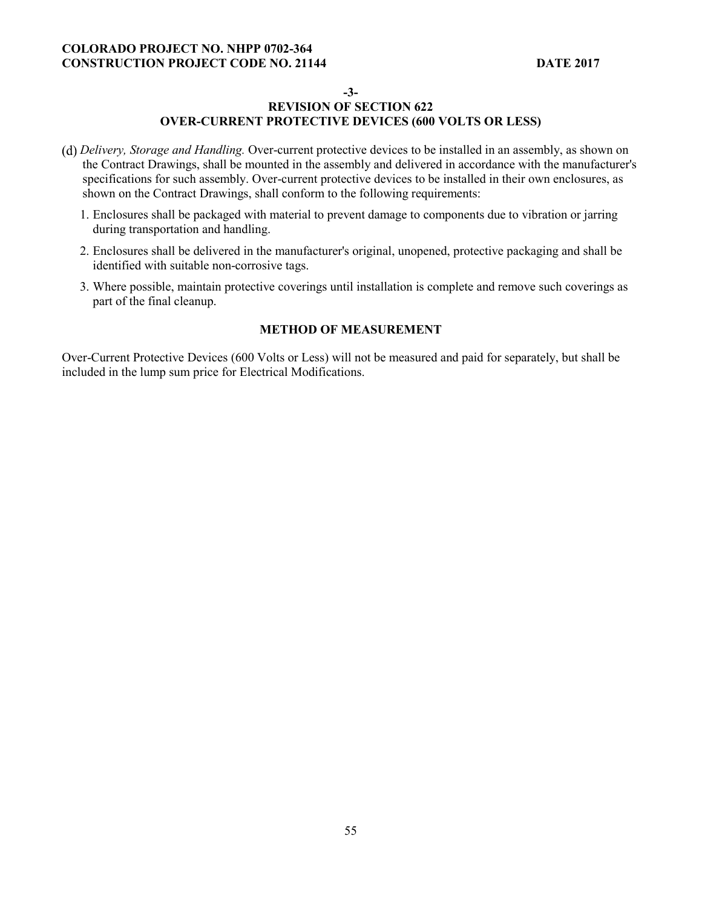-3-

## REVISION OF SECTION 622
## OVER-CURRENT PROTECTIVE DEVICES (600 VOLTS OR LESS)

(d) *Delivery, Storage and Handling.* Over-current protective devices to be installed in an assembly, as shown on the Contract Drawings, shall be mounted in the assembly and delivered in accordance with the manufacturer's specifications for such assembly. Over-current protective devices to be installed in their own enclosures, as shown on the Contract Drawings, shall conform to the following requirements:

1. Enclosures shall be packaged with material to prevent damage to components due to vibration or jarring during transportation and handling.
2. Enclosures shall be delivered in the manufacturer's original, unopened, protective packaging and shall be identified with suitable non-corrosive tags.
3. Where possible, maintain protective coverings until installation is complete and remove such coverings as part of the final cleanup.

### METHOD OF MEASUREMENT

Over-Current Protective Devices (600 Volts or Less) will not be measured and paid for separately, but shall be included in the lump sum price for Electrical Modifications.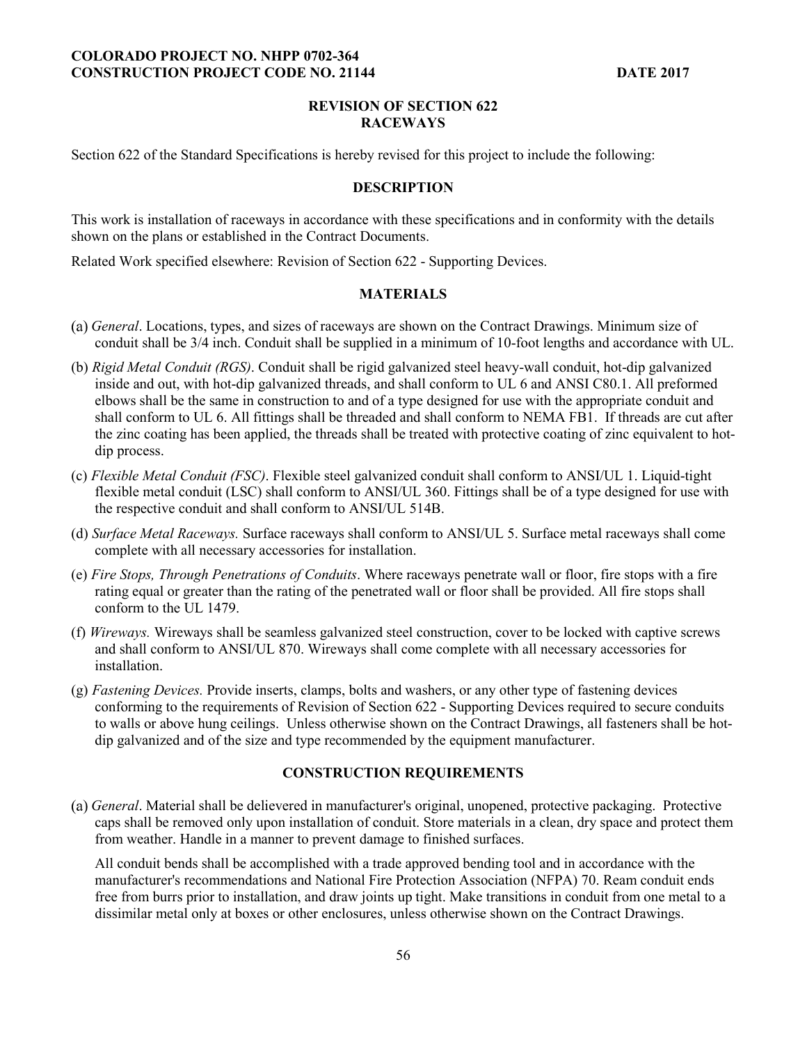## REVISION OF SECTION 622
## RACEWAYS

Section 622 of the Standard Specifications is hereby revised for this project to include the following:

### DESCRIPTION

This work is installation of raceways in accordance with these specifications and in conformity with the details shown on the plans or established in the Contract Documents.

Related Work specified elsewhere: Revision of Section 622 - Supporting Devices.

### MATERIALS

(a) *General*. Locations, types, and sizes of raceways are shown on the Contract Drawings. Minimum size of conduit shall be 3/4 inch. Conduit shall be supplied in a minimum of 10-foot lengths and accordance with UL.

(b) *Rigid Metal Conduit (RGS)*. Conduit shall be rigid galvanized steel heavy-wall conduit, hot-dip galvanized inside and out, with hot-dip galvanized threads, and shall conform to UL 6 and ANSI C80.1. All preformed elbows shall be the same in construction to and of a type designed for use with the appropriate conduit and shall conform to UL 6. All fittings shall be threaded and shall conform to NEMA FB1. If threads are cut after the zinc coating has been applied, the threads shall be treated with protective coating of zinc equivalent to hot-dip process.

(c) *Flexible Metal Conduit (FSC)*. Flexible steel galvanized conduit shall conform to ANSI/UL 1. Liquid-tight flexible metal conduit (LSC) shall conform to ANSI/UL 360. Fittings shall be of a type designed for use with the respective conduit and shall conform to ANSI/UL 514B.

(d) *Surface Metal Raceways.* Surface raceways shall conform to ANSI/UL 5. Surface metal raceways shall come complete with all necessary accessories for installation.

(e) *Fire Stops, Through Penetrations of Conduits*. Where raceways penetrate wall or floor, fire stops with a fire rating equal or greater than the rating of the penetrated wall or floor shall be provided. All fire stops shall conform to the UL 1479.

(f) *Wireways.* Wireways shall be seamless galvanized steel construction, cover to be locked with captive screws and shall conform to ANSI/UL 870. Wireways shall come complete with all necessary accessories for installation.

(g) *Fastening Devices.* Provide inserts, clamps, bolts and washers, or any other type of fastening devices conforming to the requirements of Revision of Section 622 - Supporting Devices required to secure conduits to walls or above hung ceilings. Unless otherwise shown on the Contract Drawings, all fasteners shall be hot-dip galvanized and of the size and type recommended by the equipment manufacturer.

### CONSTRUCTION REQUIREMENTS

(a) *General*. Material shall be delievered in manufacturer's original, unopened, protective packaging. Protective caps shall be removed only upon installation of conduit. Store materials in a clean, dry space and protect them from weather. Handle in a manner to prevent damage to finished surfaces.

All conduit bends shall be accomplished with a trade approved bending tool and in accordance with the manufacturer's recommendations and National Fire Protection Association (NFPA) 70. Ream conduit ends free from burrs prior to installation, and draw joints up tight. Make transitions in conduit from one metal to a dissimilar metal only at boxes or other enclosures, unless otherwise shown on the Contract Drawings.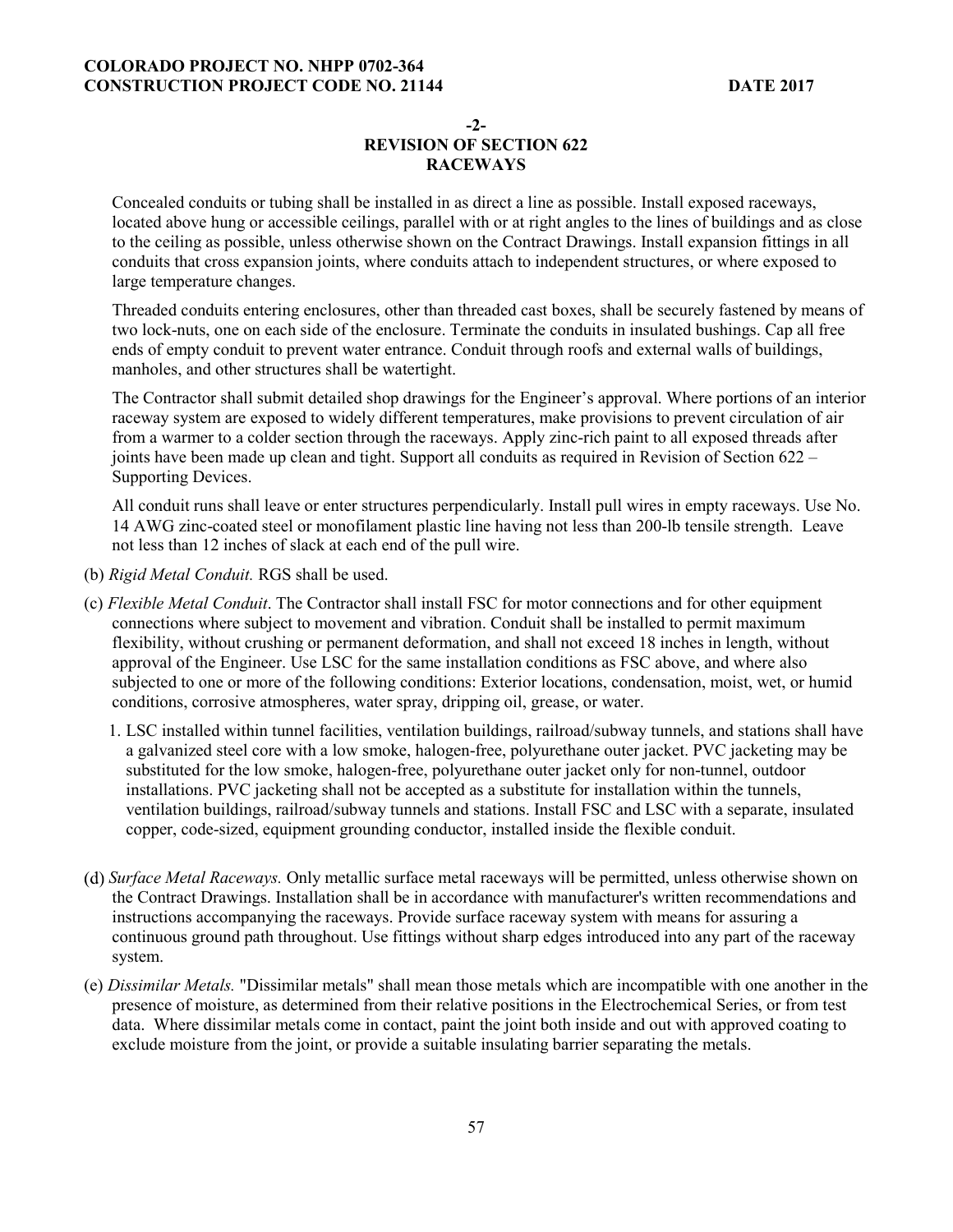**-2-**

**REVISION OF SECTION 622**

**RACEWAYS**

Concealed conduits or tubing shall be installed in as direct a line as possible. Install exposed raceways, located above hung or accessible ceilings, parallel with or at right angles to the lines of buildings and as close to the ceiling as possible, unless otherwise shown on the Contract Drawings. Install expansion fittings in all conduits that cross expansion joints, where conduits attach to independent structures, or where exposed to large temperature changes.

Threaded conduits entering enclosures, other than threaded cast boxes, shall be securely fastened by means of two lock-nuts, one on each side of the enclosure. Terminate the conduits in insulated bushings. Cap all free ends of empty conduit to prevent water entrance. Conduit through roofs and external walls of buildings, manholes, and other structures shall be watertight.

The Contractor shall submit detailed shop drawings for the Engineer's approval. Where portions of an interior raceway system are exposed to widely different temperatures, make provisions to prevent circulation of air from a warmer to a colder section through the raceways. Apply zinc-rich paint to all exposed threads after joints have been made up clean and tight. Support all conduits as required in Revision of Section 622 – Supporting Devices.

All conduit runs shall leave or enter structures perpendicularly. Install pull wires in empty raceways. Use No. 14 AWG zinc-coated steel or monofilament plastic line having not less than 200-lb tensile strength. Leave not less than 12 inches of slack at each end of the pull wire.

(b) *Rigid Metal Conduit.* RGS shall be used.

(c) *Flexible Metal Conduit*. The Contractor shall install FSC for motor connections and for other equipment connections where subject to movement and vibration. Conduit shall be installed to permit maximum flexibility, without crushing or permanent deformation, and shall not exceed 18 inches in length, without approval of the Engineer. Use LSC for the same installation conditions as FSC above, and where also subjected to one or more of the following conditions: Exterior locations, condensation, moist, wet, or humid conditions, corrosive atmospheres, water spray, dripping oil, grease, or water.

1. LSC installed within tunnel facilities, ventilation buildings, railroad/subway tunnels, and stations shall have a galvanized steel core with a low smoke, halogen-free, polyurethane outer jacket. PVC jacketing may be substituted for the low smoke, halogen-free, polyurethane outer jacket only for non-tunnel, outdoor installations. PVC jacketing shall not be accepted as a substitute for installation within the tunnels, ventilation buildings, railroad/subway tunnels and stations. Install FSC and LSC with a separate, insulated copper, code-sized, equipment grounding conductor, installed inside the flexible conduit.

(d) *Surface Metal Raceways.* Only metallic surface metal raceways will be permitted, unless otherwise shown on the Contract Drawings. Installation shall be in accordance with manufacturer's written recommendations and instructions accompanying the raceways. Provide surface raceway system with means for assuring a continuous ground path throughout. Use fittings without sharp edges introduced into any part of the raceway system.

(e) *Dissimilar Metals.* "Dissimilar metals" shall mean those metals which are incompatible with one another in the presence of moisture, as determined from their relative positions in the Electrochemical Series, or from test data. Where dissimilar metals come in contact, paint the joint both inside and out with approved coating to exclude moisture from the joint, or provide a suitable insulating barrier separating the metals.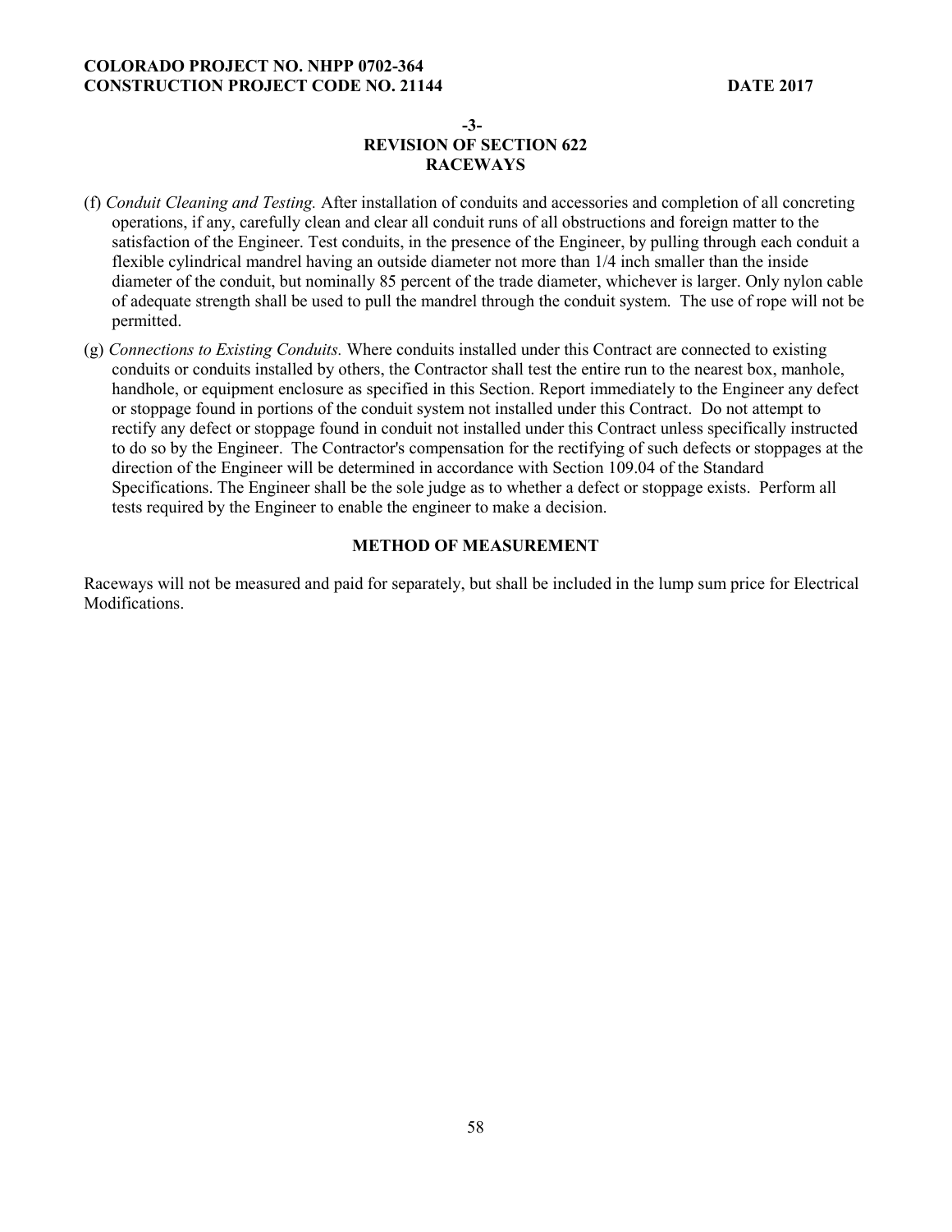**-3-**

## REVISION OF SECTION 622
## RACEWAYS

(f) *Conduit Cleaning and Testing.* After installation of conduits and accessories and completion of all concreting operations, if any, carefully clean and clear all conduit runs of all obstructions and foreign matter to the satisfaction of the Engineer. Test conduits, in the presence of the Engineer, by pulling through each conduit a flexible cylindrical mandrel having an outside diameter not more than 1/4 inch smaller than the inside diameter of the conduit, but nominally 85 percent of the trade diameter, whichever is larger. Only nylon cable of adequate strength shall be used to pull the mandrel through the conduit system. The use of rope will not be permitted.

(g) *Connections to Existing Conduits.* Where conduits installed under this Contract are connected to existing conduits or conduits installed by others, the Contractor shall test the entire run to the nearest box, manhole, handhole, or equipment enclosure as specified in this Section. Report immediately to the Engineer any defect or stoppage found in portions of the conduit system not installed under this Contract. Do not attempt to rectify any defect or stoppage found in conduit not installed under this Contract unless specifically instructed to do so by the Engineer. The Contractor's compensation for the rectifying of such defects or stoppages at the direction of the Engineer will be determined in accordance with Section 109.04 of the Standard Specifications. The Engineer shall be the sole judge as to whether a defect or stoppage exists. Perform all tests required by the Engineer to enable the engineer to make a decision.

### METHOD OF MEASUREMENT

Raceways will not be measured and paid for separately, but shall be included in the lump sum price for Electrical Modifications.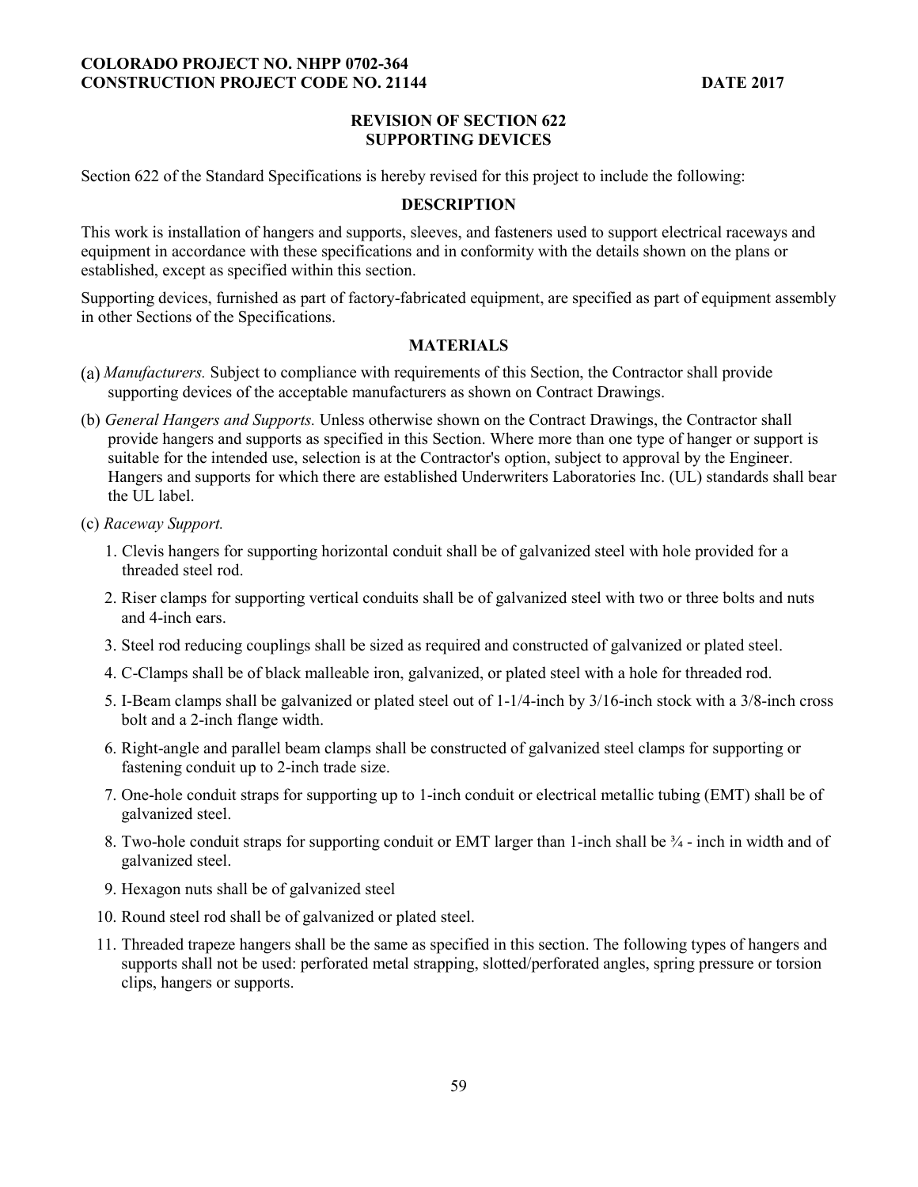COLORADO PROJECT NO. NHPP 0702-364
CONSTRUCTION PROJECT CODE NO. 21144 DATE 2017

## REVISION OF SECTION 622
## SUPPORTING DEVICES

Section 622 of the Standard Specifications is hereby revised for this project to include the following:

### DESCRIPTION

This work is installation of hangers and supports, sleeves, and fasteners used to support electrical raceways and equipment in accordance with these specifications and in conformity with the details shown on the plans or established, except as specified within this section.

Supporting devices, furnished as part of factory-fabricated equipment, are specified as part of equipment assembly in other Sections of the Specifications.

### MATERIALS

(a) *Manufacturers.* Subject to compliance with requirements of this Section, the Contractor shall provide supporting devices of the acceptable manufacturers as shown on Contract Drawings.

(b) *General Hangers and Supports.* Unless otherwise shown on the Contract Drawings, the Contractor shall provide hangers and supports as specified in this Section. Where more than one type of hanger or support is suitable for the intended use, selection is at the Contractor's option, subject to approval by the Engineer. Hangers and supports for which there are established Underwriters Laboratories Inc. (UL) standards shall bear the UL label.

(c) *Raceway Support.*

1. Clevis hangers for supporting horizontal conduit shall be of galvanized steel with hole provided for a threaded steel rod.
2. Riser clamps for supporting vertical conduits shall be of galvanized steel with two or three bolts and nuts and 4-inch ears.
3. Steel rod reducing couplings shall be sized as required and constructed of galvanized or plated steel.
4. C-Clamps shall be of black malleable iron, galvanized, or plated steel with a hole for threaded rod.
5. I-Beam clamps shall be galvanized or plated steel out of 1-1/4-inch by 3/16-inch stock with a 3/8-inch cross bolt and a 2-inch flange width.
6. Right-angle and parallel beam clamps shall be constructed of galvanized steel clamps for supporting or fastening conduit up to 2-inch trade size.
7. One-hole conduit straps for supporting up to 1-inch conduit or electrical metallic tubing (EMT) shall be of galvanized steel.
8. Two-hole conduit straps for supporting conduit or EMT larger than 1-inch shall be ¾ - inch in width and of galvanized steel.
9. Hexagon nuts shall be of galvanized steel
10. Round steel rod shall be of galvanized or plated steel.
11. Threaded trapeze hangers shall be the same as specified in this section. The following types of hangers and supports shall not be used: perforated metal strapping, slotted/perforated angles, spring pressure or torsion clips, hangers or supports.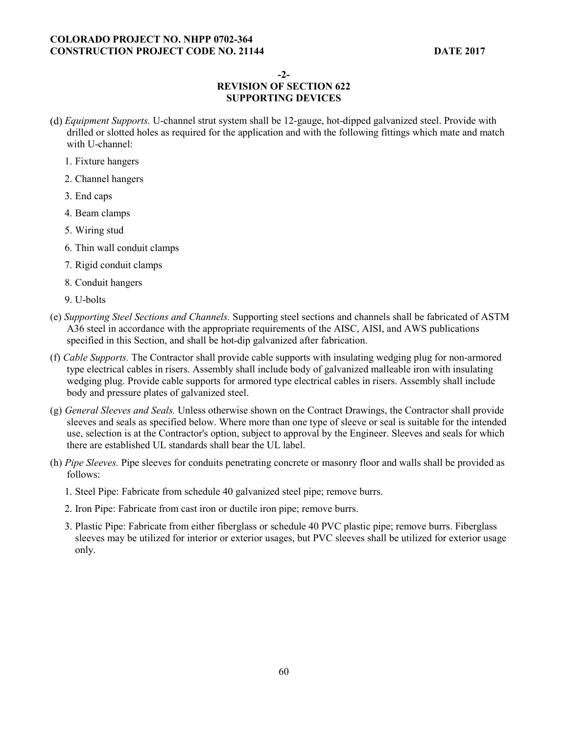**-2-**
**REVISION OF SECTION 622**
**SUPPORTING DEVICES**

(d) *Equipment Supports.* U-channel strut system shall be 12-gauge, hot-dipped galvanized steel. Provide with drilled or slotted holes as required for the application and with the following fittings which mate and match with U-channel:

1. Fixture hangers
2. Channel hangers
3. End caps
4. Beam clamps
5. Wiring stud
6. Thin wall conduit clamps
7. Rigid conduit clamps
8. Conduit hangers
9. U-bolts

(e) *Supporting Steel Sections and Channels.* Supporting steel sections and channels shall be fabricated of ASTM A36 steel in accordance with the appropriate requirements of the AISC, AISI, and AWS publications specified in this Section, and shall be hot-dip galvanized after fabrication.

(f) *Cable Supports.* The Contractor shall provide cable supports with insulating wedging plug for non-armored type electrical cables in risers. Assembly shall include body of galvanized malleable iron with insulating wedging plug. Provide cable supports for armored type electrical cables in risers. Assembly shall include body and pressure plates of galvanized steel.

(g) *General Sleeves and Seals.* Unless otherwise shown on the Contract Drawings, the Contractor shall provide sleeves and seals as specified below. Where more than one type of sleeve or seal is suitable for the intended use, selection is at the Contractor's option, subject to approval by the Engineer. Sleeves and seals for which there are established UL standards shall bear the UL label.

(h) *Pipe Sleeves.* Pipe sleeves for conduits penetrating concrete or masonry floor and walls shall be provided as follows:

1. Steel Pipe: Fabricate from schedule 40 galvanized steel pipe; remove burrs.
2. Iron Pipe: Fabricate from cast iron or ductile iron pipe; remove burrs.
3. Plastic Pipe: Fabricate from either fiberglass or schedule 40 PVC plastic pipe; remove burrs. Fiberglass sleeves may be utilized for interior or exterior usages, but PVC sleeves shall be utilized for exterior usage only.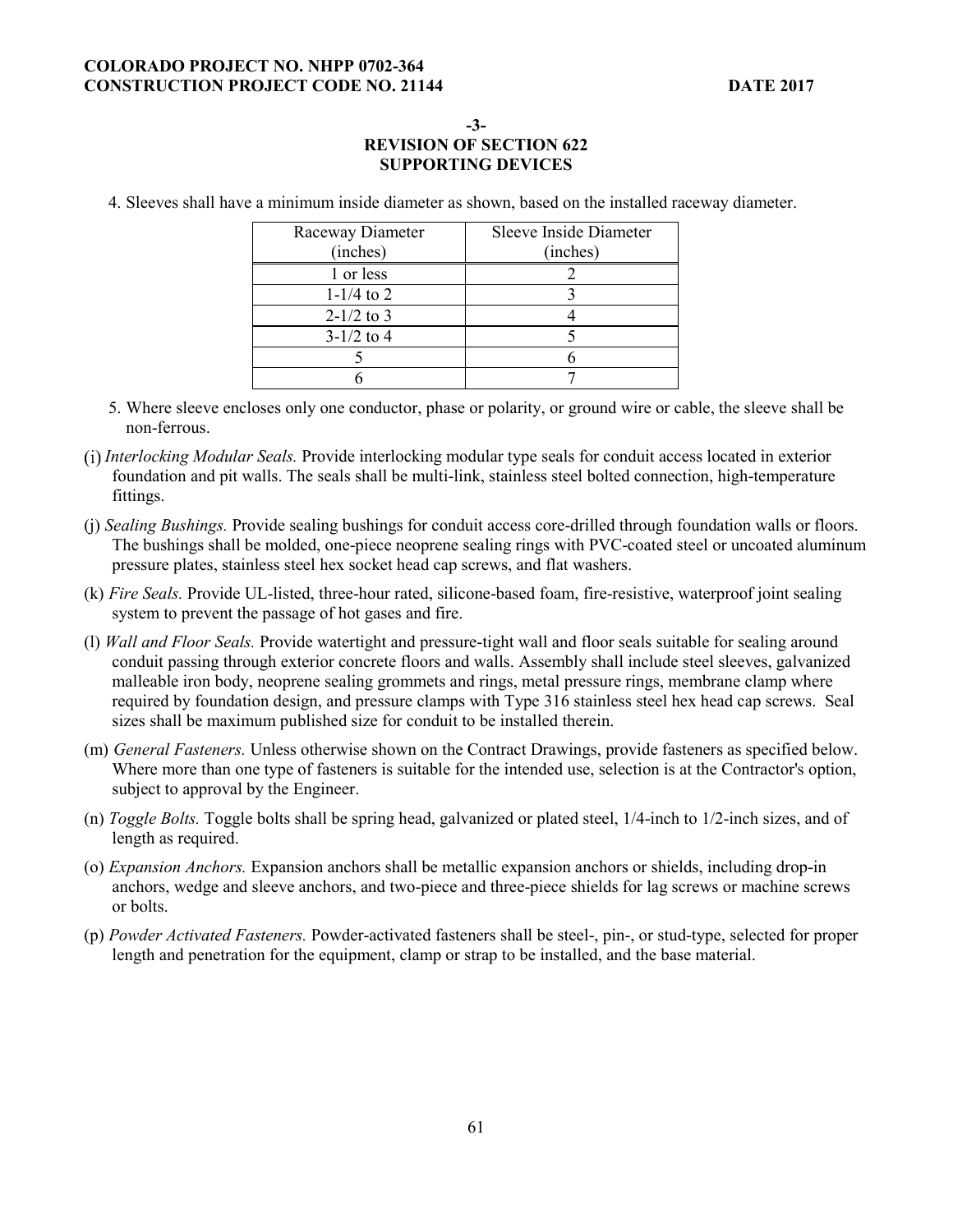## -3-
## REVISION OF SECTION 622
## SUPPORTING DEVICES

4. Sleeves shall have a minimum inside diameter as shown, based on the installed raceway diameter.

| Raceway Diameter (inches) | Sleeve Inside Diameter (inches) |
|---|---|
| 1 or less | 2 |
| 1-1/4 to 2 | 3 |
| 2-1/2 to 3 | 4 |
| 3-1/2 to 4 | 5 |
| 5 | 6 |
| 6 | 7 |

5. Where sleeve encloses only one conductor, phase or polarity, or ground wire or cable, the sleeve shall be non-ferrous.

(i) *Interlocking Modular Seals.* Provide interlocking modular type seals for conduit access located in exterior foundation and pit walls. The seals shall be multi-link, stainless steel bolted connection, high-temperature fittings.

(j) *Sealing Bushings.* Provide sealing bushings for conduit access core-drilled through foundation walls or floors. The bushings shall be molded, one-piece neoprene sealing rings with PVC-coated steel or uncoated aluminum pressure plates, stainless steel hex socket head cap screws, and flat washers.

(k) *Fire Seals.* Provide UL-listed, three-hour rated, silicone-based foam, fire-resistive, waterproof joint sealing system to prevent the passage of hot gases and fire.

(l) *Wall and Floor Seals.* Provide watertight and pressure-tight wall and floor seals suitable for sealing around conduit passing through exterior concrete floors and walls. Assembly shall include steel sleeves, galvanized malleable iron body, neoprene sealing grommets and rings, metal pressure rings, membrane clamp where required by foundation design, and pressure clamps with Type 316 stainless steel hex head cap screws. Seal sizes shall be maximum published size for conduit to be installed therein.

(m) *General Fasteners.* Unless otherwise shown on the Contract Drawings, provide fasteners as specified below. Where more than one type of fasteners is suitable for the intended use, selection is at the Contractor's option, subject to approval by the Engineer.

(n) *Toggle Bolts.* Toggle bolts shall be spring head, galvanized or plated steel, 1/4-inch to 1/2-inch sizes, and of length as required.

(o) *Expansion Anchors.* Expansion anchors shall be metallic expansion anchors or shields, including drop-in anchors, wedge and sleeve anchors, and two-piece and three-piece shields for lag screws or machine screws or bolts.

(p) *Powder Activated Fasteners.* Powder-activated fasteners shall be steel-, pin-, or stud-type, selected for proper length and penetration for the equipment, clamp or strap to be installed, and the base material.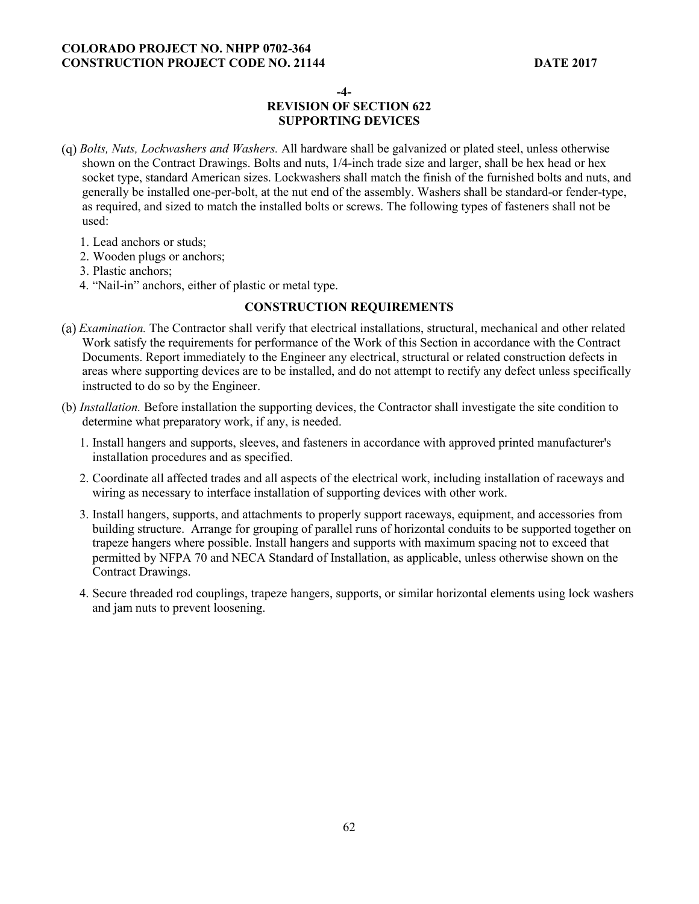**-4-**

**REVISION OF SECTION 622**
**SUPPORTING DEVICES**

(q) *Bolts, Nuts, Lockwashers and Washers.* All hardware shall be galvanized or plated steel, unless otherwise shown on the Contract Drawings. Bolts and nuts, 1/4-inch trade size and larger, shall be hex head or hex socket type, standard American sizes. Lockwashers shall match the finish of the furnished bolts and nuts, and generally be installed one-per-bolt, at the nut end of the assembly. Washers shall be standard-or fender-type, as required, and sized to match the installed bolts or screws. The following types of fasteners shall not be used:

1. Lead anchors or studs;
2. Wooden plugs or anchors;
3. Plastic anchors;
4. "Nail-in" anchors, either of plastic or metal type.

**CONSTRUCTION REQUIREMENTS**

(a) *Examination.* The Contractor shall verify that electrical installations, structural, mechanical and other related Work satisfy the requirements for performance of the Work of this Section in accordance with the Contract Documents. Report immediately to the Engineer any electrical, structural or related construction defects in areas where supporting devices are to be installed, and do not attempt to rectify any defect unless specifically instructed to do so by the Engineer.

(b) *Installation.* Before installation the supporting devices, the Contractor shall investigate the site condition to determine what preparatory work, if any, is needed.

1. Install hangers and supports, sleeves, and fasteners in accordance with approved printed manufacturer's installation procedures and as specified.

2. Coordinate all affected trades and all aspects of the electrical work, including installation of raceways and wiring as necessary to interface installation of supporting devices with other work.

3. Install hangers, supports, and attachments to properly support raceways, equipment, and accessories from building structure. Arrange for grouping of parallel runs of horizontal conduits to be supported together on trapeze hangers where possible. Install hangers and supports with maximum spacing not to exceed that permitted by NFPA 70 and NECA Standard of Installation, as applicable, unless otherwise shown on the Contract Drawings.

4. Secure threaded rod couplings, trapeze hangers, supports, or similar horizontal elements using lock washers and jam nuts to prevent loosening.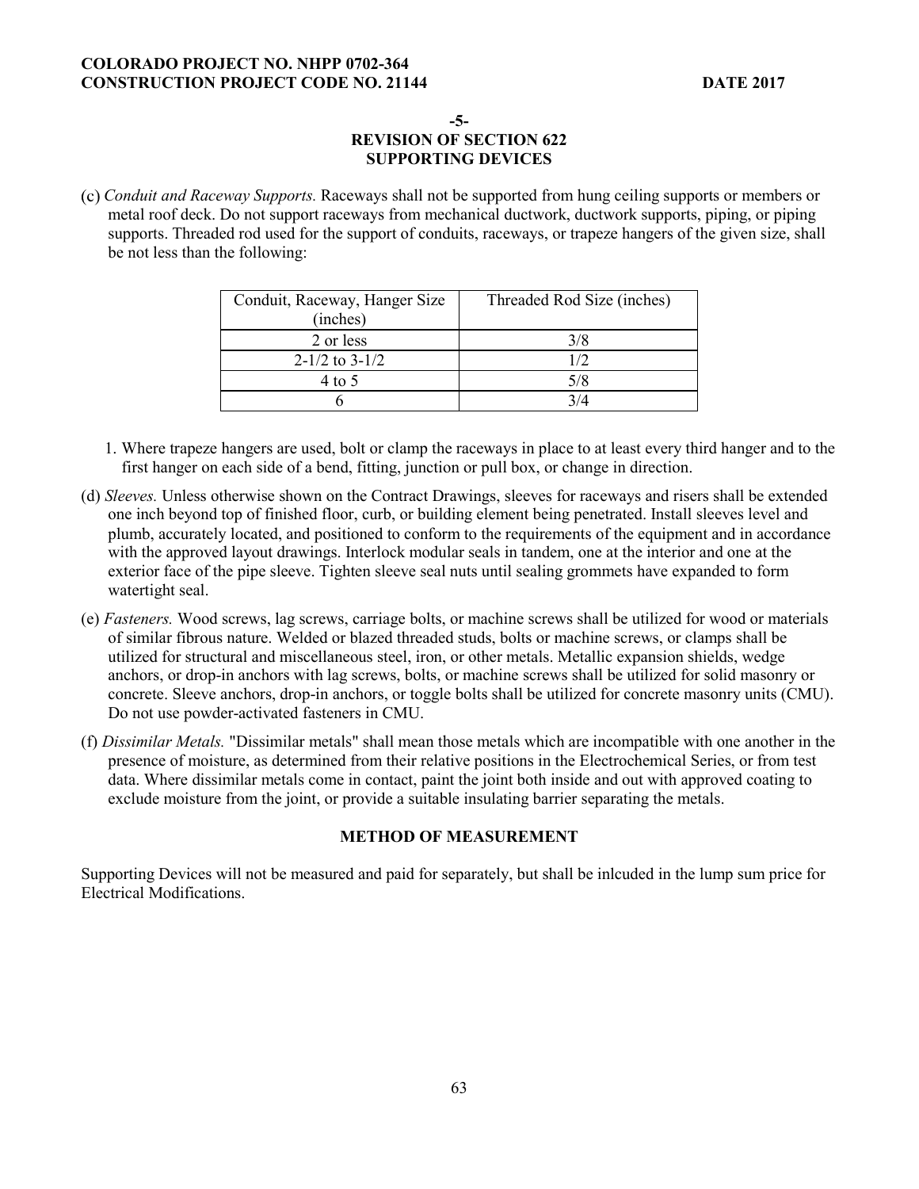**-5-**
**REVISION OF SECTION 622**
**SUPPORTING DEVICES**

(c) *Conduit and Raceway Supports.* Raceways shall not be supported from hung ceiling supports or members or metal roof deck. Do not support raceways from mechanical ductwork, ductwork supports, piping, or piping supports. Threaded rod used for the support of conduits, raceways, or trapeze hangers of the given size, shall be not less than the following:

| Conduit, Raceway, Hanger Size (inches) | Threaded Rod Size (inches) |
|---|---|
| 2 or less | 3/8 |
| 2-1/2 to 3-1/2 | 1/2 |
| 4 to 5 | 5/8 |
| 6 | 3/4 |

1. Where trapeze hangers are used, bolt or clamp the raceways in place to at least every third hanger and to the first hanger on each side of a bend, fitting, junction or pull box, or change in direction.

(d) *Sleeves.* Unless otherwise shown on the Contract Drawings, sleeves for raceways and risers shall be extended one inch beyond top of finished floor, curb, or building element being penetrated. Install sleeves level and plumb, accurately located, and positioned to conform to the requirements of the equipment and in accordance with the approved layout drawings. Interlock modular seals in tandem, one at the interior and one at the exterior face of the pipe sleeve. Tighten sleeve seal nuts until sealing grommets have expanded to form watertight seal.

(e) *Fasteners.* Wood screws, lag screws, carriage bolts, or machine screws shall be utilized for wood or materials of similar fibrous nature. Welded or blazed threaded studs, bolts or machine screws, or clamps shall be utilized for structural and miscellaneous steel, iron, or other metals. Metallic expansion shields, wedge anchors, or drop-in anchors with lag screws, bolts, or machine screws shall be utilized for solid masonry or concrete. Sleeve anchors, drop-in anchors, or toggle bolts shall be utilized for concrete masonry units (CMU). Do not use powder-activated fasteners in CMU.

(f) *Dissimilar Metals.* "Dissimilar metals" shall mean those metals which are incompatible with one another in the presence of moisture, as determined from their relative positions in the Electrochemical Series, or from test data. Where dissimilar metals come in contact, paint the joint both inside and out with approved coating to exclude moisture from the joint, or provide a suitable insulating barrier separating the metals.

**METHOD OF MEASUREMENT**

Supporting Devices will not be measured and paid for separately, but shall be inlcuded in the lump sum price for Electrical Modifications.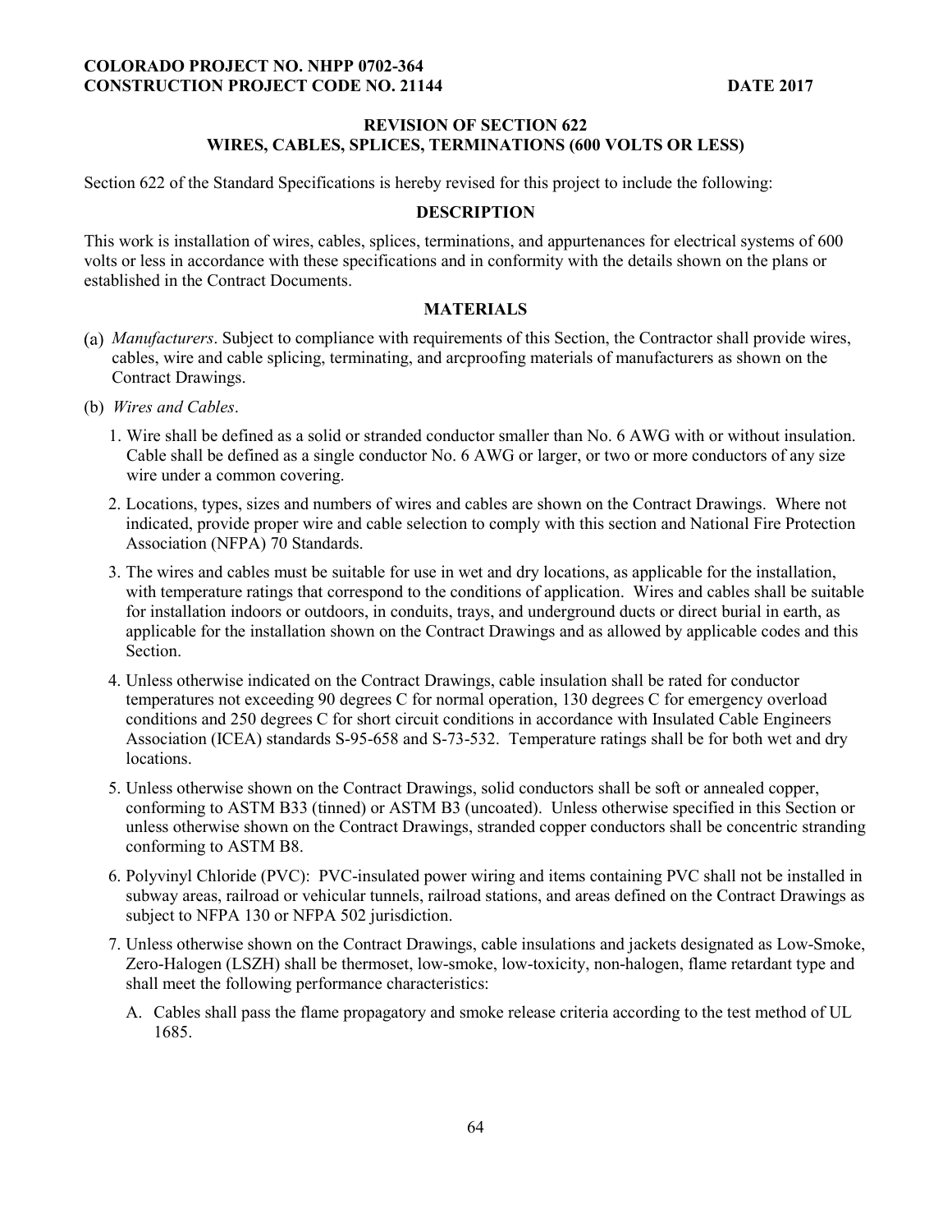COLORADO PROJECT NO. NHPP 0702-364
CONSTRUCTION PROJECT CODE NO. 21144 DATE 2017

## REVISION OF SECTION 622
## WIRES, CABLES, SPLICES, TERMINATIONS (600 VOLTS OR LESS)

Section 622 of the Standard Specifications is hereby revised for this project to include the following:

### DESCRIPTION

This work is installation of wires, cables, splices, terminations, and appurtenances for electrical systems of 600 volts or less in accordance with these specifications and in conformity with the details shown on the plans or established in the Contract Documents.

### MATERIALS

(a) *Manufacturers*. Subject to compliance with requirements of this Section, the Contractor shall provide wires, cables, wire and cable splicing, terminating, and arcproofing materials of manufacturers as shown on the Contract Drawings.

(b) *Wires and Cables*.

1. Wire shall be defined as a solid or stranded conductor smaller than No. 6 AWG with or without insulation. Cable shall be defined as a single conductor No. 6 AWG or larger, or two or more conductors of any size wire under a common covering.

2. Locations, types, sizes and numbers of wires and cables are shown on the Contract Drawings. Where not indicated, provide proper wire and cable selection to comply with this section and National Fire Protection Association (NFPA) 70 Standards.

3. The wires and cables must be suitable for use in wet and dry locations, as applicable for the installation, with temperature ratings that correspond to the conditions of application. Wires and cables shall be suitable for installation indoors or outdoors, in conduits, trays, and underground ducts or direct burial in earth, as applicable for the installation shown on the Contract Drawings and as allowed by applicable codes and this Section.

4. Unless otherwise indicated on the Contract Drawings, cable insulation shall be rated for conductor temperatures not exceeding 90 degrees C for normal operation, 130 degrees C for emergency overload conditions and 250 degrees C for short circuit conditions in accordance with Insulated Cable Engineers Association (ICEA) standards S-95-658 and S-73-532. Temperature ratings shall be for both wet and dry locations.

5. Unless otherwise shown on the Contract Drawings, solid conductors shall be soft or annealed copper, conforming to ASTM B33 (tinned) or ASTM B3 (uncoated). Unless otherwise specified in this Section or unless otherwise shown on the Contract Drawings, stranded copper conductors shall be concentric stranding conforming to ASTM B8.

6. Polyvinyl Chloride (PVC): PVC-insulated power wiring and items containing PVC shall not be installed in subway areas, railroad or vehicular tunnels, railroad stations, and areas defined on the Contract Drawings as subject to NFPA 130 or NFPA 502 jurisdiction.

7. Unless otherwise shown on the Contract Drawings, cable insulations and jackets designated as Low-Smoke, Zero-Halogen (LSZH) shall be thermoset, low-smoke, low-toxicity, non-halogen, flame retardant type and shall meet the following performance characteristics:

   A. Cables shall pass the flame propagatory and smoke release criteria according to the test method of UL 1685.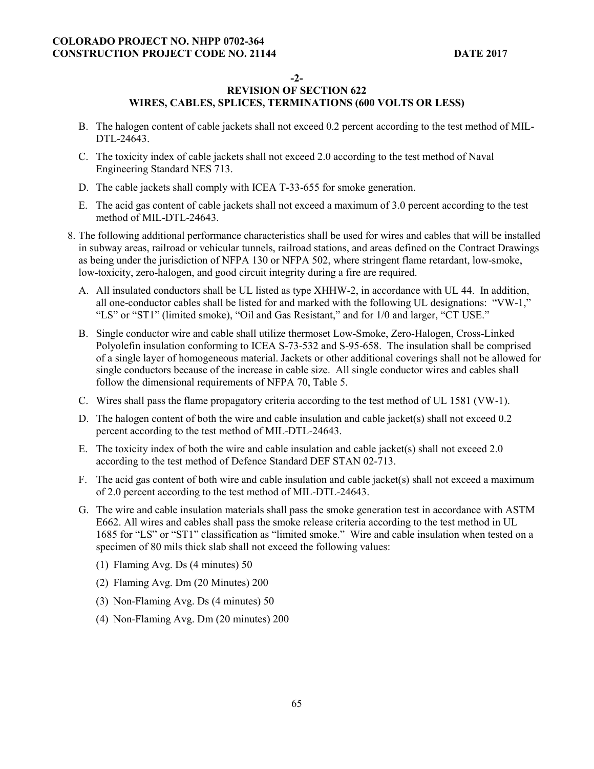-2-

## REVISION OF SECTION 622
## WIRES, CABLES, SPLICES, TERMINATIONS (600 VOLTS OR LESS)

B. The halogen content of cable jackets shall not exceed 0.2 percent according to the test method of MIL-DTL-24643.

C. The toxicity index of cable jackets shall not exceed 2.0 according to the test method of Naval Engineering Standard NES 713.

D. The cable jackets shall comply with ICEA T-33-655 for smoke generation.

E. The acid gas content of cable jackets shall not exceed a maximum of 3.0 percent according to the test method of MIL-DTL-24643.

8. The following additional performance characteristics shall be used for wires and cables that will be installed in subway areas, railroad or vehicular tunnels, railroad stations, and areas defined on the Contract Drawings as being under the jurisdiction of NFPA 130 or NFPA 502, where stringent flame retardant, low-smoke, low-toxicity, zero-halogen, and good circuit integrity during a fire are required.

   A. All insulated conductors shall be UL listed as type XHHW-2, in accordance with UL 44. In addition, all one-conductor cables shall be listed for and marked with the following UL designations: "VW-1," "LS" or "ST1" (limited smoke), "Oil and Gas Resistant," and for 1/0 and larger, "CT USE."

   B. Single conductor wire and cable shall utilize thermoset Low-Smoke, Zero-Halogen, Cross-Linked Polyolefin insulation conforming to ICEA S-73-532 and S-95-658. The insulation shall be comprised of a single layer of homogeneous material. Jackets or other additional coverings shall not be allowed for single conductors because of the increase in cable size. All single conductor wires and cables shall follow the dimensional requirements of NFPA 70, Table 5.

   C. Wires shall pass the flame propagatory criteria according to the test method of UL 1581 (VW-1).

   D. The halogen content of both the wire and cable insulation and cable jacket(s) shall not exceed 0.2 percent according to the test method of MIL-DTL-24643.

   E. The toxicity index of both the wire and cable insulation and cable jacket(s) shall not exceed 2.0 according to the test method of Defence Standard DEF STAN 02-713.

   F. The acid gas content of both wire and cable insulation and cable jacket(s) shall not exceed a maximum of 2.0 percent according to the test method of MIL-DTL-24643.

   G. The wire and cable insulation materials shall pass the smoke generation test in accordance with ASTM E662. All wires and cables shall pass the smoke release criteria according to the test method in UL 1685 for "LS" or "ST1" classification as "limited smoke." Wire and cable insulation when tested on a specimen of 80 mils thick slab shall not exceed the following values:

      (1) Flaming Avg. Ds (4 minutes) 50

      (2) Flaming Avg. Dm (20 Minutes) 200

      (3) Non-Flaming Avg. Ds (4 minutes) 50

      (4) Non-Flaming Avg. Dm (20 minutes) 200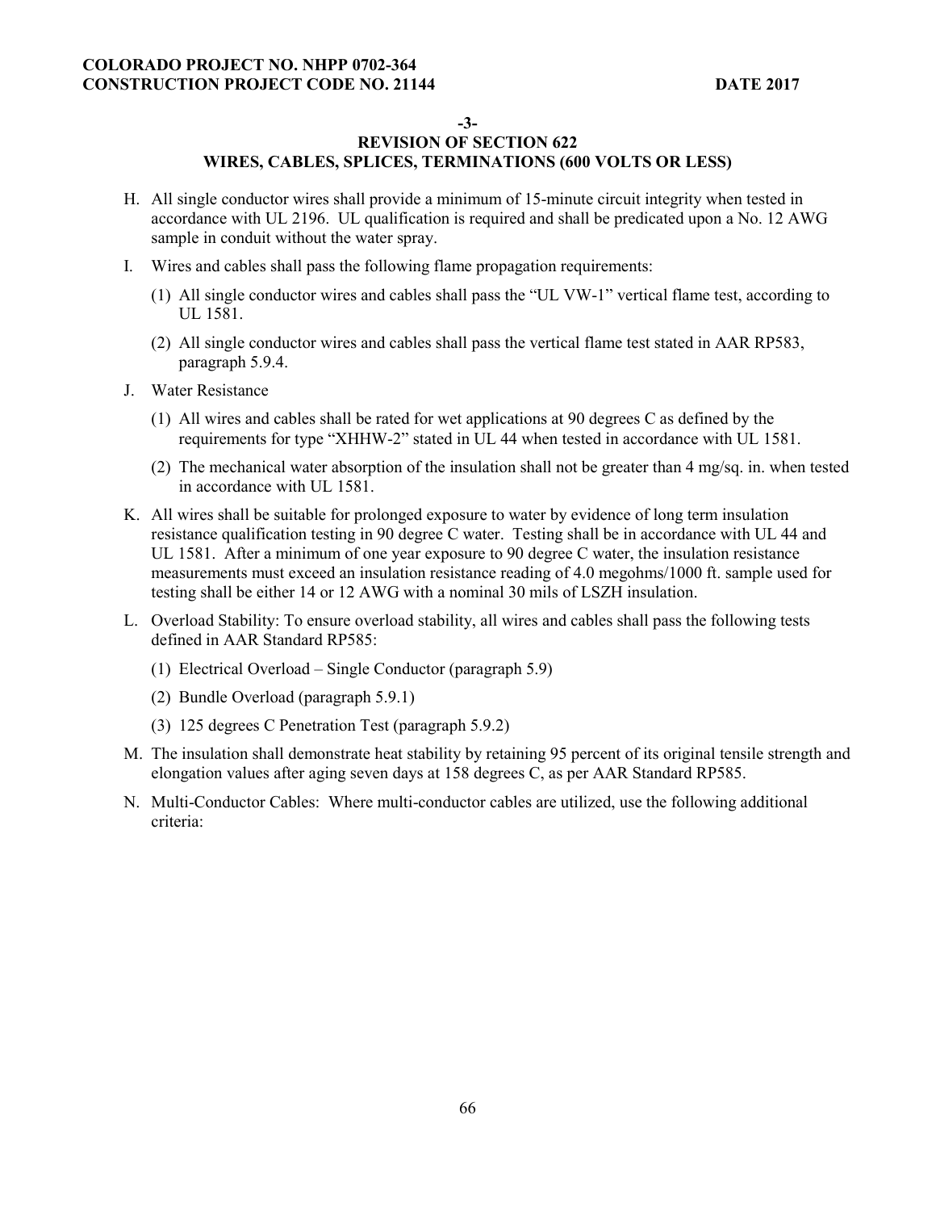**-3-**

**REVISION OF SECTION 622**
**WIRES, CABLES, SPLICES, TERMINATIONS (600 VOLTS OR LESS)**

H. All single conductor wires shall provide a minimum of 15-minute circuit integrity when tested in accordance with UL 2196. UL qualification is required and shall be predicated upon a No. 12 AWG sample in conduit without the water spray.

I. Wires and cables shall pass the following flame propagation requirements:

   (1) All single conductor wires and cables shall pass the "UL VW-1" vertical flame test, according to UL 1581.

   (2) All single conductor wires and cables shall pass the vertical flame test stated in AAR RP583, paragraph 5.9.4.

J. Water Resistance

   (1) All wires and cables shall be rated for wet applications at 90 degrees C as defined by the requirements for type "XHHW-2" stated in UL 44 when tested in accordance with UL 1581.

   (2) The mechanical water absorption of the insulation shall not be greater than 4 mg/sq. in. when tested in accordance with UL 1581.

K. All wires shall be suitable for prolonged exposure to water by evidence of long term insulation resistance qualification testing in 90 degree C water. Testing shall be in accordance with UL 44 and UL 1581. After a minimum of one year exposure to 90 degree C water, the insulation resistance measurements must exceed an insulation resistance reading of 4.0 megohms/1000 ft. sample used for testing shall be either 14 or 12 AWG with a nominal 30 mils of LSZH insulation.

L. Overload Stability: To ensure overload stability, all wires and cables shall pass the following tests defined in AAR Standard RP585:

   (1) Electrical Overload – Single Conductor (paragraph 5.9)

   (2) Bundle Overload (paragraph 5.9.1)

   (3) 125 degrees C Penetration Test (paragraph 5.9.2)

M. The insulation shall demonstrate heat stability by retaining 95 percent of its original tensile strength and elongation values after aging seven days at 158 degrees C, as per AAR Standard RP585.

N. Multi-Conductor Cables: Where multi-conductor cables are utilized, use the following additional criteria: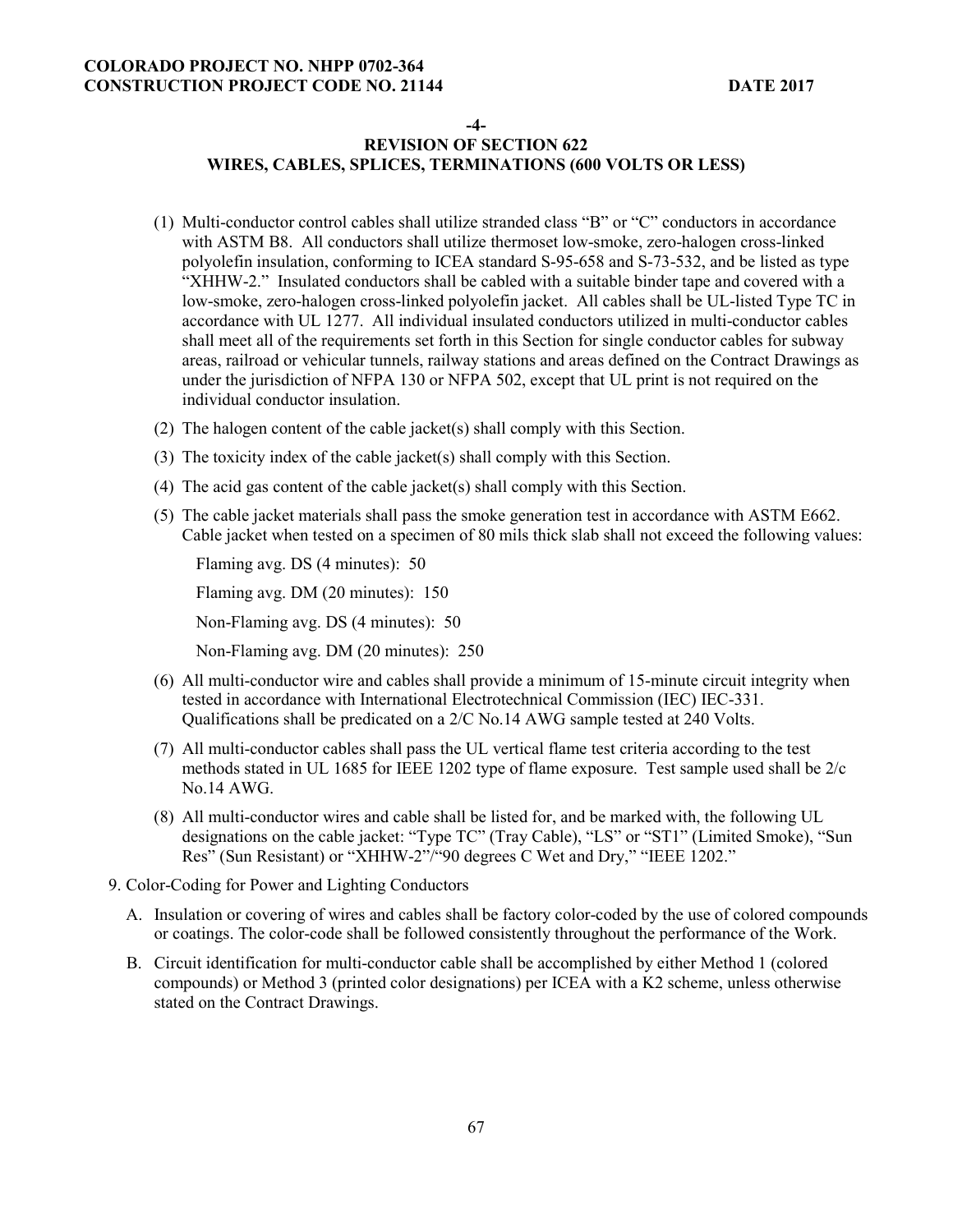-4-

**REVISION OF SECTION 622**
**WIRES, CABLES, SPLICES, TERMINATIONS (600 VOLTS OR LESS)**

(1) Multi-conductor control cables shall utilize stranded class "B" or "C" conductors in accordance with ASTM B8. All conductors shall utilize thermoset low-smoke, zero-halogen cross-linked polyolefin insulation, conforming to ICEA standard S-95-658 and S-73-532, and be listed as type "XHHW-2." Insulated conductors shall be cabled with a suitable binder tape and covered with a low-smoke, zero-halogen cross-linked polyolefin jacket. All cables shall be UL-listed Type TC in accordance with UL 1277. All individual insulated conductors utilized in multi-conductor cables shall meet all of the requirements set forth in this Section for single conductor cables for subway areas, railroad or vehicular tunnels, railway stations and areas defined on the Contract Drawings as under the jurisdiction of NFPA 130 or NFPA 502, except that UL print is not required on the individual conductor insulation.

(2) The halogen content of the cable jacket(s) shall comply with this Section.

(3) The toxicity index of the cable jacket(s) shall comply with this Section.

(4) The acid gas content of the cable jacket(s) shall comply with this Section.

(5) The cable jacket materials shall pass the smoke generation test in accordance with ASTM E662. Cable jacket when tested on a specimen of 80 mils thick slab shall not exceed the following values:

Flaming avg. DS (4 minutes): 50

Flaming avg. DM (20 minutes): 150

Non-Flaming avg. DS (4 minutes): 50

Non-Flaming avg. DM (20 minutes): 250

(6) All multi-conductor wire and cables shall provide a minimum of 15-minute circuit integrity when tested in accordance with International Electrotechnical Commission (IEC) IEC-331. Qualifications shall be predicated on a 2/C No.14 AWG sample tested at 240 Volts.

(7) All multi-conductor cables shall pass the UL vertical flame test criteria according to the test methods stated in UL 1685 for IEEE 1202 type of flame exposure. Test sample used shall be 2/c No.14 AWG.

(8) All multi-conductor wires and cable shall be listed for, and be marked with, the following UL designations on the cable jacket: "Type TC" (Tray Cable), "LS" or "ST1" (Limited Smoke), "Sun Res" (Sun Resistant) or "XHHW-2"/"90 degrees C Wet and Dry," "IEEE 1202."

9. Color-Coding for Power and Lighting Conductors

A. Insulation or covering of wires and cables shall be factory color-coded by the use of colored compounds or coatings. The color-code shall be followed consistently throughout the performance of the Work.

B. Circuit identification for multi-conductor cable shall be accomplished by either Method 1 (colored compounds) or Method 3 (printed color designations) per ICEA with a K2 scheme, unless otherwise stated on the Contract Drawings.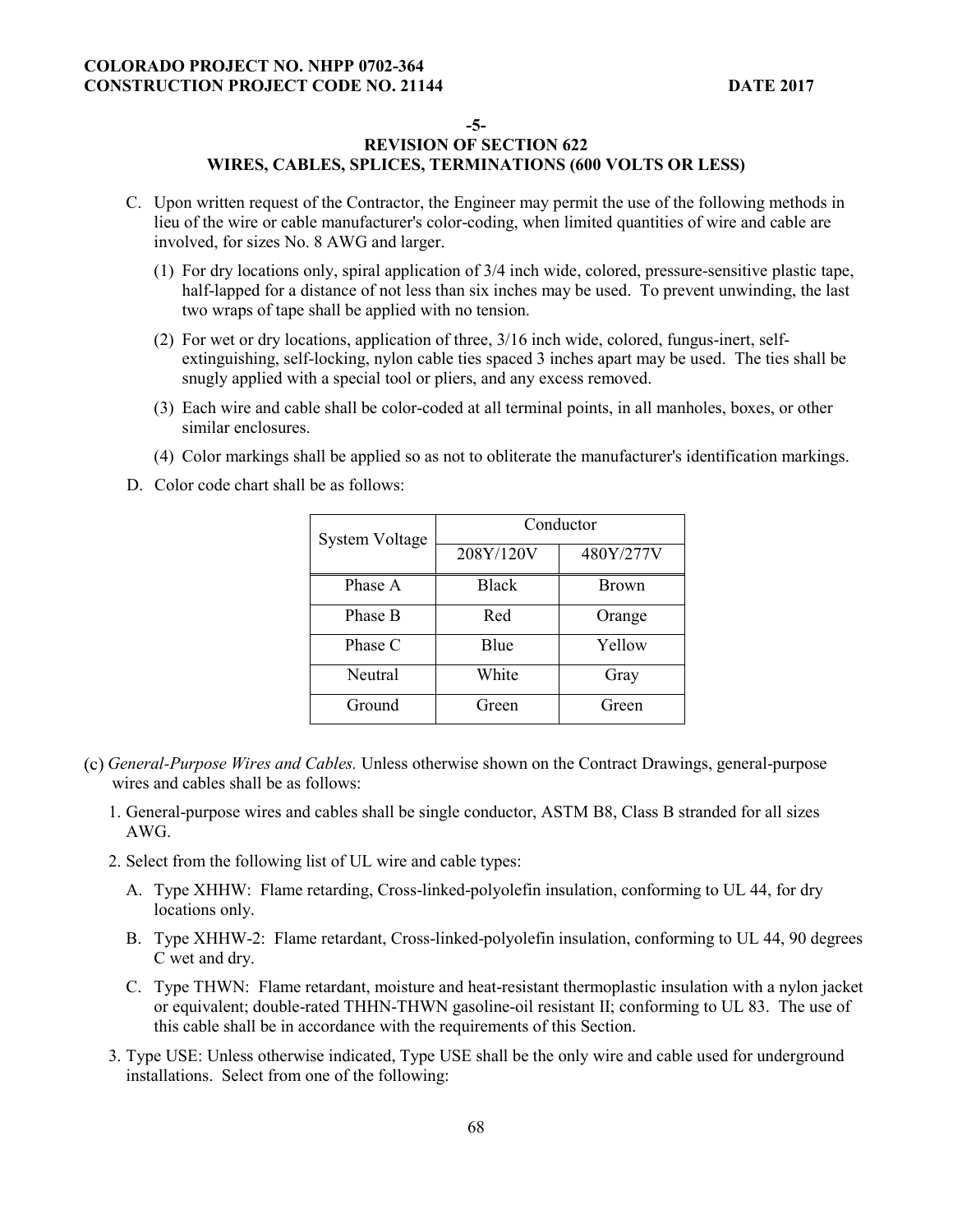-5-

## REVISION OF SECTION 622
## WIRES, CABLES, SPLICES, TERMINATIONS (600 VOLTS OR LESS)

C. Upon written request of the Contractor, the Engineer may permit the use of the following methods in lieu of the wire or cable manufacturer's color-coding, when limited quantities of wire and cable are involved, for sizes No. 8 AWG and larger.

   (1) For dry locations only, spiral application of 3/4 inch wide, colored, pressure-sensitive plastic tape, half-lapped for a distance of not less than six inches may be used. To prevent unwinding, the last two wraps of tape shall be applied with no tension.

   (2) For wet or dry locations, application of three, 3/16 inch wide, colored, fungus-inert, self-extinguishing, self-locking, nylon cable ties spaced 3 inches apart may be used. The ties shall be snugly applied with a special tool or pliers, and any excess removed.

   (3) Each wire and cable shall be color-coded at all terminal points, in all manholes, boxes, or other similar enclosures.

   (4) Color markings shall be applied so as not to obliterate the manufacturer's identification markings.

D. Color code chart shall be as follows:

| System Voltage | Conductor | |
|---|---|---|
| | 208Y/120V | 480Y/277V |
| Phase A | Black | Brown |
| Phase B | Red | Orange |
| Phase C | Blue | Yellow |
| Neutral | White | Gray |
| Ground | Green | Green |

(c) *General-Purpose Wires and Cables.* Unless otherwise shown on the Contract Drawings, general-purpose wires and cables shall be as follows:

1. General-purpose wires and cables shall be single conductor, ASTM B8, Class B stranded for all sizes AWG.

2. Select from the following list of UL wire and cable types:

   A. Type XHHW: Flame retarding, Cross-linked-polyolefin insulation, conforming to UL 44, for dry locations only.

   B. Type XHHW-2: Flame retardant, Cross-linked-polyolefin insulation, conforming to UL 44, 90 degrees C wet and dry.

   C. Type THWN: Flame retardant, moisture and heat-resistant thermoplastic insulation with a nylon jacket or equivalent; double-rated THHN-THWN gasoline-oil resistant II; conforming to UL 83. The use of this cable shall be in accordance with the requirements of this Section.

3. Type USE: Unless otherwise indicated, Type USE shall be the only wire and cable used for underground installations. Select from one of the following: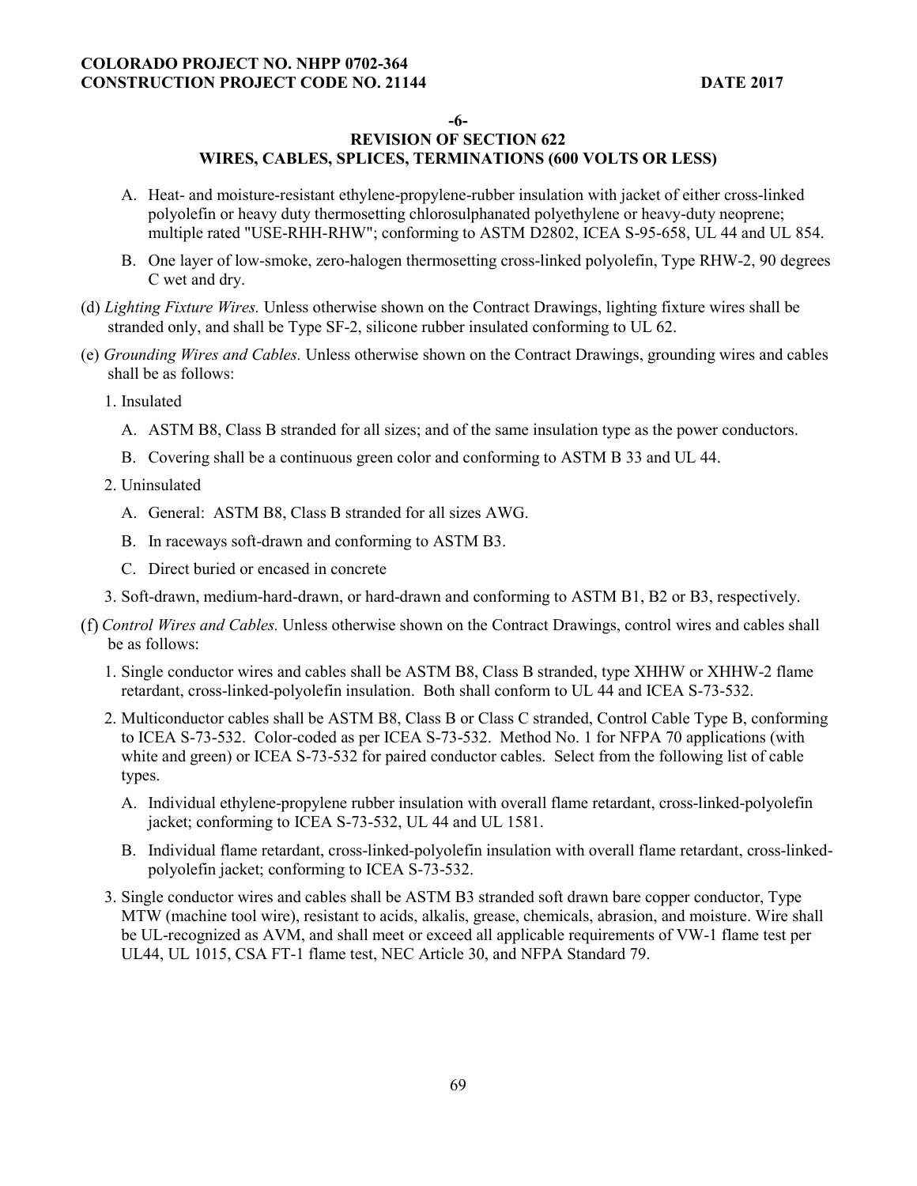-6-

**REVISION OF SECTION 622**
**WIRES, CABLES, SPLICES, TERMINATIONS (600 VOLTS OR LESS)**

A. Heat- and moisture-resistant ethylene-propylene-rubber insulation with jacket of either cross-linked polyolefin or heavy duty thermosetting chlorosulphanated polyethylene or heavy-duty neoprene; multiple rated "USE-RHH-RHW"; conforming to ASTM D2802, ICEA S-95-658, UL 44 and UL 854.

B. One layer of low-smoke, zero-halogen thermosetting cross-linked polyolefin, Type RHW-2, 90 degrees C wet and dry.

(d) *Lighting Fixture Wires.* Unless otherwise shown on the Contract Drawings, lighting fixture wires shall be stranded only, and shall be Type SF-2, silicone rubber insulated conforming to UL 62.

(e) *Grounding Wires and Cables.* Unless otherwise shown on the Contract Drawings, grounding wires and cables shall be as follows:

1. Insulated

   A. ASTM B8, Class B stranded for all sizes; and of the same insulation type as the power conductors.

   B. Covering shall be a continuous green color and conforming to ASTM B 33 and UL 44.

2. Uninsulated

   A. General: ASTM B8, Class B stranded for all sizes AWG.

   B. In raceways soft-drawn and conforming to ASTM B3.

   C. Direct buried or encased in concrete

3. Soft-drawn, medium-hard-drawn, or hard-drawn and conforming to ASTM B1, B2 or B3, respectively.

(f) *Control Wires and Cables.* Unless otherwise shown on the Contract Drawings, control wires and cables shall be as follows:

1. Single conductor wires and cables shall be ASTM B8, Class B stranded, type XHHW or XHHW-2 flame retardant, cross-linked-polyolefin insulation. Both shall conform to UL 44 and ICEA S-73-532.

2. Multiconductor cables shall be ASTM B8, Class B or Class C stranded, Control Cable Type B, conforming to ICEA S-73-532. Color-coded as per ICEA S-73-532. Method No. 1 for NFPA 70 applications (with white and green) or ICEA S-73-532 for paired conductor cables. Select from the following list of cable types.

   A. Individual ethylene-propylene rubber insulation with overall flame retardant, cross-linked-polyolefin jacket; conforming to ICEA S-73-532, UL 44 and UL 1581.

   B. Individual flame retardant, cross-linked-polyolefin insulation with overall flame retardant, cross-linked-polyolefin jacket; conforming to ICEA S-73-532.

3. Single conductor wires and cables shall be ASTM B3 stranded soft drawn bare copper conductor, Type MTW (machine tool wire), resistant to acids, alkalis, grease, chemicals, abrasion, and moisture. Wire shall be UL-recognized as AVM, and shall meet or exceed all applicable requirements of VW-1 flame test per UL44, UL 1015, CSA FT-1 flame test, NEC Article 30, and NFPA Standard 79.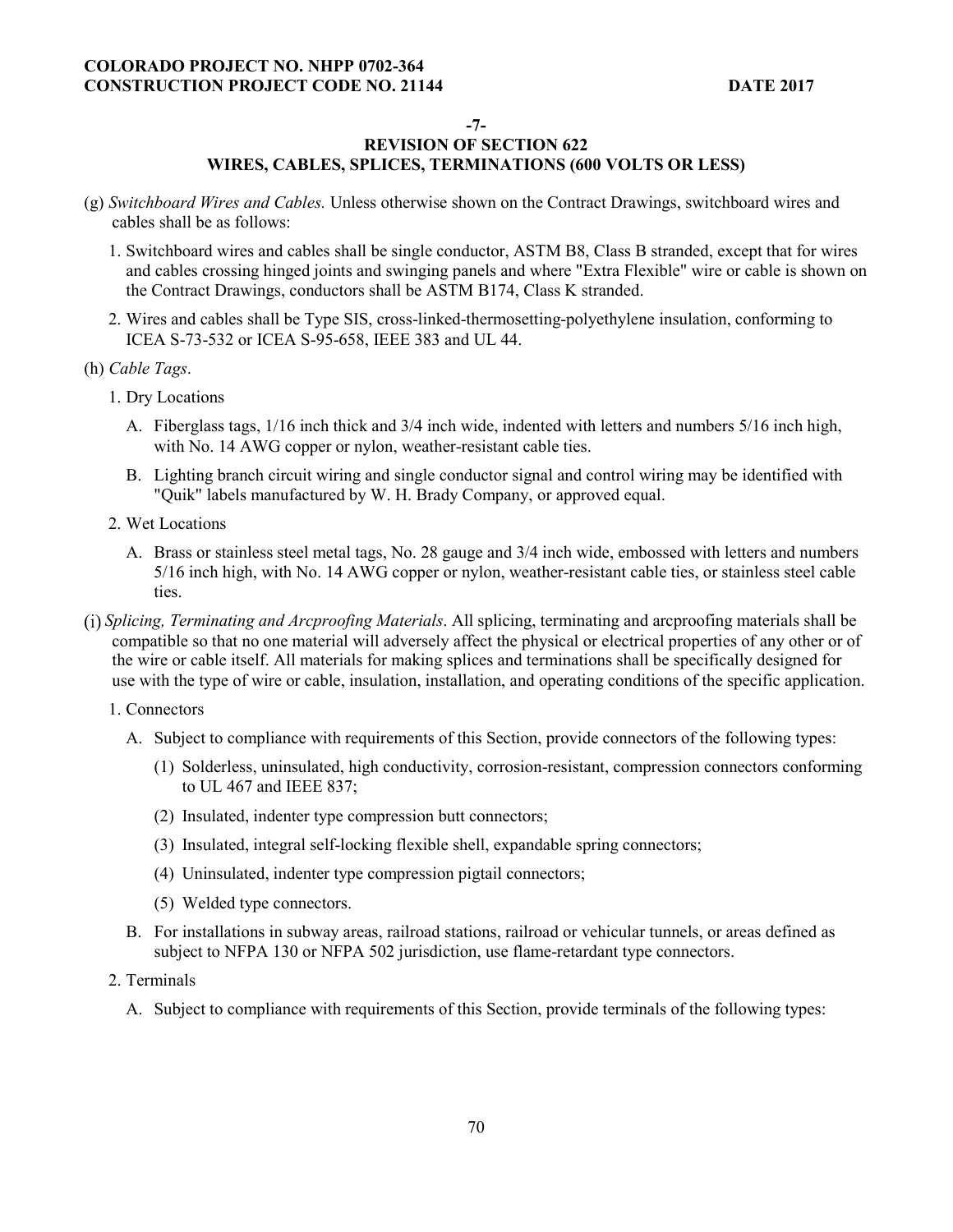**-7-**

**REVISION OF SECTION 622**
**WIRES, CABLES, SPLICES, TERMINATIONS (600 VOLTS OR LESS)**

(g) *Switchboard Wires and Cables.* Unless otherwise shown on the Contract Drawings, switchboard wires and cables shall be as follows:

1. Switchboard wires and cables shall be single conductor, ASTM B8, Class B stranded, except that for wires and cables crossing hinged joints and swinging panels and where "Extra Flexible" wire or cable is shown on the Contract Drawings, conductors shall be ASTM B174, Class K stranded.

2. Wires and cables shall be Type SIS, cross-linked-thermosetting-polyethylene insulation, conforming to ICEA S-73-532 or ICEA S-95-658, IEEE 383 and UL 44.

(h) *Cable Tags*.

1. Dry Locations

   A. Fiberglass tags, 1/16 inch thick and 3/4 inch wide, indented with letters and numbers 5/16 inch high, with No. 14 AWG copper or nylon, weather-resistant cable ties.

   B. Lighting branch circuit wiring and single conductor signal and control wiring may be identified with "Quik" labels manufactured by W. H. Brady Company, or approved equal.

2. Wet Locations

   A. Brass or stainless steel metal tags, No. 28 gauge and 3/4 inch wide, embossed with letters and numbers 5/16 inch high, with No. 14 AWG copper or nylon, weather-resistant cable ties, or stainless steel cable ties.

(i) *Splicing, Terminating and Arcproofing Materials*. All splicing, terminating and arcproofing materials shall be compatible so that no one material will adversely affect the physical or electrical properties of any other or of the wire or cable itself. All materials for making splices and terminations shall be specifically designed for use with the type of wire or cable, insulation, installation, and operating conditions of the specific application.

1. Connectors

   A. Subject to compliance with requirements of this Section, provide connectors of the following types:

      (1) Solderless, uninsulated, high conductivity, corrosion-resistant, compression connectors conforming to UL 467 and IEEE 837;

      (2) Insulated, indenter type compression butt connectors;

      (3) Insulated, integral self-locking flexible shell, expandable spring connectors;

      (4) Uninsulated, indenter type compression pigtail connectors;

      (5) Welded type connectors.

   B. For installations in subway areas, railroad stations, railroad or vehicular tunnels, or areas defined as subject to NFPA 130 or NFPA 502 jurisdiction, use flame-retardant type connectors.

2. Terminals

   A. Subject to compliance with requirements of this Section, provide terminals of the following types: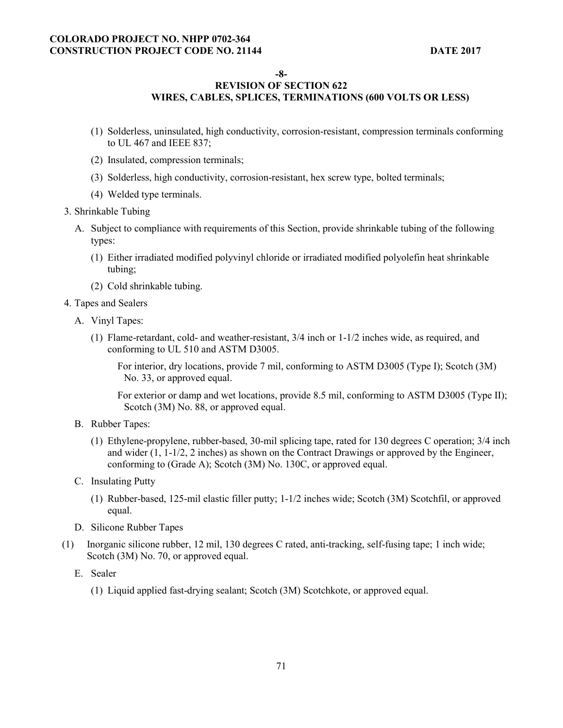**-8-**

**REVISION OF SECTION 622**

**WIRES, CABLES, SPLICES, TERMINATIONS (600 VOLTS OR LESS)**

(1) Solderless, uninsulated, high conductivity, corrosion-resistant, compression terminals conforming to UL 467 and IEEE 837;

(2) Insulated, compression terminals;

(3) Solderless, high conductivity, corrosion-resistant, hex screw type, bolted terminals;

(4) Welded type terminals.

3. Shrinkable Tubing

   A. Subject to compliance with requirements of this Section, provide shrinkable tubing of the following types:

      (1) Either irradiated modified polyvinyl chloride or irradiated modified polyolefin heat shrinkable tubing;

      (2) Cold shrinkable tubing.

4. Tapes and Sealers

   A. Vinyl Tapes:

      (1) Flame-retardant, cold- and weather-resistant, 3/4 inch or 1-1/2 inches wide, as required, and conforming to UL 510 and ASTM D3005.

         For interior, dry locations, provide 7 mil, conforming to ASTM D3005 (Type I); Scotch (3M) No. 33, or approved equal.

         For exterior or damp and wet locations, provide 8.5 mil, conforming to ASTM D3005 (Type II); Scotch (3M) No. 88, or approved equal.

   B. Rubber Tapes:

      (1) Ethylene-propylene, rubber-based, 30-mil splicing tape, rated for 130 degrees C operation; 3/4 inch and wider (1, 1-1/2, 2 inches) as shown on the Contract Drawings or approved by the Engineer, conforming to (Grade A); Scotch (3M) No. 130C, or approved equal.

   C. Insulating Putty

      (1) Rubber-based, 125-mil elastic filler putty; 1-1/2 inches wide; Scotch (3M) Scotchfil, or approved equal.

   D. Silicone Rubber Tapes

      (1) Inorganic silicone rubber, 12 mil, 130 degrees C rated, anti-tracking, self-fusing tape; 1 inch wide; Scotch (3M) No. 70, or approved equal.

   E. Sealer

      (1) Liquid applied fast-drying sealant; Scotch (3M) Scotchkote, or approved equal.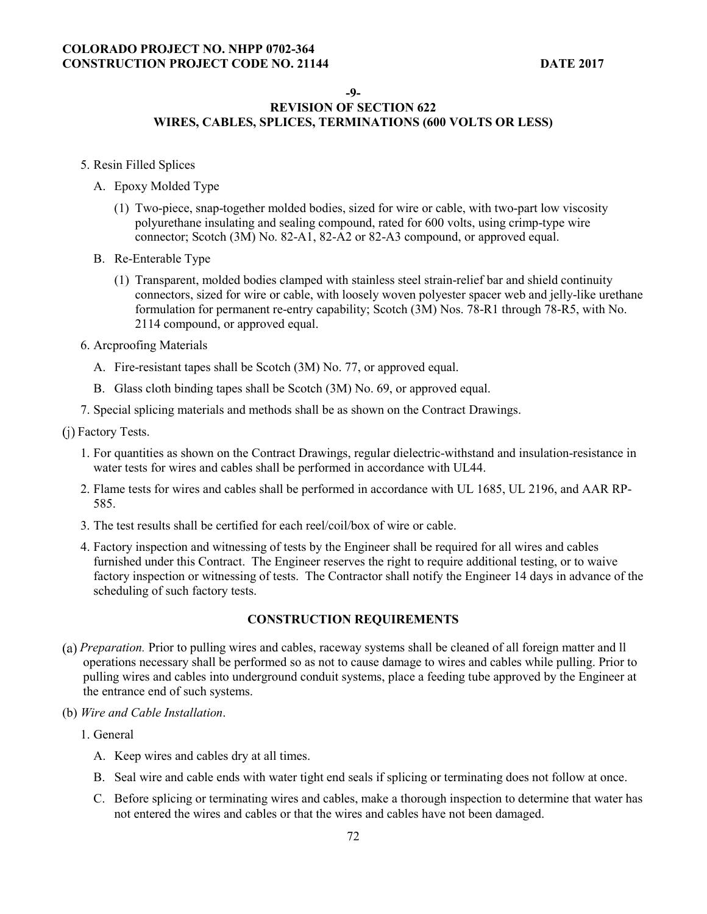**-9-**

**REVISION OF SECTION 622**
**WIRES, CABLES, SPLICES, TERMINATIONS (600 VOLTS OR LESS)**

5. Resin Filled Splices

   A. Epoxy Molded Type

      (1) Two-piece, snap-together molded bodies, sized for wire or cable, with two-part low viscosity polyurethane insulating and sealing compound, rated for 600 volts, using crimp-type wire connector; Scotch (3M) No. 82-A1, 82-A2 or 82-A3 compound, or approved equal.

   B. Re-Enterable Type

      (1) Transparent, molded bodies clamped with stainless steel strain-relief bar and shield continuity connectors, sized for wire or cable, with loosely woven polyester spacer web and jelly-like urethane formulation for permanent re-entry capability; Scotch (3M) Nos. 78-R1 through 78-R5, with No. 2114 compound, or approved equal.

6. Arcproofing Materials

   A. Fire-resistant tapes shall be Scotch (3M) No. 77, or approved equal.

   B. Glass cloth binding tapes shall be Scotch (3M) No. 69, or approved equal.

7. Special splicing materials and methods shall be as shown on the Contract Drawings.

(j) Factory Tests.

1. For quantities as shown on the Contract Drawings, regular dielectric-withstand and insulation-resistance in water tests for wires and cables shall be performed in accordance with UL44.

2. Flame tests for wires and cables shall be performed in accordance with UL 1685, UL 2196, and AAR RP-585.

3. The test results shall be certified for each reel/coil/box of wire or cable.

4. Factory inspection and witnessing of tests by the Engineer shall be required for all wires and cables furnished under this Contract. The Engineer reserves the right to require additional testing, or to waive factory inspection or witnessing of tests. The Contractor shall notify the Engineer 14 days in advance of the scheduling of such factory tests.

## CONSTRUCTION REQUIREMENTS

(a) *Preparation.* Prior to pulling wires and cables, raceway systems shall be cleaned of all foreign matter and ll operations necessary shall be performed so as not to cause damage to wires and cables while pulling. Prior to pulling wires and cables into underground conduit systems, place a feeding tube approved by the Engineer at the entrance end of such systems.

(b) *Wire and Cable Installation*.

1. General

   A. Keep wires and cables dry at all times.

   B. Seal wire and cable ends with water tight end seals if splicing or terminating does not follow at once.

   C. Before splicing or terminating wires and cables, make a thorough inspection to determine that water has not entered the wires and cables or that the wires and cables have not been damaged.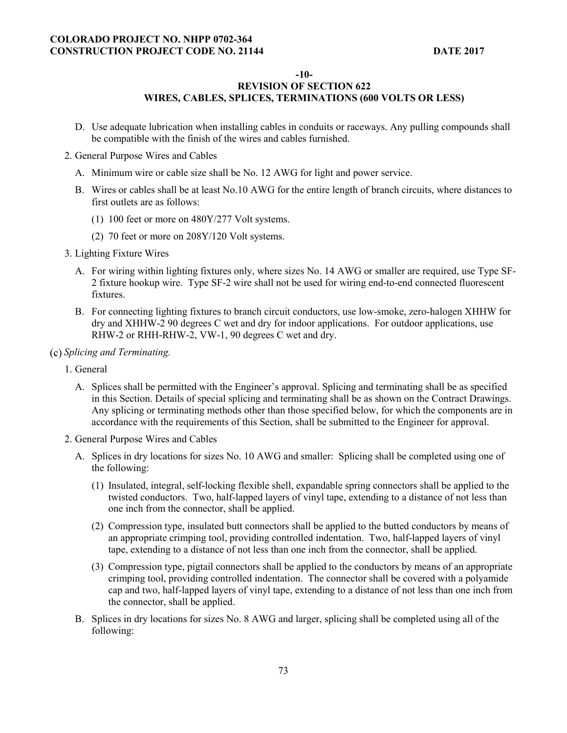**-10-**

**REVISION OF SECTION 622**
**WIRES, CABLES, SPLICES, TERMINATIONS (600 VOLTS OR LESS)**

D. Use adequate lubrication when installing cables in conduits or raceways. Any pulling compounds shall be compatible with the finish of the wires and cables furnished.

2. General Purpose Wires and Cables

A. Minimum wire or cable size shall be No. 12 AWG for light and power service.

B. Wires or cables shall be at least No.10 AWG for the entire length of branch circuits, where distances to first outlets are as follows:

(1) 100 feet or more on 480Y/277 Volt systems.

(2) 70 feet or more on 208Y/120 Volt systems.

3. Lighting Fixture Wires

A. For wiring within lighting fixtures only, where sizes No. 14 AWG or smaller are required, use Type SF-2 fixture hookup wire. Type SF-2 wire shall not be used for wiring end-to-end connected fluorescent fixtures.

B. For connecting lighting fixtures to branch circuit conductors, use low-smoke, zero-halogen XHHW for dry and XHHW-2 90 degrees C wet and dry for indoor applications. For outdoor applications, use RHW-2 or RHH-RHW-2, VW-1, 90 degrees C wet and dry.

(c) *Splicing and Terminating.*

1. General

A. Splices shall be permitted with the Engineer's approval. Splicing and terminating shall be as specified in this Section. Details of special splicing and terminating shall be as shown on the Contract Drawings. Any splicing or terminating methods other than those specified below, for which the components are in accordance with the requirements of this Section, shall be submitted to the Engineer for approval.

2. General Purpose Wires and Cables

A. Splices in dry locations for sizes No. 10 AWG and smaller: Splicing shall be completed using one of the following:

(1) Insulated, integral, self-locking flexible shell, expandable spring connectors shall be applied to the twisted conductors. Two, half-lapped layers of vinyl tape, extending to a distance of not less than one inch from the connector, shall be applied.

(2) Compression type, insulated butt connectors shall be applied to the butted conductors by means of an appropriate crimping tool, providing controlled indentation. Two, half-lapped layers of vinyl tape, extending to a distance of not less than one inch from the connector, shall be applied.

(3) Compression type, pigtail connectors shall be applied to the conductors by means of an appropriate crimping tool, providing controlled indentation. The connector shall be covered with a polyamide cap and two, half-lapped layers of vinyl tape, extending to a distance of not less than one inch from the connector, shall be applied.

B. Splices in dry locations for sizes No. 8 AWG and larger, splicing shall be completed using all of the following: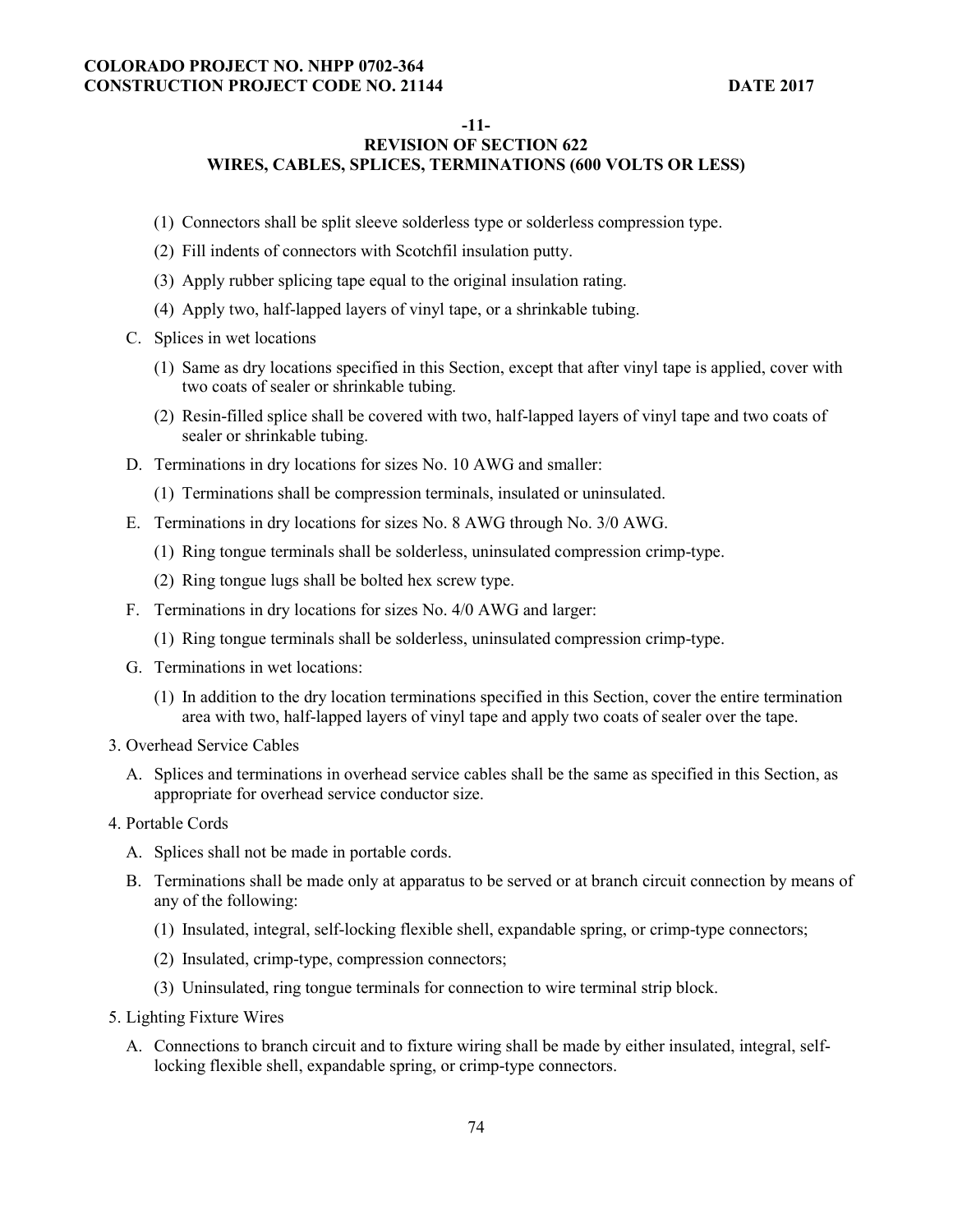-11-

## REVISION OF SECTION 622
## WIRES, CABLES, SPLICES, TERMINATIONS (600 VOLTS OR LESS)

(1) Connectors shall be split sleeve solderless type or solderless compression type.

(2) Fill indents of connectors with Scotchfil insulation putty.

(3) Apply rubber splicing tape equal to the original insulation rating.

(4) Apply two, half-lapped layers of vinyl tape, or a shrinkable tubing.

C. Splices in wet locations

(1) Same as dry locations specified in this Section, except that after vinyl tape is applied, cover with two coats of sealer or shrinkable tubing.

(2) Resin-filled splice shall be covered with two, half-lapped layers of vinyl tape and two coats of sealer or shrinkable tubing.

D. Terminations in dry locations for sizes No. 10 AWG and smaller:

(1) Terminations shall be compression terminals, insulated or uninsulated.

E. Terminations in dry locations for sizes No. 8 AWG through No. 3/0 AWG.

(1) Ring tongue terminals shall be solderless, uninsulated compression crimp-type.

(2) Ring tongue lugs shall be bolted hex screw type.

F. Terminations in dry locations for sizes No. 4/0 AWG and larger:

(1) Ring tongue terminals shall be solderless, uninsulated compression crimp-type.

G. Terminations in wet locations:

(1) In addition to the dry location terminations specified in this Section, cover the entire termination area with two, half-lapped layers of vinyl tape and apply two coats of sealer over the tape.

3. Overhead Service Cables

A. Splices and terminations in overhead service cables shall be the same as specified in this Section, as appropriate for overhead service conductor size.

4. Portable Cords

A. Splices shall not be made in portable cords.

B. Terminations shall be made only at apparatus to be served or at branch circuit connection by means of any of the following:

(1) Insulated, integral, self-locking flexible shell, expandable spring, or crimp-type connectors;

(2) Insulated, crimp-type, compression connectors;

(3) Uninsulated, ring tongue terminals for connection to wire terminal strip block.

5. Lighting Fixture Wires

A. Connections to branch circuit and to fixture wiring shall be made by either insulated, integral, self-locking flexible shell, expandable spring, or crimp-type connectors.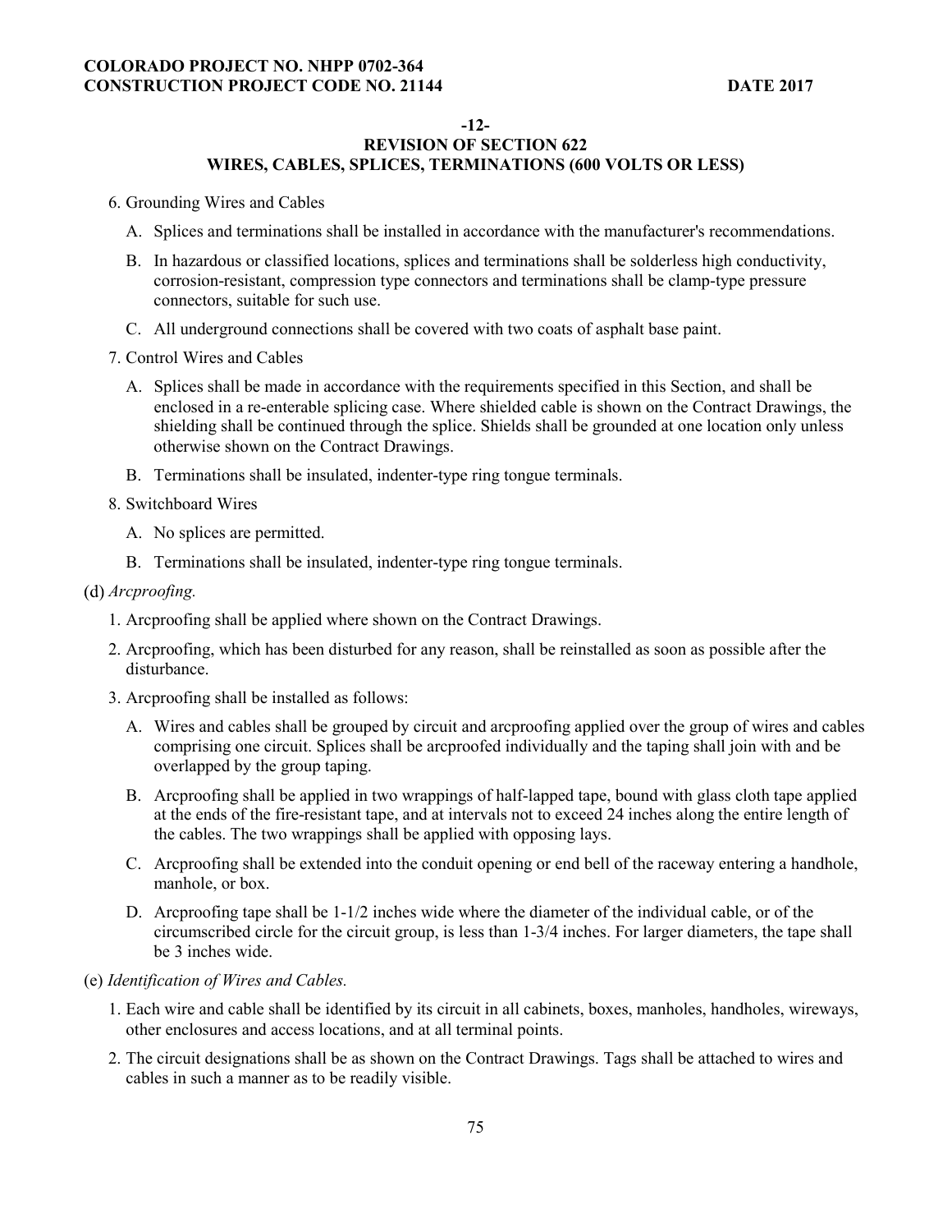**-12-**

**REVISION OF SECTION 622**
**WIRES, CABLES, SPLICES, TERMINATIONS (600 VOLTS OR LESS)**

6. Grounding Wires and Cables

   A. Splices and terminations shall be installed in accordance with the manufacturer's recommendations.

   B. In hazardous or classified locations, splices and terminations shall be solderless high conductivity, corrosion-resistant, compression type connectors and terminations shall be clamp-type pressure connectors, suitable for such use.

   C. All underground connections shall be covered with two coats of asphalt base paint.

7. Control Wires and Cables

   A. Splices shall be made in accordance with the requirements specified in this Section, and shall be enclosed in a re-enterable splicing case. Where shielded cable is shown on the Contract Drawings, the shielding shall be continued through the splice. Shields shall be grounded at one location only unless otherwise shown on the Contract Drawings.

   B. Terminations shall be insulated, indenter-type ring tongue terminals.

8. Switchboard Wires

   A. No splices are permitted.

   B. Terminations shall be insulated, indenter-type ring tongue terminals.

(d) *Arcproofing.*

1. Arcproofing shall be applied where shown on the Contract Drawings.

2. Arcproofing, which has been disturbed for any reason, shall be reinstalled as soon as possible after the disturbance.

3. Arcproofing shall be installed as follows:

   A. Wires and cables shall be grouped by circuit and arcproofing applied over the group of wires and cables comprising one circuit. Splices shall be arcproofed individually and the taping shall join with and be overlapped by the group taping.

   B. Arcproofing shall be applied in two wrappings of half-lapped tape, bound with glass cloth tape applied at the ends of the fire-resistant tape, and at intervals not to exceed 24 inches along the entire length of the cables. The two wrappings shall be applied with opposing lays.

   C. Arcproofing shall be extended into the conduit opening or end bell of the raceway entering a handhole, manhole, or box.

   D. Arcproofing tape shall be 1-1/2 inches wide where the diameter of the individual cable, or of the circumscribed circle for the circuit group, is less than 1-3/4 inches. For larger diameters, the tape shall be 3 inches wide.

(e) *Identification of Wires and Cables.*

1. Each wire and cable shall be identified by its circuit in all cabinets, boxes, manholes, handholes, wireways, other enclosures and access locations, and at all terminal points.

2. The circuit designations shall be as shown on the Contract Drawings. Tags shall be attached to wires and cables in such a manner as to be readily visible.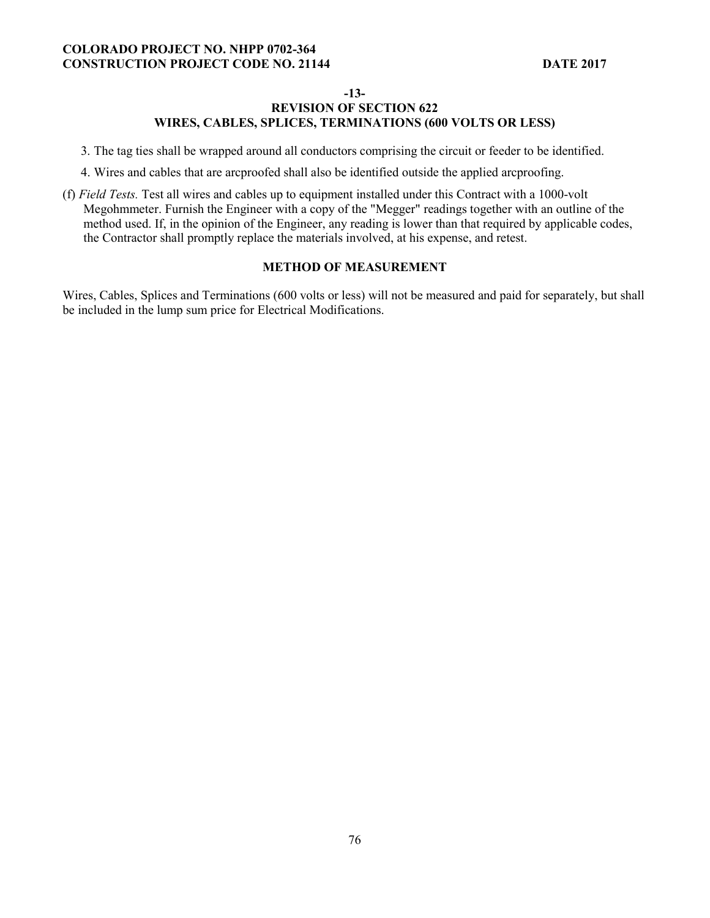**-13-**

**REVISION OF SECTION 622**
**WIRES, CABLES, SPLICES, TERMINATIONS (600 VOLTS OR LESS)**

3. The tag ties shall be wrapped around all conductors comprising the circuit or feeder to be identified.

4. Wires and cables that are arcproofed shall also be identified outside the applied arcproofing.

(f) *Field Tests.* Test all wires and cables up to equipment installed under this Contract with a 1000-volt Megohmmeter. Furnish the Engineer with a copy of the "Megger" readings together with an outline of the method used. If, in the opinion of the Engineer, any reading is lower than that required by applicable codes, the Contractor shall promptly replace the materials involved, at his expense, and retest.

## METHOD OF MEASUREMENT

Wires, Cables, Splices and Terminations (600 volts or less) will not be measured and paid for separately, but shall be included in the lump sum price for Electrical Modifications.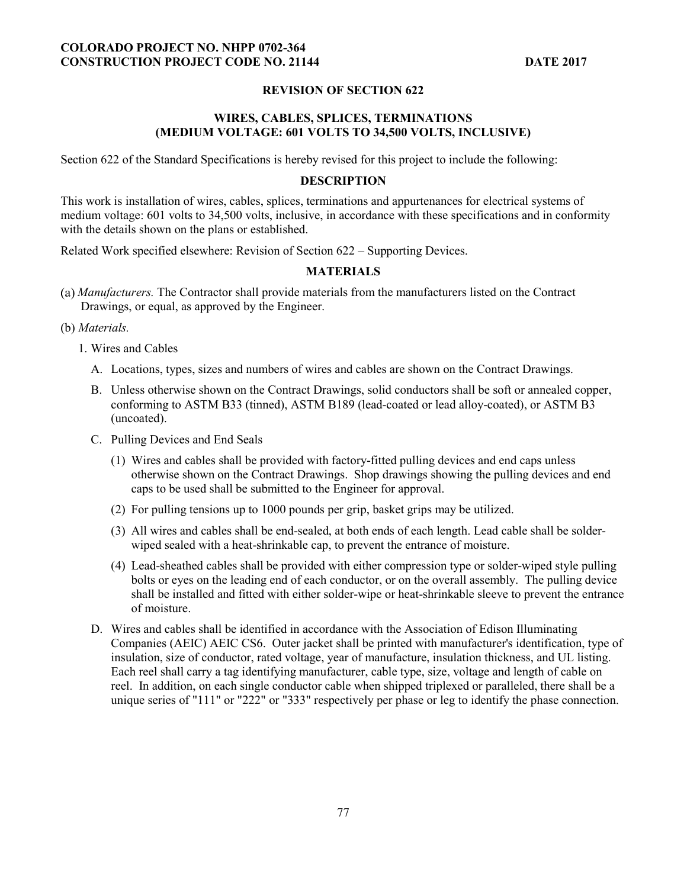## REVISION OF SECTION 622

## WIRES, CABLES, SPLICES, TERMINATIONS (MEDIUM VOLTAGE: 601 VOLTS TO 34,500 VOLTS, INCLUSIVE)

Section 622 of the Standard Specifications is hereby revised for this project to include the following:

### DESCRIPTION

This work is installation of wires, cables, splices, terminations and appurtenances for electrical systems of medium voltage: 601 volts to 34,500 volts, inclusive, in accordance with these specifications and in conformity with the details shown on the plans or established.

Related Work specified elsewhere: Revision of Section 622 – Supporting Devices.

### MATERIALS

(a) *Manufacturers.* The Contractor shall provide materials from the manufacturers listed on the Contract Drawings, or equal, as approved by the Engineer.

(b) *Materials.*

1. Wires and Cables

   A. Locations, types, sizes and numbers of wires and cables are shown on the Contract Drawings.

   B. Unless otherwise shown on the Contract Drawings, solid conductors shall be soft or annealed copper, conforming to ASTM B33 (tinned), ASTM B189 (lead-coated or lead alloy-coated), or ASTM B3 (uncoated).

   C. Pulling Devices and End Seals

      (1) Wires and cables shall be provided with factory-fitted pulling devices and end caps unless otherwise shown on the Contract Drawings. Shop drawings showing the pulling devices and end caps to be used shall be submitted to the Engineer for approval.

      (2) For pulling tensions up to 1000 pounds per grip, basket grips may be utilized.

      (3) All wires and cables shall be end-sealed, at both ends of each length. Lead cable shall be solder-wiped sealed with a heat-shrinkable cap, to prevent the entrance of moisture.

      (4) Lead-sheathed cables shall be provided with either compression type or solder-wiped style pulling bolts or eyes on the leading end of each conductor, or on the overall assembly. The pulling device shall be installed and fitted with either solder-wipe or heat-shrinkable sleeve to prevent the entrance of moisture.

   D. Wires and cables shall be identified in accordance with the Association of Edison Illuminating Companies (AEIC) AEIC CS6. Outer jacket shall be printed with manufacturer's identification, type of insulation, size of conductor, rated voltage, year of manufacture, insulation thickness, and UL listing. Each reel shall carry a tag identifying manufacturer, cable type, size, voltage and length of cable on reel. In addition, on each single conductor cable when shipped triplexed or paralleled, there shall be a unique series of "111" or "222" or "333" respectively per phase or leg to identify the phase connection.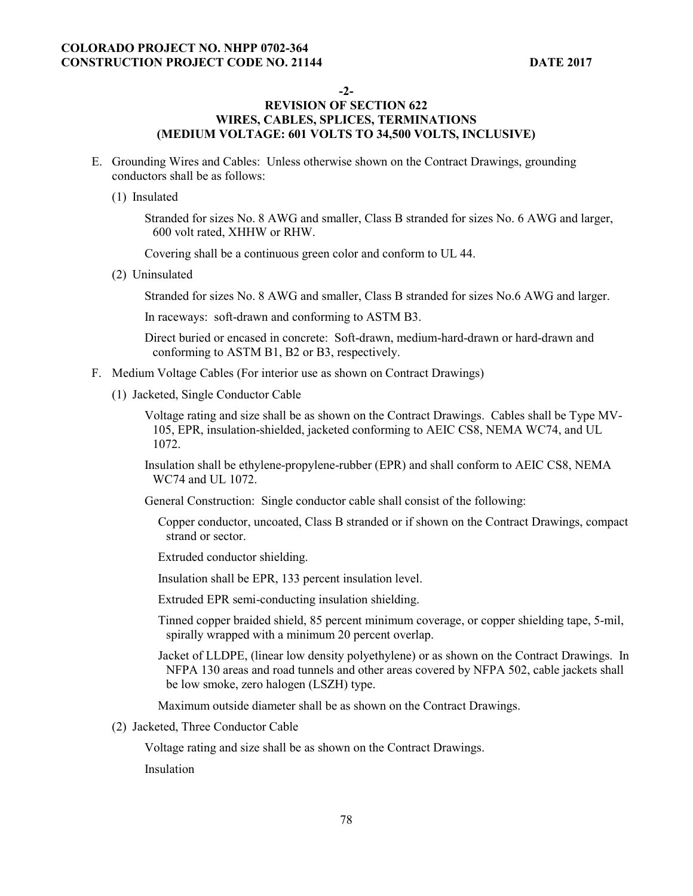-2-

## REVISION OF SECTION 622 WIRES, CABLES, SPLICES, TERMINATIONS (MEDIUM VOLTAGE: 601 VOLTS TO 34,500 VOLTS, INCLUSIVE)

E. Grounding Wires and Cables: Unless otherwise shown on the Contract Drawings, grounding conductors shall be as follows:

(1) Insulated

Stranded for sizes No. 8 AWG and smaller, Class B stranded for sizes No. 6 AWG and larger, 600 volt rated, XHHW or RHW.

Covering shall be a continuous green color and conform to UL 44.

(2) Uninsulated

Stranded for sizes No. 8 AWG and smaller, Class B stranded for sizes No.6 AWG and larger.

In raceways: soft-drawn and conforming to ASTM B3.

Direct buried or encased in concrete: Soft-drawn, medium-hard-drawn or hard-drawn and conforming to ASTM B1, B2 or B3, respectively.

F. Medium Voltage Cables (For interior use as shown on Contract Drawings)

(1) Jacketed, Single Conductor Cable

Voltage rating and size shall be as shown on the Contract Drawings. Cables shall be Type MV-105, EPR, insulation-shielded, jacketed conforming to AEIC CS8, NEMA WC74, and UL 1072.

Insulation shall be ethylene-propylene-rubber (EPR) and shall conform to AEIC CS8, NEMA WC74 and UL 1072.

General Construction: Single conductor cable shall consist of the following:

Copper conductor, uncoated, Class B stranded or if shown on the Contract Drawings, compact strand or sector.

Extruded conductor shielding.

Insulation shall be EPR, 133 percent insulation level.

Extruded EPR semi-conducting insulation shielding.

Tinned copper braided shield, 85 percent minimum coverage, or copper shielding tape, 5-mil, spirally wrapped with a minimum 20 percent overlap.

Jacket of LLDPE, (linear low density polyethylene) or as shown on the Contract Drawings. In NFPA 130 areas and road tunnels and other areas covered by NFPA 502, cable jackets shall be low smoke, zero halogen (LSZH) type.

Maximum outside diameter shall be as shown on the Contract Drawings.

(2) Jacketed, Three Conductor Cable

Voltage rating and size shall be as shown on the Contract Drawings.

Insulation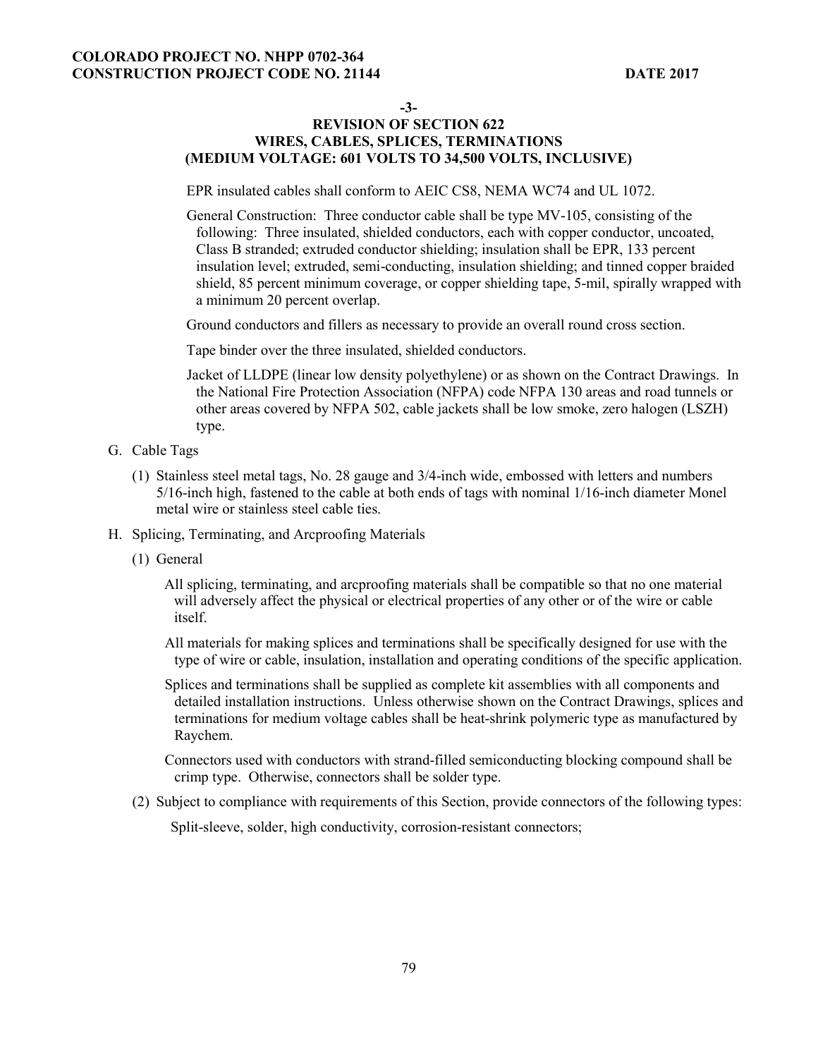**-3-**

**REVISION OF SECTION 622**
**WIRES, CABLES, SPLICES, TERMINATIONS**
**(MEDIUM VOLTAGE: 601 VOLTS TO 34,500 VOLTS, INCLUSIVE)**

EPR insulated cables shall conform to AEIC CS8, NEMA WC74 and UL 1072.

General Construction: Three conductor cable shall be type MV-105, consisting of the following: Three insulated, shielded conductors, each with copper conductor, uncoated, Class B stranded; extruded conductor shielding; insulation shall be EPR, 133 percent insulation level; extruded, semi-conducting, insulation shielding; and tinned copper braided shield, 85 percent minimum coverage, or copper shielding tape, 5-mil, spirally wrapped with a minimum 20 percent overlap.

Ground conductors and fillers as necessary to provide an overall round cross section.

Tape binder over the three insulated, shielded conductors.

Jacket of LLDPE (linear low density polyethylene) or as shown on the Contract Drawings. In the National Fire Protection Association (NFPA) code NFPA 130 areas and road tunnels or other areas covered by NFPA 502, cable jackets shall be low smoke, zero halogen (LSZH) type.

G. Cable Tags

(1) Stainless steel metal tags, No. 28 gauge and 3/4-inch wide, embossed with letters and numbers 5/16-inch high, fastened to the cable at both ends of tags with nominal 1/16-inch diameter Monel metal wire or stainless steel cable ties.

H. Splicing, Terminating, and Arcproofing Materials

(1) General

All splicing, terminating, and arcproofing materials shall be compatible so that no one material will adversely affect the physical or electrical properties of any other or of the wire or cable itself.

All materials for making splices and terminations shall be specifically designed for use with the type of wire or cable, insulation, installation and operating conditions of the specific application.

Splices and terminations shall be supplied as complete kit assemblies with all components and detailed installation instructions. Unless otherwise shown on the Contract Drawings, splices and terminations for medium voltage cables shall be heat-shrink polymeric type as manufactured by Raychem.

Connectors used with conductors with strand-filled semiconducting blocking compound shall be crimp type. Otherwise, connectors shall be solder type.

(2) Subject to compliance with requirements of this Section, provide connectors of the following types:

Split-sleeve, solder, high conductivity, corrosion-resistant connectors;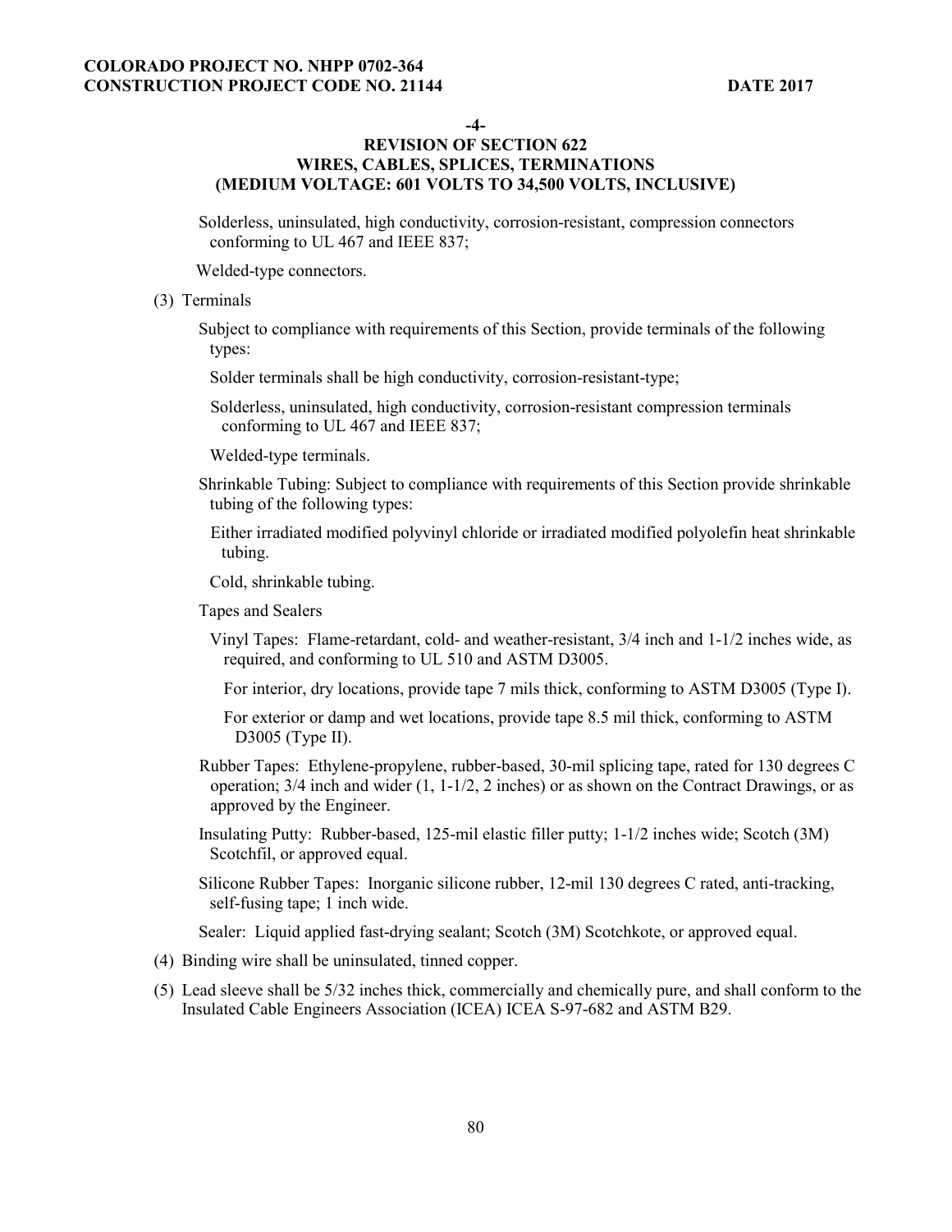-4-

## REVISION OF SECTION 622
## WIRES, CABLES, SPLICES, TERMINATIONS
## (MEDIUM VOLTAGE: 601 VOLTS TO 34,500 VOLTS, INCLUSIVE)

Solderless, uninsulated, high conductivity, corrosion-resistant, compression connectors conforming to UL 467 and IEEE 837;

Welded-type connectors.

(3) Terminals

Subject to compliance with requirements of this Section, provide terminals of the following types:

Solder terminals shall be high conductivity, corrosion-resistant-type;

Solderless, uninsulated, high conductivity, corrosion-resistant compression terminals conforming to UL 467 and IEEE 837;

Welded-type terminals.

Shrinkable Tubing: Subject to compliance with requirements of this Section provide shrinkable tubing of the following types:

Either irradiated modified polyvinyl chloride or irradiated modified polyolefin heat shrinkable tubing.

Cold, shrinkable tubing.

Tapes and Sealers

Vinyl Tapes: Flame-retardant, cold- and weather-resistant, 3/4 inch and 1-1/2 inches wide, as required, and conforming to UL 510 and ASTM D3005.

For interior, dry locations, provide tape 7 mils thick, conforming to ASTM D3005 (Type I).

For exterior or damp and wet locations, provide tape 8.5 mil thick, conforming to ASTM D3005 (Type II).

Rubber Tapes: Ethylene-propylene, rubber-based, 30-mil splicing tape, rated for 130 degrees C operation; 3/4 inch and wider (1, 1-1/2, 2 inches) or as shown on the Contract Drawings, or as approved by the Engineer.

Insulating Putty: Rubber-based, 125-mil elastic filler putty; 1-1/2 inches wide; Scotch (3M) Scotchfil, or approved equal.

Silicone Rubber Tapes: Inorganic silicone rubber, 12-mil 130 degrees C rated, anti-tracking, self-fusing tape; 1 inch wide.

Sealer: Liquid applied fast-drying sealant; Scotch (3M) Scotchkote, or approved equal.

(4) Binding wire shall be uninsulated, tinned copper.

(5) Lead sleeve shall be 5/32 inches thick, commercially and chemically pure, and shall conform to the Insulated Cable Engineers Association (ICEA) ICEA S-97-682 and ASTM B29.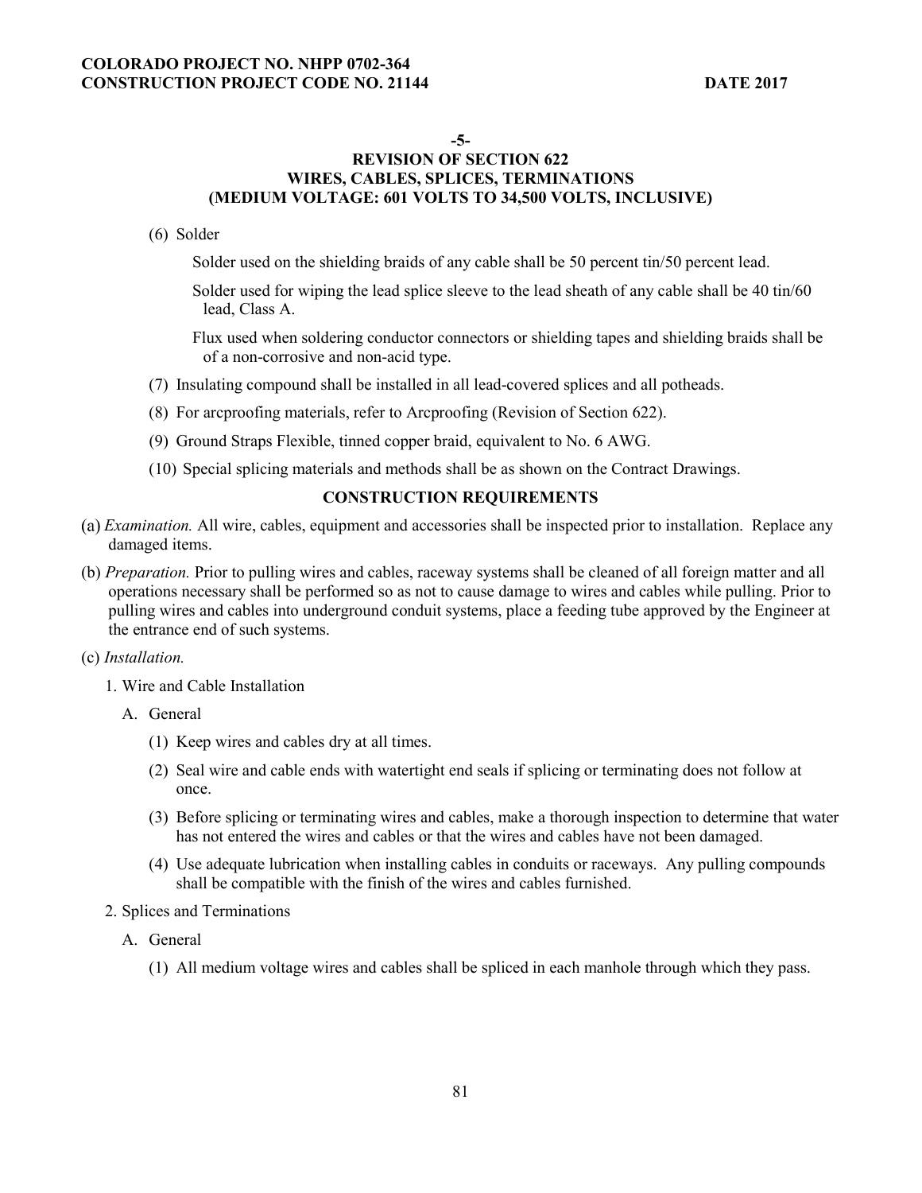-5-

## REVISION OF SECTION 622
## WIRES, CABLES, SPLICES, TERMINATIONS
## (MEDIUM VOLTAGE: 601 VOLTS TO 34,500 VOLTS, INCLUSIVE)

(6) Solder

Solder used on the shielding braids of any cable shall be 50 percent tin/50 percent lead.

Solder used for wiping the lead splice sleeve to the lead sheath of any cable shall be 40 tin/60 lead, Class A.

Flux used when soldering conductor connectors or shielding tapes and shielding braids shall be of a non-corrosive and non-acid type.

(7) Insulating compound shall be installed in all lead-covered splices and all potheads.

(8) For arcproofing materials, refer to Arcproofing (Revision of Section 622).

(9) Ground Straps Flexible, tinned copper braid, equivalent to No. 6 AWG.

(10) Special splicing materials and methods shall be as shown on the Contract Drawings.

### CONSTRUCTION REQUIREMENTS

(a) *Examination.* All wire, cables, equipment and accessories shall be inspected prior to installation. Replace any damaged items.

(b) *Preparation.* Prior to pulling wires and cables, raceway systems shall be cleaned of all foreign matter and all operations necessary shall be performed so as not to cause damage to wires and cables while pulling. Prior to pulling wires and cables into underground conduit systems, place a feeding tube approved by the Engineer at the entrance end of such systems.

(c) *Installation.*

1. Wire and Cable Installation

   A. General

      (1) Keep wires and cables dry at all times.

      (2) Seal wire and cable ends with watertight end seals if splicing or terminating does not follow at once.

      (3) Before splicing or terminating wires and cables, make a thorough inspection to determine that water has not entered the wires and cables or that the wires and cables have not been damaged.

      (4) Use adequate lubrication when installing cables in conduits or raceways. Any pulling compounds shall be compatible with the finish of the wires and cables furnished.

2. Splices and Terminations

   A. General

      (1) All medium voltage wires and cables shall be spliced in each manhole through which they pass.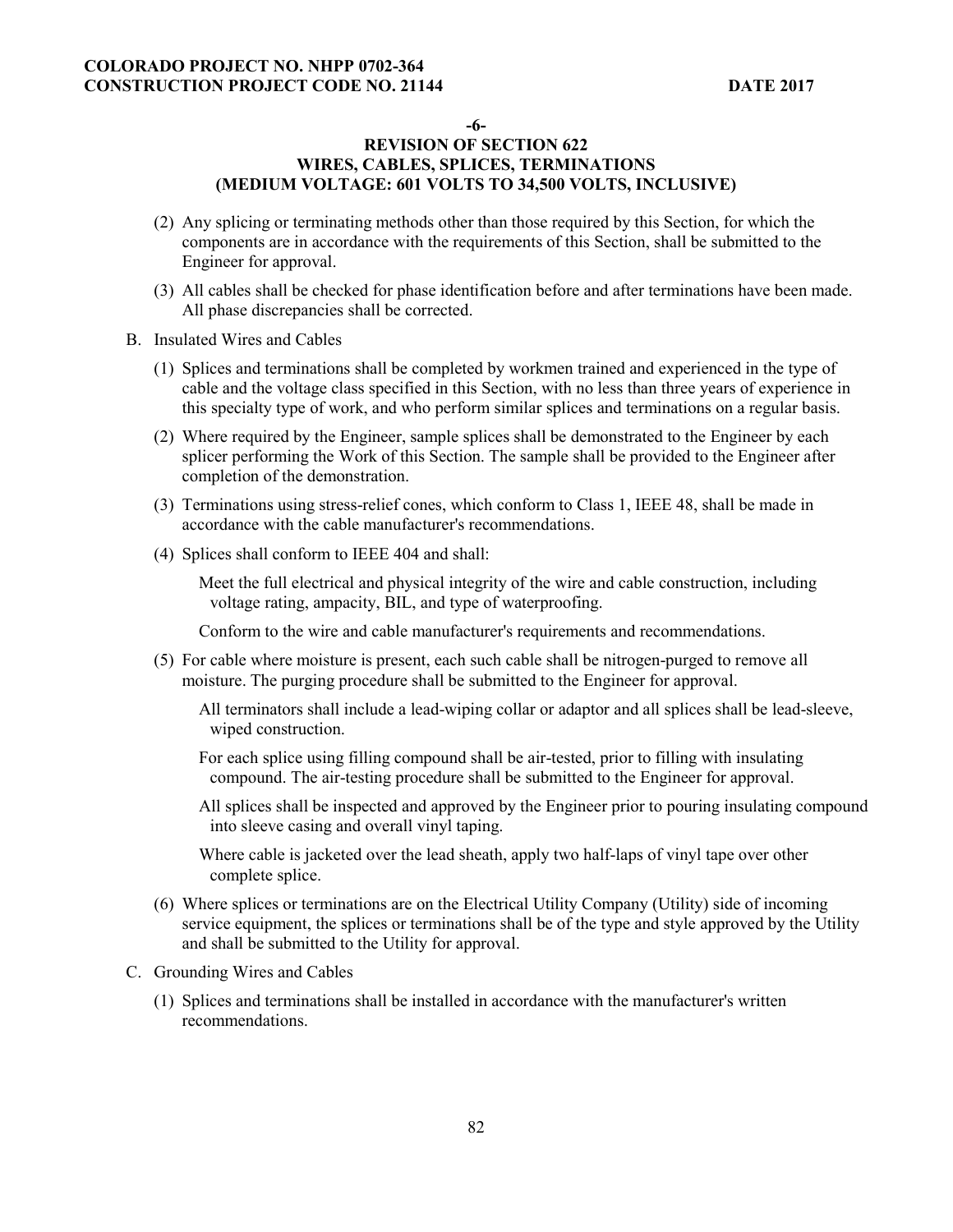**-6-**

**REVISION OF SECTION 622**
**WIRES, CABLES, SPLICES, TERMINATIONS**
**(MEDIUM VOLTAGE: 601 VOLTS TO 34,500 VOLTS, INCLUSIVE)**

(2) Any splicing or terminating methods other than those required by this Section, for which the components are in accordance with the requirements of this Section, shall be submitted to the Engineer for approval.

(3) All cables shall be checked for phase identification before and after terminations have been made. All phase discrepancies shall be corrected.

B. Insulated Wires and Cables

(1) Splices and terminations shall be completed by workmen trained and experienced in the type of cable and the voltage class specified in this Section, with no less than three years of experience in this specialty type of work, and who perform similar splices and terminations on a regular basis.

(2) Where required by the Engineer, sample splices shall be demonstrated to the Engineer by each splicer performing the Work of this Section. The sample shall be provided to the Engineer after completion of the demonstration.

(3) Terminations using stress-relief cones, which conform to Class 1, IEEE 48, shall be made in accordance with the cable manufacturer's recommendations.

(4) Splices shall conform to IEEE 404 and shall:

Meet the full electrical and physical integrity of the wire and cable construction, including voltage rating, ampacity, BIL, and type of waterproofing.

Conform to the wire and cable manufacturer's requirements and recommendations.

(5) For cable where moisture is present, each such cable shall be nitrogen-purged to remove all moisture. The purging procedure shall be submitted to the Engineer for approval.

All terminators shall include a lead-wiping collar or adaptor and all splices shall be lead-sleeve, wiped construction.

For each splice using filling compound shall be air-tested, prior to filling with insulating compound. The air-testing procedure shall be submitted to the Engineer for approval.

All splices shall be inspected and approved by the Engineer prior to pouring insulating compound into sleeve casing and overall vinyl taping.

Where cable is jacketed over the lead sheath, apply two half-laps of vinyl tape over other complete splice.

(6) Where splices or terminations are on the Electrical Utility Company (Utility) side of incoming service equipment, the splices or terminations shall be of the type and style approved by the Utility and shall be submitted to the Utility for approval.

C. Grounding Wires and Cables

(1) Splices and terminations shall be installed in accordance with the manufacturer's written recommendations.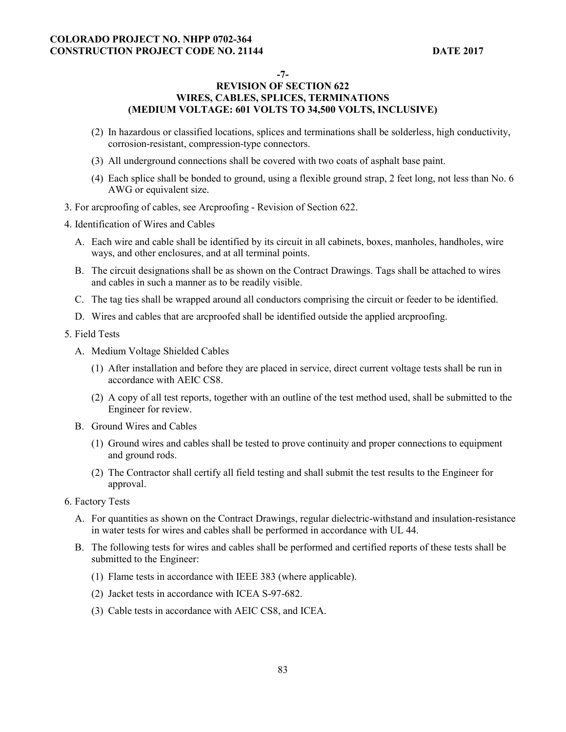**-7-**

# REVISION OF SECTION 622
## WIRES, CABLES, SPLICES, TERMINATIONS
## (MEDIUM VOLTAGE: 601 VOLTS TO 34,500 VOLTS, INCLUSIVE)

(2) In hazardous or classified locations, splices and terminations shall be solderless, high conductivity, corrosion-resistant, compression-type connectors.

(3) All underground connections shall be covered with two coats of asphalt base paint.

(4) Each splice shall be bonded to ground, using a flexible ground strap, 2 feet long, not less than No. 6 AWG or equivalent size.

3. For arcproofing of cables, see Arcproofing - Revision of Section 622.

4. Identification of Wires and Cables

   A. Each wire and cable shall be identified by its circuit in all cabinets, boxes, manholes, handholes, wire ways, and other enclosures, and at all terminal points.

   B. The circuit designations shall be as shown on the Contract Drawings. Tags shall be attached to wires and cables in such a manner as to be readily visible.

   C. The tag ties shall be wrapped around all conductors comprising the circuit or feeder to be identified.

   D. Wires and cables that are arcproofed shall be identified outside the applied arcproofing.

5. Field Tests

   A. Medium Voltage Shielded Cables

      (1) After installation and before they are placed in service, direct current voltage tests shall be run in accordance with AEIC CS8.

      (2) A copy of all test reports, together with an outline of the test method used, shall be submitted to the Engineer for review.

   B. Ground Wires and Cables

      (1) Ground wires and cables shall be tested to prove continuity and proper connections to equipment and ground rods.

      (2) The Contractor shall certify all field testing and shall submit the test results to the Engineer for approval.

6. Factory Tests

   A. For quantities as shown on the Contract Drawings, regular dielectric-withstand and insulation-resistance in water tests for wires and cables shall be performed in accordance with UL 44.

   B. The following tests for wires and cables shall be performed and certified reports of these tests shall be submitted to the Engineer:

      (1) Flame tests in accordance with IEEE 383 (where applicable).

      (2) Jacket tests in accordance with ICEA S-97-682.

      (3) Cable tests in accordance with AEIC CS8, and ICEA.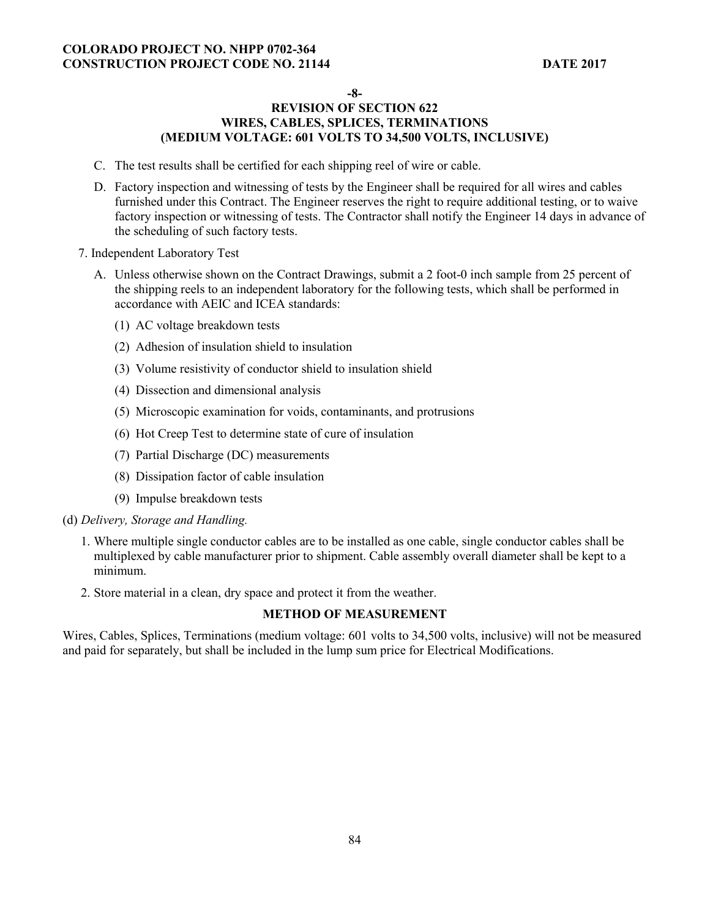-8-

## REVISION OF SECTION 622
## WIRES, CABLES, SPLICES, TERMINATIONS
## (MEDIUM VOLTAGE: 601 VOLTS TO 34,500 VOLTS, INCLUSIVE)

C. The test results shall be certified for each shipping reel of wire or cable.

D. Factory inspection and witnessing of tests by the Engineer shall be required for all wires and cables furnished under this Contract. The Engineer reserves the right to require additional testing, or to waive factory inspection or witnessing of tests. The Contractor shall notify the Engineer 14 days in advance of the scheduling of such factory tests.

7. Independent Laboratory Test

   A. Unless otherwise shown on the Contract Drawings, submit a 2 foot-0 inch sample from 25 percent of the shipping reels to an independent laboratory for the following tests, which shall be performed in accordance with AEIC and ICEA standards:

      (1) AC voltage breakdown tests

      (2) Adhesion of insulation shield to insulation

      (3) Volume resistivity of conductor shield to insulation shield

      (4) Dissection and dimensional analysis

      (5) Microscopic examination for voids, contaminants, and protrusions

      (6) Hot Creep Test to determine state of cure of insulation

      (7) Partial Discharge (DC) measurements

      (8) Dissipation factor of cable insulation

      (9) Impulse breakdown tests

(d) *Delivery, Storage and Handling.*

1. Where multiple single conductor cables are to be installed as one cable, single conductor cables shall be multiplexed by cable manufacturer prior to shipment. Cable assembly overall diameter shall be kept to a minimum.

2. Store material in a clean, dry space and protect it from the weather.

### METHOD OF MEASUREMENT

Wires, Cables, Splices, Terminations (medium voltage: 601 volts to 34,500 volts, inclusive) will not be measured and paid for separately, but shall be included in the lump sum price for Electrical Modifications.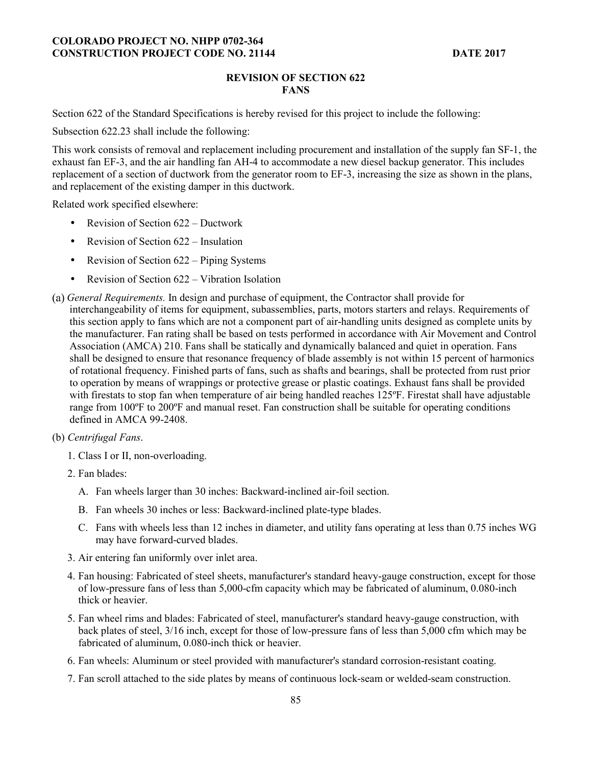**COLORADO PROJECT NO. NHPP 0702-364**
**CONSTRUCTION PROJECT CODE NO. 21144** **DATE 2017**

## REVISION OF SECTION 622
## FANS

Section 622 of the Standard Specifications is hereby revised for this project to include the following:

Subsection 622.23 shall include the following:

This work consists of removal and replacement including procurement and installation of the supply fan SF-1, the exhaust fan EF-3, and the air handling fan AH-4 to accommodate a new diesel backup generator. This includes replacement of a section of ductwork from the generator room to EF-3, increasing the size as shown in the plans, and replacement of the existing damper in this ductwork.

Related work specified elsewhere:

- Revision of Section 622 – Ductwork
- Revision of Section 622 – Insulation
- Revision of Section 622 – Piping Systems
- Revision of Section 622 – Vibration Isolation

(a) *General Requirements.* In design and purchase of equipment, the Contractor shall provide for interchangeability of items for equipment, subassemblies, parts, motors starters and relays. Requirements of this section apply to fans which are not a component part of air-handling units designed as complete units by the manufacturer. Fan rating shall be based on tests performed in accordance with Air Movement and Control Association (AMCA) 210. Fans shall be statically and dynamically balanced and quiet in operation. Fans shall be designed to ensure that resonance frequency of blade assembly is not within 15 percent of harmonics of rotational frequency. Finished parts of fans, such as shafts and bearings, shall be protected from rust prior to operation by means of wrappings or protective grease or plastic coatings. Exhaust fans shall be provided with firestats to stop fan when temperature of air being handled reaches 125ºF. Firestat shall have adjustable range from 100ºF to 200ºF and manual reset. Fan construction shall be suitable for operating conditions defined in AMCA 99-2408.

(b) *Centrifugal Fans*.

1. Class I or II, non-overloading.
2. Fan blades:
   A. Fan wheels larger than 30 inches: Backward-inclined air-foil section.
   B. Fan wheels 30 inches or less: Backward-inclined plate-type blades.
   C. Fans with wheels less than 12 inches in diameter, and utility fans operating at less than 0.75 inches WG may have forward-curved blades.
3. Air entering fan uniformly over inlet area.
4. Fan housing: Fabricated of steel sheets, manufacturer's standard heavy-gauge construction, except for those of low-pressure fans of less than 5,000-cfm capacity which may be fabricated of aluminum, 0.080-inch thick or heavier.
5. Fan wheel rims and blades: Fabricated of steel, manufacturer's standard heavy-gauge construction, with back plates of steel, 3/16 inch, except for those of low-pressure fans of less than 5,000 cfm which may be fabricated of aluminum, 0.080-inch thick or heavier.
6. Fan wheels: Aluminum or steel provided with manufacturer's standard corrosion-resistant coating.
7. Fan scroll attached to the side plates by means of continuous lock-seam or welded-seam construction.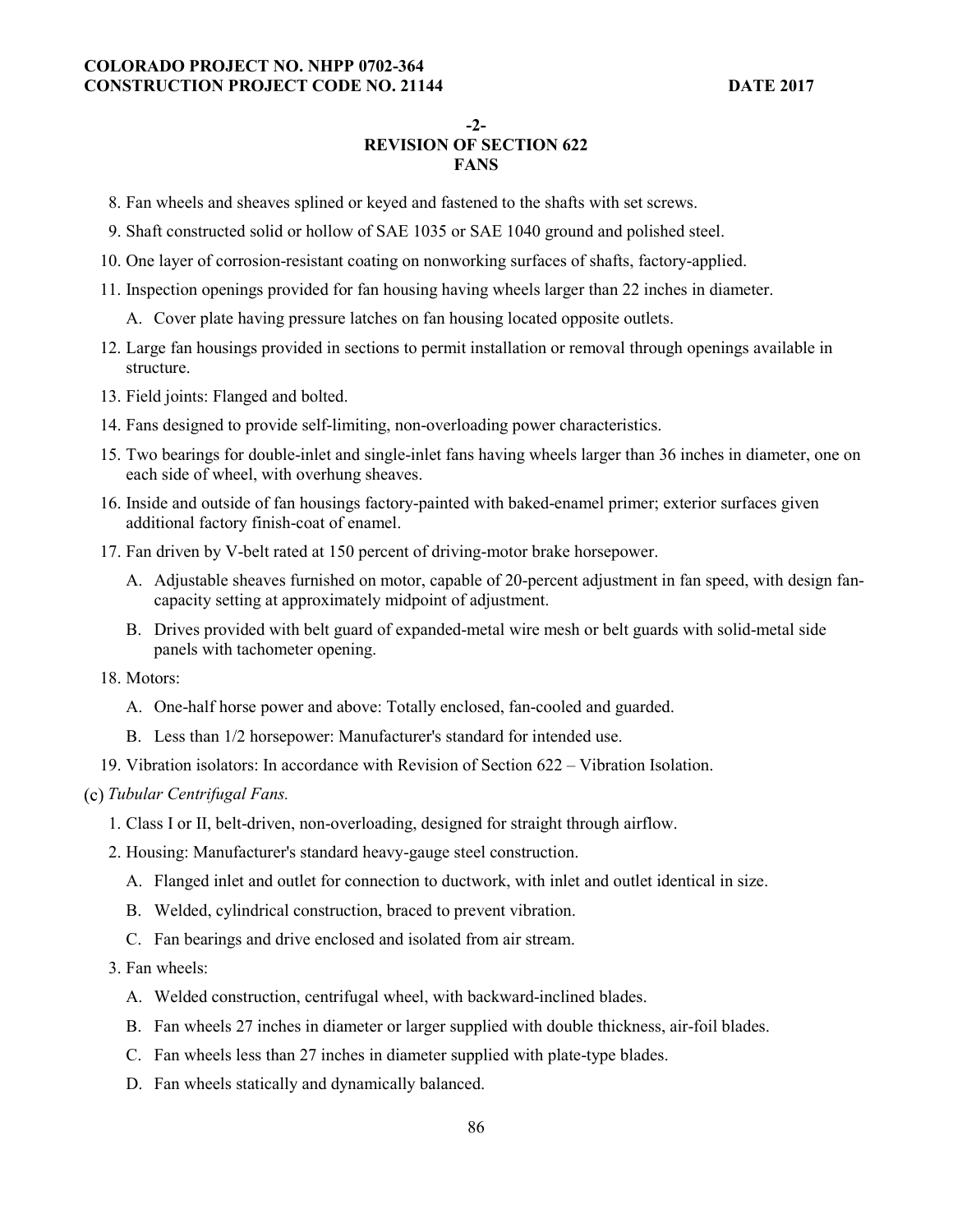**-2-**
**REVISION OF SECTION 622**
**FANS**

8. Fan wheels and sheaves splined or keyed and fastened to the shafts with set screws.
9. Shaft constructed solid or hollow of SAE 1035 or SAE 1040 ground and polished steel.
10. One layer of corrosion-resistant coating on nonworking surfaces of shafts, factory-applied.
11. Inspection openings provided for fan housing having wheels larger than 22 inches in diameter.
    A. Cover plate having pressure latches on fan housing located opposite outlets.
12. Large fan housings provided in sections to permit installation or removal through openings available in structure.
13. Field joints: Flanged and bolted.
14. Fans designed to provide self-limiting, non-overloading power characteristics.
15. Two bearings for double-inlet and single-inlet fans having wheels larger than 36 inches in diameter, one on each side of wheel, with overhung sheaves.
16. Inside and outside of fan housings factory-painted with baked-enamel primer; exterior surfaces given additional factory finish-coat of enamel.
17. Fan driven by V-belt rated at 150 percent of driving-motor brake horsepower.
    A. Adjustable sheaves furnished on motor, capable of 20-percent adjustment in fan speed, with design fan-capacity setting at approximately midpoint of adjustment.
    B. Drives provided with belt guard of expanded-metal wire mesh or belt guards with solid-metal side panels with tachometer opening.
18. Motors:
    A. One-half horse power and above: Totally enclosed, fan-cooled and guarded.
    B. Less than 1/2 horsepower: Manufacturer's standard for intended use.
19. Vibration isolators: In accordance with Revision of Section 622 – Vibration Isolation.

(c) *Tubular Centrifugal Fans.*

1. Class I or II, belt-driven, non-overloading, designed for straight through airflow.
2. Housing: Manufacturer's standard heavy-gauge steel construction.
    A. Flanged inlet and outlet for connection to ductwork, with inlet and outlet identical in size.
    B. Welded, cylindrical construction, braced to prevent vibration.
    C. Fan bearings and drive enclosed and isolated from air stream.
3. Fan wheels:
    A. Welded construction, centrifugal wheel, with backward-inclined blades.
    B. Fan wheels 27 inches in diameter or larger supplied with double thickness, air-foil blades.
    C. Fan wheels less than 27 inches in diameter supplied with plate-type blades.
    D. Fan wheels statically and dynamically balanced.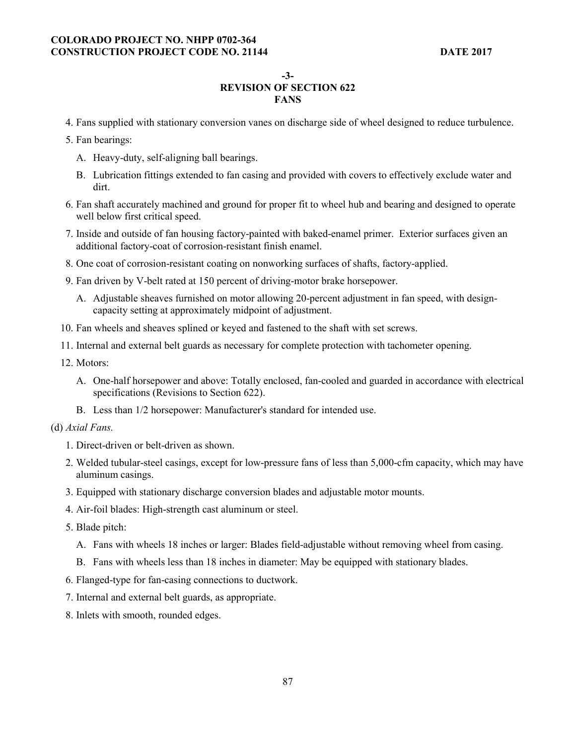**-3-**
**REVISION OF SECTION 622**
**FANS**

4. Fans supplied with stationary conversion vanes on discharge side of wheel designed to reduce turbulence.
5. Fan bearings:
   - A. Heavy-duty, self-aligning ball bearings.
   - B. Lubrication fittings extended to fan casing and provided with covers to effectively exclude water and dirt.
6. Fan shaft accurately machined and ground for proper fit to wheel hub and bearing and designed to operate well below first critical speed.
7. Inside and outside of fan housing factory-painted with baked-enamel primer. Exterior surfaces given an additional factory-coat of corrosion-resistant finish enamel.
8. One coat of corrosion-resistant coating on nonworking surfaces of shafts, factory-applied.
9. Fan driven by V-belt rated at 150 percent of driving-motor brake horsepower.
   - A. Adjustable sheaves furnished on motor allowing 20-percent adjustment in fan speed, with design-capacity setting at approximately midpoint of adjustment.
10. Fan wheels and sheaves splined or keyed and fastened to the shaft with set screws.
11. Internal and external belt guards as necessary for complete protection with tachometer opening.
12. Motors:
    - A. One-half horsepower and above: Totally enclosed, fan-cooled and guarded in accordance with electrical specifications (Revisions to Section 622).
    - B. Less than 1/2 horsepower: Manufacturer's standard for intended use.

(d) *Axial Fans.*

1. Direct-driven or belt-driven as shown.
2. Welded tubular-steel casings, except for low-pressure fans of less than 5,000-cfm capacity, which may have aluminum casings.
3. Equipped with stationary discharge conversion blades and adjustable motor mounts.
4. Air-foil blades: High-strength cast aluminum or steel.
5. Blade pitch:
   - A. Fans with wheels 18 inches or larger: Blades field-adjustable without removing wheel from casing.
   - B. Fans with wheels less than 18 inches in diameter: May be equipped with stationary blades.
6. Flanged-type for fan-casing connections to ductwork.
7. Internal and external belt guards, as appropriate.
8. Inlets with smooth, rounded edges.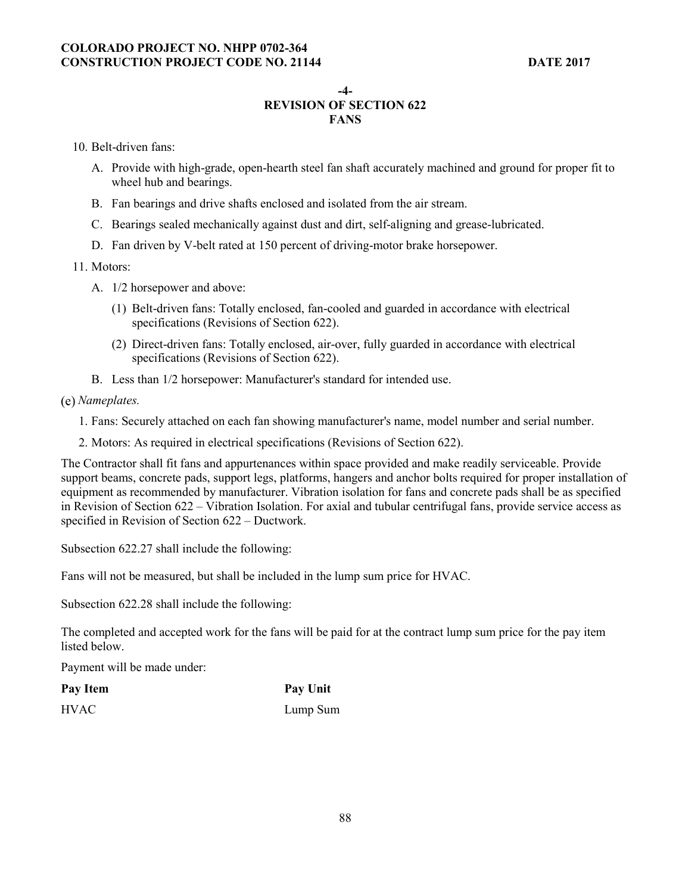## -4-
## REVISION OF SECTION 622
## FANS

10. Belt-driven fans:

    A. Provide with high-grade, open-hearth steel fan shaft accurately machined and ground for proper fit to wheel hub and bearings.

    B. Fan bearings and drive shafts enclosed and isolated from the air stream.

    C. Bearings sealed mechanically against dust and dirt, self-aligning and grease-lubricated.

    D. Fan driven by V-belt rated at 150 percent of driving-motor brake horsepower.

11. Motors:

    A. 1/2 horsepower and above:

        (1) Belt-driven fans: Totally enclosed, fan-cooled and guarded in accordance with electrical specifications (Revisions of Section 622).

        (2) Direct-driven fans: Totally enclosed, air-over, fully guarded in accordance with electrical specifications (Revisions of Section 622).

    B. Less than 1/2 horsepower: Manufacturer's standard for intended use.

(e) *Nameplates.*

1. Fans: Securely attached on each fan showing manufacturer's name, model number and serial number.

2. Motors: As required in electrical specifications (Revisions of Section 622).

The Contractor shall fit fans and appurtenances within space provided and make readily serviceable. Provide support beams, concrete pads, support legs, platforms, hangers and anchor bolts required for proper installation of equipment as recommended by manufacturer. Vibration isolation for fans and concrete pads shall be as specified in Revision of Section 622 – Vibration Isolation. For axial and tubular centrifugal fans, provide service access as specified in Revision of Section 622 – Ductwork.

Subsection 622.27 shall include the following:

Fans will not be measured, but shall be included in the lump sum price for HVAC.

Subsection 622.28 shall include the following:

The completed and accepted work for the fans will be paid for at the contract lump sum price for the pay item listed below.

Payment will be made under:

| Pay Item | Pay Unit |
| --- | --- |
| HVAC | Lump Sum |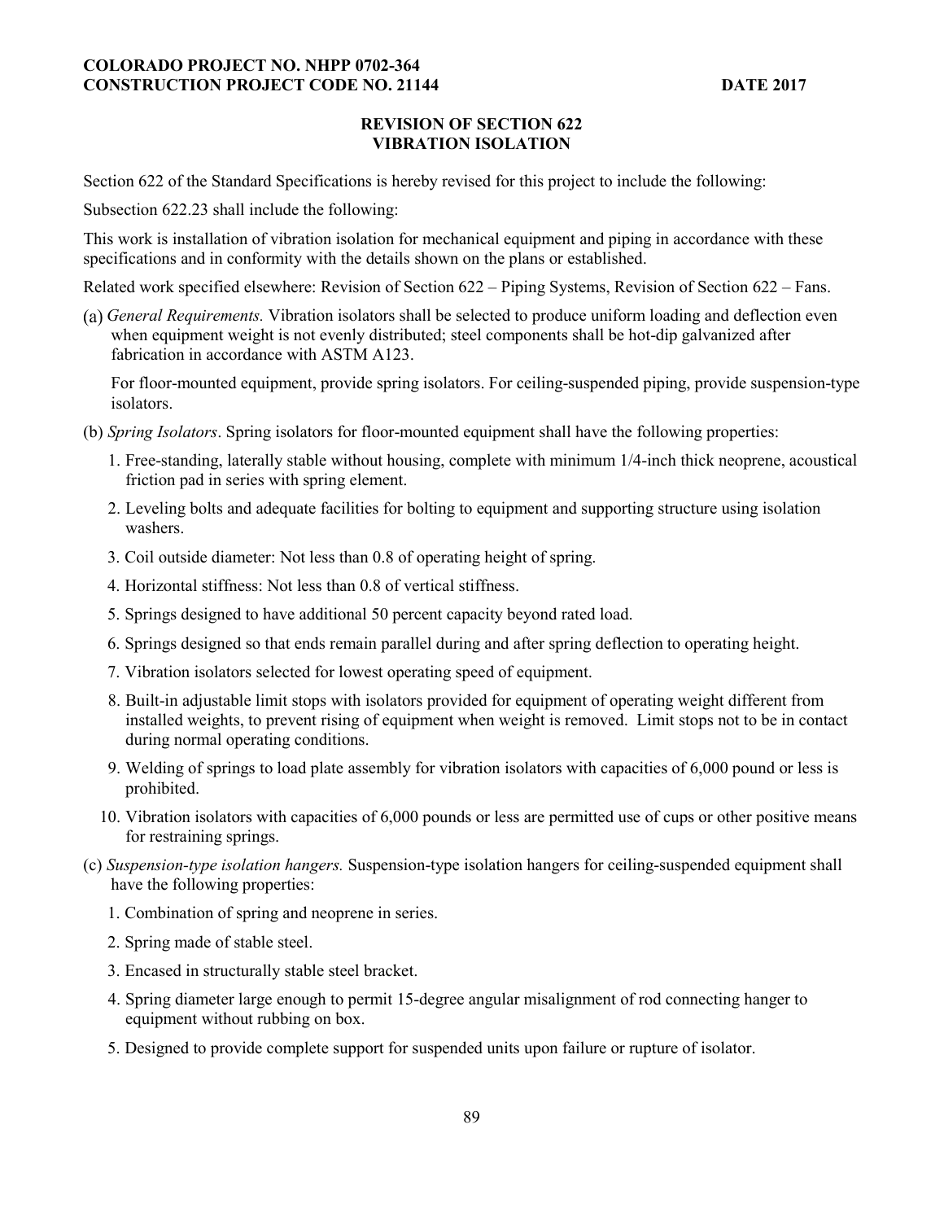**REVISION OF SECTION 622**
**VIBRATION ISOLATION**

Section 622 of the Standard Specifications is hereby revised for this project to include the following:

Subsection 622.23 shall include the following:

This work is installation of vibration isolation for mechanical equipment and piping in accordance with these specifications and in conformity with the details shown on the plans or established.

Related work specified elsewhere: Revision of Section 622 – Piping Systems, Revision of Section 622 – Fans.

(a) *General Requirements.* Vibration isolators shall be selected to produce uniform loading and deflection even when equipment weight is not evenly distributed; steel components shall be hot-dip galvanized after fabrication in accordance with ASTM A123.

For floor-mounted equipment, provide spring isolators. For ceiling-suspended piping, provide suspension-type isolators.

(b) *Spring Isolators*. Spring isolators for floor-mounted equipment shall have the following properties:

1. Free-standing, laterally stable without housing, complete with minimum 1/4-inch thick neoprene, acoustical friction pad in series with spring element.
2. Leveling bolts and adequate facilities for bolting to equipment and supporting structure using isolation washers.
3. Coil outside diameter: Not less than 0.8 of operating height of spring.
4. Horizontal stiffness: Not less than 0.8 of vertical stiffness.
5. Springs designed to have additional 50 percent capacity beyond rated load.
6. Springs designed so that ends remain parallel during and after spring deflection to operating height.
7. Vibration isolators selected for lowest operating speed of equipment.
8. Built-in adjustable limit stops with isolators provided for equipment of operating weight different from installed weights, to prevent rising of equipment when weight is removed. Limit stops not to be in contact during normal operating conditions.
9. Welding of springs to load plate assembly for vibration isolators with capacities of 6,000 pound or less is prohibited.
10. Vibration isolators with capacities of 6,000 pounds or less are permitted use of cups or other positive means for restraining springs.

(c) *Suspension-type isolation hangers.* Suspension-type isolation hangers for ceiling-suspended equipment shall have the following properties:

1. Combination of spring and neoprene in series.
2. Spring made of stable steel.
3. Encased in structurally stable steel bracket.
4. Spring diameter large enough to permit 15-degree angular misalignment of rod connecting hanger to equipment without rubbing on box.
5. Designed to provide complete support for suspended units upon failure or rupture of isolator.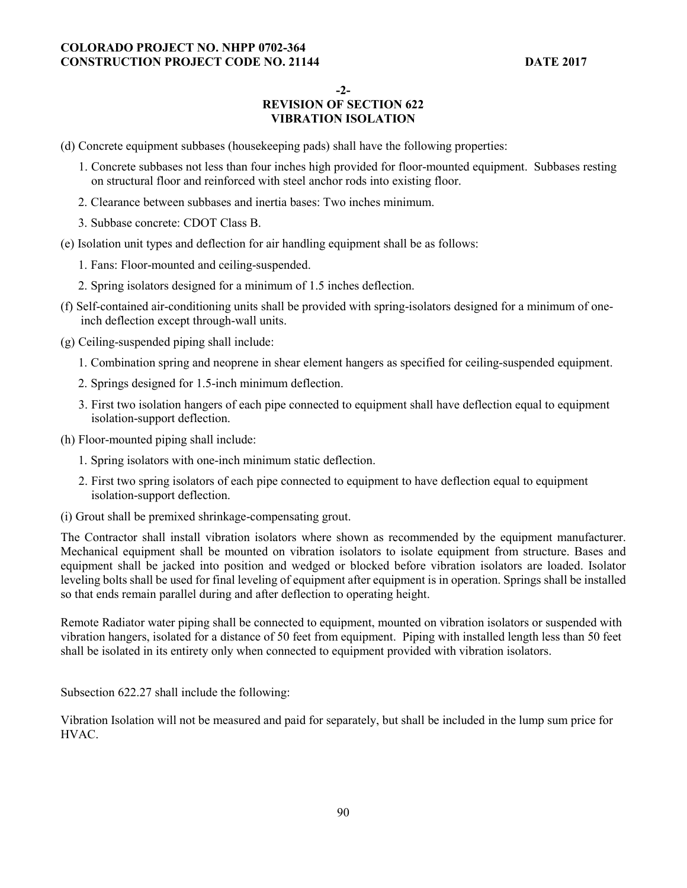**-2-**
**REVISION OF SECTION 622**
**VIBRATION ISOLATION**

(d) Concrete equipment subbases (housekeeping pads) shall have the following properties:

1. Concrete subbases not less than four inches high provided for floor-mounted equipment. Subbases resting on structural floor and reinforced with steel anchor rods into existing floor.
2. Clearance between subbases and inertia bases: Two inches minimum.
3. Subbase concrete: CDOT Class B.

(e) Isolation unit types and deflection for air handling equipment shall be as follows:

1. Fans: Floor-mounted and ceiling-suspended.
2. Spring isolators designed for a minimum of 1.5 inches deflection.

(f) Self-contained air-conditioning units shall be provided with spring-isolators designed for a minimum of one-inch deflection except through-wall units.

(g) Ceiling-suspended piping shall include:

1. Combination spring and neoprene in shear element hangers as specified for ceiling-suspended equipment.
2. Springs designed for 1.5-inch minimum deflection.
3. First two isolation hangers of each pipe connected to equipment shall have deflection equal to equipment isolation-support deflection.

(h) Floor-mounted piping shall include:

1. Spring isolators with one-inch minimum static deflection.
2. First two spring isolators of each pipe connected to equipment to have deflection equal to equipment isolation-support deflection.

(i) Grout shall be premixed shrinkage-compensating grout.

The Contractor shall install vibration isolators where shown as recommended by the equipment manufacturer. Mechanical equipment shall be mounted on vibration isolators to isolate equipment from structure. Bases and equipment shall be jacked into position and wedged or blocked before vibration isolators are loaded. Isolator leveling bolts shall be used for final leveling of equipment after equipment is in operation. Springs shall be installed so that ends remain parallel during and after deflection to operating height.

Remote Radiator water piping shall be connected to equipment, mounted on vibration isolators or suspended with vibration hangers, isolated for a distance of 50 feet from equipment. Piping with installed length less than 50 feet shall be isolated in its entirety only when connected to equipment provided with vibration isolators.

Subsection 622.27 shall include the following:

Vibration Isolation will not be measured and paid for separately, but shall be included in the lump sum price for HVAC.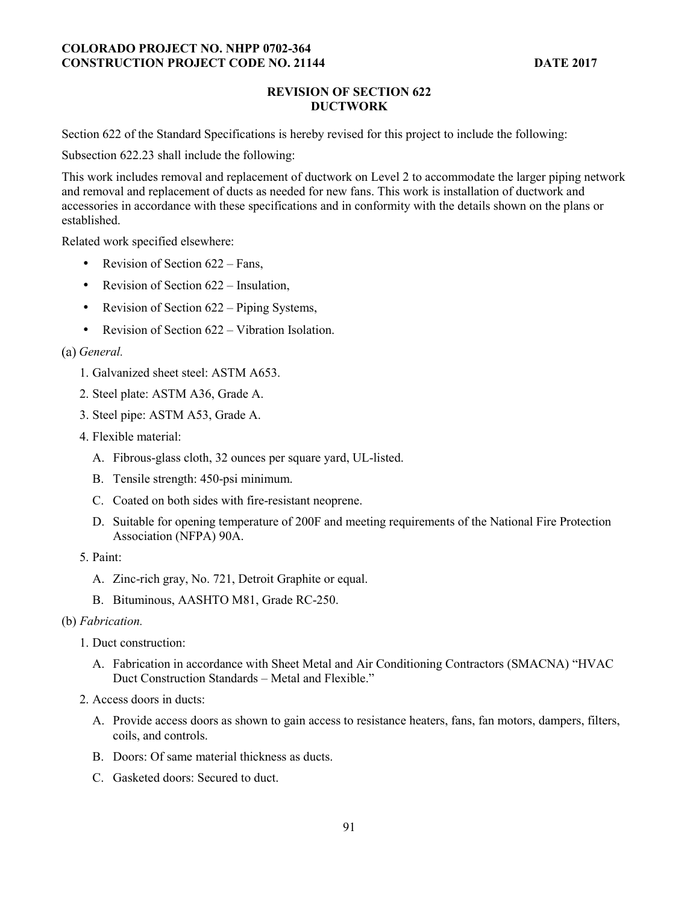## REVISION OF SECTION 622
## DUCTWORK

Section 622 of the Standard Specifications is hereby revised for this project to include the following:

Subsection 622.23 shall include the following:

This work includes removal and replacement of ductwork on Level 2 to accommodate the larger piping network and removal and replacement of ducts as needed for new fans. This work is installation of ductwork and accessories in accordance with these specifications and in conformity with the details shown on the plans or established.

Related work specified elsewhere:

- Revision of Section 622 – Fans,
- Revision of Section 622 – Insulation,
- Revision of Section 622 – Piping Systems,
- Revision of Section 622 – Vibration Isolation.

(a) *General.*

1. Galvanized sheet steel: ASTM A653.
2. Steel plate: ASTM A36, Grade A.
3. Steel pipe: ASTM A53, Grade A.
4. Flexible material:
   - A. Fibrous-glass cloth, 32 ounces per square yard, UL-listed.
   - B. Tensile strength: 450-psi minimum.
   - C. Coated on both sides with fire-resistant neoprene.
   - D. Suitable for opening temperature of 200F and meeting requirements of the National Fire Protection Association (NFPA) 90A.
5. Paint:
   - A. Zinc-rich gray, No. 721, Detroit Graphite or equal.
   - B. Bituminous, AASHTO M81, Grade RC-250.

(b) *Fabrication.*

1. Duct construction:
   - A. Fabrication in accordance with Sheet Metal and Air Conditioning Contractors (SMACNA) "HVAC Duct Construction Standards – Metal and Flexible."
2. Access doors in ducts:
   - A. Provide access doors as shown to gain access to resistance heaters, fans, fan motors, dampers, filters, coils, and controls.
   - B. Doors: Of same material thickness as ducts.
   - C. Gasketed doors: Secured to duct.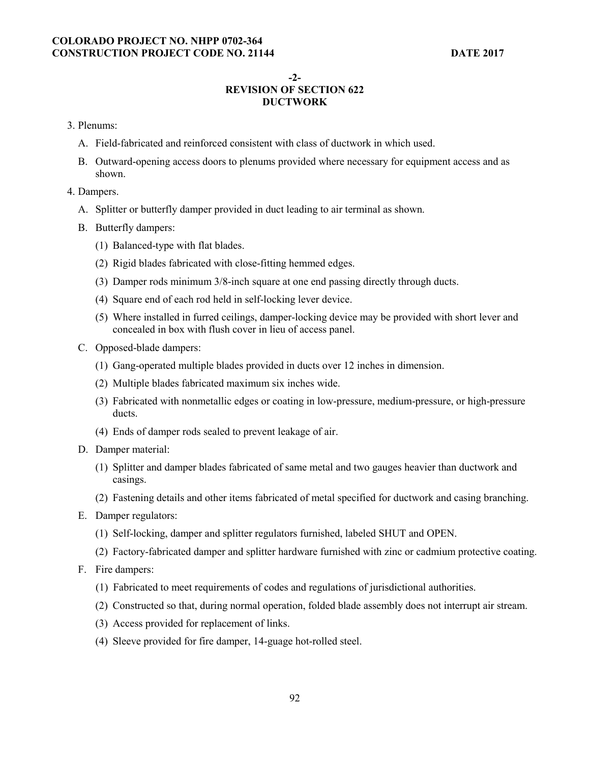## -2-
## REVISION OF SECTION 622
## DUCTWORK

3. Plenums:

   A. Field-fabricated and reinforced consistent with class of ductwork in which used.

   B. Outward-opening access doors to plenums provided where necessary for equipment access and as shown.

4. Dampers.

   A. Splitter or butterfly damper provided in duct leading to air terminal as shown.

   B. Butterfly dampers:

      (1) Balanced-type with flat blades.

      (2) Rigid blades fabricated with close-fitting hemmed edges.

      (3) Damper rods minimum 3/8-inch square at one end passing directly through ducts.

      (4) Square end of each rod held in self-locking lever device.

      (5) Where installed in furred ceilings, damper-locking device may be provided with short lever and concealed in box with flush cover in lieu of access panel.

   C. Opposed-blade dampers:

      (1) Gang-operated multiple blades provided in ducts over 12 inches in dimension.

      (2) Multiple blades fabricated maximum six inches wide.

      (3) Fabricated with nonmetallic edges or coating in low-pressure, medium-pressure, or high-pressure ducts.

      (4) Ends of damper rods sealed to prevent leakage of air.

   D. Damper material:

      (1) Splitter and damper blades fabricated of same metal and two gauges heavier than ductwork and casings.

      (2) Fastening details and other items fabricated of metal specified for ductwork and casing branching.

   E. Damper regulators:

      (1) Self-locking, damper and splitter regulators furnished, labeled SHUT and OPEN.

      (2) Factory-fabricated damper and splitter hardware furnished with zinc or cadmium protective coating.

   F. Fire dampers:

      (1) Fabricated to meet requirements of codes and regulations of jurisdictional authorities.

      (2) Constructed so that, during normal operation, folded blade assembly does not interrupt air stream.

      (3) Access provided for replacement of links.

      (4) Sleeve provided for fire damper, 14-guage hot-rolled steel.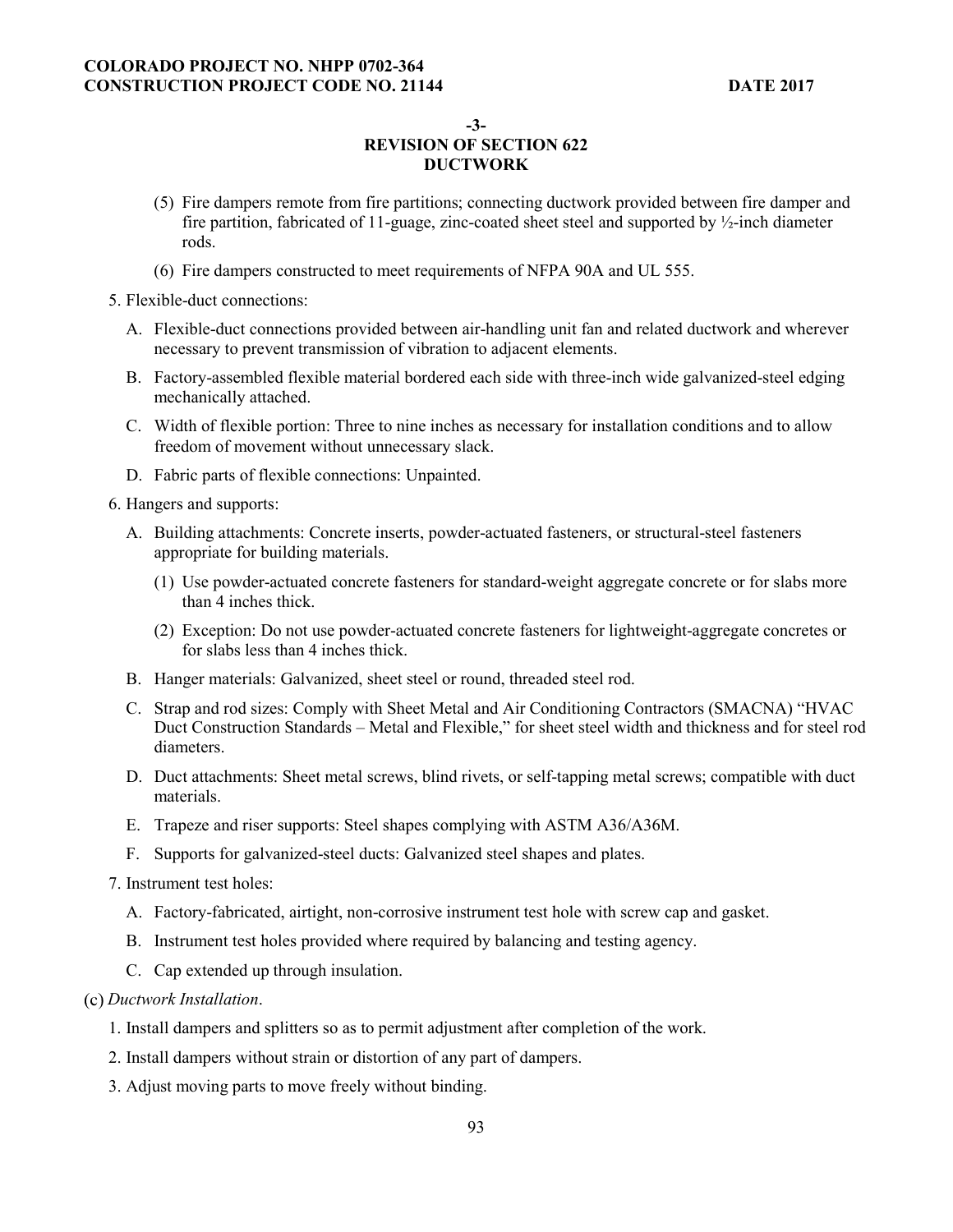-3-
REVISION OF SECTION 622
DUCTWORK

(5) Fire dampers remote from fire partitions; connecting ductwork provided between fire damper and fire partition, fabricated of 11-guage, zinc-coated sheet steel and supported by ½-inch diameter rods.

(6) Fire dampers constructed to meet requirements of NFPA 90A and UL 555.

5. Flexible-duct connections:

   A. Flexible-duct connections provided between air-handling unit fan and related ductwork and wherever necessary to prevent transmission of vibration to adjacent elements.

   B. Factory-assembled flexible material bordered each side with three-inch wide galvanized-steel edging mechanically attached.

   C. Width of flexible portion: Three to nine inches as necessary for installation conditions and to allow freedom of movement without unnecessary slack.

   D. Fabric parts of flexible connections: Unpainted.

6. Hangers and supports:

   A. Building attachments: Concrete inserts, powder-actuated fasteners, or structural-steel fasteners appropriate for building materials.

      (1) Use powder-actuated concrete fasteners for standard-weight aggregate concrete or for slabs more than 4 inches thick.

      (2) Exception: Do not use powder-actuated concrete fasteners for lightweight-aggregate concretes or for slabs less than 4 inches thick.

   B. Hanger materials: Galvanized, sheet steel or round, threaded steel rod.

   C. Strap and rod sizes: Comply with Sheet Metal and Air Conditioning Contractors (SMACNA) "HVAC Duct Construction Standards – Metal and Flexible," for sheet steel width and thickness and for steel rod diameters.

   D. Duct attachments: Sheet metal screws, blind rivets, or self-tapping metal screws; compatible with duct materials.

   E. Trapeze and riser supports: Steel shapes complying with ASTM A36/A36M.

   F. Supports for galvanized-steel ducts: Galvanized steel shapes and plates.

7. Instrument test holes:

   A. Factory-fabricated, airtight, non-corrosive instrument test hole with screw cap and gasket.

   B. Instrument test holes provided where required by balancing and testing agency.

   C. Cap extended up through insulation.

(c) *Ductwork Installation*.

1. Install dampers and splitters so as to permit adjustment after completion of the work.

2. Install dampers without strain or distortion of any part of dampers.

3. Adjust moving parts to move freely without binding.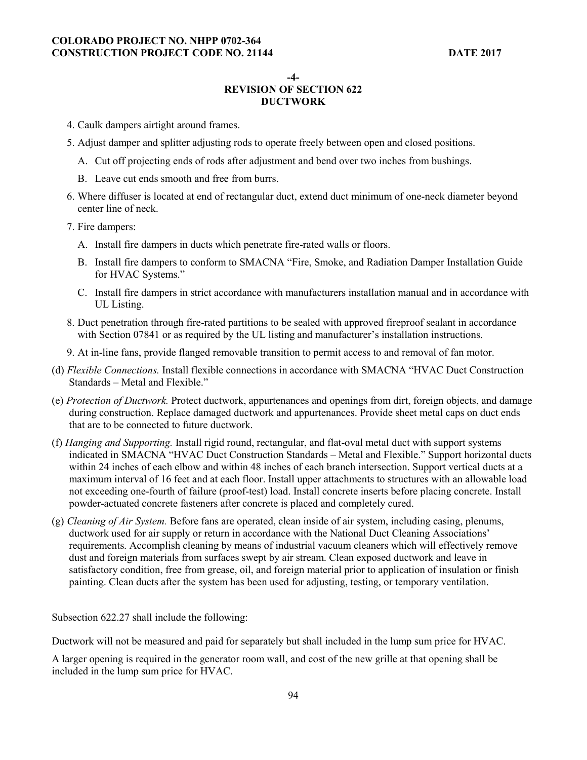-4-

## REVISION OF SECTION 622
## DUCTWORK

4. Caulk dampers airtight around frames.
5. Adjust damper and splitter adjusting rods to operate freely between open and closed positions.
   A. Cut off projecting ends of rods after adjustment and bend over two inches from bushings.
   B. Leave cut ends smooth and free from burrs.
6. Where diffuser is located at end of rectangular duct, extend duct minimum of one-neck diameter beyond center line of neck.
7. Fire dampers:
   A. Install fire dampers in ducts which penetrate fire-rated walls or floors.
   B. Install fire dampers to conform to SMACNA "Fire, Smoke, and Radiation Damper Installation Guide for HVAC Systems."
   C. Install fire dampers in strict accordance with manufacturers installation manual and in accordance with UL Listing.
8. Duct penetration through fire-rated partitions to be sealed with approved fireproof sealant in accordance with Section 07841 or as required by the UL listing and manufacturer's installation instructions.
9. At in-line fans, provide flanged removable transition to permit access to and removal of fan motor.

(d) *Flexible Connections.* Install flexible connections in accordance with SMACNA "HVAC Duct Construction Standards – Metal and Flexible."

(e) *Protection of Ductwork.* Protect ductwork, appurtenances and openings from dirt, foreign objects, and damage during construction. Replace damaged ductwork and appurtenances. Provide sheet metal caps on duct ends that are to be connected to future ductwork.

(f) *Hanging and Supporting.* Install rigid round, rectangular, and flat-oval metal duct with support systems indicated in SMACNA "HVAC Duct Construction Standards – Metal and Flexible." Support horizontal ducts within 24 inches of each elbow and within 48 inches of each branch intersection. Support vertical ducts at a maximum interval of 16 feet and at each floor. Install upper attachments to structures with an allowable load not exceeding one-fourth of failure (proof-test) load. Install concrete inserts before placing concrete. Install powder-actuated concrete fasteners after concrete is placed and completely cured.

(g) *Cleaning of Air System.* Before fans are operated, clean inside of air system, including casing, plenums, ductwork used for air supply or return in accordance with the National Duct Cleaning Associations' requirements. Accomplish cleaning by means of industrial vacuum cleaners which will effectively remove dust and foreign materials from surfaces swept by air stream. Clean exposed ductwork and leave in satisfactory condition, free from grease, oil, and foreign material prior to application of insulation or finish painting. Clean ducts after the system has been used for adjusting, testing, or temporary ventilation.

Subsection 622.27 shall include the following:

Ductwork will not be measured and paid for separately but shall included in the lump sum price for HVAC.

A larger opening is required in the generator room wall, and cost of the new grille at that opening shall be included in the lump sum price for HVAC.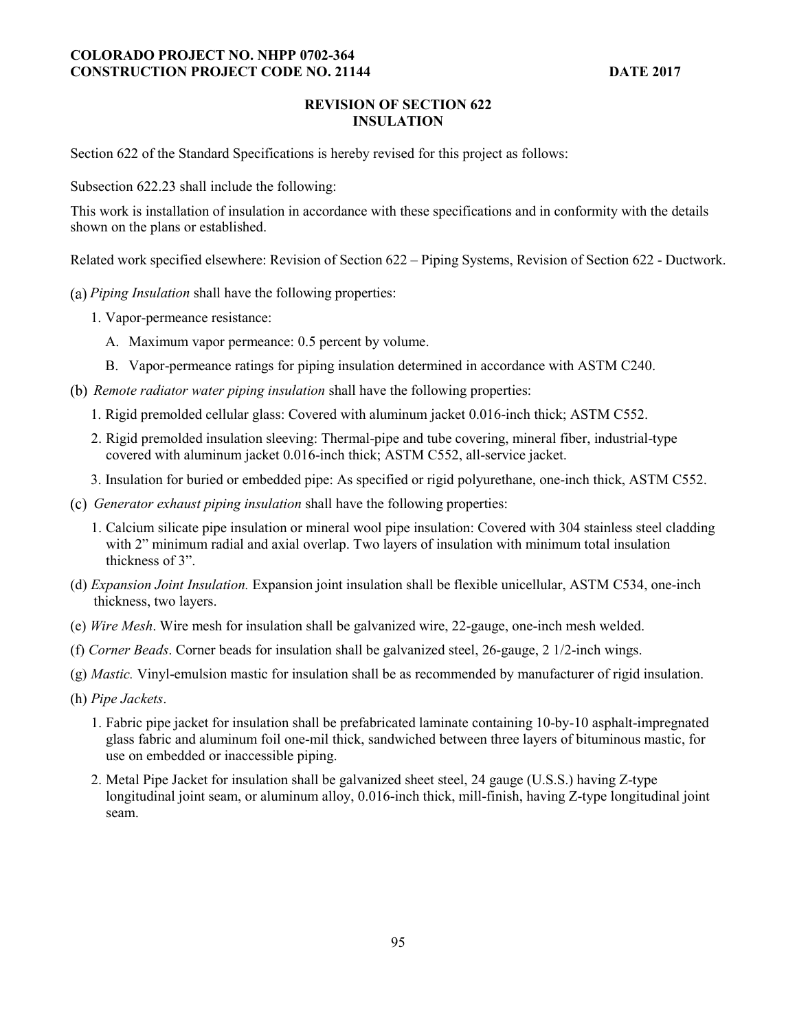**COLORADO PROJECT NO. NHPP 0702-364**
**CONSTRUCTION PROJECT CODE NO. 21144** **DATE 2017**

## REVISION OF SECTION 622
## INSULATION

Section 622 of the Standard Specifications is hereby revised for this project as follows:

Subsection 622.23 shall include the following:

This work is installation of insulation in accordance with these specifications and in conformity with the details shown on the plans or established.

Related work specified elsewhere: Revision of Section 622 – Piping Systems, Revision of Section 622 - Ductwork.

(a) *Piping Insulation* shall have the following properties:

1. Vapor-permeance resistance:

   A. Maximum vapor permeance: 0.5 percent by volume.

   B. Vapor-permeance ratings for piping insulation determined in accordance with ASTM C240.

(b) *Remote radiator water piping insulation* shall have the following properties:

1. Rigid premolded cellular glass: Covered with aluminum jacket 0.016-inch thick; ASTM C552.
2. Rigid premolded insulation sleeving: Thermal-pipe and tube covering, mineral fiber, industrial-type covered with aluminum jacket 0.016-inch thick; ASTM C552, all-service jacket.
3. Insulation for buried or embedded pipe: As specified or rigid polyurethane, one-inch thick, ASTM C552.

(c) *Generator exhaust piping insulation* shall have the following properties:

1. Calcium silicate pipe insulation or mineral wool pipe insulation: Covered with 304 stainless steel cladding with 2" minimum radial and axial overlap. Two layers of insulation with minimum total insulation thickness of 3".

(d) *Expansion Joint Insulation.* Expansion joint insulation shall be flexible unicellular, ASTM C534, one-inch thickness, two layers.

(e) *Wire Mesh*. Wire mesh for insulation shall be galvanized wire, 22-gauge, one-inch mesh welded.

(f) *Corner Beads*. Corner beads for insulation shall be galvanized steel, 26-gauge, 2 1/2-inch wings.

(g) *Mastic.* Vinyl-emulsion mastic for insulation shall be as recommended by manufacturer of rigid insulation.

(h) *Pipe Jackets*.

1. Fabric pipe jacket for insulation shall be prefabricated laminate containing 10-by-10 asphalt-impregnated glass fabric and aluminum foil one-mil thick, sandwiched between three layers of bituminous mastic, for use on embedded or inaccessible piping.
2. Metal Pipe Jacket for insulation shall be galvanized sheet steel, 24 gauge (U.S.S.) having Z-type longitudinal joint seam, or aluminum alloy, 0.016-inch thick, mill-finish, having Z-type longitudinal joint seam.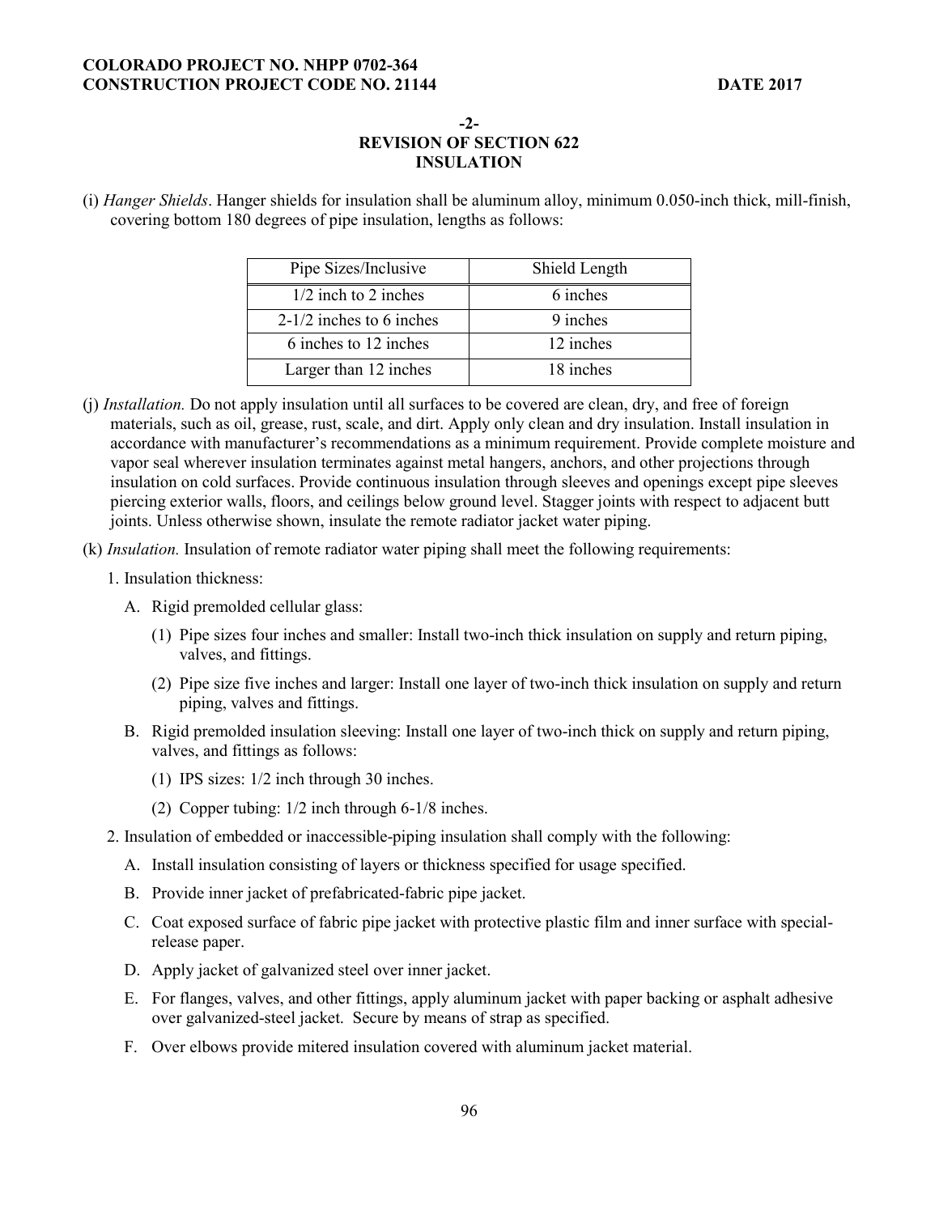**-2-**
**REVISION OF SECTION 622**
**INSULATION**

(i) *Hanger Shields*. Hanger shields for insulation shall be aluminum alloy, minimum 0.050-inch thick, mill-finish, covering bottom 180 degrees of pipe insulation, lengths as follows:

| Pipe Sizes/Inclusive | Shield Length |
|---|---|
| 1/2 inch to 2 inches | 6 inches |
| 2-1/2 inches to 6 inches | 9 inches |
| 6 inches to 12 inches | 12 inches |
| Larger than 12 inches | 18 inches |

(j) *Installation.* Do not apply insulation until all surfaces to be covered are clean, dry, and free of foreign materials, such as oil, grease, rust, scale, and dirt. Apply only clean and dry insulation. Install insulation in accordance with manufacturer's recommendations as a minimum requirement. Provide complete moisture and vapor seal wherever insulation terminates against metal hangers, anchors, and other projections through insulation on cold surfaces. Provide continuous insulation through sleeves and openings except pipe sleeves piercing exterior walls, floors, and ceilings below ground level. Stagger joints with respect to adjacent butt joints. Unless otherwise shown, insulate the remote radiator jacket water piping.

(k) *Insulation.* Insulation of remote radiator water piping shall meet the following requirements:

1. Insulation thickness:

   A. Rigid premolded cellular glass:

      (1) Pipe sizes four inches and smaller: Install two-inch thick insulation on supply and return piping, valves, and fittings.

      (2) Pipe size five inches and larger: Install one layer of two-inch thick insulation on supply and return piping, valves and fittings.

   B. Rigid premolded insulation sleeving: Install one layer of two-inch thick on supply and return piping, valves, and fittings as follows:

      (1) IPS sizes: 1/2 inch through 30 inches.

      (2) Copper tubing: 1/2 inch through 6-1/8 inches.

2. Insulation of embedded or inaccessible-piping insulation shall comply with the following:

   A. Install insulation consisting of layers or thickness specified for usage specified.

   B. Provide inner jacket of prefabricated-fabric pipe jacket.

   C. Coat exposed surface of fabric pipe jacket with protective plastic film and inner surface with special-release paper.

   D. Apply jacket of galvanized steel over inner jacket.

   E. For flanges, valves, and other fittings, apply aluminum jacket with paper backing or asphalt adhesive over galvanized-steel jacket. Secure by means of strap as specified.

   F. Over elbows provide mitered insulation covered with aluminum jacket material.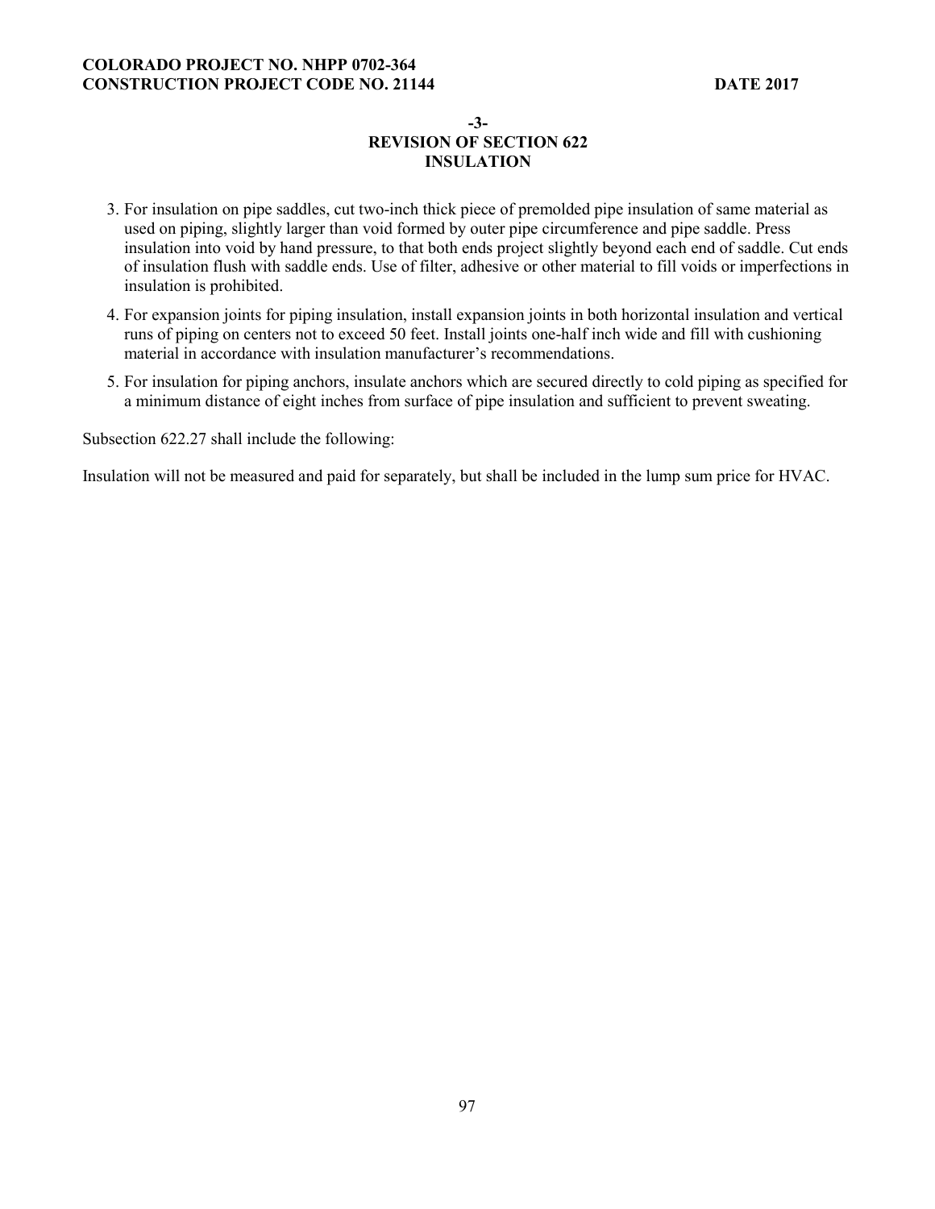**-3-**
**REVISION OF SECTION 622**
**INSULATION**

3. For insulation on pipe saddles, cut two-inch thick piece of premolded pipe insulation of same material as used on piping, slightly larger than void formed by outer pipe circumference and pipe saddle. Press insulation into void by hand pressure, to that both ends project slightly beyond each end of saddle. Cut ends of insulation flush with saddle ends. Use of filter, adhesive or other material to fill voids or imperfections in insulation is prohibited.
4. For expansion joints for piping insulation, install expansion joints in both horizontal insulation and vertical runs of piping on centers not to exceed 50 feet. Install joints one-half inch wide and fill with cushioning material in accordance with insulation manufacturer's recommendations.
5. For insulation for piping anchors, insulate anchors which are secured directly to cold piping as specified for a minimum distance of eight inches from surface of pipe insulation and sufficient to prevent sweating.

Subsection 622.27 shall include the following:

Insulation will not be measured and paid for separately, but shall be included in the lump sum price for HVAC.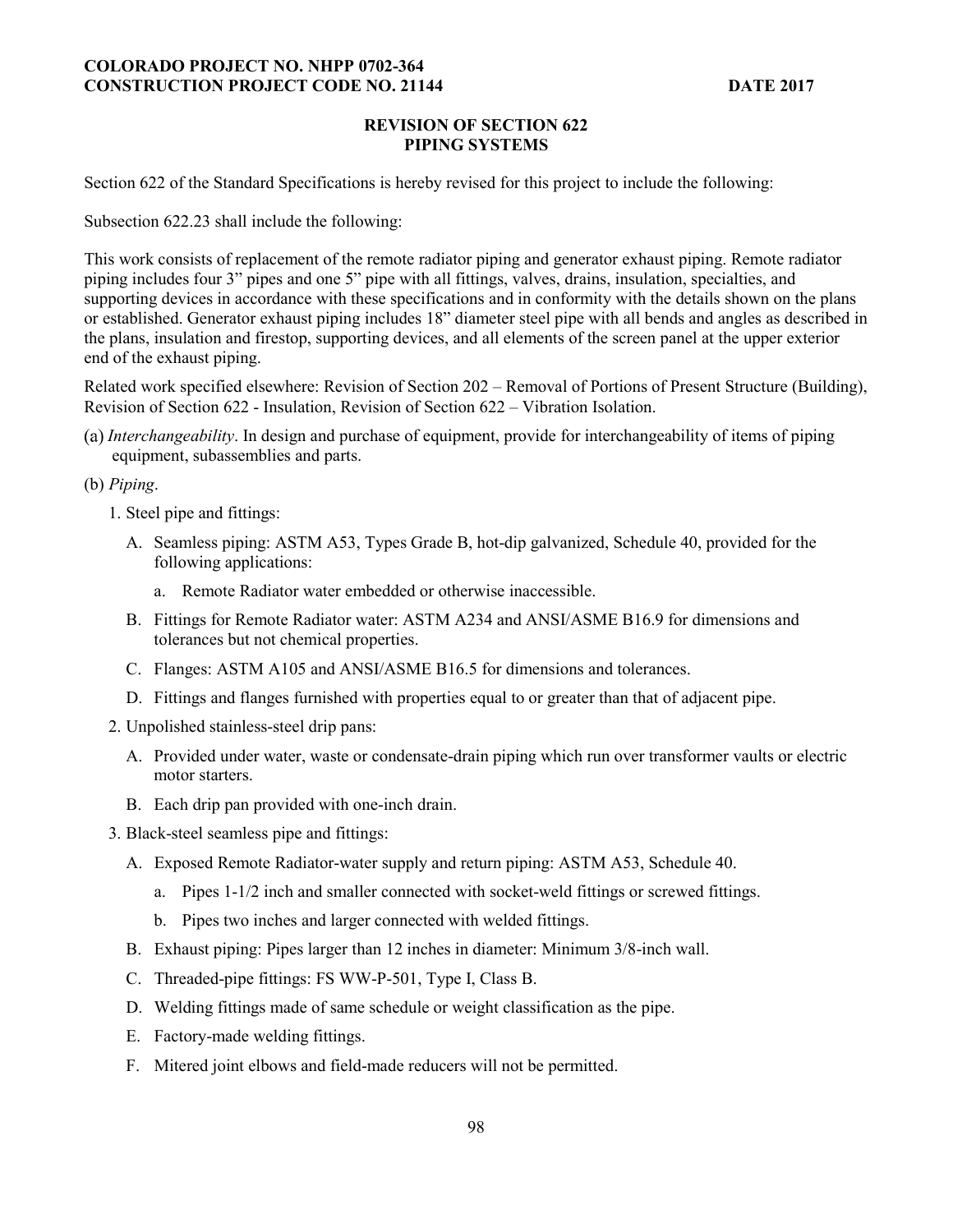## REVISION OF SECTION 622
## PIPING SYSTEMS

Section 622 of the Standard Specifications is hereby revised for this project to include the following:

Subsection 622.23 shall include the following:

This work consists of replacement of the remote radiator piping and generator exhaust piping. Remote radiator piping includes four 3" pipes and one 5" pipe with all fittings, valves, drains, insulation, specialties, and supporting devices in accordance with these specifications and in conformity with the details shown on the plans or established. Generator exhaust piping includes 18" diameter steel pipe with all bends and angles as described in the plans, insulation and firestop, supporting devices, and all elements of the screen panel at the upper exterior end of the exhaust piping.

Related work specified elsewhere: Revision of Section 202 – Removal of Portions of Present Structure (Building), Revision of Section 622 - Insulation, Revision of Section 622 – Vibration Isolation.

(a) *Interchangeability*. In design and purchase of equipment, provide for interchangeability of items of piping equipment, subassemblies and parts.

(b) *Piping*.

1. Steel pipe and fittings:

   A. Seamless piping: ASTM A53, Types Grade B, hot-dip galvanized, Schedule 40, provided for the following applications:

      a. Remote Radiator water embedded or otherwise inaccessible.

   B. Fittings for Remote Radiator water: ASTM A234 and ANSI/ASME B16.9 for dimensions and tolerances but not chemical properties.

   C. Flanges: ASTM A105 and ANSI/ASME B16.5 for dimensions and tolerances.

   D. Fittings and flanges furnished with properties equal to or greater than that of adjacent pipe.

2. Unpolished stainless-steel drip pans:

   A. Provided under water, waste or condensate-drain piping which run over transformer vaults or electric motor starters.

   B. Each drip pan provided with one-inch drain.

3. Black-steel seamless pipe and fittings:

   A. Exposed Remote Radiator-water supply and return piping: ASTM A53, Schedule 40.

      a. Pipes 1-1/2 inch and smaller connected with socket-weld fittings or screwed fittings.

      b. Pipes two inches and larger connected with welded fittings.

   B. Exhaust piping: Pipes larger than 12 inches in diameter: Minimum 3/8-inch wall.

   C. Threaded-pipe fittings: FS WW-P-501, Type I, Class B.

   D. Welding fittings made of same schedule or weight classification as the pipe.

   E. Factory-made welding fittings.

   F. Mitered joint elbows and field-made reducers will not be permitted.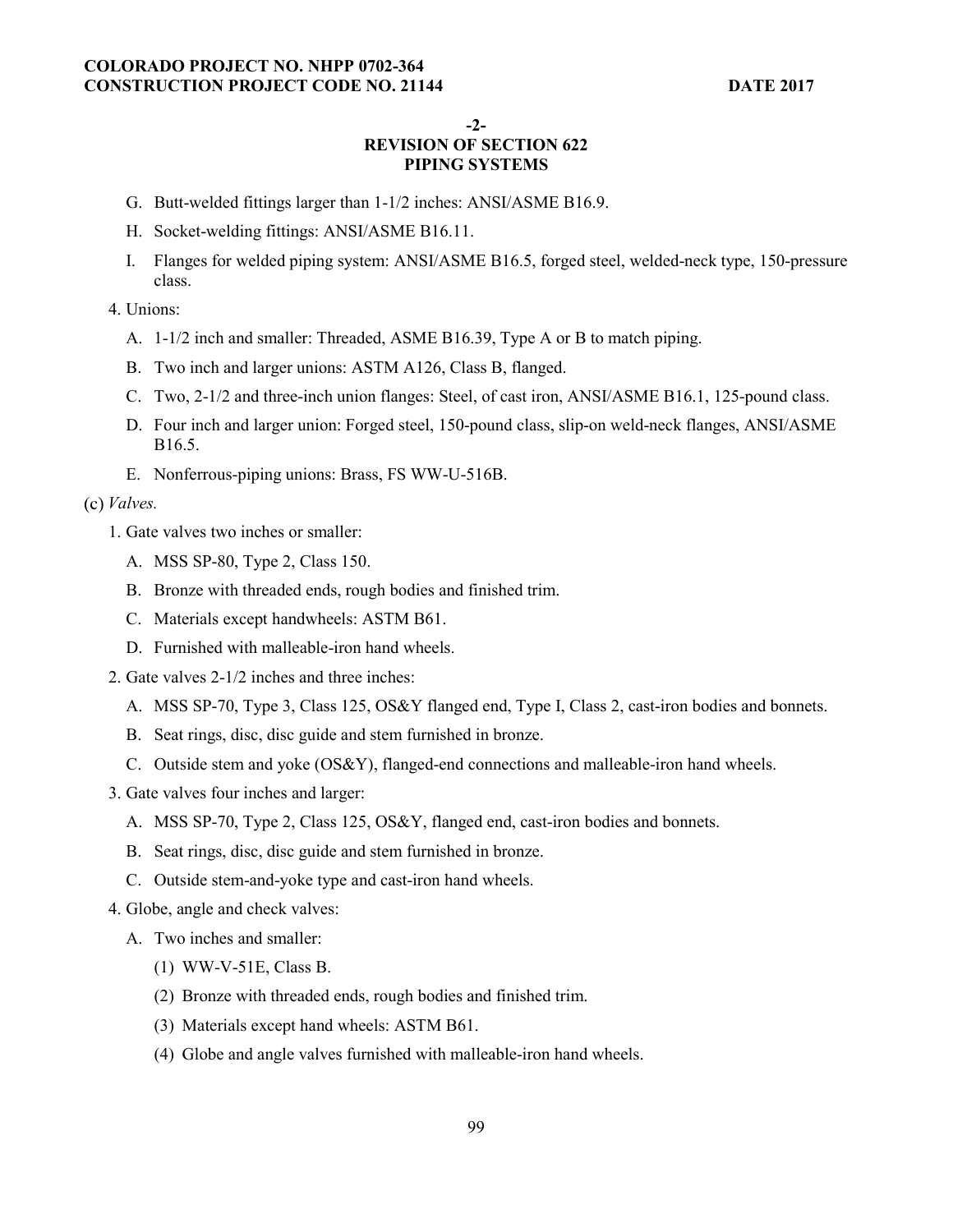**-2-**

**REVISION OF SECTION 622**

**PIPING SYSTEMS**

G. Butt-welded fittings larger than 1-1/2 inches: ANSI/ASME B16.9.

H. Socket-welding fittings: ANSI/ASME B16.11.

I. Flanges for welded piping system: ANSI/ASME B16.5, forged steel, welded-neck type, 150-pressure class.

4. Unions:

A. 1-1/2 inch and smaller: Threaded, ASME B16.39, Type A or B to match piping.

B. Two inch and larger unions: ASTM A126, Class B, flanged.

C. Two, 2-1/2 and three-inch union flanges: Steel, of cast iron, ANSI/ASME B16.1, 125-pound class.

D. Four inch and larger union: Forged steel, 150-pound class, slip-on weld-neck flanges, ANSI/ASME B16.5.

E. Nonferrous-piping unions: Brass, FS WW-U-516B.

(c) *Valves.*

1. Gate valves two inches or smaller:

A. MSS SP-80, Type 2, Class 150.

B. Bronze with threaded ends, rough bodies and finished trim.

C. Materials except handwheels: ASTM B61.

D. Furnished with malleable-iron hand wheels.

2. Gate valves 2-1/2 inches and three inches:

A. MSS SP-70, Type 3, Class 125, OS&Y flanged end, Type I, Class 2, cast-iron bodies and bonnets.

B. Seat rings, disc, disc guide and stem furnished in bronze.

C. Outside stem and yoke (OS&Y), flanged-end connections and malleable-iron hand wheels.

3. Gate valves four inches and larger:

A. MSS SP-70, Type 2, Class 125, OS&Y, flanged end, cast-iron bodies and bonnets.

B. Seat rings, disc, disc guide and stem furnished in bronze.

C. Outside stem-and-yoke type and cast-iron hand wheels.

4. Globe, angle and check valves:

A. Two inches and smaller:

(1) WW-V-51E, Class B.

(2) Bronze with threaded ends, rough bodies and finished trim.

(3) Materials except hand wheels: ASTM B61.

(4) Globe and angle valves furnished with malleable-iron hand wheels.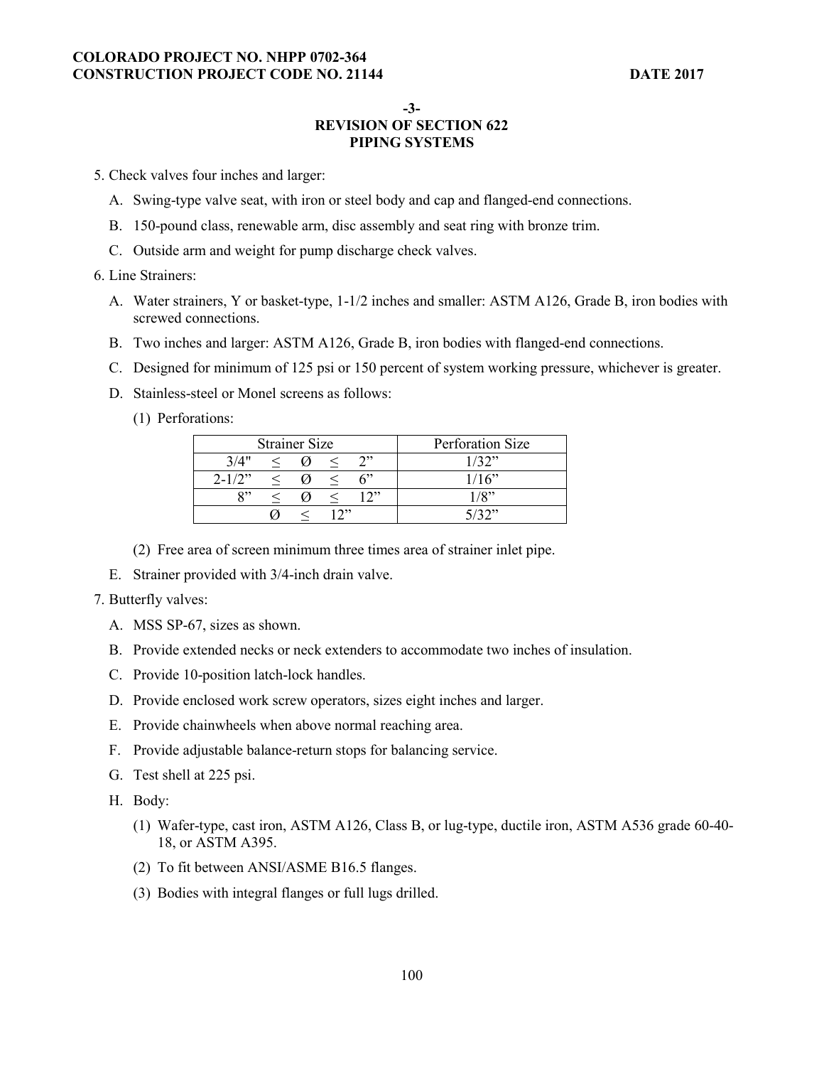**-3-**

**REVISION OF SECTION 622**
**PIPING SYSTEMS**

5. Check valves four inches and larger:

   A. Swing-type valve seat, with iron or steel body and cap and flanged-end connections.

   B. 150-pound class, renewable arm, disc assembly and seat ring with bronze trim.

   C. Outside arm and weight for pump discharge check valves.

6. Line Strainers:

   A. Water strainers, Y or basket-type, 1-1/2 inches and smaller: ASTM A126, Grade B, iron bodies with screwed connections.

   B. Two inches and larger: ASTM A126, Grade B, iron bodies with flanged-end connections.

   C. Designed for minimum of 125 psi or 150 percent of system working pressure, whichever is greater.

   D. Stainless-steel or Monel screens as follows:

      (1) Perforations:

| Strainer Size | Perforation Size |
|---|---|
| 3/4" ≤ Ø ≤ 2” | 1/32” |
| 2-1/2” ≤ Ø ≤ 6” | 1/16” |
| 8” ≤ Ø ≤ 12” | 1/8” |
| Ø ≤ 12” | 5/32” |

      (2) Free area of screen minimum three times area of strainer inlet pipe.

   E. Strainer provided with 3/4-inch drain valve.

7. Butterfly valves:

   A. MSS SP-67, sizes as shown.

   B. Provide extended necks or neck extenders to accommodate two inches of insulation.

   C. Provide 10-position latch-lock handles.

   D. Provide enclosed work screw operators, sizes eight inches and larger.

   E. Provide chainwheels when above normal reaching area.

   F. Provide adjustable balance-return stops for balancing service.

   G. Test shell at 225 psi.

   H. Body:

      (1) Wafer-type, cast iron, ASTM A126, Class B, or lug-type, ductile iron, ASTM A536 grade 60-40-18, or ASTM A395.

      (2) To fit between ANSI/ASME B16.5 flanges.

      (3) Bodies with integral flanges or full lugs drilled.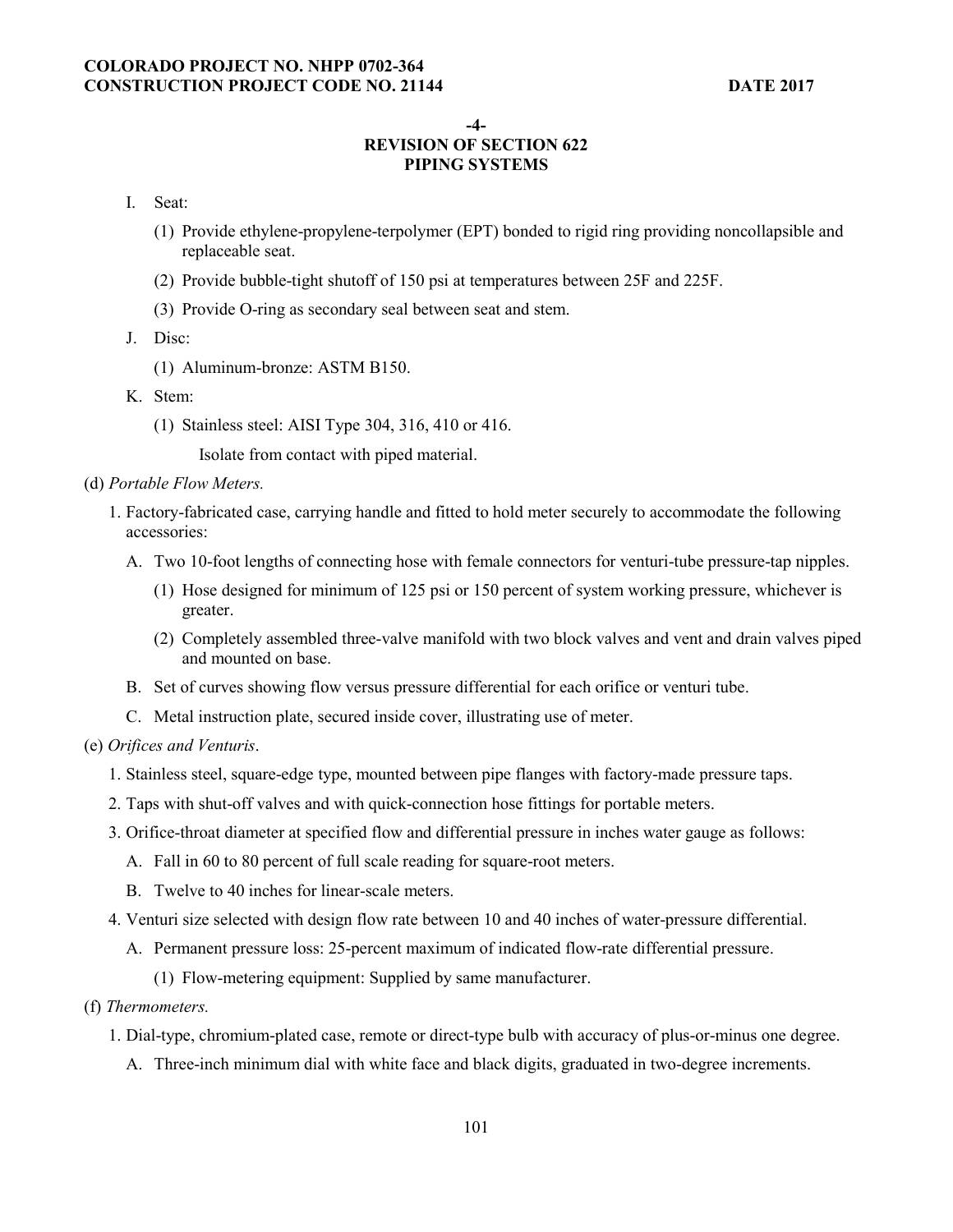## -4-
## REVISION OF SECTION 622
## PIPING SYSTEMS

I. Seat:

  (1) Provide ethylene-propylene-terpolymer (EPT) bonded to rigid ring providing noncollapsible and replaceable seat.

  (2) Provide bubble-tight shutoff of 150 psi at temperatures between 25F and 225F.

  (3) Provide O-ring as secondary seal between seat and stem.

J. Disc:

  (1) Aluminum-bronze: ASTM B150.

K. Stem:

  (1) Stainless steel: AISI Type 304, 316, 410 or 416.

    Isolate from contact with piped material.

(d) *Portable Flow Meters.*

1. Factory-fabricated case, carrying handle and fitted to hold meter securely to accommodate the following accessories:

  A. Two 10-foot lengths of connecting hose with female connectors for venturi-tube pressure-tap nipples.

    (1) Hose designed for minimum of 125 psi or 150 percent of system working pressure, whichever is greater.

    (2) Completely assembled three-valve manifold with two block valves and vent and drain valves piped and mounted on base.

  B. Set of curves showing flow versus pressure differential for each orifice or venturi tube.

  C. Metal instruction plate, secured inside cover, illustrating use of meter.

(e) *Orifices and Venturis*.

1. Stainless steel, square-edge type, mounted between pipe flanges with factory-made pressure taps.

2. Taps with shut-off valves and with quick-connection hose fittings for portable meters.

3. Orifice-throat diameter at specified flow and differential pressure in inches water gauge as follows:

  A. Fall in 60 to 80 percent of full scale reading for square-root meters.

  B. Twelve to 40 inches for linear-scale meters.

4. Venturi size selected with design flow rate between 10 and 40 inches of water-pressure differential.

  A. Permanent pressure loss: 25-percent maximum of indicated flow-rate differential pressure.

    (1) Flow-metering equipment: Supplied by same manufacturer.

(f) *Thermometers.*

1. Dial-type, chromium-plated case, remote or direct-type bulb with accuracy of plus-or-minus one degree.

  A. Three-inch minimum dial with white face and black digits, graduated in two-degree increments.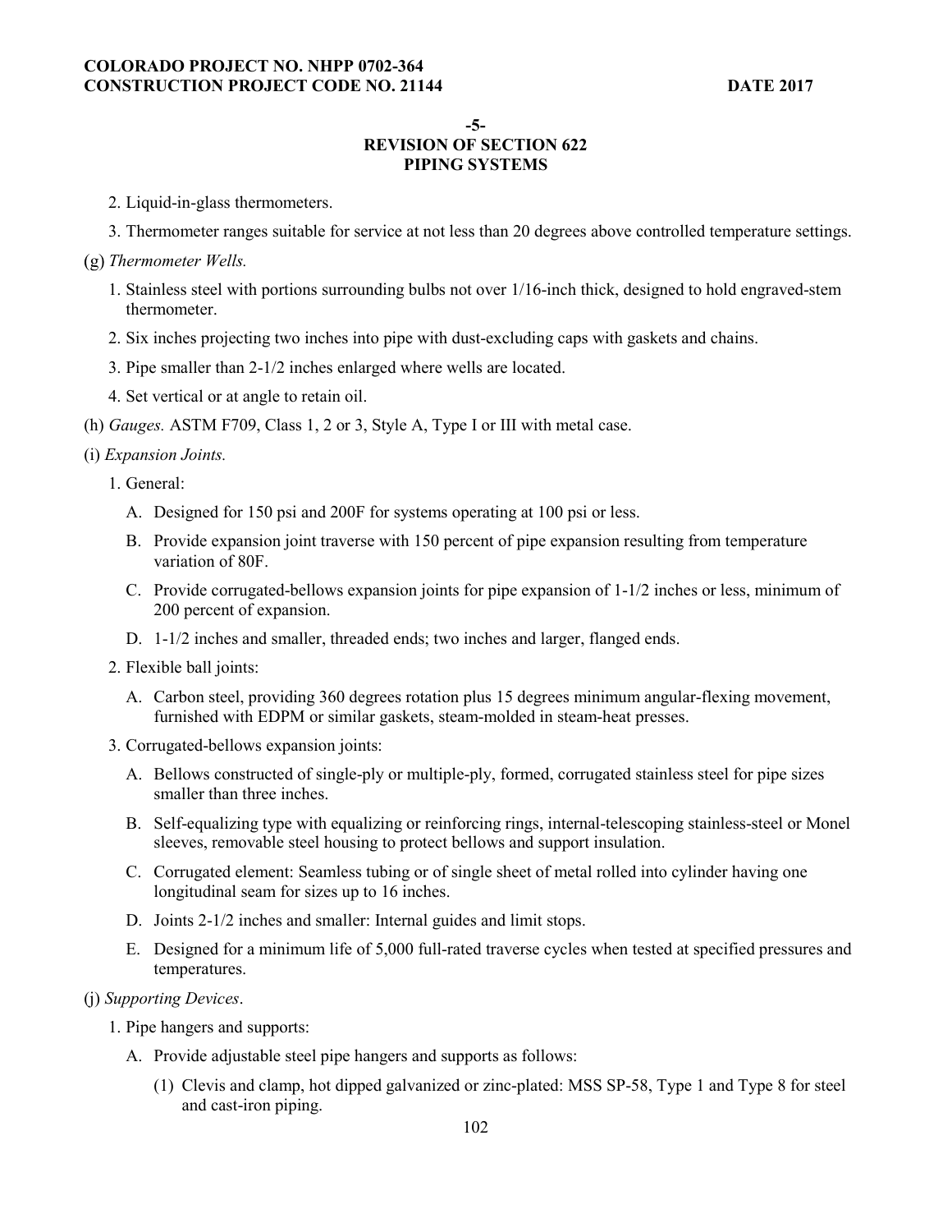**-5-**
**REVISION OF SECTION 622**
**PIPING SYSTEMS**

2. Liquid-in-glass thermometers.

3. Thermometer ranges suitable for service at not less than 20 degrees above controlled temperature settings.

(g) *Thermometer Wells.*

1. Stainless steel with portions surrounding bulbs not over 1/16-inch thick, designed to hold engraved-stem thermometer.

2. Six inches projecting two inches into pipe with dust-excluding caps with gaskets and chains.

3. Pipe smaller than 2-1/2 inches enlarged where wells are located.

4. Set vertical or at angle to retain oil.

(h) *Gauges.* ASTM F709, Class 1, 2 or 3, Style A, Type I or III with metal case.

(i) *Expansion Joints.*

1. General:

   A. Designed for 150 psi and 200F for systems operating at 100 psi or less.

   B. Provide expansion joint traverse with 150 percent of pipe expansion resulting from temperature variation of 80F.

   C. Provide corrugated-bellows expansion joints for pipe expansion of 1-1/2 inches or less, minimum of 200 percent of expansion.

   D. 1-1/2 inches and smaller, threaded ends; two inches and larger, flanged ends.

2. Flexible ball joints:

   A. Carbon steel, providing 360 degrees rotation plus 15 degrees minimum angular-flexing movement, furnished with EDPM or similar gaskets, steam-molded in steam-heat presses.

3. Corrugated-bellows expansion joints:

   A. Bellows constructed of single-ply or multiple-ply, formed, corrugated stainless steel for pipe sizes smaller than three inches.

   B. Self-equalizing type with equalizing or reinforcing rings, internal-telescoping stainless-steel or Monel sleeves, removable steel housing to protect bellows and support insulation.

   C. Corrugated element: Seamless tubing or of single sheet of metal rolled into cylinder having one longitudinal seam for sizes up to 16 inches.

   D. Joints 2-1/2 inches and smaller: Internal guides and limit stops.

   E. Designed for a minimum life of 5,000 full-rated traverse cycles when tested at specified pressures and temperatures.

(j) *Supporting Devices*.

1. Pipe hangers and supports:

   A. Provide adjustable steel pipe hangers and supports as follows:

      (1) Clevis and clamp, hot dipped galvanized or zinc-plated: MSS SP-58, Type 1 and Type 8 for steel and cast-iron piping.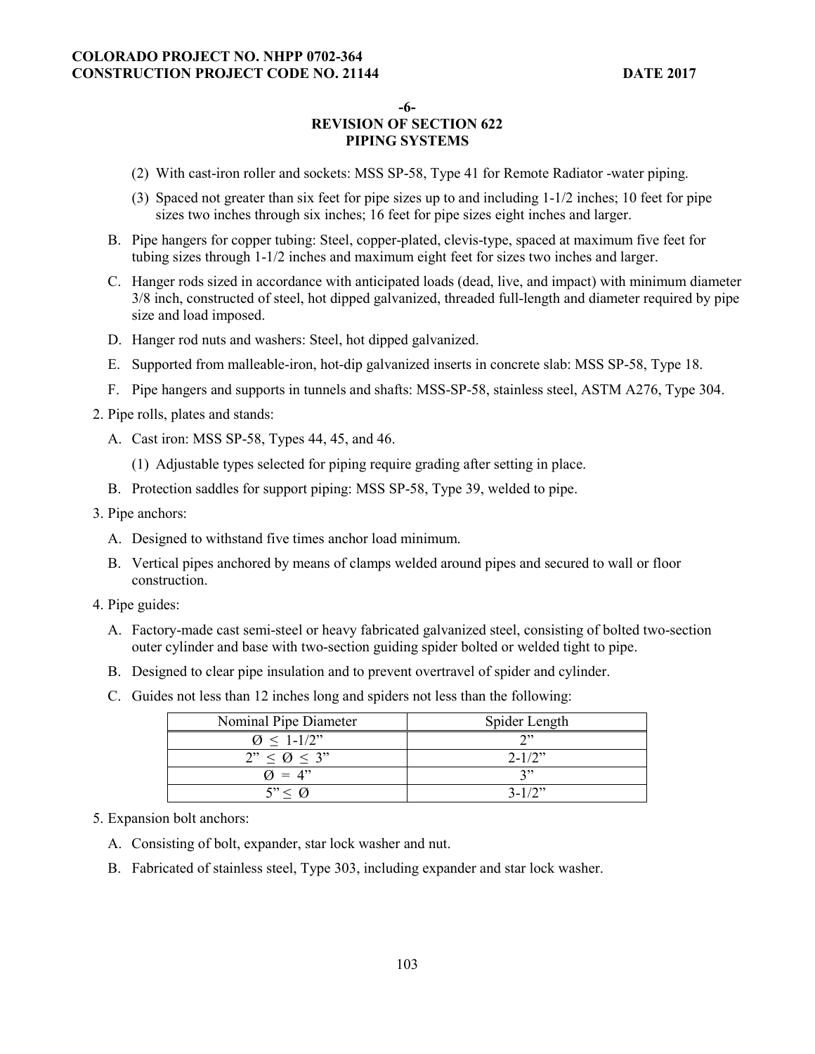-6-

## REVISION OF SECTION 622
## PIPING SYSTEMS

(2) With cast-iron roller and sockets: MSS SP-58, Type 41 for Remote Radiator -water piping.

(3) Spaced not greater than six feet for pipe sizes up to and including 1-1/2 inches; 10 feet for pipe sizes two inches through six inches; 16 feet for pipe sizes eight inches and larger.

B. Pipe hangers for copper tubing: Steel, copper-plated, clevis-type, spaced at maximum five feet for tubing sizes through 1-1/2 inches and maximum eight feet for sizes two inches and larger.

C. Hanger rods sized in accordance with anticipated loads (dead, live, and impact) with minimum diameter 3/8 inch, constructed of steel, hot dipped galvanized, threaded full-length and diameter required by pipe size and load imposed.

D. Hanger rod nuts and washers: Steel, hot dipped galvanized.

E. Supported from malleable-iron, hot-dip galvanized inserts in concrete slab: MSS SP-58, Type 18.

F. Pipe hangers and supports in tunnels and shafts: MSS-SP-58, stainless steel, ASTM A276, Type 304.

2. Pipe rolls, plates and stands:

A. Cast iron: MSS SP-58, Types 44, 45, and 46.

(1) Adjustable types selected for piping require grading after setting in place.

B. Protection saddles for support piping: MSS SP-58, Type 39, welded to pipe.

3. Pipe anchors:

A. Designed to withstand five times anchor load minimum.

B. Vertical pipes anchored by means of clamps welded around pipes and secured to wall or floor construction.

4. Pipe guides:

A. Factory-made cast semi-steel or heavy fabricated galvanized steel, consisting of bolted two-section outer cylinder and base with two-section guiding spider bolted or welded tight to pipe.

B. Designed to clear pipe insulation and to prevent overtravel of spider and cylinder.

C. Guides not less than 12 inches long and spiders not less than the following:

| Nominal Pipe Diameter | Spider Length |
|---|---|
| Ø ≤ 1-1/2" | 2" |
| 2" ≤ Ø ≤ 3" | 2-1/2" |
| Ø = 4" | 3" |
| 5" ≤ Ø | 3-1/2" |

5. Expansion bolt anchors:

A. Consisting of bolt, expander, star lock washer and nut.

B. Fabricated of stainless steel, Type 303, including expander and star lock washer.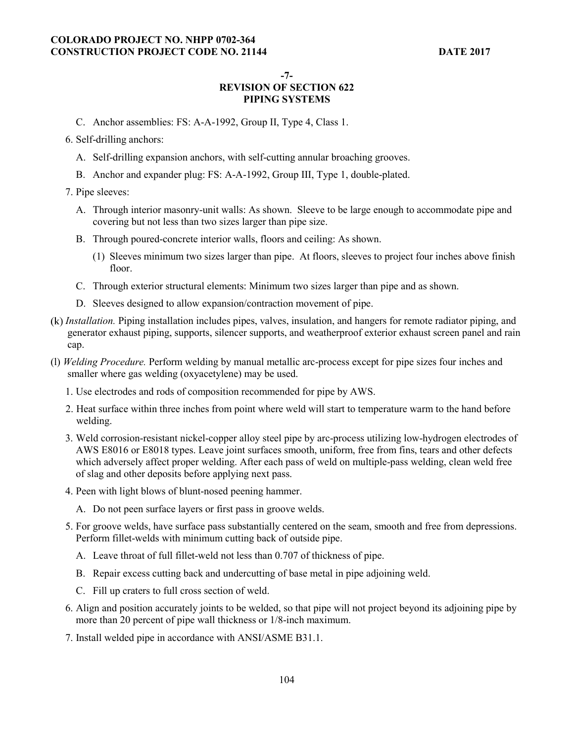**-7-**

**REVISION OF SECTION 622**
**PIPING SYSTEMS**

C. Anchor assemblies: FS: A-A-1992, Group II, Type 4, Class 1.

6. Self-drilling anchors:

   A. Self-drilling expansion anchors, with self-cutting annular broaching grooves.

   B. Anchor and expander plug: FS: A-A-1992, Group III, Type 1, double-plated.

7. Pipe sleeves:

   A. Through interior masonry-unit walls: As shown. Sleeve to be large enough to accommodate pipe and covering but not less than two sizes larger than pipe size.

   B. Through poured-concrete interior walls, floors and ceiling: As shown.

      (1) Sleeves minimum two sizes larger than pipe. At floors, sleeves to project four inches above finish floor.

   C. Through exterior structural elements: Minimum two sizes larger than pipe and as shown.

   D. Sleeves designed to allow expansion/contraction movement of pipe.

(k) *Installation.* Piping installation includes pipes, valves, insulation, and hangers for remote radiator piping, and generator exhaust piping, supports, silencer supports, and weatherproof exterior exhaust screen panel and rain cap.

(l) *Welding Procedure.* Perform welding by manual metallic arc-process except for pipe sizes four inches and smaller where gas welding (oxyacetylene) may be used.

1. Use electrodes and rods of composition recommended for pipe by AWS.

2. Heat surface within three inches from point where weld will start to temperature warm to the hand before welding.

3. Weld corrosion-resistant nickel-copper alloy steel pipe by arc-process utilizing low-hydrogen electrodes of AWS E8016 or E8018 types. Leave joint surfaces smooth, uniform, free from fins, tears and other defects which adversely affect proper welding. After each pass of weld on multiple-pass welding, clean weld free of slag and other deposits before applying next pass.

4. Peen with light blows of blunt-nosed peening hammer.

   A. Do not peen surface layers or first pass in groove welds.

5. For groove welds, have surface pass substantially centered on the seam, smooth and free from depressions. Perform fillet-welds with minimum cutting back of outside pipe.

   A. Leave throat of full fillet-weld not less than 0.707 of thickness of pipe.

   B. Repair excess cutting back and undercutting of base metal in pipe adjoining weld.

   C. Fill up craters to full cross section of weld.

6. Align and position accurately joints to be welded, so that pipe will not project beyond its adjoining pipe by more than 20 percent of pipe wall thickness or 1/8-inch maximum.

7. Install welded pipe in accordance with ANSI/ASME B31.1.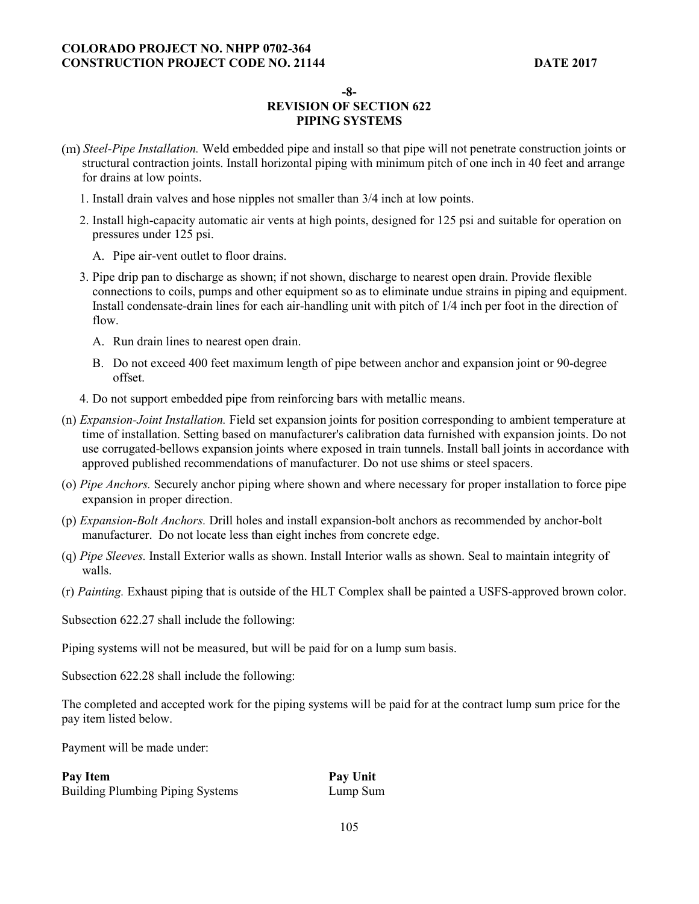-8-

## REVISION OF SECTION 622
## PIPING SYSTEMS

(m) *Steel-Pipe Installation.* Weld embedded pipe and install so that pipe will not penetrate construction joints or structural contraction joints. Install horizontal piping with minimum pitch of one inch in 40 feet and arrange for drains at low points.

1. Install drain valves and hose nipples not smaller than 3/4 inch at low points.

2. Install high-capacity automatic air vents at high points, designed for 125 psi and suitable for operation on pressures under 125 psi.

   A. Pipe air-vent outlet to floor drains.

3. Pipe drip pan to discharge as shown; if not shown, discharge to nearest open drain. Provide flexible connections to coils, pumps and other equipment so as to eliminate undue strains in piping and equipment. Install condensate-drain lines for each air-handling unit with pitch of 1/4 inch per foot in the direction of flow.

   A. Run drain lines to nearest open drain.

   B. Do not exceed 400 feet maximum length of pipe between anchor and expansion joint or 90-degree offset.

4. Do not support embedded pipe from reinforcing bars with metallic means.

(n) *Expansion-Joint Installation.* Field set expansion joints for position corresponding to ambient temperature at time of installation. Setting based on manufacturer's calibration data furnished with expansion joints. Do not use corrugated-bellows expansion joints where exposed in train tunnels. Install ball joints in accordance with approved published recommendations of manufacturer. Do not use shims or steel spacers.

(o) *Pipe Anchors.* Securely anchor piping where shown and where necessary for proper installation to force pipe expansion in proper direction.

(p) *Expansion-Bolt Anchors.* Drill holes and install expansion-bolt anchors as recommended by anchor-bolt manufacturer. Do not locate less than eight inches from concrete edge.

(q) *Pipe Sleeves.* Install Exterior walls as shown. Install Interior walls as shown. Seal to maintain integrity of walls.

(r) *Painting.* Exhaust piping that is outside of the HLT Complex shall be painted a USFS-approved brown color.

Subsection 622.27 shall include the following:

Piping systems will not be measured, but will be paid for on a lump sum basis.

Subsection 622.28 shall include the following:

The completed and accepted work for the piping systems will be paid for at the contract lump sum price for the pay item listed below.

Payment will be made under:

| **Pay Item** | **Pay Unit** |
| --- | --- |
| Building Plumbing Piping Systems | Lump Sum |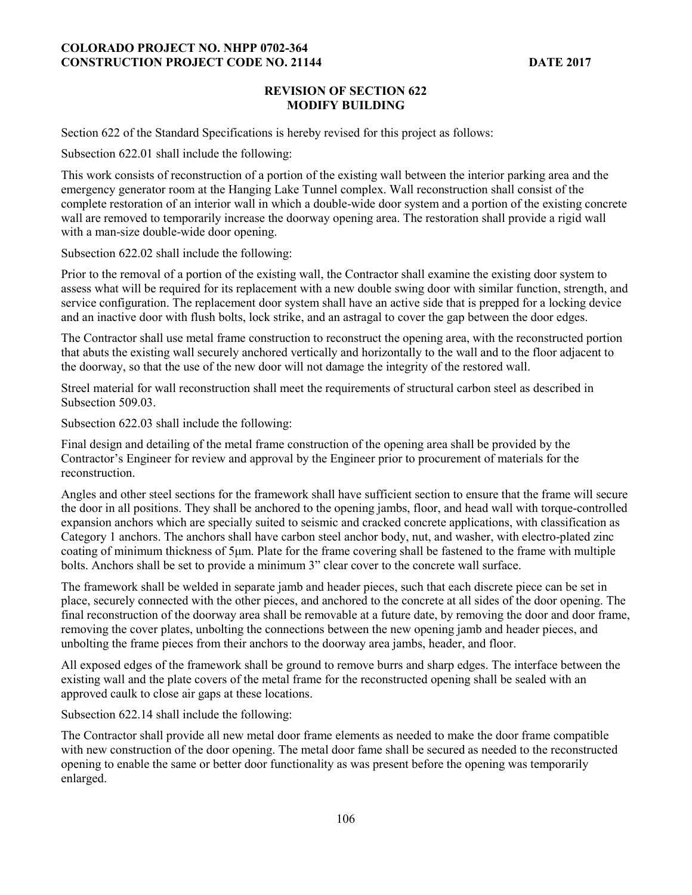## REVISION OF SECTION 622
## MODIFY BUILDING

Section 622 of the Standard Specifications is hereby revised for this project as follows:

Subsection 622.01 shall include the following:

This work consists of reconstruction of a portion of the existing wall between the interior parking area and the emergency generator room at the Hanging Lake Tunnel complex. Wall reconstruction shall consist of the complete restoration of an interior wall in which a double-wide door system and a portion of the existing concrete wall are removed to temporarily increase the doorway opening area. The restoration shall provide a rigid wall with a man-size double-wide door opening.

Subsection 622.02 shall include the following:

Prior to the removal of a portion of the existing wall, the Contractor shall examine the existing door system to assess what will be required for its replacement with a new double swing door with similar function, strength, and service configuration. The replacement door system shall have an active side that is prepped for a locking device and an inactive door with flush bolts, lock strike, and an astragal to cover the gap between the door edges.

The Contractor shall use metal frame construction to reconstruct the opening area, with the reconstructed portion that abuts the existing wall securely anchored vertically and horizontally to the wall and to the floor adjacent to the doorway, so that the use of the new door will not damage the integrity of the restored wall.

Steel material for wall reconstruction shall meet the requirements of structural carbon steel as described in Subsection 509.03.

Subsection 622.03 shall include the following:

Final design and detailing of the metal frame construction of the opening area shall be provided by the Contractor's Engineer for review and approval by the Engineer prior to procurement of materials for the reconstruction.

Angles and other steel sections for the framework shall have sufficient section to ensure that the frame will secure the door in all positions. They shall be anchored to the opening jambs, floor, and head wall with torque-controlled expansion anchors which are specially suited to seismic and cracked concrete applications, with classification as Category 1 anchors. The anchors shall have carbon steel anchor body, nut, and washer, with electro-plated zinc coating of minimum thickness of 5μm. Plate for the frame covering shall be fastened to the frame with multiple bolts. Anchors shall be set to provide a minimum 3" clear cover to the concrete wall surface.

The framework shall be welded in separate jamb and header pieces, such that each discrete piece can be set in place, securely connected with the other pieces, and anchored to the concrete at all sides of the door opening. The final reconstruction of the doorway area shall be removable at a future date, by removing the door and door frame, removing the cover plates, unbolting the connections between the new opening jamb and header pieces, and unbolting the frame pieces from their anchors to the doorway area jambs, header, and floor.

All exposed edges of the framework shall be ground to remove burrs and sharp edges. The interface between the existing wall and the plate covers of the metal frame for the reconstructed opening shall be sealed with an approved caulk to close air gaps at these locations.

Subsection 622.14 shall include the following:

The Contractor shall provide all new metal door frame elements as needed to make the door frame compatible with new construction of the door opening. The metal door fame shall be secured as needed to the reconstructed opening to enable the same or better door functionality as was present before the opening was temporarily enlarged.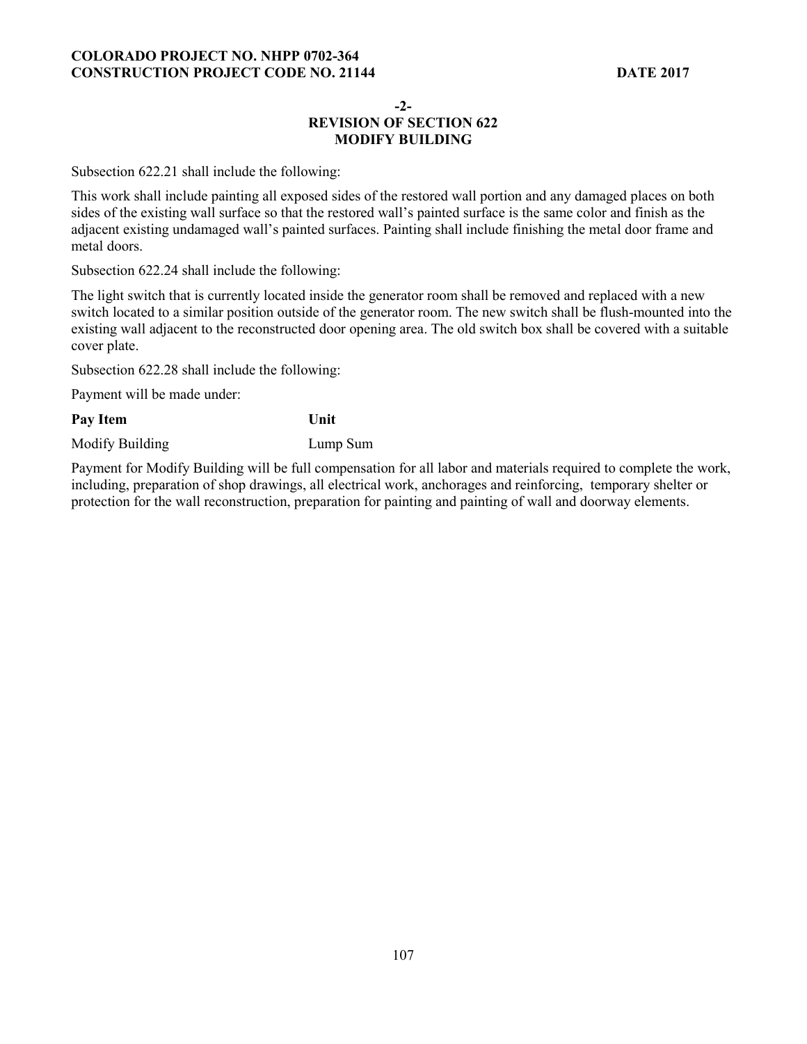**-2-**
**REVISION OF SECTION 622**
**MODIFY BUILDING**

Subsection 622.21 shall include the following:

This work shall include painting all exposed sides of the restored wall portion and any damaged places on both sides of the existing wall surface so that the restored wall's painted surface is the same color and finish as the adjacent existing undamaged wall's painted surfaces. Painting shall include finishing the metal door frame and metal doors.

Subsection 622.24 shall include the following:

The light switch that is currently located inside the generator room shall be removed and replaced with a new switch located to a similar position outside of the generator room. The new switch shall be flush-mounted into the existing wall adjacent to the reconstructed door opening area. The old switch box shall be covered with a suitable cover plate.

Subsection 622.28 shall include the following:

Payment will be made under:

| **Pay Item** | **Unit** |
| --- | --- |
| Modify Building | Lump Sum |

Payment for Modify Building will be full compensation for all labor and materials required to complete the work, including, preparation of shop drawings, all electrical work, anchorages and reinforcing, temporary shelter or protection for the wall reconstruction, preparation for painting and painting of wall and doorway elements.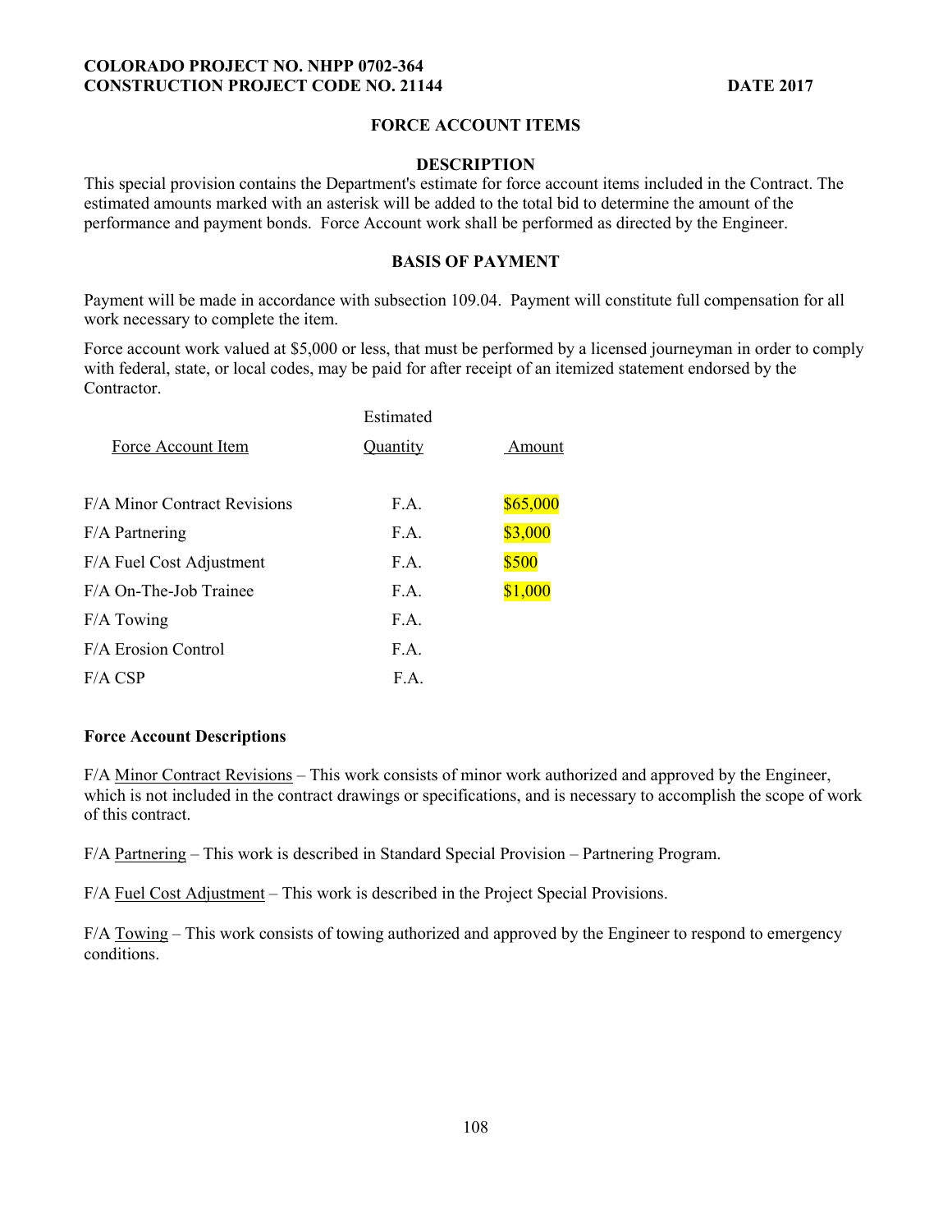**COLORADO PROJECT NO. NHPP 0702-364**
**CONSTRUCTION PROJECT CODE NO. 21144** **DATE 2017**

## FORCE ACCOUNT ITEMS

### DESCRIPTION

This special provision contains the Department's estimate for force account items included in the Contract. The estimated amounts marked with an asterisk will be added to the total bid to determine the amount of the performance and payment bonds. Force Account work shall be performed as directed by the Engineer.

### BASIS OF PAYMENT

Payment will be made in accordance with subsection 109.04. Payment will constitute full compensation for all work necessary to complete the item.

Force account work valued at $5,000 or less, that must be performed by a licensed journeyman in order to comply with federal, state, or local codes, may be paid for after receipt of an itemized statement endorsed by the Contractor.

| Force Account Item | Estimated Quantity | Amount |
|---|---|---|
| F/A Minor Contract Revisions | F.A. | $65,000 |
| F/A Partnering | F.A. | $3,000 |
| F/A Fuel Cost Adjustment | F.A. | $500 |
| F/A On-The-Job Trainee | F.A. | $1,000 |
| F/A Towing | F.A. | |
| F/A Erosion Control | F.A. | |
| F/A CSP | F.A. | |

**Force Account Descriptions**

F/A Minor Contract Revisions – This work consists of minor work authorized and approved by the Engineer, which is not included in the contract drawings or specifications, and is necessary to accomplish the scope of work of this contract.

F/A Partnering – This work is described in Standard Special Provision – Partnering Program.

F/A Fuel Cost Adjustment – This work is described in the Project Special Provisions.

F/A Towing – This work consists of towing authorized and approved by the Engineer to respond to emergency conditions.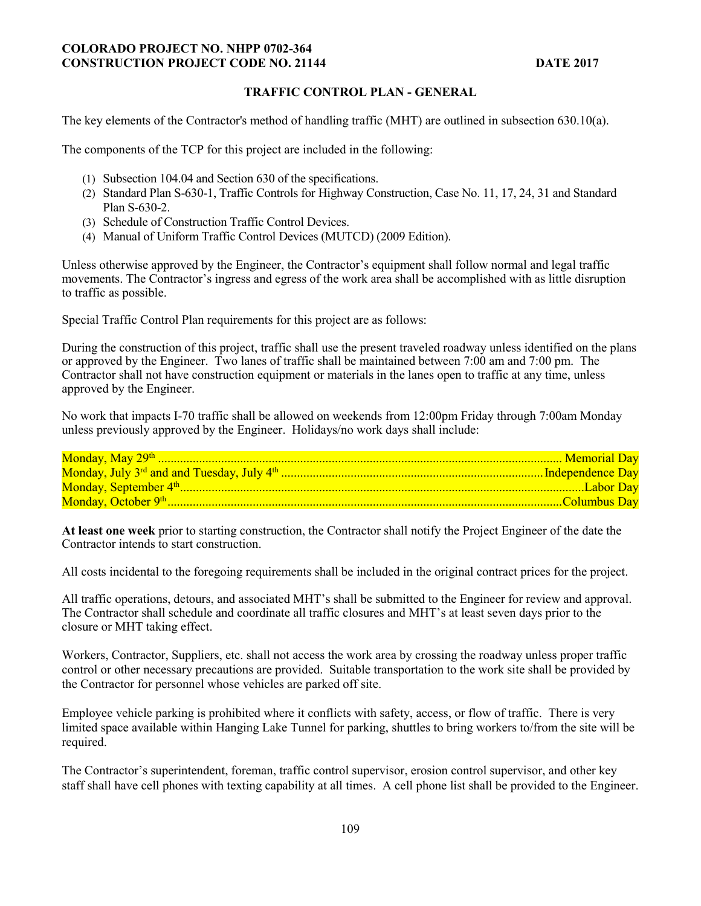**COLORADO PROJECT NO. NHPP 0702-364**
**CONSTRUCTION PROJECT CODE NO. 21144 DATE 2017**

## TRAFFIC CONTROL PLAN - GENERAL

The key elements of the Contractor's method of handling traffic (MHT) are outlined in subsection 630.10(a).

The components of the TCP for this project are included in the following:

(1) Subsection 104.04 and Section 630 of the specifications.
(2) Standard Plan S-630-1, Traffic Controls for Highway Construction, Case No. 11, 17, 24, 31 and Standard Plan S-630-2.
(3) Schedule of Construction Traffic Control Devices.
(4) Manual of Uniform Traffic Control Devices (MUTCD) (2009 Edition).

Unless otherwise approved by the Engineer, the Contractor's equipment shall follow normal and legal traffic movements. The Contractor's ingress and egress of the work area shall be accomplished with as little disruption to traffic as possible.

Special Traffic Control Plan requirements for this project are as follows:

During the construction of this project, traffic shall use the present traveled roadway unless identified on the plans or approved by the Engineer. Two lanes of traffic shall be maintained between 7:00 am and 7:00 pm. The Contractor shall not have construction equipment or materials in the lanes open to traffic at any time, unless approved by the Engineer.

No work that impacts I-70 traffic shall be allowed on weekends from 12:00pm Friday through 7:00am Monday unless previously approved by the Engineer. Holidays/no work days shall include:

Monday, May 29th .................................................. Memorial Day
Monday, July 3rd and and Tuesday, July 4th .................................................. Independence Day
Monday, September 4th .................................................. Labor Day
Monday, October 9th .................................................. Columbus Day

**At least one week** prior to starting construction, the Contractor shall notify the Project Engineer of the date the Contractor intends to start construction.

All costs incidental to the foregoing requirements shall be included in the original contract prices for the project.

All traffic operations, detours, and associated MHT's shall be submitted to the Engineer for review and approval. The Contractor shall schedule and coordinate all traffic closures and MHT's at least seven days prior to the closure or MHT taking effect.

Workers, Contractor, Suppliers, etc. shall not access the work area by crossing the roadway unless proper traffic control or other necessary precautions are provided. Suitable transportation to the work site shall be provided by the Contractor for personnel whose vehicles are parked off site.

Employee vehicle parking is prohibited where it conflicts with safety, access, or flow of traffic. There is very limited space available within Hanging Lake Tunnel for parking, shuttles to bring workers to/from the site will be required.

The Contractor's superintendent, foreman, traffic control supervisor, erosion control supervisor, and other key staff shall have cell phones with texting capability at all times. A cell phone list shall be provided to the Engineer.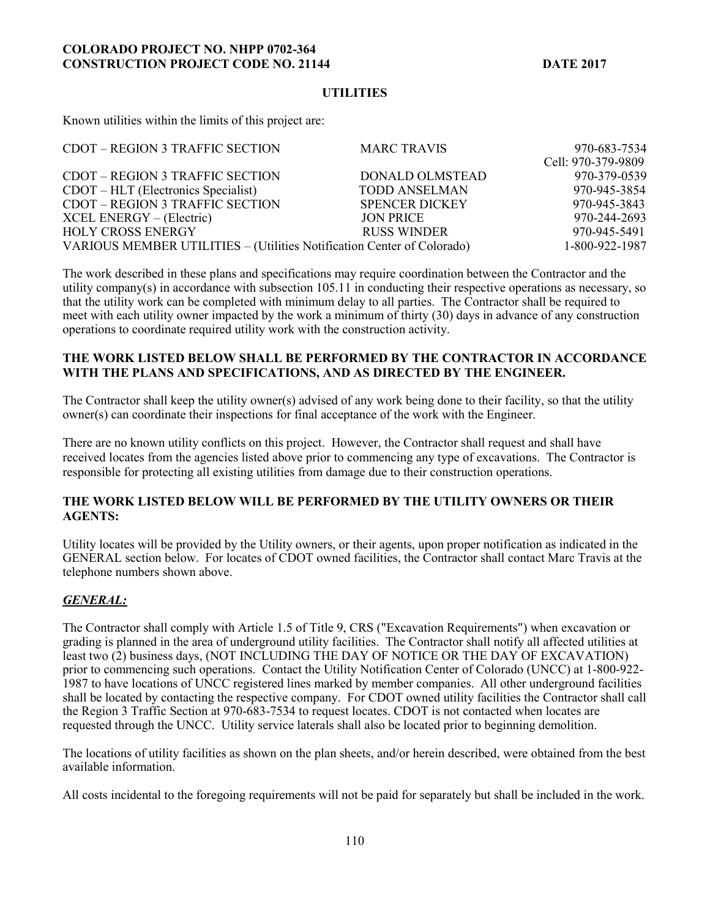**UTILITIES**

Known utilities within the limits of this project are:

| | | |
|---|---|---|
| CDOT – REGION 3 TRAFFIC SECTION | MARC TRAVIS | 970-683-7534<br>Cell: 970-379-9809 |
| CDOT – REGION 3 TRAFFIC SECTION | DONALD OLMSTEAD | 970-379-0539 |
| CDOT – HLT (Electronics Specialist) | TODD ANSELMAN | 970-945-3854 |
| CDOT – REGION 3 TRAFFIC SECTION | SPENCER DICKEY | 970-945-3843 |
| XCEL ENERGY – (Electric) | JON PRICE | 970-244-2693 |
| HOLY CROSS ENERGY | RUSS WINDER | 970-945-5491 |
| VARIOUS MEMBER UTILITIES – (Utilities Notification Center of Colorado) | | 1-800-922-1987 |

The work described in these plans and specifications may require coordination between the Contractor and the utility company(s) in accordance with subsection 105.11 in conducting their respective operations as necessary, so that the utility work can be completed with minimum delay to all parties. The Contractor shall be required to meet with each utility owner impacted by the work a minimum of thirty (30) days in advance of any construction operations to coordinate required utility work with the construction activity.

**THE WORK LISTED BELOW SHALL BE PERFORMED BY THE CONTRACTOR IN ACCORDANCE WITH THE PLANS AND SPECIFICATIONS, AND AS DIRECTED BY THE ENGINEER.**

The Contractor shall keep the utility owner(s) advised of any work being done to their facility, so that the utility owner(s) can coordinate their inspections for final acceptance of the work with the Engineer.

There are no known utility conflicts on this project. However, the Contractor shall request and shall have received locates from the agencies listed above prior to commencing any type of excavations. The Contractor is responsible for protecting all existing utilities from damage due to their construction operations.

**THE WORK LISTED BELOW WILL BE PERFORMED BY THE UTILITY OWNERS OR THEIR AGENTS:**

Utility locates will be provided by the Utility owners, or their agents, upon proper notification as indicated in the GENERAL section below. For locates of CDOT owned facilities, the Contractor shall contact Marc Travis at the telephone numbers shown above.

***GENERAL:***

The Contractor shall comply with Article 1.5 of Title 9, CRS ("Excavation Requirements") when excavation or grading is planned in the area of underground utility facilities. The Contractor shall notify all affected utilities at least two (2) business days, (NOT INCLUDING THE DAY OF NOTICE OR THE DAY OF EXCAVATION) prior to commencing such operations. Contact the Utility Notification Center of Colorado (UNCC) at 1-800-922-1987 to have locations of UNCC registered lines marked by member companies. All other underground facilities shall be located by contacting the respective company. For CDOT owned utility facilities the Contractor shall call the Region 3 Traffic Section at 970-683-7534 to request locates. CDOT is not contacted when locates are requested through the UNCC. Utility service laterals shall also be located prior to beginning demolition.

The locations of utility facilities as shown on the plan sheets, and/or herein described, were obtained from the best available information.

All costs incidental to the foregoing requirements will not be paid for separately but shall be included in the work.